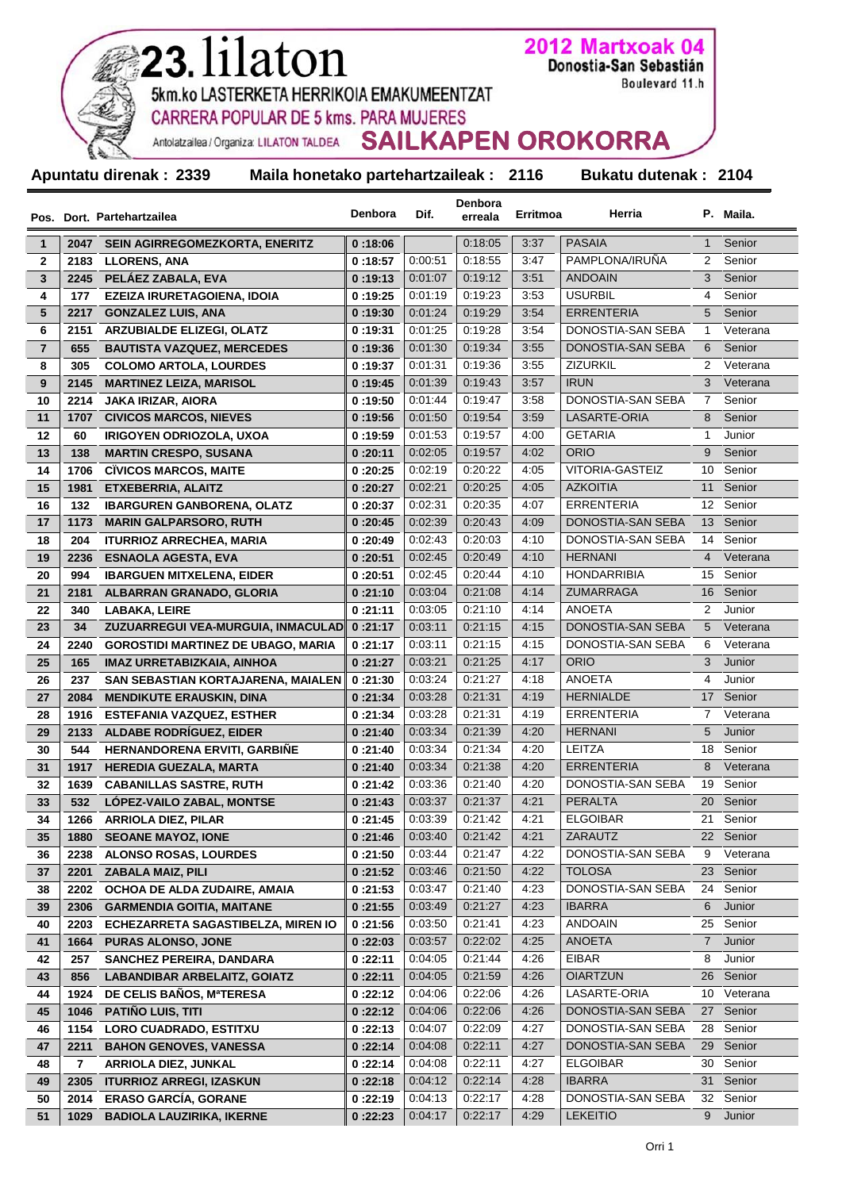# 23. lilaton

**2012 Martxoak 04**
**Donostia-San Sebastián**
Boulevard 11.h

5km.ko LASTERKETA HERRIKOIA EMAKUMEENTZAT
CARRERA POPULAR DE 5 kms. PARA MUJERES
Antolatzailea / Organiza: LILATON TALDEA

## SAILKAPEN OROKORRA

**Apuntatu direnak : 2339** **Maila honetako partehartzaileak : 2116** **Bukatu dutenak : 2104**

| Pos. | Dort. | Partehartzailea | Denbora | Dif. | Denbora erreala | Erritmoa | Herria | P. | Maila. |
|---|---|---|---|---|---|---|---|---|---|
| 1 | 2047 | SEIN AGIRREGOMEZKORTA, ENERITZ | 0 :18:06 | | 0:18:05 | 3:37 | PASAIA | 1 | Senior |
| 2 | 2183 | LLORENS, ANA | 0 :18:57 | 0:00:51 | 0:18:55 | 3:47 | PAMPLONA/IRUÑA | 2 | Senior |
| 3 | 2245 | PELÁEZ ZABALA, EVA | 0 :19:13 | 0:01:07 | 0:19:12 | 3:51 | ANDOAIN | 3 | Senior |
| 4 | 177 | EZEIZA IRURETAGOIENA, IDOIA | 0 :19:25 | 0:01:19 | 0:19:23 | 3:53 | USURBIL | 4 | Senior |
| 5 | 2217 | GONZALEZ LUIS, ANA | 0 :19:30 | 0:01:24 | 0:19:29 | 3:54 | ERRENTERIA | 5 | Senior |
| 6 | 2151 | ARZUBIALDE ELIZEGI, OLATZ | 0 :19:31 | 0:01:25 | 0:19:28 | 3:54 | DONOSTIA-SAN SEBA | 1 | Veterana |
| 7 | 655 | BAUTISTA VAZQUEZ, MERCEDES | 0 :19:36 | 0:01:30 | 0:19:34 | 3:55 | DONOSTIA-SAN SEBA | 6 | Senior |
| 8 | 305 | COLOMO ARTOLA, LOURDES | 0 :19:37 | 0:01:31 | 0:19:36 | 3:55 | ZIZURKIL | 2 | Veterana |
| 9 | 2145 | MARTINEZ LEIZA, MARISOL | 0 :19:45 | 0:01:39 | 0:19:43 | 3:57 | IRUN | 3 | Veterana |
| 10 | 2214 | JAKA IRIZAR, AIORA | 0 :19:50 | 0:01:44 | 0:19:47 | 3:58 | DONOSTIA-SAN SEBA | 7 | Senior |
| 11 | 1707 | CIVICOS MARCOS, NIEVES | 0 :19:56 | 0:01:50 | 0:19:54 | 3:59 | LASARTE-ORIA | 8 | Senior |
| 12 | 60 | IRIGOYEN ODRIOZOLA, UXOA | 0 :19:59 | 0:01:53 | 0:19:57 | 4:00 | GETARIA | 1 | Junior |
| 13 | 138 | MARTIN CRESPO, SUSANA | 0 :20:11 | 0:02:05 | 0:19:57 | 4:02 | ORIO | 9 | Senior |
| 14 | 1706 | CÌVICOS MARCOS, MAITE | 0 :20:25 | 0:02:19 | 0:20:22 | 4:05 | VITORIA-GASTEIZ | 10 | Senior |
| 15 | 1981 | ETXEBERRIA, ALAITZ | 0 :20:27 | 0:02:21 | 0:20:25 | 4:05 | AZKOITIA | 11 | Senior |
| 16 | 132 | IBARGUREN GANBORENA, OLATZ | 0 :20:37 | 0:02:31 | 0:20:35 | 4:07 | ERRENTERIA | 12 | Senior |
| 17 | 1173 | MARIN GALPARSORO, RUTH | 0 :20:45 | 0:02:39 | 0:20:43 | 4:09 | DONOSTIA-SAN SEBA | 13 | Senior |
| 18 | 204 | ITURRIOZ ARRECHEA, MARIA | 0 :20:49 | 0:02:43 | 0:20:03 | 4:10 | DONOSTIA-SAN SEBA | 14 | Senior |
| 19 | 2236 | ESNAOLA AGESTA, EVA | 0 :20:51 | 0:02:45 | 0:20:49 | 4:10 | HERNANI | 4 | Veterana |
| 20 | 994 | IBARGUEN MITXELENA, EIDER | 0 :20:51 | 0:02:45 | 0:20:44 | 4:10 | HONDARRIBIA | 15 | Senior |
| 21 | 2181 | ALBARRAN GRANADO, GLORIA | 0 :21:10 | 0:03:04 | 0:21:08 | 4:14 | ZUMARRAGA | 16 | Senior |
| 22 | 340 | LABAKA, LEIRE | 0 :21:11 | 0:03:05 | 0:21:10 | 4:14 | ANOETA | 2 | Junior |
| 23 | 34 | ZUZUARREGUI VEA-MURGUIA, INMACULAD | 0 :21:17 | 0:03:11 | 0:21:15 | 4:15 | DONOSTIA-SAN SEBA | 5 | Veterana |
| 24 | 2240 | GOROSTIDI MARTINEZ DE UBAGO, MARIA | 0 :21:17 | 0:03:11 | 0:21:15 | 4:15 | DONOSTIA-SAN SEBA | 6 | Veterana |
| 25 | 165 | IMAZ URRETABIZKAIA, AINHOA | 0 :21:27 | 0:03:21 | 0:21:25 | 4:17 | ORIO | 3 | Junior |
| 26 | 237 | SAN SEBASTIAN KORTAJARENA, MAIALEN | 0 :21:30 | 0:03:24 | 0:21:27 | 4:18 | ANOETA | 4 | Junior |
| 27 | 2084 | MENDIKUTE ERAUSKIN, DINA | 0 :21:34 | 0:03:28 | 0:21:31 | 4:19 | HERNIALDE | 17 | Senior |
| 28 | 1916 | ESTEFANIA VAZQUEZ, ESTHER | 0 :21:34 | 0:03:28 | 0:21:31 | 4:19 | ERRENTERIA | 7 | Veterana |
| 29 | 2133 | ALDABE RODRÍGUEZ, EIDER | 0 :21:40 | 0:03:34 | 0:21:39 | 4:20 | HERNANI | 5 | Junior |
| 30 | 544 | HERNANDORENA ERVITI, GARBIÑE | 0 :21:40 | 0:03:34 | 0:21:34 | 4:20 | LEITZA | 18 | Senior |
| 31 | 1917 | HEREDIA GUEZALA, MARTA | 0 :21:40 | 0:03:34 | 0:21:38 | 4:20 | ERRENTERIA | 8 | Veterana |
| 32 | 1639 | CABANILLAS SASTRE, RUTH | 0 :21:42 | 0:03:36 | 0:21:40 | 4:20 | DONOSTIA-SAN SEBA | 19 | Senior |
| 33 | 532 | LÓPEZ-VAILO ZABAL, MONTSE | 0 :21:43 | 0:03:37 | 0:21:37 | 4:21 | PERALTA | 20 | Senior |
| 34 | 1266 | ARRIOLA DIEZ, PILAR | 0 :21:45 | 0:03:39 | 0:21:42 | 4:21 | ELGOIBAR | 21 | Senior |
| 35 | 1880 | SEOANE MAYOZ, IONE | 0 :21:46 | 0:03:40 | 0:21:42 | 4:21 | ZARAUTZ | 22 | Senior |
| 36 | 2238 | ALONSO ROSAS, LOURDES | 0 :21:50 | 0:03:44 | 0:21:47 | 4:22 | DONOSTIA-SAN SEBA | 9 | Veterana |
| 37 | 2201 | ZABALA MAIZ, PILI | 0 :21:52 | 0:03:46 | 0:21:50 | 4:22 | TOLOSA | 23 | Senior |
| 38 | 2202 | OCHOA DE ALDA ZUDAIRE, AMAIA | 0 :21:53 | 0:03:47 | 0:21:40 | 4:23 | DONOSTIA-SAN SEBA | 24 | Senior |
| 39 | 2306 | GARMENDIA GOITIA, MAITANE | 0 :21:55 | 0:03:49 | 0:21:27 | 4:23 | IBARRA | 6 | Junior |
| 40 | 2203 | ECHEZARRETA SAGASTIBELZA, MIREN IO | 0 :21:56 | 0:03:50 | 0:21:41 | 4:23 | ANDOAIN | 25 | Senior |
| 41 | 1664 | PURAS ALONSO, JONE | 0 :22:03 | 0:03:57 | 0:22:02 | 4:25 | ANOETA | 7 | Junior |
| 42 | 257 | SANCHEZ PEREIRA, DANDARA | 0 :22:11 | 0:04:05 | 0:21:44 | 4:26 | EIBAR | 8 | Junior |
| 43 | 856 | LABANDIBAR ARBELAITZ, GOIATZ | 0 :22:11 | 0:04:05 | 0:21:59 | 4:26 | OIARTZUN | 26 | Senior |
| 44 | 1924 | DE CELIS BAÑOS, MªTERESA | 0 :22:12 | 0:04:06 | 0:22:06 | 4:26 | LASARTE-ORIA | 10 | Veterana |
| 45 | 1046 | PATIÑO LUIS, TITI | 0 :22:12 | 0:04:06 | 0:22:06 | 4:26 | DONOSTIA-SAN SEBA | 27 | Senior |
| 46 | 1154 | LORO CUADRADO, ESTITXU | 0 :22:13 | 0:04:07 | 0:22:09 | 4:27 | DONOSTIA-SAN SEBA | 28 | Senior |
| 47 | 2211 | BAHON GENOVES, VANESSA | 0 :22:14 | 0:04:08 | 0:22:11 | 4:27 | DONOSTIA-SAN SEBA | 29 | Senior |
| 48 | 7 | ARRIOLA DIEZ, JUNKAL | 0 :22:14 | 0:04:08 | 0:22:11 | 4:27 | ELGOIBAR | 30 | Senior |
| 49 | 2305 | ITURRIOZ ARREGI, IZASKUN | 0 :22:18 | 0:04:12 | 0:22:14 | 4:28 | IBARRA | 31 | Senior |
| 50 | 2014 | ERASO GARCÍA, GORANE | 0 :22:19 | 0:04:13 | 0:22:17 | 4:28 | DONOSTIA-SAN SEBA | 32 | Senior |
| 51 | 1029 | BADIOLA LAUZIRIKA, IKERNE | 0 :22:23 | 0:04:17 | 0:22:17 | 4:29 | LEKEITIO | 9 | Junior |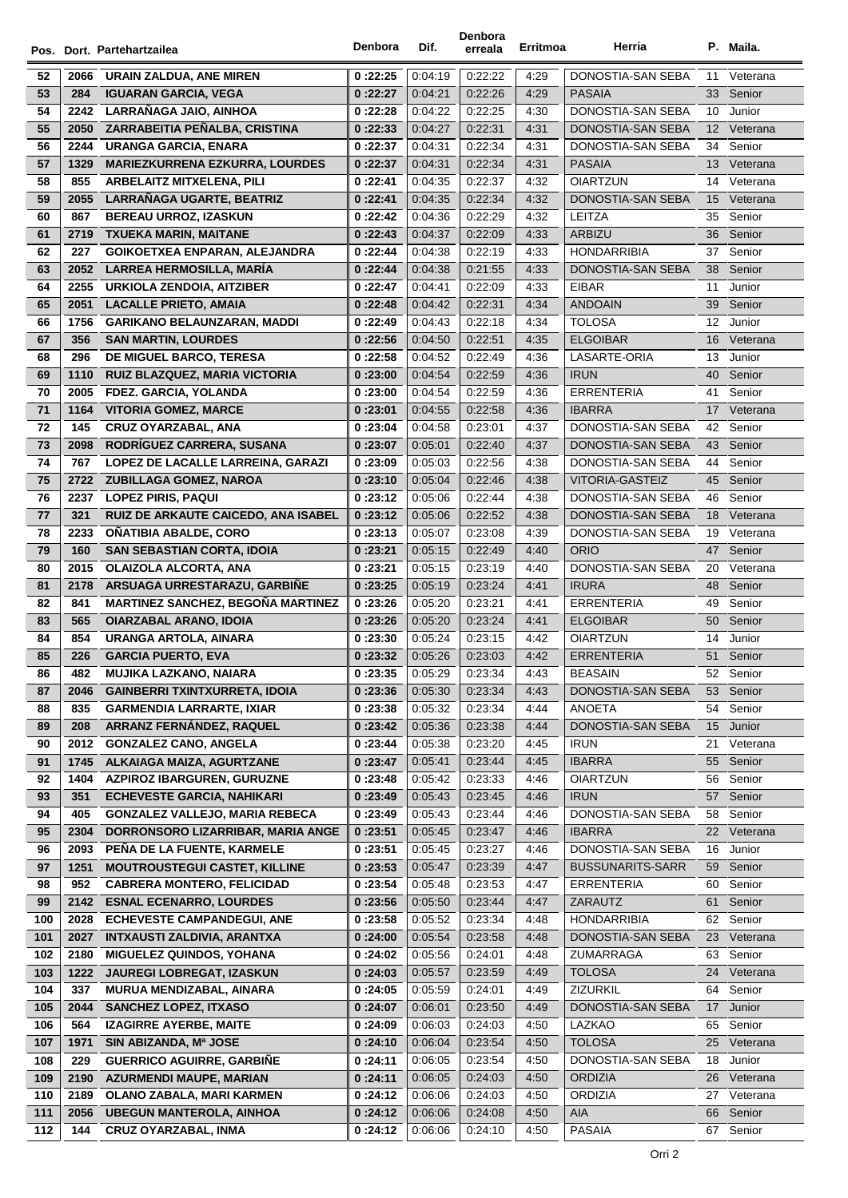| Pos. | Dort. | Partehartzailea | Denbora | Dif. | Denbora erreala | Erritmoa | Herria | P. | Maila. |
|---|---|---|---|---|---|---|---|---|---|
| 52 | 2066 | URAIN ZALDUA, ANE MIREN | 0 :22:25 | 0:04:19 | 0:22:22 | 4:29 | DONOSTIA-SAN SEBA | 11 | Veterana |
| 53 | 284 | IGUARAN GARCIA, VEGA | 0 :22:27 | 0:04:21 | 0:22:26 | 4:29 | PASAIA | 33 | Senior |
| 54 | 2242 | LARRAÑAGA JAIO, AINHOA | 0 :22:28 | 0:04:22 | 0:22:25 | 4:30 | DONOSTIA-SAN SEBA | 10 | Junior |
| 55 | 2050 | ZARRABEITIA PEÑALBA, CRISTINA | 0 :22:33 | 0:04:27 | 0:22:31 | 4:31 | DONOSTIA-SAN SEBA | 12 | Veterana |
| 56 | 2244 | URANGA GARCIA, ENARA | 0 :22:37 | 0:04:31 | 0:22:34 | 4:31 | DONOSTIA-SAN SEBA | 34 | Senior |
| 57 | 1329 | MARIEZKURRENA EZKURRA, LOURDES | 0 :22:37 | 0:04:31 | 0:22:34 | 4:31 | PASAIA | 13 | Veterana |
| 58 | 855 | ARBELAITZ MITXELENA, PILI | 0 :22:41 | 0:04:35 | 0:22:37 | 4:32 | OIARTZUN | 14 | Veterana |
| 59 | 2055 | LARRAÑAGA UGARTE, BEATRIZ | 0 :22:41 | 0:04:35 | 0:22:34 | 4:32 | DONOSTIA-SAN SEBA | 15 | Veterana |
| 60 | 867 | BEREAU URROZ, IZASKUN | 0 :22:42 | 0:04:36 | 0:22:29 | 4:32 | LEITZA | 35 | Senior |
| 61 | 2719 | TXUEKA MARIN, MAITANE | 0 :22:43 | 0:04:37 | 0:22:09 | 4:33 | ARBIZU | 36 | Senior |
| 62 | 227 | GOIKOETXEA ENPARAN, ALEJANDRA | 0 :22:44 | 0:04:38 | 0:22:19 | 4:33 | HONDARRIBIA | 37 | Senior |
| 63 | 2052 | LARREA HERMOSILLA, MARÍA | 0 :22:44 | 0:04:38 | 0:21:55 | 4:33 | DONOSTIA-SAN SEBA | 38 | Senior |
| 64 | 2255 | URKIOLA ZENDOIA, AITZIBER | 0 :22:47 | 0:04:41 | 0:22:09 | 4:33 | EIBAR | 11 | Junior |
| 65 | 2051 | LACALLE PRIETO, AMAIA | 0 :22:48 | 0:04:42 | 0:22:31 | 4:34 | ANDOAIN | 39 | Senior |
| 66 | 1756 | GARIKANO BELAUNZARAN, MADDI | 0 :22:49 | 0:04:43 | 0:22:18 | 4:34 | TOLOSA | 12 | Junior |
| 67 | 356 | SAN MARTIN, LOURDES | 0 :22:56 | 0:04:50 | 0:22:51 | 4:35 | ELGOIBAR | 16 | Veterana |
| 68 | 296 | DE MIGUEL BARCO, TERESA | 0 :22:58 | 0:04:52 | 0:22:49 | 4:36 | LASARTE-ORIA | 13 | Junior |
| 69 | 1110 | RUIZ BLAZQUEZ, MARIA VICTORIA | 0 :23:00 | 0:04:54 | 0:22:59 | 4:36 | IRUN | 40 | Senior |
| 70 | 2005 | FDEZ. GARCIA, YOLANDA | 0 :23:00 | 0:04:54 | 0:22:59 | 4:36 | ERRENTERIA | 41 | Senior |
| 71 | 1164 | VITORIA GOMEZ, MARCE | 0 :23:01 | 0:04:55 | 0:22:58 | 4:36 | IBARRA | 17 | Veterana |
| 72 | 145 | CRUZ OYARZABAL, ANA | 0 :23:04 | 0:04:58 | 0:23:01 | 4:37 | DONOSTIA-SAN SEBA | 42 | Senior |
| 73 | 2098 | RODRÍGUEZ CARRERA, SUSANA | 0 :23:07 | 0:05:01 | 0:22:40 | 4:37 | DONOSTIA-SAN SEBA | 43 | Senior |
| 74 | 767 | LOPEZ DE LACALLE LARREINA, GARAZI | 0 :23:09 | 0:05:03 | 0:22:56 | 4:38 | DONOSTIA-SAN SEBA | 44 | Senior |
| 75 | 2722 | ZUBILLAGA GOMEZ, NAROA | 0 :23:10 | 0:05:04 | 0:22:46 | 4:38 | VITORIA-GASTEIZ | 45 | Senior |
| 76 | 2237 | LOPEZ PIRIS, PAQUI | 0 :23:12 | 0:05:06 | 0:22:44 | 4:38 | DONOSTIA-SAN SEBA | 46 | Senior |
| 77 | 321 | RUIZ DE ARKAUTE CAICEDO, ANA ISABEL | 0 :23:12 | 0:05:06 | 0:22:52 | 4:38 | DONOSTIA-SAN SEBA | 18 | Veterana |
| 78 | 2233 | OÑATIBIA ABALDE, CORO | 0 :23:13 | 0:05:07 | 0:23:08 | 4:39 | DONOSTIA-SAN SEBA | 19 | Veterana |
| 79 | 160 | SAN SEBASTIAN CORTA, IDOIA | 0 :23:21 | 0:05:15 | 0:22:49 | 4:40 | ORIO | 47 | Senior |
| 80 | 2015 | OLAIZOLA ALCORTA, ANA | 0 :23:21 | 0:05:15 | 0:23:19 | 4:40 | DONOSTIA-SAN SEBA | 20 | Veterana |
| 81 | 2178 | ARSUAGA URRESTARAZU, GARBIÑE | 0 :23:25 | 0:05:19 | 0:23:24 | 4:41 | IRURA | 48 | Senior |
| 82 | 841 | MARTINEZ SANCHEZ, BEGOÑA MARTINEZ | 0 :23:26 | 0:05:20 | 0:23:21 | 4:41 | ERRENTERIA | 49 | Senior |
| 83 | 565 | OIARZABAL ARANO, IDOIA | 0 :23:26 | 0:05:20 | 0:23:24 | 4:41 | ELGOIBAR | 50 | Senior |
| 84 | 854 | URANGA ARTOLA, AINARA | 0 :23:30 | 0:05:24 | 0:23:15 | 4:42 | OIARTZUN | 14 | Junior |
| 85 | 226 | GARCIA PUERTO, EVA | 0 :23:32 | 0:05:26 | 0:23:03 | 4:42 | ERRENTERIA | 51 | Senior |
| 86 | 482 | MUJIKA LAZKANO, NAIARA | 0 :23:35 | 0:05:29 | 0:23:34 | 4:43 | BEASAIN | 52 | Senior |
| 87 | 2046 | GAINBERRI TXINTXURRETA, IDOIA | 0 :23:36 | 0:05:30 | 0:23:34 | 4:43 | DONOSTIA-SAN SEBA | 53 | Senior |
| 88 | 835 | GARMENDIA LARRARTE, IXIAR | 0 :23:38 | 0:05:32 | 0:23:34 | 4:44 | ANOETA | 54 | Senior |
| 89 | 208 | ARRANZ FERNÁNDEZ, RAQUEL | 0 :23:42 | 0:05:36 | 0:23:38 | 4:44 | DONOSTIA-SAN SEBA | 15 | Junior |
| 90 | 2012 | GONZALEZ CANO, ANGELA | 0 :23:44 | 0:05:38 | 0:23:20 | 4:45 | IRUN | 21 | Veterana |
| 91 | 1745 | ALKAIAGA MAIZA, AGURTZANE | 0 :23:47 | 0:05:41 | 0:23:44 | 4:45 | IBARRA | 55 | Senior |
| 92 | 1404 | AZPIROZ IBARGUREN, GURUZNE | 0 :23:48 | 0:05:42 | 0:23:33 | 4:46 | OIARTZUN | 56 | Senior |
| 93 | 351 | ECHEVESTE GARCIA, NAHIKARI | 0 :23:49 | 0:05:43 | 0:23:45 | 4:46 | IRUN | 57 | Senior |
| 94 | 405 | GONZALEZ VALLEJO, MARIA REBECA | 0 :23:49 | 0:05:43 | 0:23:44 | 4:46 | DONOSTIA-SAN SEBA | 58 | Senior |
| 95 | 2304 | DORRONSORO LIZARRIBAR, MARIA ANGE | 0 :23:51 | 0:05:45 | 0:23:47 | 4:46 | IBARRA | 22 | Veterana |
| 96 | 2093 | PEÑA DE LA FUENTE, KARMELE | 0 :23:51 | 0:05:45 | 0:23:27 | 4:46 | DONOSTIA-SAN SEBA | 16 | Junior |
| 97 | 1251 | MOUTROUSTEGUI CASTET, KILLINE | 0 :23:53 | 0:05:47 | 0:23:39 | 4:47 | BUSSUNARITS-SARR | 59 | Senior |
| 98 | 952 | CABRERA MONTERO, FELICIDAD | 0 :23:54 | 0:05:48 | 0:23:53 | 4:47 | ERRENTERIA | 60 | Senior |
| 99 | 2142 | ESNAL ECENARRO, LOURDES | 0 :23:56 | 0:05:50 | 0:23:44 | 4:47 | ZARAUTZ | 61 | Senior |
| 100 | 2028 | ECHEVESTE CAMPANDEGUI, ANE | 0 :23:58 | 0:05:52 | 0:23:34 | 4:48 | HONDARRIBIA | 62 | Senior |
| 101 | 2027 | INTXAUSTI ZALDIVIA, ARANTXA | 0 :24:00 | 0:05:54 | 0:23:58 | 4:48 | DONOSTIA-SAN SEBA | 23 | Veterana |
| 102 | 2180 | MIGUELEZ QUINDOS, YOHANA | 0 :24:02 | 0:05:56 | 0:24:01 | 4:48 | ZUMARRAGA | 63 | Senior |
| 103 | 1222 | JAUREGI LOBREGAT, IZASKUN | 0 :24:03 | 0:05:57 | 0:23:59 | 4:49 | TOLOSA | 24 | Veterana |
| 104 | 337 | MURUA MENDIZABAL, AINARA | 0 :24:05 | 0:05:59 | 0:24:01 | 4:49 | ZIZURKIL | 64 | Senior |
| 105 | 2044 | SANCHEZ LOPEZ, ITXASO | 0 :24:07 | 0:06:01 | 0:23:50 | 4:49 | DONOSTIA-SAN SEBA | 17 | Junior |
| 106 | 564 | IZAGIRRE AYERBE, MAITE | 0 :24:09 | 0:06:03 | 0:24:03 | 4:50 | LAZKAO | 65 | Senior |
| 107 | 1971 | SIN ABIZANDA, Mª JOSE | 0 :24:10 | 0:06:04 | 0:23:54 | 4:50 | TOLOSA | 25 | Veterana |
| 108 | 229 | GUERRICO AGUIRRE, GARBIÑE | 0 :24:11 | 0:06:05 | 0:23:54 | 4:50 | DONOSTIA-SAN SEBA | 18 | Junior |
| 109 | 2190 | AZURMENDI MAUPE, MARIAN | 0 :24:11 | 0:06:05 | 0:24:03 | 4:50 | ORDIZIA | 26 | Veterana |
| 110 | 2189 | OLANO ZABALA, MARI KARMEN | 0 :24:12 | 0:06:06 | 0:24:03 | 4:50 | ORDIZIA | 27 | Veterana |
| 111 | 2056 | UBEGUN MANTEROLA, AINHOA | 0 :24:12 | 0:06:06 | 0:24:08 | 4:50 | AIA | 66 | Senior |
| 112 | 144 | CRUZ OYARZABAL, INMA | 0 :24:12 | 0:06:06 | 0:24:10 | 4:50 | PASAIA | 67 | Senior |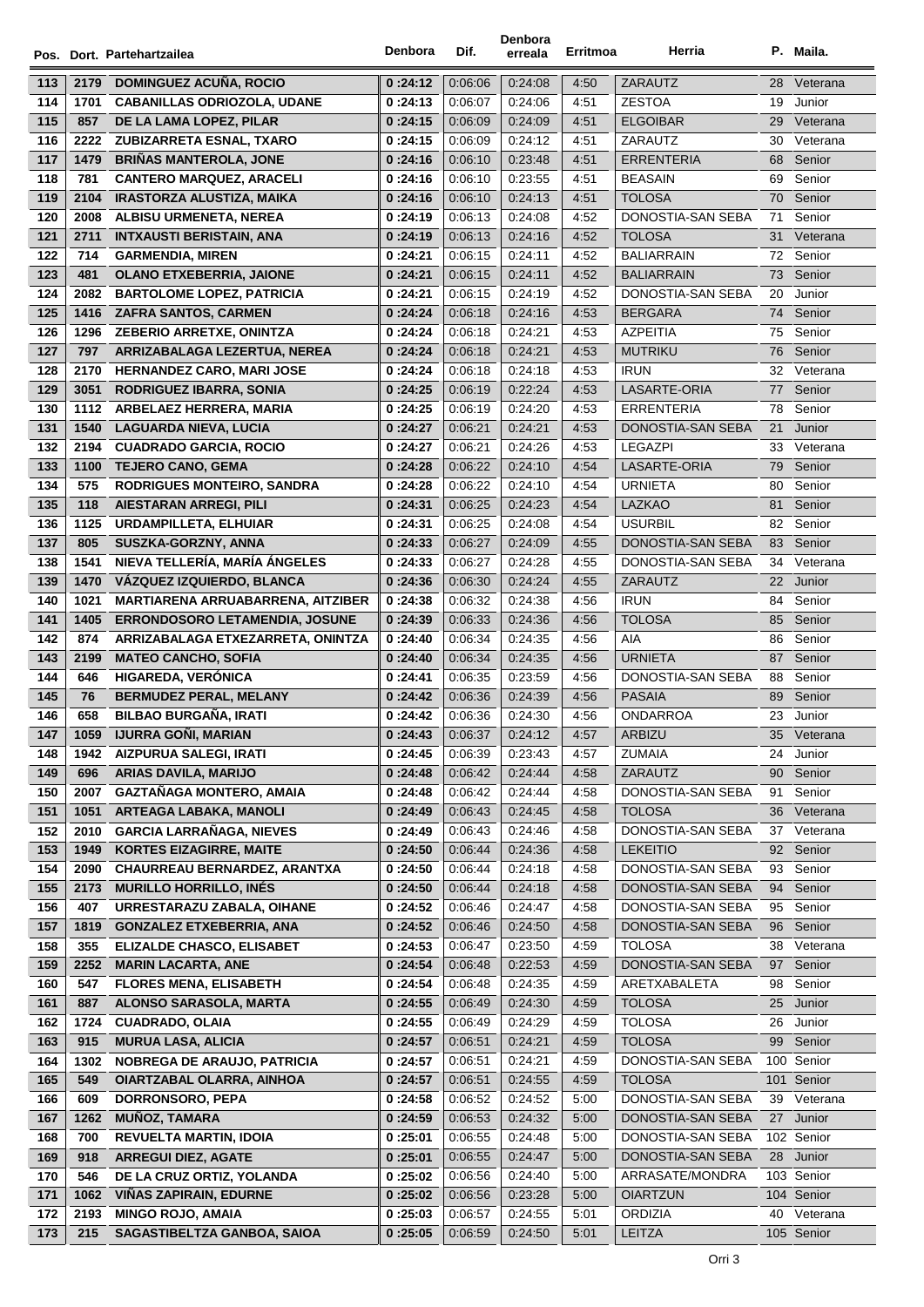| Pos. | Dort. | Partehartzailea | Denbora | Dif. | Denbora erreala | Erritmoa | Herria | P. | Maila. |
|---|---|---|---|---|---|---|---|---|---|
| 113 | 2179 | DOMINGUEZ ACUÑA, ROCIO | 0 :24:12 | 0:06:06 | 0:24:08 | 4:50 | ZARAUTZ | 28 | Veterana |
| 114 | 1701 | CABANILLAS ODRIOZOLA, UDANE | 0 :24:13 | 0:06:07 | 0:24:06 | 4:51 | ZESTOA | 19 | Junior |
| 115 | 857 | DE LA LAMA LOPEZ, PILAR | 0 :24:15 | 0:06:09 | 0:24:09 | 4:51 | ELGOIBAR | 29 | Veterana |
| 116 | 2222 | ZUBIZARRETA ESNAL, TXARO | 0 :24:15 | 0:06:09 | 0:24:12 | 4:51 | ZARAUTZ | 30 | Veterana |
| 117 | 1479 | BRIÑAS MANTEROLA, JONE | 0 :24:16 | 0:06:10 | 0:23:48 | 4:51 | ERRENTERIA | 68 | Senior |
| 118 | 781 | CANTERO MARQUEZ, ARACELI | 0 :24:16 | 0:06:10 | 0:23:55 | 4:51 | BEASAIN | 69 | Senior |
| 119 | 2104 | IRASTORZA ALUSTIZA, MAIKA | 0 :24:16 | 0:06:10 | 0:24:13 | 4:51 | TOLOSA | 70 | Senior |
| 120 | 2008 | ALBISU URMENETA, NEREA | 0 :24:19 | 0:06:13 | 0:24:08 | 4:52 | DONOSTIA-SAN SEBA | 71 | Senior |
| 121 | 2711 | INTXAUSTI BERISTAIN, ANA | 0 :24:19 | 0:06:13 | 0:24:16 | 4:52 | TOLOSA | 31 | Veterana |
| 122 | 714 | GARMENDIA, MIREN | 0 :24:21 | 0:06:15 | 0:24:11 | 4:52 | BALIARRAIN | 72 | Senior |
| 123 | 481 | OLANO ETXEBERRIA, JAIONE | 0 :24:21 | 0:06:15 | 0:24:11 | 4:52 | BALIARRAIN | 73 | Senior |
| 124 | 2082 | BARTOLOME LOPEZ, PATRICIA | 0 :24:21 | 0:06:15 | 0:24:19 | 4:52 | DONOSTIA-SAN SEBA | 20 | Junior |
| 125 | 1416 | ZAFRA SANTOS, CARMEN | 0 :24:24 | 0:06:18 | 0:24:16 | 4:53 | BERGARA | 74 | Senior |
| 126 | 1296 | ZEBERIO ARRETXE, ONINTZA | 0 :24:24 | 0:06:18 | 0:24:21 | 4:53 | AZPEITIA | 75 | Senior |
| 127 | 797 | ARRIZABALAGA LEZERTUA, NEREA | 0 :24:24 | 0:06:18 | 0:24:21 | 4:53 | MUTRIKU | 76 | Senior |
| 128 | 2170 | HERNANDEZ CARO, MARI JOSE | 0 :24:24 | 0:06:18 | 0:24:18 | 4:53 | IRUN | 32 | Veterana |
| 129 | 3051 | RODRIGUEZ IBARRA, SONIA | 0 :24:25 | 0:06:19 | 0:22:24 | 4:53 | LASARTE-ORIA | 77 | Senior |
| 130 | 1112 | ARBELAEZ HERRERA, MARIA | 0 :24:25 | 0:06:19 | 0:24:20 | 4:53 | ERRENTERIA | 78 | Senior |
| 131 | 1540 | LAGUARDA NIEVA, LUCIA | 0 :24:27 | 0:06:21 | 0:24:21 | 4:53 | DONOSTIA-SAN SEBA | 21 | Junior |
| 132 | 2194 | CUADRADO GARCIA, ROCIO | 0 :24:27 | 0:06:21 | 0:24:26 | 4:53 | LEGAZPI | 33 | Veterana |
| 133 | 1100 | TEJERO CANO, GEMA | 0 :24:28 | 0:06:22 | 0:24:10 | 4:54 | LASARTE-ORIA | 79 | Senior |
| 134 | 575 | RODRIGUES MONTEIRO, SANDRA | 0 :24:28 | 0:06:22 | 0:24:10 | 4:54 | URNIETA | 80 | Senior |
| 135 | 118 | AIESTARAN ARREGI, PILI | 0 :24:31 | 0:06:25 | 0:24:23 | 4:54 | LAZKAO | 81 | Senior |
| 136 | 1125 | URDAMPILLETA, ELHUIAR | 0 :24:31 | 0:06:25 | 0:24:08 | 4:54 | USURBIL | 82 | Senior |
| 137 | 805 | SUSZKA-GORZNY, ANNA | 0 :24:33 | 0:06:27 | 0:24:09 | 4:55 | DONOSTIA-SAN SEBA | 83 | Senior |
| 138 | 1541 | NIEVA TELLERÍA, MARÍA ÁNGELES | 0 :24:33 | 0:06:27 | 0:24:28 | 4:55 | DONOSTIA-SAN SEBA | 34 | Veterana |
| 139 | 1470 | VÁZQUEZ IZQUIERDO, BLANCA | 0 :24:36 | 0:06:30 | 0:24:24 | 4:55 | ZARAUTZ | 22 | Junior |
| 140 | 1021 | MARTIARENA ARRUABARRENA, AITZIBER | 0 :24:38 | 0:06:32 | 0:24:38 | 4:56 | IRUN | 84 | Senior |
| 141 | 1405 | ERRONDOSORO LETAMENDIA, JOSUNE | 0 :24:39 | 0:06:33 | 0:24:36 | 4:56 | TOLOSA | 85 | Senior |
| 142 | 874 | ARRIZABALAGA ETXEZARRETA, ONINTZA | 0 :24:40 | 0:06:34 | 0:24:35 | 4:56 | AIA | 86 | Senior |
| 143 | 2199 | MATEO CANCHO, SOFIA | 0 :24:40 | 0:06:34 | 0:24:35 | 4:56 | URNIETA | 87 | Senior |
| 144 | 646 | HIGAREDA, VERÓNICA | 0 :24:41 | 0:06:35 | 0:23:59 | 4:56 | DONOSTIA-SAN SEBA | 88 | Senior |
| 145 | 76 | BERMUDEZ PERAL, MELANY | 0 :24:42 | 0:06:36 | 0:24:39 | 4:56 | PASAIA | 89 | Senior |
| 146 | 658 | BILBAO BURGAÑA, IRATI | 0 :24:42 | 0:06:36 | 0:24:30 | 4:56 | ONDARROA | 23 | Junior |
| 147 | 1059 | IJURRA GOÑI, MARIAN | 0 :24:43 | 0:06:37 | 0:24:12 | 4:57 | ARBIZU | 35 | Veterana |
| 148 | 1942 | AIZPURUA SALEGI, IRATI | 0 :24:45 | 0:06:39 | 0:23:43 | 4:57 | ZUMAIA | 24 | Junior |
| 149 | 696 | ARIAS DAVILA, MARIJO | 0 :24:48 | 0:06:42 | 0:24:44 | 4:58 | ZARAUTZ | 90 | Senior |
| 150 | 2007 | GAZTAÑAGA MONTERO, AMAIA | 0 :24:48 | 0:06:42 | 0:24:44 | 4:58 | DONOSTIA-SAN SEBA | 91 | Senior |
| 151 | 1051 | ARTEAGA LABAKA, MANOLI | 0 :24:49 | 0:06:43 | 0:24:45 | 4:58 | TOLOSA | 36 | Veterana |
| 152 | 2010 | GARCIA LARRAÑAGA, NIEVES | 0 :24:49 | 0:06:43 | 0:24:46 | 4:58 | DONOSTIA-SAN SEBA | 37 | Veterana |
| 153 | 1949 | KORTES EIZAGIRRE, MAITE | 0 :24:50 | 0:06:44 | 0:24:36 | 4:58 | LEKEITIO | 92 | Senior |
| 154 | 2090 | CHAURREAU BERNARDEZ, ARANTXA | 0 :24:50 | 0:06:44 | 0:24:18 | 4:58 | DONOSTIA-SAN SEBA | 93 | Senior |
| 155 | 2173 | MURILLO HORRILLO, INÉS | 0 :24:50 | 0:06:44 | 0:24:18 | 4:58 | DONOSTIA-SAN SEBA | 94 | Senior |
| 156 | 407 | URRESTARAZU ZABALA, OIHANE | 0 :24:52 | 0:06:46 | 0:24:47 | 4:58 | DONOSTIA-SAN SEBA | 95 | Senior |
| 157 | 1819 | GONZALEZ ETXEBERRIA, ANA | 0 :24:52 | 0:06:46 | 0:24:50 | 4:58 | DONOSTIA-SAN SEBA | 96 | Senior |
| 158 | 355 | ELIZALDE CHASCO, ELISABET | 0 :24:53 | 0:06:47 | 0:23:50 | 4:59 | TOLOSA | 38 | Veterana |
| 159 | 2252 | MARIN LACARTA, ANE | 0 :24:54 | 0:06:48 | 0:22:53 | 4:59 | DONOSTIA-SAN SEBA | 97 | Senior |
| 160 | 547 | FLORES MENA, ELISABETH | 0 :24:54 | 0:06:48 | 0:24:35 | 4:59 | ARETXABALETA | 98 | Senior |
| 161 | 887 | ALONSO SARASOLA, MARTA | 0 :24:55 | 0:06:49 | 0:24:30 | 4:59 | TOLOSA | 25 | Junior |
| 162 | 1724 | CUADRADO, OLAIA | 0 :24:55 | 0:06:49 | 0:24:29 | 4:59 | TOLOSA | 26 | Junior |
| 163 | 915 | MURUA LASA, ALICIA | 0 :24:57 | 0:06:51 | 0:24:21 | 4:59 | TOLOSA | 99 | Senior |
| 164 | 1302 | NOBREGA DE ARAUJO, PATRICIA | 0 :24:57 | 0:06:51 | 0:24:21 | 4:59 | DONOSTIA-SAN SEBA | 100 | Senior |
| 165 | 549 | OIARTZABAL OLARRA, AINHOA | 0 :24:57 | 0:06:51 | 0:24:55 | 4:59 | TOLOSA | 101 | Senior |
| 166 | 609 | DORRONSORO, PEPA | 0 :24:58 | 0:06:52 | 0:24:52 | 5:00 | DONOSTIA-SAN SEBA | 39 | Veterana |
| 167 | 1262 | MUÑOZ, TAMARA | 0 :24:59 | 0:06:53 | 0:24:32 | 5:00 | DONOSTIA-SAN SEBA | 27 | Junior |
| 168 | 700 | REVUELTA MARTIN, IDOIA | 0 :25:01 | 0:06:55 | 0:24:48 | 5:00 | DONOSTIA-SAN SEBA | 102 | Senior |
| 169 | 918 | ARREGUI DIEZ, AGATE | 0 :25:01 | 0:06:55 | 0:24:47 | 5:00 | DONOSTIA-SAN SEBA | 28 | Junior |
| 170 | 546 | DE LA CRUZ ORTIZ, YOLANDA | 0 :25:02 | 0:06:56 | 0:24:40 | 5:00 | ARRASATE/MONDRA | 103 | Senior |
| 171 | 1062 | VIÑAS ZAPIRAIN, EDURNE | 0 :25:02 | 0:06:56 | 0:23:28 | 5:00 | OIARTZUN | 104 | Senior |
| 172 | 2193 | MINGO ROJO, AMAIA | 0 :25:03 | 0:06:57 | 0:24:55 | 5:01 | ORDIZIA | 40 | Veterana |
| 173 | 215 | SAGASTIBELTZA GANBOA, SAIOA | 0 :25:05 | 0:06:59 | 0:24:50 | 5:01 | LEITZA | 105 | Senior |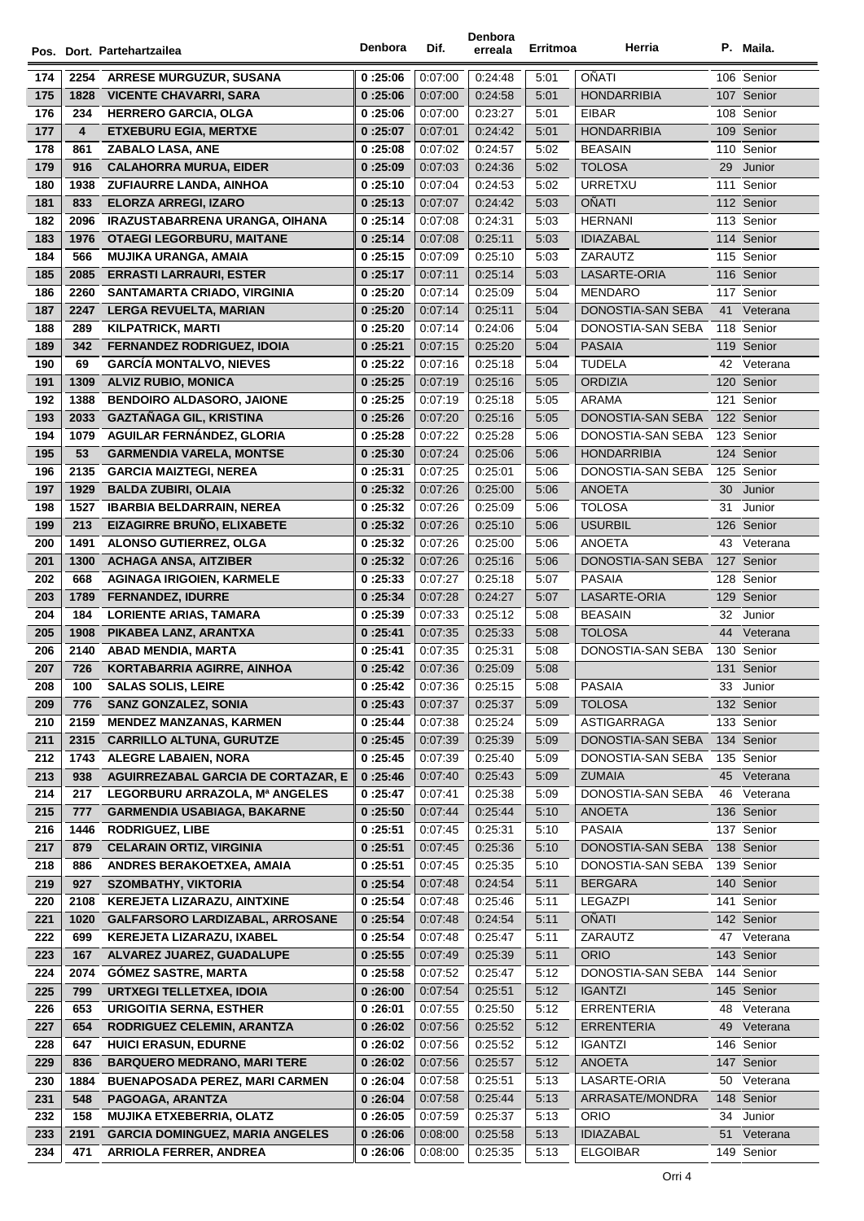| Pos. | Dort. | Partehartzailea | Denbora | Dif. | Denbora erreala | Erritmoa | Herria | P. | Maila. |
|---|---|---|---|---|---|---|---|---|---|
| 174 | 2254 | **ARRESE MURGUZUR, SUSANA** | 0 :25:06 | 0:07:00 | 0:24:48 | 5:01 | OÑATI | 106 | Senior |
| 175 | 1828 | **VICENTE CHAVARRI, SARA** | 0 :25:06 | 0:07:00 | 0:24:58 | 5:01 | HONDARRIBIA | 107 | Senior |
| 176 | 234 | **HERRERO GARCIA, OLGA** | 0 :25:06 | 0:07:00 | 0:23:27 | 5:01 | EIBAR | 108 | Senior |
| 177 | 4 | **ETXEBURU EGIA, MERTXE** | 0 :25:07 | 0:07:01 | 0:24:42 | 5:01 | HONDARRIBIA | 109 | Senior |
| 178 | 861 | **ZABALO LASA, ANE** | 0 :25:08 | 0:07:02 | 0:24:57 | 5:02 | BEASAIN | 110 | Senior |
| 179 | 916 | **CALAHORRA MURUA, EIDER** | 0 :25:09 | 0:07:03 | 0:24:36 | 5:02 | TOLOSA | 29 | Junior |
| 180 | 1938 | **ZUFIAURRE LANDA, AINHOA** | 0 :25:10 | 0:07:04 | 0:24:53 | 5:02 | URRETXU | 111 | Senior |
| 181 | 833 | **ELORZA ARREGI, IZARO** | 0 :25:13 | 0:07:07 | 0:24:42 | 5:03 | OÑATI | 112 | Senior |
| 182 | 2096 | **IRAZUSTABARRENA URANGA, OIHANA** | 0 :25:14 | 0:07:08 | 0:24:31 | 5:03 | HERNANI | 113 | Senior |
| 183 | 1976 | **OTAEGI LEGORBURU, MAITANE** | 0 :25:14 | 0:07:08 | 0:25:11 | 5:03 | IDIAZABAL | 114 | Senior |
| 184 | 566 | **MUJIKA URANGA, AMAIA** | 0 :25:15 | 0:07:09 | 0:25:10 | 5:03 | ZARAUTZ | 115 | Senior |
| 185 | 2085 | **ERRASTI LARRAURI, ESTER** | 0 :25:17 | 0:07:11 | 0:25:14 | 5:03 | LASARTE-ORIA | 116 | Senior |
| 186 | 2260 | **SANTAMARTA CRIADO, VIRGINIA** | 0 :25:20 | 0:07:14 | 0:25:09 | 5:04 | MENDARO | 117 | Senior |
| 187 | 2247 | **LERGA REVUELTA, MARIAN** | 0 :25:20 | 0:07:14 | 0:25:11 | 5:04 | DONOSTIA-SAN SEBA | 41 | Veterana |
| 188 | 289 | **KILPATRICK, MARTI** | 0 :25:20 | 0:07:14 | 0:24:06 | 5:04 | DONOSTIA-SAN SEBA | 118 | Senior |
| 189 | 342 | **FERNANDEZ RODRIGUEZ, IDOIA** | 0 :25:21 | 0:07:15 | 0:25:20 | 5:04 | PASAIA | 119 | Senior |
| 190 | 69 | **GARCÍA MONTALVO, NIEVES** | 0 :25:22 | 0:07:16 | 0:25:18 | 5:04 | TUDELA | 42 | Veterana |
| 191 | 1309 | **ALVIZ RUBIO, MONICA** | 0 :25:25 | 0:07:19 | 0:25:16 | 5:05 | ORDIZIA | 120 | Senior |
| 192 | 1388 | **BENDOIRO ALDASORO, JAIONE** | 0 :25:25 | 0:07:19 | 0:25:18 | 5:05 | ARAMA | 121 | Senior |
| 193 | 2033 | **GAZTAÑAGA GIL, KRISTINA** | 0 :25:26 | 0:07:20 | 0:25:16 | 5:05 | DONOSTIA-SAN SEBA | 122 | Senior |
| 194 | 1079 | **AGUILAR FERNÁNDEZ, GLORIA** | 0 :25:28 | 0:07:22 | 0:25:28 | 5:06 | DONOSTIA-SAN SEBA | 123 | Senior |
| 195 | 53 | **GARMENDIA VARELA, MONTSE** | 0 :25:30 | 0:07:24 | 0:25:06 | 5:06 | HONDARRIBIA | 124 | Senior |
| 196 | 2135 | **GARCIA MAIZTEGI, NEREA** | 0 :25:31 | 0:07:25 | 0:25:01 | 5:06 | DONOSTIA-SAN SEBA | 125 | Senior |
| 197 | 1929 | **BALDA ZUBIRI, OLAIA** | 0 :25:32 | 0:07:26 | 0:25:00 | 5:06 | ANOETA | 30 | Junior |
| 198 | 1527 | **IBARBIA BELDARRAIN, NEREA** | 0 :25:32 | 0:07:26 | 0:25:09 | 5:06 | TOLOSA | 31 | Junior |
| 199 | 213 | **EIZAGIRRE BRUÑO, ELIXABETE** | 0 :25:32 | 0:07:26 | 0:25:10 | 5:06 | USURBIL | 126 | Senior |
| 200 | 1491 | **ALONSO GUTIERREZ, OLGA** | 0 :25:32 | 0:07:26 | 0:25:00 | 5:06 | ANOETA | 43 | Veterana |
| 201 | 1300 | **ACHAGA ANSA, AITZIBER** | 0 :25:32 | 0:07:26 | 0:25:16 | 5:06 | DONOSTIA-SAN SEBA | 127 | Senior |
| 202 | 668 | **AGINAGA IRIGOIEN, KARMELE** | 0 :25:33 | 0:07:27 | 0:25:18 | 5:07 | PASAIA | 128 | Senior |
| 203 | 1789 | **FERNANDEZ, IDURRE** | 0 :25:34 | 0:07:28 | 0:24:27 | 5:07 | LASARTE-ORIA | 129 | Senior |
| 204 | 184 | **LORIENTE ARIAS, TAMARA** | 0 :25:39 | 0:07:33 | 0:25:12 | 5:08 | BEASAIN | 32 | Junior |
| 205 | 1908 | **PIKABEA LANZ, ARANTXA** | 0 :25:41 | 0:07:35 | 0:25:33 | 5:08 | TOLOSA | 44 | Veterana |
| 206 | 2140 | **ABAD MENDIA, MARTA** | 0 :25:41 | 0:07:35 | 0:25:31 | 5:08 | DONOSTIA-SAN SEBA | 130 | Senior |
| 207 | 726 | **KORTABARRIA AGIRRE, AINHOA** | 0 :25:42 | 0:07:36 | 0:25:09 | 5:08 | | 131 | Senior |
| 208 | 100 | **SALAS SOLIS, LEIRE** | 0 :25:42 | 0:07:36 | 0:25:15 | 5:08 | PASAIA | 33 | Junior |
| 209 | 776 | **SANZ GONZALEZ, SONIA** | 0 :25:43 | 0:07:37 | 0:25:37 | 5:09 | TOLOSA | 132 | Senior |
| 210 | 2159 | **MENDEZ MANZANAS, KARMEN** | 0 :25:44 | 0:07:38 | 0:25:24 | 5:09 | ASTIGARRAGA | 133 | Senior |
| 211 | 2315 | **CARRILLO ALTUNA, GURUTZE** | 0 :25:45 | 0:07:39 | 0:25:39 | 5:09 | DONOSTIA-SAN SEBA | 134 | Senior |
| 212 | 1743 | **ALEGRE LABAIEN, NORA** | 0 :25:45 | 0:07:39 | 0:25:40 | 5:09 | DONOSTIA-SAN SEBA | 135 | Senior |
| 213 | 938 | **AGUIRREZABAL GARCIA DE CORTAZAR, E** | 0 :25:46 | 0:07:40 | 0:25:43 | 5:09 | ZUMAIA | 45 | Veterana |
| 214 | 217 | **LEGORBURU ARRAZOLA, Mª ANGELES** | 0 :25:47 | 0:07:41 | 0:25:38 | 5:09 | DONOSTIA-SAN SEBA | 46 | Veterana |
| 215 | 777 | **GARMENDIA USABIAGA, BAKARNE** | 0 :25:50 | 0:07:44 | 0:25:44 | 5:10 | ANOETA | 136 | Senior |
| 216 | 1446 | **RODRIGUEZ, LIBE** | 0 :25:51 | 0:07:45 | 0:25:31 | 5:10 | PASAIA | 137 | Senior |
| 217 | 879 | **CELARAIN ORTIZ, VIRGINIA** | 0 :25:51 | 0:07:45 | 0:25:36 | 5:10 | DONOSTIA-SAN SEBA | 138 | Senior |
| 218 | 886 | **ANDRES BERAKOETXEA, AMAIA** | 0 :25:51 | 0:07:45 | 0:25:35 | 5:10 | DONOSTIA-SAN SEBA | 139 | Senior |
| 219 | 927 | **SZOMBATHY, VIKTORIA** | 0 :25:54 | 0:07:48 | 0:24:54 | 5:11 | BERGARA | 140 | Senior |
| 220 | 2108 | **KEREJETA LIZARAZU, AINTXINE** | 0 :25:54 | 0:07:48 | 0:25:46 | 5:11 | LEGAZPI | 141 | Senior |
| 221 | 1020 | **GALFARSORO LARDIZABAL, ARROSANE** | 0 :25:54 | 0:07:48 | 0:24:54 | 5:11 | OÑATI | 142 | Senior |
| 222 | 699 | **KEREJETA LIZARAZU, IXABEL** | 0 :25:54 | 0:07:48 | 0:25:47 | 5:11 | ZARAUTZ | 47 | Veterana |
| 223 | 167 | **ALVAREZ JUAREZ, GUADALUPE** | 0 :25:55 | 0:07:49 | 0:25:39 | 5:11 | ORIO | 143 | Senior |
| 224 | 2074 | **GÓMEZ SASTRE, MARTA** | 0 :25:58 | 0:07:52 | 0:25:47 | 5:12 | DONOSTIA-SAN SEBA | 144 | Senior |
| 225 | 799 | **URTXEGI TELLETXEA, IDOIA** | 0 :26:00 | 0:07:54 | 0:25:51 | 5:12 | IGANTZI | 145 | Senior |
| 226 | 653 | **URIGOITIA SERNA, ESTHER** | 0 :26:01 | 0:07:55 | 0:25:50 | 5:12 | ERRENTERIA | 48 | Veterana |
| 227 | 654 | **RODRIGUEZ CELEMIN, ARANTZA** | 0 :26:02 | 0:07:56 | 0:25:52 | 5:12 | ERRENTERIA | 49 | Veterana |
| 228 | 647 | **HUICI ERASUN, EDURNE** | 0 :26:02 | 0:07:56 | 0:25:52 | 5:12 | IGANTZI | 146 | Senior |
| 229 | 836 | **BARQUERO MEDRANO, MARI TERE** | 0 :26:02 | 0:07:56 | 0:25:57 | 5:12 | ANOETA | 147 | Senior |
| 230 | 1884 | **BUENAPOSADA PEREZ, MARI CARMEN** | 0 :26:04 | 0:07:58 | 0:25:51 | 5:13 | LASARTE-ORIA | 50 | Veterana |
| 231 | 548 | **PAGOAGA, ARANTZA** | 0 :26:04 | 0:07:58 | 0:25:44 | 5:13 | ARRASATE/MONDRA | 148 | Senior |
| 232 | 158 | **MUJIKA ETXEBERRIA, OLATZ** | 0 :26:05 | 0:07:59 | 0:25:37 | 5:13 | ORIO | 34 | Junior |
| 233 | 2191 | **GARCIA DOMINGUEZ, MARIA ANGELES** | 0 :26:06 | 0:08:00 | 0:25:58 | 5:13 | IDIAZABAL | 51 | Veterana |
| 234 | 471 | **ARRIOLA FERRER, ANDREA** | 0 :26:06 | 0:08:00 | 0:25:35 | 5:13 | ELGOIBAR | 149 | Senior |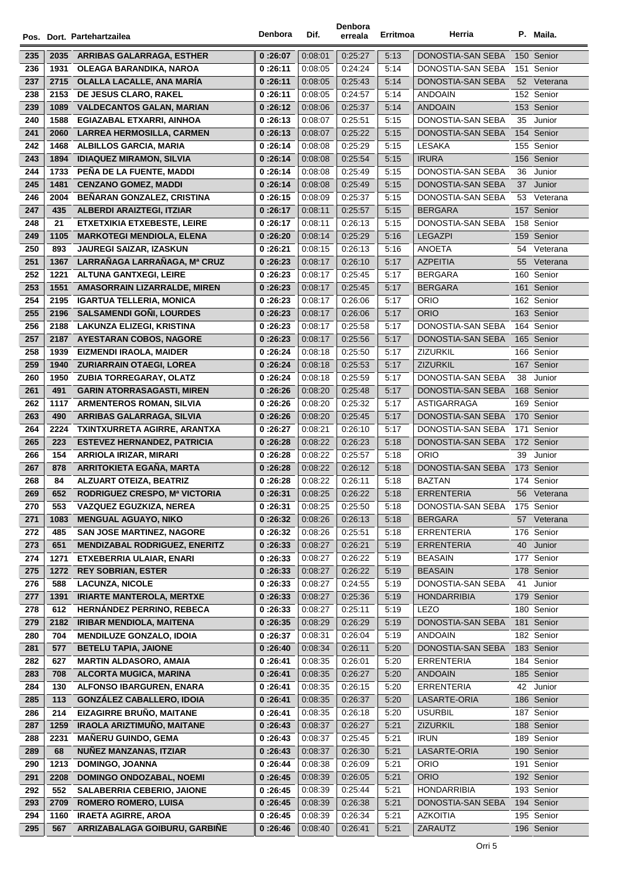| Pos. | Dort. | Partehartzailea | Denbora | Dif. | Denbora erreala | Erritmoa | Herria | P. | Maila. |
|---|---|---|---|---|---|---|---|---|---|
| 235 | 2035 | **ARRIBAS GALARRAGA, ESTHER** | 0 :26:07 | 0:08:01 | 0:25:27 | 5:13 | DONOSTIA-SAN SEBA | 150 | Senior |
| 236 | 1931 | **OLEAGA BARANDIKA, NAROA** | 0 :26:11 | 0:08:05 | 0:24:24 | 5:14 | DONOSTIA-SAN SEBA | 151 | Senior |
| 237 | 2715 | **OLALLA LACALLE, ANA MARÍA** | 0 :26:11 | 0:08:05 | 0:25:43 | 5:14 | DONOSTIA-SAN SEBA | 52 | Veterana |
| 238 | 2153 | **DE JESUS CLARO, RAKEL** | 0 :26:11 | 0:08:05 | 0:24:57 | 5:14 | ANDOAIN | 152 | Senior |
| 239 | 1089 | **VALDECANTOS GALAN, MARIAN** | 0 :26:12 | 0:08:06 | 0:25:37 | 5:14 | ANDOAIN | 153 | Senior |
| 240 | 1588 | **EGIAZABAL ETXARRI, AINHOA** | 0 :26:13 | 0:08:07 | 0:25:51 | 5:15 | DONOSTIA-SAN SEBA | 35 | Junior |
| 241 | 2060 | **LARREA HERMOSILLA, CARMEN** | 0 :26:13 | 0:08:07 | 0:25:22 | 5:15 | DONOSTIA-SAN SEBA | 154 | Senior |
| 242 | 1468 | **ALBILLOS GARCIA, MARIA** | 0 :26:14 | 0:08:08 | 0:25:29 | 5:15 | LESAKA | 155 | Senior |
| 243 | 1894 | **IDIAQUEZ MIRAMON, SILVIA** | 0 :26:14 | 0:08:08 | 0:25:54 | 5:15 | IRURA | 156 | Senior |
| 244 | 1733 | **PEÑA DE LA FUENTE, MADDI** | 0 :26:14 | 0:08:08 | 0:25:49 | 5:15 | DONOSTIA-SAN SEBA | 36 | Junior |
| 245 | 1481 | **CENZANO GOMEZ, MADDI** | 0 :26:14 | 0:08:08 | 0:25:49 | 5:15 | DONOSTIA-SAN SEBA | 37 | Junior |
| 246 | 2004 | **BEÑARAN GONZALEZ, CRISTINA** | 0 :26:15 | 0:08:09 | 0:25:37 | 5:15 | DONOSTIA-SAN SEBA | 53 | Veterana |
| 247 | 435 | **ALBERDI ARAIZTEGI, ITZIAR** | 0 :26:17 | 0:08:11 | 0:25:57 | 5:15 | BERGARA | 157 | Senior |
| 248 | 21 | **ETXETXIKIA ETXEBESTE, LEIRE** | 0 :26:17 | 0:08:11 | 0:26:13 | 5:15 | DONOSTIA-SAN SEBA | 158 | Senior |
| 249 | 1105 | **MARKOTEGI MENDIOLA, ELENA** | 0 :26:20 | 0:08:14 | 0:25:29 | 5:16 | LEGAZPI | 159 | Senior |
| 250 | 893 | **JAUREGI SAIZAR, IZASKUN** | 0 :26:21 | 0:08:15 | 0:26:13 | 5:16 | ANOETA | 54 | Veterana |
| 251 | 1367 | **LARRAÑAGA LARRAÑAGA, Mª CRUZ** | 0 :26:23 | 0:08:17 | 0:26:10 | 5:17 | AZPEITIA | 55 | Veterana |
| 252 | 1221 | **ALTUNA GANTXEGI, LEIRE** | 0 :26:23 | 0:08:17 | 0:25:45 | 5:17 | BERGARA | 160 | Senior |
| 253 | 1551 | **AMASORRAIN LIZARRALDE, MIREN** | 0 :26:23 | 0:08:17 | 0:25:45 | 5:17 | BERGARA | 161 | Senior |
| 254 | 2195 | **IGARTUA TELLERIA, MONICA** | 0 :26:23 | 0:08:17 | 0:26:06 | 5:17 | ORIO | 162 | Senior |
| 255 | 2196 | **SALSAMENDI GOÑI, LOURDES** | 0 :26:23 | 0:08:17 | 0:26:06 | 5:17 | ORIO | 163 | Senior |
| 256 | 2188 | **LAKUNZA ELIZEGI, KRISTINA** | 0 :26:23 | 0:08:17 | 0:25:58 | 5:17 | DONOSTIA-SAN SEBA | 164 | Senior |
| 257 | 2187 | **AYESTARAN COBOS, NAGORE** | 0 :26:23 | 0:08:17 | 0:25:56 | 5:17 | DONOSTIA-SAN SEBA | 165 | Senior |
| 258 | 1939 | **EIZMENDI IRAOLA, MAIDER** | 0 :26:24 | 0:08:18 | 0:25:50 | 5:17 | ZIZURKIL | 166 | Senior |
| 259 | 1940 | **ZURIARRAIN OTAEGI, LOREA** | 0 :26:24 | 0:08:18 | 0:25:53 | 5:17 | ZIZURKIL | 167 | Senior |
| 260 | 1950 | **ZUBIA TORREGARAY, OLATZ** | 0 :26:24 | 0:08:18 | 0:25:59 | 5:17 | DONOSTIA-SAN SEBA | 38 | Junior |
| 261 | 491 | **GARIN ATORRASAGASTI, MIREN** | 0 :26:26 | 0:08:20 | 0:25:48 | 5:17 | DONOSTIA-SAN SEBA | 168 | Senior |
| 262 | 1117 | **ARMENTEROS ROMAN, SILVIA** | 0 :26:26 | 0:08:20 | 0:25:32 | 5:17 | ASTIGARRAGA | 169 | Senior |
| 263 | 490 | **ARRIBAS GALARRAGA, SILVIA** | 0 :26:26 | 0:08:20 | 0:25:45 | 5:17 | DONOSTIA-SAN SEBA | 170 | Senior |
| 264 | 2224 | **TXINTXURRETA AGIRRE, ARANTXA** | 0 :26:27 | 0:08:21 | 0:26:10 | 5:17 | DONOSTIA-SAN SEBA | 171 | Senior |
| 265 | 223 | **ESTEVEZ HERNANDEZ, PATRICIA** | 0 :26:28 | 0:08:22 | 0:26:23 | 5:18 | DONOSTIA-SAN SEBA | 172 | Senior |
| 266 | 154 | **ARRIOLA IRIZAR, MIRARI** | 0 :26:28 | 0:08:22 | 0:25:57 | 5:18 | ORIO | 39 | Junior |
| 267 | 878 | **ARRITOKIETA EGAÑA, MARTA** | 0 :26:28 | 0:08:22 | 0:26:12 | 5:18 | DONOSTIA-SAN SEBA | 173 | Senior |
| 268 | 84 | **ALZUART OTEIZA, BEATRIZ** | 0 :26:28 | 0:08:22 | 0:26:11 | 5:18 | BAZTAN | 174 | Senior |
| 269 | 652 | **RODRIGUEZ CRESPO, Mª VICTORIA** | 0 :26:31 | 0:08:25 | 0:26:22 | 5:18 | ERRENTERIA | 56 | Veterana |
| 270 | 553 | **VAZQUEZ EGUZKIZA, NEREA** | 0 :26:31 | 0:08:25 | 0:25:50 | 5:18 | DONOSTIA-SAN SEBA | 175 | Senior |
| 271 | 1083 | **MENGUAL AGUAYO, NIKO** | 0 :26:32 | 0:08:26 | 0:26:13 | 5:18 | BERGARA | 57 | Veterana |
| 272 | 485 | **SAN JOSE MARTINEZ, NAGORE** | 0 :26:32 | 0:08:26 | 0:25:51 | 5:18 | ERRENTERIA | 176 | Senior |
| 273 | 651 | **MENDIZABAL RODRIGUEZ, ENERITZ** | 0 :26:33 | 0:08:27 | 0:26:21 | 5:19 | ERRENTERIA | 40 | Junior |
| 274 | 1271 | **ETXEBERRIA ULAIAR, ENARI** | 0 :26:33 | 0:08:27 | 0:26:22 | 5:19 | BEASAIN | 177 | Senior |
| 275 | 1272 | **REY SOBRIAN, ESTER** | 0 :26:33 | 0:08:27 | 0:26:22 | 5:19 | BEASAIN | 178 | Senior |
| 276 | 588 | **LACUNZA, NICOLE** | 0 :26:33 | 0:08:27 | 0:24:55 | 5:19 | DONOSTIA-SAN SEBA | 41 | Junior |
| 277 | 1391 | **IRIARTE MANTEROLA, MERTXE** | 0 :26:33 | 0:08:27 | 0:25:36 | 5:19 | HONDARRIBIA | 179 | Senior |
| 278 | 612 | **HERNÁNDEZ PERRINO, REBECA** | 0 :26:33 | 0:08:27 | 0:25:11 | 5:19 | LEZO | 180 | Senior |
| 279 | 2182 | **IRIBAR MENDIOLA, MAITENA** | 0 :26:35 | 0:08:29 | 0:26:29 | 5:19 | DONOSTIA-SAN SEBA | 181 | Senior |
| 280 | 704 | **MENDILUZE GONZALO, IDOIA** | 0 :26:37 | 0:08:31 | 0:26:04 | 5:19 | ANDOAIN | 182 | Senior |
| 281 | 577 | **BETELU TAPIA, JAIONE** | 0 :26:40 | 0:08:34 | 0:26:11 | 5:20 | DONOSTIA-SAN SEBA | 183 | Senior |
| 282 | 627 | **MARTIN ALDASORO, AMAIA** | 0 :26:41 | 0:08:35 | 0:26:01 | 5:20 | ERRENTERIA | 184 | Senior |
| 283 | 708 | **ALCORTA MUGICA, MARINA** | 0 :26:41 | 0:08:35 | 0:26:27 | 5:20 | ANDOAIN | 185 | Senior |
| 284 | 130 | **ALFONSO IBARGUREN, ENARA** | 0 :26:41 | 0:08:35 | 0:26:15 | 5:20 | ERRENTERIA | 42 | Junior |
| 285 | 113 | **GONZÁLEZ CABALLERO, IDOIA** | 0 :26:41 | 0:08:35 | 0:26:37 | 5:20 | LASARTE-ORIA | 186 | Senior |
| 286 | 214 | **EIZAGIRRE BRUÑO, MAITANE** | 0 :26:41 | 0:08:35 | 0:26:18 | 5:20 | USURBIL | 187 | Senior |
| 287 | 1259 | **IRAOLA ARIZTIMUÑO, MAITANE** | 0 :26:43 | 0:08:37 | 0:26:27 | 5:21 | ZIZURKIL | 188 | Senior |
| 288 | 2231 | **MAÑERU GUINDO, GEMA** | 0 :26:43 | 0:08:37 | 0:25:45 | 5:21 | IRUN | 189 | Senior |
| 289 | 68 | **NUÑEZ MANZANAS, ITZIAR** | 0 :26:43 | 0:08:37 | 0:26:30 | 5:21 | LASARTE-ORIA | 190 | Senior |
| 290 | 1213 | **DOMINGO, JOANNA** | 0 :26:44 | 0:08:38 | 0:26:09 | 5:21 | ORIO | 191 | Senior |
| 291 | 2208 | **DOMINGO ONDOZABAL, NOEMI** | 0 :26:45 | 0:08:39 | 0:26:05 | 5:21 | ORIO | 192 | Senior |
| 292 | 552 | **SALABERRIA CEBERIO, JAIONE** | 0 :26:45 | 0:08:39 | 0:25:44 | 5:21 | HONDARRIBIA | 193 | Senior |
| 293 | 2709 | **ROMERO ROMERO, LUISA** | 0 :26:45 | 0:08:39 | 0:26:38 | 5:21 | DONOSTIA-SAN SEBA | 194 | Senior |
| 294 | 1160 | **IRAETA AGIRRE, AROA** | 0 :26:45 | 0:08:39 | 0:26:34 | 5:21 | AZKOITIA | 195 | Senior |
| 295 | 567 | **ARRIZABALAGA GOIBURU, GARBIÑE** | 0 :26:46 | 0:08:40 | 0:26:41 | 5:21 | ZARAUTZ | 196 | Senior |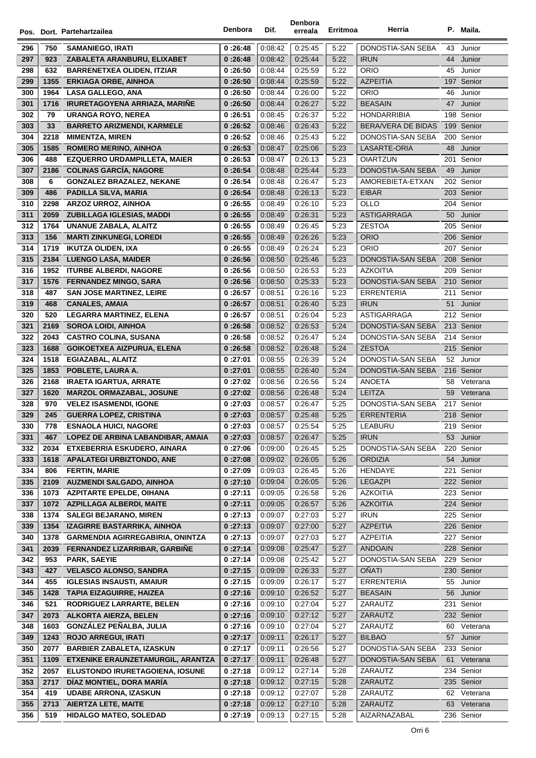| Pos. | Dort. | Partehartzailea | Denbora | Dif. | Denbora erreala | Erritmoa | Herria | P. | Maila. |
|---|---|---|---|---|---|---|---|---|---|
| 296 | 750 | SAMANIEGO, IRATI | 0 :26:48 | 0:08:42 | 0:25:45 | 5:22 | DONOSTIA-SAN SEBA | 43 | Junior |
| 297 | 923 | ZABALETA ARANBURU, ELIXABET | 0 :26:48 | 0:08:42 | 0:25:44 | 5:22 | IRUN | 44 | Junior |
| 298 | 632 | BARRENETXEA OLIDEN, ITZIAR | 0 :26:50 | 0:08:44 | 0:25:59 | 5:22 | ORIO | 45 | Junior |
| 299 | 1355 | ERKIAGA ORBE, AINHOA | 0 :26:50 | 0:08:44 | 0:25:59 | 5:22 | AZPEITIA | 197 | Senior |
| 300 | 1964 | LASA GALLEGO, ANA | 0 :26:50 | 0:08:44 | 0:26:00 | 5:22 | ORIO | 46 | Junior |
| 301 | 1716 | IRURETAGOYENA ARRIAZA, MARIÑE | 0 :26:50 | 0:08:44 | 0:26:27 | 5:22 | BEASAIN | 47 | Junior |
| 302 | 79 | URANGA ROYO, NEREA | 0 :26:51 | 0:08:45 | 0:26:37 | 5:22 | HONDARRIBIA | 198 | Senior |
| 303 | 33 | BARRETO ARIZMENDI, KARMELE | 0 :26:52 | 0:08:46 | 0:26:43 | 5:22 | BERA/VERA DE BIDAS | 199 | Senior |
| 304 | 2218 | MIMENTZA, MIREN | 0 :26:52 | 0:08:46 | 0:25:43 | 5:22 | DONOSTIA-SAN SEBA | 200 | Senior |
| 305 | 1585 | ROMERO MERINO, AINHOA | 0 :26:53 | 0:08:47 | 0:25:06 | 5:23 | LASARTE-ORIA | 48 | Junior |
| 306 | 488 | EZQUERRO URDAMPILLETA, MAIER | 0 :26:53 | 0:08:47 | 0:26:13 | 5:23 | OIARTZUN | 201 | Senior |
| 307 | 2186 | COLINAS GARCÍA, NAGORE | 0 :26:54 | 0:08:48 | 0:25:44 | 5:23 | DONOSTIA-SAN SEBA | 49 | Junior |
| 308 | 6 | GONZALEZ BRAZALEZ, NEKANE | 0 :26:54 | 0:08:48 | 0:26:47 | 5:23 | AMOREBIETA-ETXAN | 202 | Senior |
| 309 | 486 | PADILLA SILVA, MARIA | 0 :26:54 | 0:08:48 | 0:26:13 | 5:23 | EIBAR | 203 | Senior |
| 310 | 2298 | ARZOZ URROZ, AINHOA | 0 :26:55 | 0:08:49 | 0:26:10 | 5:23 | OLLO | 204 | Senior |
| 311 | 2059 | ZUBILLAGA IGLESIAS, MADDI | 0 :26:55 | 0:08:49 | 0:26:31 | 5:23 | ASTIGARRAGA | 50 | Junior |
| 312 | 1764 | UNANUE ZABALA, ALAITZ | 0 :26:55 | 0:08:49 | 0:26:45 | 5:23 | ZESTOA | 205 | Senior |
| 313 | 156 | MARTI ZINKUNEGI, LOREDI | 0 :26:55 | 0:08:49 | 0:26:26 | 5:23 | ORIO | 206 | Senior |
| 314 | 1719 | IKUTZA OLIDEN, IXA | 0 :26:55 | 0:08:49 | 0:26:24 | 5:23 | ORIO | 207 | Senior |
| 315 | 2184 | LUENGO LASA, MAIDER | 0 :26:56 | 0:08:50 | 0:25:46 | 5:23 | DONOSTIA-SAN SEBA | 208 | Senior |
| 316 | 1952 | ITURBE ALBERDI, NAGORE | 0 :26:56 | 0:08:50 | 0:26:53 | 5:23 | AZKOITIA | 209 | Senior |
| 317 | 1576 | FERNANDEZ MINGO, SARA | 0 :26:56 | 0:08:50 | 0:25:33 | 5:23 | DONOSTIA-SAN SEBA | 210 | Senior |
| 318 | 487 | SAN JOSE MARTINEZ, LEIRE | 0 :26:57 | 0:08:51 | 0:26:16 | 5:23 | ERRENTERIA | 211 | Senior |
| 319 | 468 | CANALES, AMAIA | 0 :26:57 | 0:08:51 | 0:26:40 | 5:23 | IRUN | 51 | Junior |
| 320 | 520 | LEGARRA MARTINEZ, ELENA | 0 :26:57 | 0:08:51 | 0:26:04 | 5:23 | ASTIGARRAGA | 212 | Senior |
| 321 | 2169 | SOROA LOIDI, AINHOA | 0 :26:58 | 0:08:52 | 0:26:53 | 5:24 | DONOSTIA-SAN SEBA | 213 | Senior |
| 322 | 2043 | CASTRO COLINA, SUSANA | 0 :26:58 | 0:08:52 | 0:26:47 | 5:24 | DONOSTIA-SAN SEBA | 214 | Senior |
| 323 | 1688 | GOIKOETXEA AIZPURUA, ELENA | 0 :26:58 | 0:08:52 | 0:26:48 | 5:24 | ZESTOA | 215 | Senior |
| 324 | 1518 | EGIAZABAL, ALAITZ | 0 :27:01 | 0:08:55 | 0:26:39 | 5:24 | DONOSTIA-SAN SEBA | 52 | Junior |
| 325 | 1853 | POBLETE, LAURA A. | 0 :27:01 | 0:08:55 | 0:26:40 | 5:24 | DONOSTIA-SAN SEBA | 216 | Senior |
| 326 | 2168 | IRAETA IGARTUA, ARRATE | 0 :27:02 | 0:08:56 | 0:26:56 | 5:24 | ANOETA | 58 | Veterana |
| 327 | 1620 | MARZOL ORMAZABAL, JOSUNE | 0 :27:02 | 0:08:56 | 0:26:48 | 5:24 | LEITZA | 59 | Veterana |
| 328 | 970 | VELEZ ISASMENDI, IGONE | 0 :27:03 | 0:08:57 | 0:26:47 | 5:25 | DONOSTIA-SAN SEBA | 217 | Senior |
| 329 | 245 | GUERRA LOPEZ, CRISTINA | 0 :27:03 | 0:08:57 | 0:25:48 | 5:25 | ERRENTERIA | 218 | Senior |
| 330 | 778 | ESNAOLA HUICI, NAGORE | 0 :27:03 | 0:08:57 | 0:25:54 | 5:25 | LEABURU | 219 | Senior |
| 331 | 467 | LOPEZ DE ARBINA LABANDIBAR, AMAIA | 0 :27:03 | 0:08:57 | 0:26:47 | 5:25 | IRUN | 53 | Junior |
| 332 | 2034 | ETXEBERRIA ESKUDERO, AINARA | 0 :27:06 | 0:09:00 | 0:26:45 | 5:25 | DONOSTIA-SAN SEBA | 220 | Senior |
| 333 | 1618 | APALATEGI URBIZTONDO, ANE | 0 :27:08 | 0:09:02 | 0:26:05 | 5:26 | ORDIZIA | 54 | Junior |
| 334 | 806 | FERTIN, MARIE | 0 :27:09 | 0:09:03 | 0:26:45 | 5:26 | HENDAYE | 221 | Senior |
| 335 | 2109 | AUZMENDI SALGADO, AINHOA | 0 :27:10 | 0:09:04 | 0:26:05 | 5:26 | LEGAZPI | 222 | Senior |
| 336 | 1073 | AZPITARTE EPELDE, OIHANA | 0 :27:11 | 0:09:05 | 0:26:58 | 5:26 | AZKOITIA | 223 | Senior |
| 337 | 1072 | AZPILLAGA ALBERDI, MAITE | 0 :27:11 | 0:09:05 | 0:26:57 | 5:26 | AZKOITIA | 224 | Senior |
| 338 | 1374 | SALEGI BEJARANO, MIREN | 0 :27:13 | 0:09:07 | 0:27:03 | 5:27 | IRUN | 225 | Senior |
| 339 | 1354 | IZAGIRRE BASTARRIKA, AINHOA | 0 :27:13 | 0:09:07 | 0:27:00 | 5:27 | AZPEITIA | 226 | Senior |
| 340 | 1378 | GARMENDIA AGIRREGABIRIA, ONINTZA | 0 :27:13 | 0:09:07 | 0:27:03 | 5:27 | AZPEITIA | 227 | Senior |
| 341 | 2039 | FERNANDEZ LIZARRIBAR, GARBIÑE | 0 :27:14 | 0:09:08 | 0:25:47 | 5:27 | ANDOAIN | 228 | Senior |
| 342 | 953 | PARK, SAEYIE | 0 :27:14 | 0:09:08 | 0:25:42 | 5:27 | DONOSTIA-SAN SEBA | 229 | Senior |
| 343 | 427 | VELASCO ALONSO, SANDRA | 0 :27:15 | 0:09:09 | 0:26:33 | 5:27 | OÑATI | 230 | Senior |
| 344 | 455 | IGLESIAS INSAUSTI, AMAIUR | 0 :27:15 | 0:09:09 | 0:26:17 | 5:27 | ERRENTERIA | 55 | Junior |
| 345 | 1428 | TAPIA EIZAGUIRRE, HAIZEA | 0 :27:16 | 0:09:10 | 0:26:52 | 5:27 | BEASAIN | 56 | Junior |
| 346 | 521 | RODRIGUEZ LARRARTE, BELEN | 0 :27:16 | 0:09:10 | 0:27:04 | 5:27 | ZARAUTZ | 231 | Senior |
| 347 | 2073 | ALKORTA AIERZA, BELEN | 0 :27:16 | 0:09:10 | 0:27:12 | 5:27 | ZARAUTZ | 232 | Senior |
| 348 | 1603 | GONZÁLEZ PEÑALBA, JULIA | 0 :27:16 | 0:09:10 | 0:27:04 | 5:27 | ZARAUTZ | 60 | Veterana |
| 349 | 1243 | ROJO ARREGUI, IRATI | 0 :27:17 | 0:09:11 | 0:26:17 | 5:27 | BILBAO | 57 | Junior |
| 350 | 2077 | BARBIER ZABALETA, IZASKUN | 0 :27:17 | 0:09:11 | 0:26:56 | 5:27 | DONOSTIA-SAN SEBA | 233 | Senior |
| 351 | 1109 | ETXENIKE ERAUNZETAMURGIL, ARANTZA | 0 :27:17 | 0:09:11 | 0:26:48 | 5:27 | DONOSTIA-SAN SEBA | 61 | Veterana |
| 352 | 2057 | ELUSTONDO IRURETAGOIENA, IOSUNE | 0 :27:18 | 0:09:12 | 0:27:14 | 5:28 | ZARAUTZ | 234 | Senior |
| 353 | 2717 | DÍAZ MONTIEL, DORA MARÍA | 0 :27:18 | 0:09:12 | 0:27:15 | 5:28 | ZARAUTZ | 235 | Senior |
| 354 | 419 | UDABE ARRONA, IZASKUN | 0 :27:18 | 0:09:12 | 0:27:07 | 5:28 | ZARAUTZ | 62 | Veterana |
| 355 | 2713 | AIERTZA LETE, MAITE | 0 :27:18 | 0:09:12 | 0:27:10 | 5:28 | ZARAUTZ | 63 | Veterana |
| 356 | 519 | HIDALGO MATEO, SOLEDAD | 0 :27:19 | 0:09:13 | 0:27:15 | 5:28 | AIZARNAZABAL | 236 | Senior |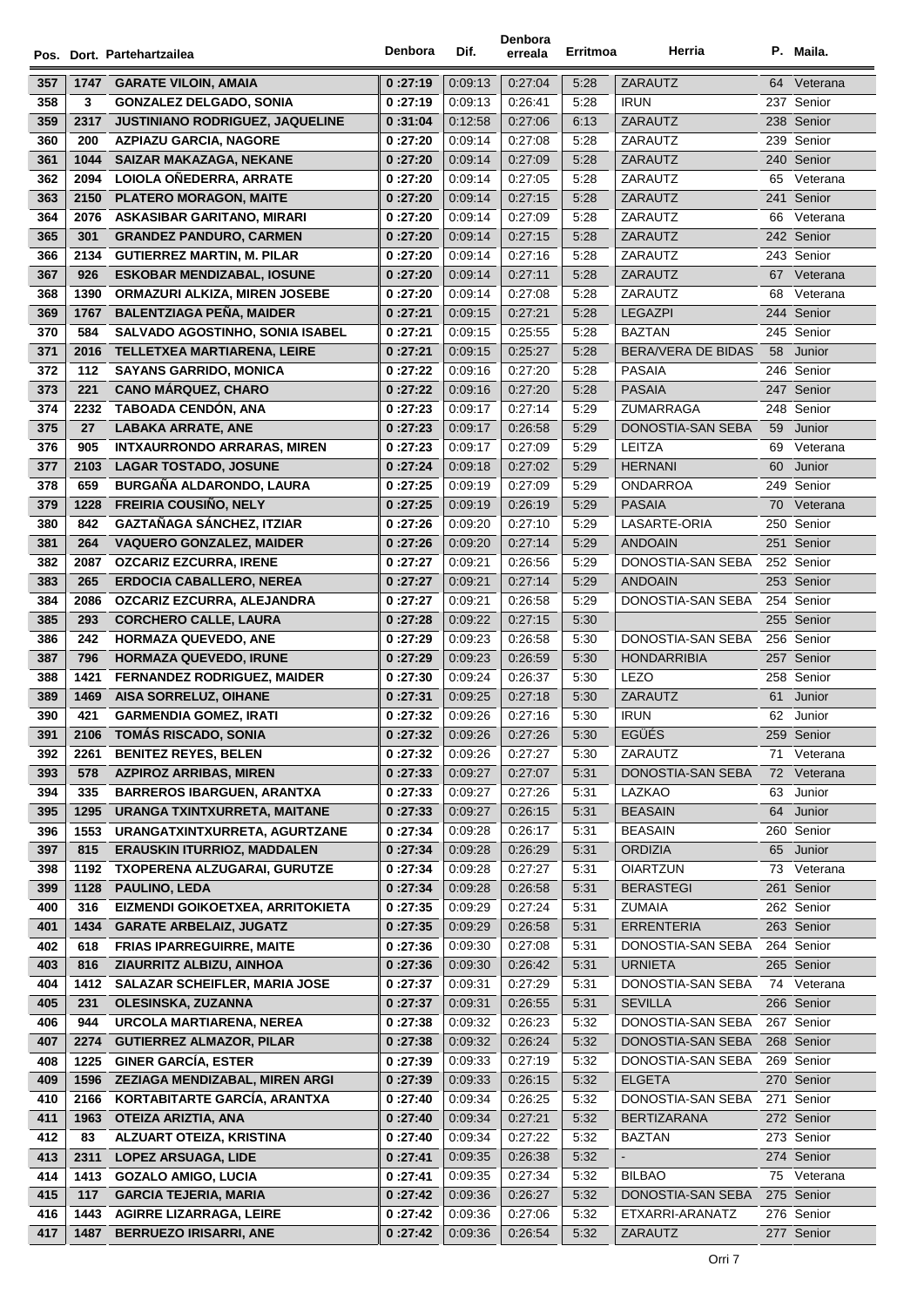| Pos. | Dort. | Partehartzailea | Denbora | Dif. | Denbora erreala | Erritmoa | Herria | P. | Maila. |
|---|---|---|---|---|---|---|---|---|---|
| 357 | 1747 | GARATE VILOIN, AMAIA | 0 :27:19 | 0:09:13 | 0:27:04 | 5:28 | ZARAUTZ | 64 | Veterana |
| 358 | 3 | GONZALEZ DELGADO, SONIA | 0 :27:19 | 0:09:13 | 0:26:41 | 5:28 | IRUN | 237 | Senior |
| 359 | 2317 | JUSTINIANO RODRIGUEZ, JAQUELINE | 0 :31:04 | 0:12:58 | 0:27:06 | 6:13 | ZARAUTZ | 238 | Senior |
| 360 | 200 | AZPIAZU GARCIA, NAGORE | 0 :27:20 | 0:09:14 | 0:27:08 | 5:28 | ZARAUTZ | 239 | Senior |
| 361 | 1044 | SAIZAR MAKAZAGA, NEKANE | 0 :27:20 | 0:09:14 | 0:27:09 | 5:28 | ZARAUTZ | 240 | Senior |
| 362 | 2094 | LOIOLA OÑEDERRA, ARRATE | 0 :27:20 | 0:09:14 | 0:27:05 | 5:28 | ZARAUTZ | 65 | Veterana |
| 363 | 2150 | PLATERO MORAGON, MAITE | 0 :27:20 | 0:09:14 | 0:27:15 | 5:28 | ZARAUTZ | 241 | Senior |
| 364 | 2076 | ASKASIBAR GARITANO, MIRARI | 0 :27:20 | 0:09:14 | 0:27:09 | 5:28 | ZARAUTZ | 66 | Veterana |
| 365 | 301 | GRANDEZ PANDURO, CARMEN | 0 :27:20 | 0:09:14 | 0:27:15 | 5:28 | ZARAUTZ | 242 | Senior |
| 366 | 2134 | GUTIERREZ MARTIN, M. PILAR | 0 :27:20 | 0:09:14 | 0:27:16 | 5:28 | ZARAUTZ | 243 | Senior |
| 367 | 926 | ESKOBAR MENDIZABAL, IOSUNE | 0 :27:20 | 0:09:14 | 0:27:11 | 5:28 | ZARAUTZ | 67 | Veterana |
| 368 | 1390 | ORMAZURI ALKIZA, MIREN JOSEBE | 0 :27:20 | 0:09:14 | 0:27:08 | 5:28 | ZARAUTZ | 68 | Veterana |
| 369 | 1767 | BALENTZIAGA PEÑA, MAIDER | 0 :27:21 | 0:09:15 | 0:27:21 | 5:28 | LEGAZPI | 244 | Senior |
| 370 | 584 | SALVADO AGOSTINHO, SONIA ISABEL | 0 :27:21 | 0:09:15 | 0:25:55 | 5:28 | BAZTAN | 245 | Senior |
| 371 | 2016 | TELLETXEA MARTIARENA, LEIRE | 0 :27:21 | 0:09:15 | 0:25:27 | 5:28 | BERA/VERA DE BIDAS | 58 | Junior |
| 372 | 112 | SAYANS GARRIDO, MONICA | 0 :27:22 | 0:09:16 | 0:27:20 | 5:28 | PASAIA | 246 | Senior |
| 373 | 221 | CANO MÁRQUEZ, CHARO | 0 :27:22 | 0:09:16 | 0:27:20 | 5:28 | PASAIA | 247 | Senior |
| 374 | 2232 | TABOADA CENDÓN, ANA | 0 :27:23 | 0:09:17 | 0:27:14 | 5:29 | ZUMARRAGA | 248 | Senior |
| 375 | 27 | LABAKA ARRATE, ANE | 0 :27:23 | 0:09:17 | 0:26:58 | 5:29 | DONOSTIA-SAN SEBA | 59 | Junior |
| 376 | 905 | INTXAURRONDO ARRARAS, MIREN | 0 :27:23 | 0:09:17 | 0:27:09 | 5:29 | LEITZA | 69 | Veterana |
| 377 | 2103 | LAGAR TOSTADO, JOSUNE | 0 :27:24 | 0:09:18 | 0:27:02 | 5:29 | HERNANI | 60 | Junior |
| 378 | 659 | BURGAÑA ALDARONDO, LAURA | 0 :27:25 | 0:09:19 | 0:27:09 | 5:29 | ONDARROA | 249 | Senior |
| 379 | 1228 | FREIRIA COUSIÑO, NELY | 0 :27:25 | 0:09:19 | 0:26:19 | 5:29 | PASAIA | 70 | Veterana |
| 380 | 842 | GAZTAÑAGA SÁNCHEZ, ITZIAR | 0 :27:26 | 0:09:20 | 0:27:10 | 5:29 | LASARTE-ORIA | 250 | Senior |
| 381 | 264 | VAQUERO GONZALEZ, MAIDER | 0 :27:26 | 0:09:20 | 0:27:14 | 5:29 | ANDOAIN | 251 | Senior |
| 382 | 2087 | OZCARIZ EZCURRA, IRENE | 0 :27:27 | 0:09:21 | 0:26:56 | 5:29 | DONOSTIA-SAN SEBA | 252 | Senior |
| 383 | 265 | ERDOCIA CABALLERO, NEREA | 0 :27:27 | 0:09:21 | 0:27:14 | 5:29 | ANDOAIN | 253 | Senior |
| 384 | 2086 | OZCARIZ EZCURRA, ALEJANDRA | 0 :27:27 | 0:09:21 | 0:26:58 | 5:29 | DONOSTIA-SAN SEBA | 254 | Senior |
| 385 | 293 | CORCHERO CALLE, LAURA | 0 :27:28 | 0:09:22 | 0:27:15 | 5:30 | | 255 | Senior |
| 386 | 242 | HORMAZA QUEVEDO, ANE | 0 :27:29 | 0:09:23 | 0:26:58 | 5:30 | DONOSTIA-SAN SEBA | 256 | Senior |
| 387 | 796 | HORMAZA QUEVEDO, IRUNE | 0 :27:29 | 0:09:23 | 0:26:59 | 5:30 | HONDARRIBIA | 257 | Senior |
| 388 | 1421 | FERNANDEZ RODRIGUEZ, MAIDER | 0 :27:30 | 0:09:24 | 0:26:37 | 5:30 | LEZO | 258 | Senior |
| 389 | 1469 | AISA SORRELUZ, OIHANE | 0 :27:31 | 0:09:25 | 0:27:18 | 5:30 | ZARAUTZ | 61 | Junior |
| 390 | 421 | GARMENDIA GOMEZ, IRATI | 0 :27:32 | 0:09:26 | 0:27:16 | 5:30 | IRUN | 62 | Junior |
| 391 | 2106 | TOMÁS RISCADO, SONIA | 0 :27:32 | 0:09:26 | 0:27:26 | 5:30 | EGÜÉS | 259 | Senior |
| 392 | 2261 | BENITEZ REYES, BELEN | 0 :27:32 | 0:09:26 | 0:27:27 | 5:30 | ZARAUTZ | 71 | Veterana |
| 393 | 578 | AZPIROZ ARRIBAS, MIREN | 0 :27:33 | 0:09:27 | 0:27:07 | 5:31 | DONOSTIA-SAN SEBA | 72 | Veterana |
| 394 | 335 | BARREROS IBARGUEN, ARANTXA | 0 :27:33 | 0:09:27 | 0:27:26 | 5:31 | LAZKAO | 63 | Junior |
| 395 | 1295 | URANGA TXINTXURRETA, MAITANE | 0 :27:33 | 0:09:27 | 0:26:15 | 5:31 | BEASAIN | 64 | Junior |
| 396 | 1553 | URANGATXINTXURRETA, AGURTZANE | 0 :27:34 | 0:09:28 | 0:26:17 | 5:31 | BEASAIN | 260 | Senior |
| 397 | 815 | ERAUSKIN ITURRIOZ, MADDALEN | 0 :27:34 | 0:09:28 | 0:26:29 | 5:31 | ORDIZIA | 65 | Junior |
| 398 | 1192 | TXOPERENA ALZUGARAI, GURUTZE | 0 :27:34 | 0:09:28 | 0:27:27 | 5:31 | OIARTZUN | 73 | Veterana |
| 399 | 1128 | PAULINO, LEDA | 0 :27:34 | 0:09:28 | 0:26:58 | 5:31 | BERASTEGI | 261 | Senior |
| 400 | 316 | EIZMENDI GOIKOETXEA, ARRITOKIETA | 0 :27:35 | 0:09:29 | 0:27:24 | 5:31 | ZUMAIA | 262 | Senior |
| 401 | 1434 | GARATE ARBELAIZ, JUGATZ | 0 :27:35 | 0:09:29 | 0:26:58 | 5:31 | ERRENTERIA | 263 | Senior |
| 402 | 618 | FRIAS IPARREGUIRRE, MAITE | 0 :27:36 | 0:09:30 | 0:27:08 | 5:31 | DONOSTIA-SAN SEBA | 264 | Senior |
| 403 | 816 | ZIAURRITZ ALBIZU, AINHOA | 0 :27:36 | 0:09:30 | 0:26:42 | 5:31 | URNIETA | 265 | Senior |
| 404 | 1412 | SALAZAR SCHEIFLER, MARIA JOSE | 0 :27:37 | 0:09:31 | 0:27:29 | 5:31 | DONOSTIA-SAN SEBA | 74 | Veterana |
| 405 | 231 | OLESINSKA, ZUZANNA | 0 :27:37 | 0:09:31 | 0:26:55 | 5:31 | SEVILLA | 266 | Senior |
| 406 | 944 | URCOLA MARTIARENA, NEREA | 0 :27:38 | 0:09:32 | 0:26:23 | 5:32 | DONOSTIA-SAN SEBA | 267 | Senior |
| 407 | 2274 | GUTIERREZ ALMAZOR, PILAR | 0 :27:38 | 0:09:32 | 0:26:24 | 5:32 | DONOSTIA-SAN SEBA | 268 | Senior |
| 408 | 1225 | GINER GARCÍA, ESTER | 0 :27:39 | 0:09:33 | 0:27:19 | 5:32 | DONOSTIA-SAN SEBA | 269 | Senior |
| 409 | 1596 | ZEZIAGA MENDIZABAL, MIREN ARGI | 0 :27:39 | 0:09:33 | 0:26:15 | 5:32 | ELGETA | 270 | Senior |
| 410 | 2166 | KORTABITARTE GARCÍA, ARANTXA | 0 :27:40 | 0:09:34 | 0:26:25 | 5:32 | DONOSTIA-SAN SEBA | 271 | Senior |
| 411 | 1963 | OTEIZA ARIZTIA, ANA | 0 :27:40 | 0:09:34 | 0:27:21 | 5:32 | BERTIZARANA | 272 | Senior |
| 412 | 83 | ALZUART OTEIZA, KRISTINA | 0 :27:40 | 0:09:34 | 0:27:22 | 5:32 | BAZTAN | 273 | Senior |
| 413 | 2311 | LOPEZ ARSUAGA, LIDE | 0 :27:41 | 0:09:35 | 0:26:38 | 5:32 | - | 274 | Senior |
| 414 | 1413 | GOZALO AMIGO, LUCIA | 0 :27:41 | 0:09:35 | 0:27:34 | 5:32 | BILBAO | 75 | Veterana |
| 415 | 117 | GARCIA TEJERIA, MARIA | 0 :27:42 | 0:09:36 | 0:26:27 | 5:32 | DONOSTIA-SAN SEBA | 275 | Senior |
| 416 | 1443 | AGIRRE LIZARRAGA, LEIRE | 0 :27:42 | 0:09:36 | 0:27:06 | 5:32 | ETXARRI-ARANATZ | 276 | Senior |
| 417 | 1487 | BERRUEZO IRISARRI, ANE | 0 :27:42 | 0:09:36 | 0:26:54 | 5:32 | ZARAUTZ | 277 | Senior |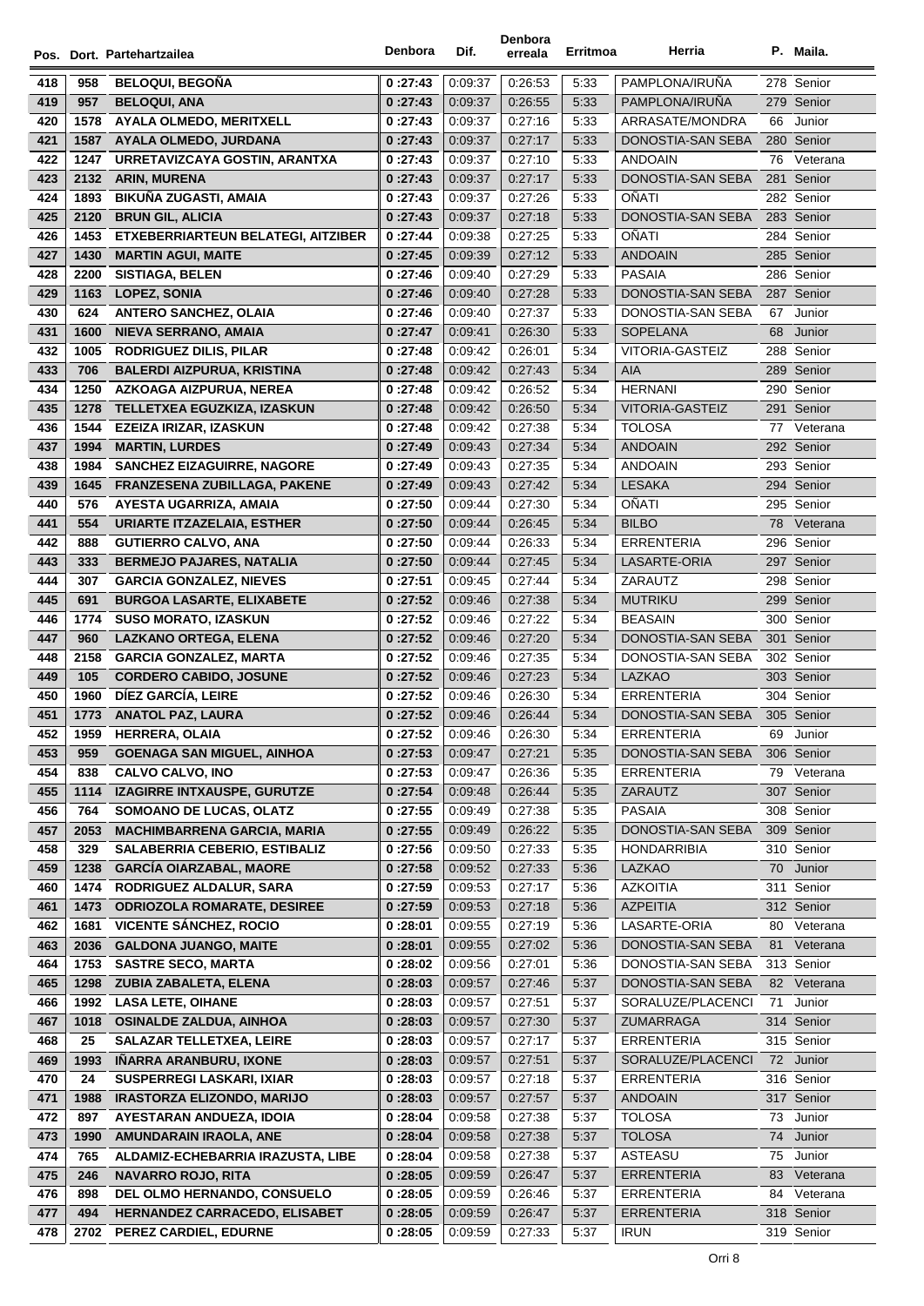| Pos. | Dort. | Partehartzailea | Denbora | Dif. | Denbora erreala | Erritmoa | Herria | P. | Maila. |
|---|---|---|---|---|---|---|---|---|---|
| 418 | 958 | BELOQUI, BEGOÑA | 0 :27:43 | 0:09:37 | 0:26:53 | 5:33 | PAMPLONA/IRUÑA | 278 | Senior |
| 419 | 957 | BELOQUI, ANA | 0 :27:43 | 0:09:37 | 0:26:55 | 5:33 | PAMPLONA/IRUÑA | 279 | Senior |
| 420 | 1578 | AYALA OLMEDO, MERITXELL | 0 :27:43 | 0:09:37 | 0:27:16 | 5:33 | ARRASATE/MONDRA | 66 | Junior |
| 421 | 1587 | AYALA OLMEDO, JURDANA | 0 :27:43 | 0:09:37 | 0:27:17 | 5:33 | DONOSTIA-SAN SEBA | 280 | Senior |
| 422 | 1247 | URRETAVIZCAYA GOSTIN, ARANTXA | 0 :27:43 | 0:09:37 | 0:27:10 | 5:33 | ANDOAIN | 76 | Veterana |
| 423 | 2132 | ARIN, MURENA | 0 :27:43 | 0:09:37 | 0:27:17 | 5:33 | DONOSTIA-SAN SEBA | 281 | Senior |
| 424 | 1893 | BIKUÑA ZUGASTI, AMAIA | 0 :27:43 | 0:09:37 | 0:27:26 | 5:33 | OÑATI | 282 | Senior |
| 425 | 2120 | BRUN GIL, ALICIA | 0 :27:43 | 0:09:37 | 0:27:18 | 5:33 | DONOSTIA-SAN SEBA | 283 | Senior |
| 426 | 1453 | ETXEBERRIARTEUN BELATEGI, AITZIBER | 0 :27:44 | 0:09:38 | 0:27:25 | 5:33 | OÑATI | 284 | Senior |
| 427 | 1430 | MARTIN AGUI, MAITE | 0 :27:45 | 0:09:39 | 0:27:12 | 5:33 | ANDOAIN | 285 | Senior |
| 428 | 2200 | SISTIAGA, BELEN | 0 :27:46 | 0:09:40 | 0:27:29 | 5:33 | PASAIA | 286 | Senior |
| 429 | 1163 | LOPEZ, SONIA | 0 :27:46 | 0:09:40 | 0:27:28 | 5:33 | DONOSTIA-SAN SEBA | 287 | Senior |
| 430 | 624 | ANTERO SANCHEZ, OLAIA | 0 :27:46 | 0:09:40 | 0:27:37 | 5:33 | DONOSTIA-SAN SEBA | 67 | Junior |
| 431 | 1600 | NIEVA SERRANO, AMAIA | 0 :27:47 | 0:09:41 | 0:26:30 | 5:33 | SOPELANA | 68 | Junior |
| 432 | 1005 | RODRIGUEZ DILIS, PILAR | 0 :27:48 | 0:09:42 | 0:26:01 | 5:34 | VITORIA-GASTEIZ | 288 | Senior |
| 433 | 706 | BALERDI AIZPURUA, KRISTINA | 0 :27:48 | 0:09:42 | 0:27:43 | 5:34 | AIA | 289 | Senior |
| 434 | 1250 | AZKOAGA AIZPURUA, NEREA | 0 :27:48 | 0:09:42 | 0:26:52 | 5:34 | HERNANI | 290 | Senior |
| 435 | 1278 | TELLETXEA EGUZKIZA, IZASKUN | 0 :27:48 | 0:09:42 | 0:26:50 | 5:34 | VITORIA-GASTEIZ | 291 | Senior |
| 436 | 1544 | EZEIZA IRIZAR, IZASKUN | 0 :27:48 | 0:09:42 | 0:27:38 | 5:34 | TOLOSA | 77 | Veterana |
| 437 | 1994 | MARTIN, LURDES | 0 :27:49 | 0:09:43 | 0:27:34 | 5:34 | ANDOAIN | 292 | Senior |
| 438 | 1984 | SANCHEZ EIZAGUIRRE, NAGORE | 0 :27:49 | 0:09:43 | 0:27:35 | 5:34 | ANDOAIN | 293 | Senior |
| 439 | 1645 | FRANZESENA ZUBILLAGA, PAKENE | 0 :27:49 | 0:09:43 | 0:27:42 | 5:34 | LESAKA | 294 | Senior |
| 440 | 576 | AYESTA UGARRIZA, AMAIA | 0 :27:50 | 0:09:44 | 0:27:30 | 5:34 | OÑATI | 295 | Senior |
| 441 | 554 | URIARTE ITZAZELAIA, ESTHER | 0 :27:50 | 0:09:44 | 0:26:45 | 5:34 | BILBO | 78 | Veterana |
| 442 | 888 | GUTIERRO CALVO, ANA | 0 :27:50 | 0:09:44 | 0:26:33 | 5:34 | ERRENTERIA | 296 | Senior |
| 443 | 333 | BERMEJO PAJARES, NATALIA | 0 :27:50 | 0:09:44 | 0:27:45 | 5:34 | LASARTE-ORIA | 297 | Senior |
| 444 | 307 | GARCIA GONZALEZ, NIEVES | 0 :27:51 | 0:09:45 | 0:27:44 | 5:34 | ZARAUTZ | 298 | Senior |
| 445 | 691 | BURGOA LASARTE, ELIXABETE | 0 :27:52 | 0:09:46 | 0:27:38 | 5:34 | MUTRIKU | 299 | Senior |
| 446 | 1774 | SUSO MORATO, IZASKUN | 0 :27:52 | 0:09:46 | 0:27:22 | 5:34 | BEASAIN | 300 | Senior |
| 447 | 960 | LAZKANO ORTEGA, ELENA | 0 :27:52 | 0:09:46 | 0:27:20 | 5:34 | DONOSTIA-SAN SEBA | 301 | Senior |
| 448 | 2158 | GARCIA GONZALEZ, MARTA | 0 :27:52 | 0:09:46 | 0:27:35 | 5:34 | DONOSTIA-SAN SEBA | 302 | Senior |
| 449 | 105 | CORDERO CABIDO, JOSUNE | 0 :27:52 | 0:09:46 | 0:27:23 | 5:34 | LAZKAO | 303 | Senior |
| 450 | 1960 | DÍEZ GARCÍA, LEIRE | 0 :27:52 | 0:09:46 | 0:26:30 | 5:34 | ERRENTERIA | 304 | Senior |
| 451 | 1773 | ANATOL PAZ, LAURA | 0 :27:52 | 0:09:46 | 0:26:44 | 5:34 | DONOSTIA-SAN SEBA | 305 | Senior |
| 452 | 1959 | HERRERA, OLAIA | 0 :27:52 | 0:09:46 | 0:26:30 | 5:34 | ERRENTERIA | 69 | Junior |
| 453 | 959 | GOENAGA SAN MIGUEL, AINHOA | 0 :27:53 | 0:09:47 | 0:27:21 | 5:35 | DONOSTIA-SAN SEBA | 306 | Senior |
| 454 | 838 | CALVO CALVO, INO | 0 :27:53 | 0:09:47 | 0:26:36 | 5:35 | ERRENTERIA | 79 | Veterana |
| 455 | 1114 | IZAGIRRE INTXAUSPE, GURUTZE | 0 :27:54 | 0:09:48 | 0:26:44 | 5:35 | ZARAUTZ | 307 | Senior |
| 456 | 764 | SOMOANO DE LUCAS, OLATZ | 0 :27:55 | 0:09:49 | 0:27:38 | 5:35 | PASAIA | 308 | Senior |
| 457 | 2053 | MACHIMBARRENA GARCIA, MARIA | 0 :27:55 | 0:09:49 | 0:26:22 | 5:35 | DONOSTIA-SAN SEBA | 309 | Senior |
| 458 | 329 | SALABERRIA CEBERIO, ESTIBALIZ | 0 :27:56 | 0:09:50 | 0:27:33 | 5:35 | HONDARRIBIA | 310 | Senior |
| 459 | 1238 | GARCÍA OIARZABAL, MAORE | 0 :27:58 | 0:09:52 | 0:27:33 | 5:36 | LAZKAO | 70 | Junior |
| 460 | 1474 | RODRIGUEZ ALDALUR, SARA | 0 :27:59 | 0:09:53 | 0:27:17 | 5:36 | AZKOITIA | 311 | Senior |
| 461 | 1473 | ODRIOZOLA ROMARATE, DESIREE | 0 :27:59 | 0:09:53 | 0:27:18 | 5:36 | AZPEITIA | 312 | Senior |
| 462 | 1681 | VICENTE SÁNCHEZ, ROCIO | 0 :28:01 | 0:09:55 | 0:27:19 | 5:36 | LASARTE-ORIA | 80 | Veterana |
| 463 | 2036 | GALDONA JUANGO, MAITE | 0 :28:01 | 0:09:55 | 0:27:02 | 5:36 | DONOSTIA-SAN SEBA | 81 | Veterana |
| 464 | 1753 | SASTRE SECO, MARTA | 0 :28:02 | 0:09:56 | 0:27:01 | 5:36 | DONOSTIA-SAN SEBA | 313 | Senior |
| 465 | 1298 | ZUBIA ZABALETA, ELENA | 0 :28:03 | 0:09:57 | 0:27:46 | 5:37 | DONOSTIA-SAN SEBA | 82 | Veterana |
| 466 | 1992 | LASA LETE, OIHANE | 0 :28:03 | 0:09:57 | 0:27:51 | 5:37 | SORALUZE/PLACENCI | 71 | Junior |
| 467 | 1018 | OSINALDE ZALDUA, AINHOA | 0 :28:03 | 0:09:57 | 0:27:30 | 5:37 | ZUMARRAGA | 314 | Senior |
| 468 | 25 | SALAZAR TELLETXEA, LEIRE | 0 :28:03 | 0:09:57 | 0:27:17 | 5:37 | ERRENTERIA | 315 | Senior |
| 469 | 1993 | IÑARRA ARANBURU, IXONE | 0 :28:03 | 0:09:57 | 0:27:51 | 5:37 | SORALUZE/PLACENCI | 72 | Junior |
| 470 | 24 | SUSPERREGI LASKARI, IXIAR | 0 :28:03 | 0:09:57 | 0:27:18 | 5:37 | ERRENTERIA | 316 | Senior |
| 471 | 1988 | IRASTORZA ELIZONDO, MARIJO | 0 :28:03 | 0:09:57 | 0:27:57 | 5:37 | ANDOAIN | 317 | Senior |
| 472 | 897 | AYESTARAN ANDUEZA, IDOIA | 0 :28:04 | 0:09:58 | 0:27:38 | 5:37 | TOLOSA | 73 | Junior |
| 473 | 1990 | AMUNDARAIN IRAOLA, ANE | 0 :28:04 | 0:09:58 | 0:27:38 | 5:37 | TOLOSA | 74 | Junior |
| 474 | 765 | ALDAMIZ-ECHEBARRIA IRAZUSTA, LIBE | 0 :28:04 | 0:09:58 | 0:27:38 | 5:37 | ASTEASU | 75 | Junior |
| 475 | 246 | NAVARRO ROJO, RITA | 0 :28:05 | 0:09:59 | 0:26:47 | 5:37 | ERRENTERIA | 83 | Veterana |
| 476 | 898 | DEL OLMO HERNANDO, CONSUELO | 0 :28:05 | 0:09:59 | 0:26:46 | 5:37 | ERRENTERIA | 84 | Veterana |
| 477 | 494 | HERNANDEZ CARRACEDO, ELISABET | 0 :28:05 | 0:09:59 | 0:26:47 | 5:37 | ERRENTERIA | 318 | Senior |
| 478 | 2702 | PEREZ CARDIEL, EDURNE | 0 :28:05 | 0:09:59 | 0:27:33 | 5:37 | IRUN | 319 | Senior |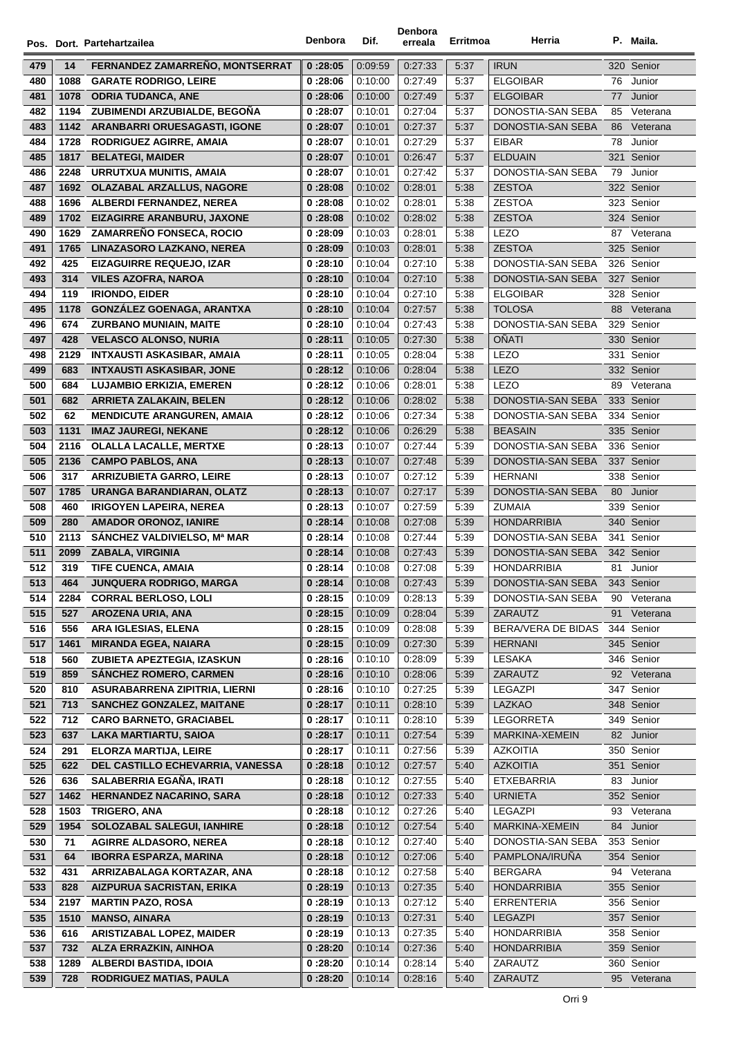| Pos. | Dort. | Partehartzailea | Denbora | Dif. | Denbora erreala | Erritmoa | Herria | P. | Maila. |
|---|---|---|---|---|---|---|---|---|---|
| 479 | 14 | FERNANDEZ ZAMARREÑO, MONTSERRAT | 0 :28:05 | 0:09:59 | 0:27:33 | 5:37 | IRUN | 320 | Senior |
| 480 | 1088 | GARATE RODRIGO, LEIRE | 0 :28:06 | 0:10:00 | 0:27:49 | 5:37 | ELGOIBAR | 76 | Junior |
| 481 | 1078 | ODRIA TUDANCA, ANE | 0 :28:06 | 0:10:00 | 0:27:49 | 5:37 | ELGOIBAR | 77 | Junior |
| 482 | 1194 | ZUBIMENDI ARZUBIALDE, BEGOÑA | 0 :28:07 | 0:10:01 | 0:27:04 | 5:37 | DONOSTIA-SAN SEBA | 85 | Veterana |
| 483 | 1142 | ARANBARRI ORUESAGASTI, IGONE | 0 :28:07 | 0:10:01 | 0:27:37 | 5:37 | DONOSTIA-SAN SEBA | 86 | Veterana |
| 484 | 1728 | RODRIGUEZ AGIRRE, AMAIA | 0 :28:07 | 0:10:01 | 0:27:29 | 5:37 | EIBAR | 78 | Junior |
| 485 | 1817 | BELATEGI, MAIDER | 0 :28:07 | 0:10:01 | 0:26:47 | 5:37 | ELDUAIN | 321 | Senior |
| 486 | 2248 | URRUTXUA MUNITIS, AMAIA | 0 :28:07 | 0:10:01 | 0:27:42 | 5:37 | DONOSTIA-SAN SEBA | 79 | Junior |
| 487 | 1692 | OLAZABAL ARZALLUS, NAGORE | 0 :28:08 | 0:10:02 | 0:28:01 | 5:38 | ZESTOA | 322 | Senior |
| 488 | 1696 | ALBERDI FERNANDEZ, NEREA | 0 :28:08 | 0:10:02 | 0:28:01 | 5:38 | ZESTOA | 323 | Senior |
| 489 | 1702 | EIZAGIRRE ARANBURU, JAXONE | 0 :28:08 | 0:10:02 | 0:28:02 | 5:38 | ZESTOA | 324 | Senior |
| 490 | 1629 | ZAMARREÑO FONSECA, ROCIO | 0 :28:09 | 0:10:03 | 0:28:01 | 5:38 | LEZO | 87 | Veterana |
| 491 | 1765 | LINAZASORO LAZKANO, NEREA | 0 :28:09 | 0:10:03 | 0:28:01 | 5:38 | ZESTOA | 325 | Senior |
| 492 | 425 | EIZAGUIRRE REQUEJO, IZAR | 0 :28:10 | 0:10:04 | 0:27:10 | 5:38 | DONOSTIA-SAN SEBA | 326 | Senior |
| 493 | 314 | VILES AZOFRA, NAROA | 0 :28:10 | 0:10:04 | 0:27:10 | 5:38 | DONOSTIA-SAN SEBA | 327 | Senior |
| 494 | 119 | IRIONDO, EIDER | 0 :28:10 | 0:10:04 | 0:27:10 | 5:38 | ELGOIBAR | 328 | Senior |
| 495 | 1178 | GONZÁLEZ GOENAGA, ARANTXA | 0 :28:10 | 0:10:04 | 0:27:57 | 5:38 | TOLOSA | 88 | Veterana |
| 496 | 674 | ZURBANO MUNIAIN, MAITE | 0 :28:10 | 0:10:04 | 0:27:43 | 5:38 | DONOSTIA-SAN SEBA | 329 | Senior |
| 497 | 428 | VELASCO ALONSO, NURIA | 0 :28:11 | 0:10:05 | 0:27:30 | 5:38 | OÑATI | 330 | Senior |
| 498 | 2129 | INTXAUSTI ASKASIBAR, AMAIA | 0 :28:11 | 0:10:05 | 0:28:04 | 5:38 | LEZO | 331 | Senior |
| 499 | 683 | INTXAUSTI ASKASIBAR, JONE | 0 :28:12 | 0:10:06 | 0:28:04 | 5:38 | LEZO | 332 | Senior |
| 500 | 684 | LUJAMBIO ERKIZIA, EMEREN | 0 :28:12 | 0:10:06 | 0:28:01 | 5:38 | LEZO | 89 | Veterana |
| 501 | 682 | ARRIETA ZALAKAIN, BELEN | 0 :28:12 | 0:10:06 | 0:28:02 | 5:38 | DONOSTIA-SAN SEBA | 333 | Senior |
| 502 | 62 | MENDICUTE ARANGUREN, AMAIA | 0 :28:12 | 0:10:06 | 0:27:34 | 5:38 | DONOSTIA-SAN SEBA | 334 | Senior |
| 503 | 1131 | IMAZ JAUREGI, NEKANE | 0 :28:12 | 0:10:06 | 0:26:29 | 5:38 | BEASAIN | 335 | Senior |
| 504 | 2116 | OLALLA LACALLE, MERTXE | 0 :28:13 | 0:10:07 | 0:27:44 | 5:39 | DONOSTIA-SAN SEBA | 336 | Senior |
| 505 | 2136 | CAMPO PABLOS, ANA | 0 :28:13 | 0:10:07 | 0:27:48 | 5:39 | DONOSTIA-SAN SEBA | 337 | Senior |
| 506 | 317 | ARRIZUBIETA GARRO, LEIRE | 0 :28:13 | 0:10:07 | 0:27:12 | 5:39 | HERNANI | 338 | Senior |
| 507 | 1785 | URANGA BARANDIARAN, OLATZ | 0 :28:13 | 0:10:07 | 0:27:17 | 5:39 | DONOSTIA-SAN SEBA | 80 | Junior |
| 508 | 460 | IRIGOYEN LAPEIRA, NEREA | 0 :28:13 | 0:10:07 | 0:27:59 | 5:39 | ZUMAIA | 339 | Senior |
| 509 | 280 | AMADOR ORONOZ, IANIRE | 0 :28:14 | 0:10:08 | 0:27:08 | 5:39 | HONDARRIBIA | 340 | Senior |
| 510 | 2113 | SÁNCHEZ VALDIVIELSO, Mª MAR | 0 :28:14 | 0:10:08 | 0:27:44 | 5:39 | DONOSTIA-SAN SEBA | 341 | Senior |
| 511 | 2099 | ZABALA, VIRGINIA | 0 :28:14 | 0:10:08 | 0:27:43 | 5:39 | DONOSTIA-SAN SEBA | 342 | Senior |
| 512 | 319 | TIFE CUENCA, AMAIA | 0 :28:14 | 0:10:08 | 0:27:08 | 5:39 | HONDARRIBIA | 81 | Junior |
| 513 | 464 | JUNQUERA RODRIGO, MARGA | 0 :28:14 | 0:10:08 | 0:27:43 | 5:39 | DONOSTIA-SAN SEBA | 343 | Senior |
| 514 | 2284 | CORRAL BERLOSO, LOLI | 0 :28:15 | 0:10:09 | 0:28:13 | 5:39 | DONOSTIA-SAN SEBA | 90 | Veterana |
| 515 | 527 | AROZENA URIA, ANA | 0 :28:15 | 0:10:09 | 0:28:04 | 5:39 | ZARAUTZ | 91 | Veterana |
| 516 | 556 | ARA IGLESIAS, ELENA | 0 :28:15 | 0:10:09 | 0:28:08 | 5:39 | BERA/VERA DE BIDAS | 344 | Senior |
| 517 | 1461 | MIRANDA EGEA, NAIARA | 0 :28:15 | 0:10:09 | 0:27:30 | 5:39 | HERNANI | 345 | Senior |
| 518 | 560 | ZUBIETA APEZTEGIA, IZASKUN | 0 :28:16 | 0:10:10 | 0:28:09 | 5:39 | LESAKA | 346 | Senior |
| 519 | 859 | SÁNCHEZ ROMERO, CARMEN | 0 :28:16 | 0:10:10 | 0:28:06 | 5:39 | ZARAUTZ | 92 | Veterana |
| 520 | 810 | ASURABARRENA ZIPITRIA, LIERNI | 0 :28:16 | 0:10:10 | 0:27:25 | 5:39 | LEGAZPI | 347 | Senior |
| 521 | 713 | SANCHEZ GONZALEZ, MAITANE | 0 :28:17 | 0:10:11 | 0:28:10 | 5:39 | LAZKAO | 348 | Senior |
| 522 | 712 | CARO BARNETO, GRACIABEL | 0 :28:17 | 0:10:11 | 0:28:10 | 5:39 | LEGORRETA | 349 | Senior |
| 523 | 637 | LAKA MARTIARTU, SAIOA | 0 :28:17 | 0:10:11 | 0:27:54 | 5:39 | MARKINA-XEMEIN | 82 | Junior |
| 524 | 291 | ELORZA MARTIJA, LEIRE | 0 :28:17 | 0:10:11 | 0:27:56 | 5:39 | AZKOITIA | 350 | Senior |
| 525 | 622 | DEL CASTILLO ECHEVARRIA, VANESSA | 0 :28:18 | 0:10:12 | 0:27:57 | 5:40 | AZKOITIA | 351 | Senior |
| 526 | 636 | SALABERRIA EGAÑA, IRATI | 0 :28:18 | 0:10:12 | 0:27:55 | 5:40 | ETXEBARRIA | 83 | Junior |
| 527 | 1462 | HERNANDEZ NACARINO, SARA | 0 :28:18 | 0:10:12 | 0:27:33 | 5:40 | URNIETA | 352 | Senior |
| 528 | 1503 | TRIGERO, ANA | 0 :28:18 | 0:10:12 | 0:27:26 | 5:40 | LEGAZPI | 93 | Veterana |
| 529 | 1954 | SOLOZABAL SALEGUI, IANHIRE | 0 :28:18 | 0:10:12 | 0:27:54 | 5:40 | MARKINA-XEMEIN | 84 | Junior |
| 530 | 71 | AGIRRE ALDASORO, NEREA | 0 :28:18 | 0:10:12 | 0:27:40 | 5:40 | DONOSTIA-SAN SEBA | 353 | Senior |
| 531 | 64 | IBORRA ESPARZA, MARINA | 0 :28:18 | 0:10:12 | 0:27:06 | 5:40 | PAMPLONA/IRUÑA | 354 | Senior |
| 532 | 431 | ARRIZABALAGA KORTAZAR, ANA | 0 :28:18 | 0:10:12 | 0:27:58 | 5:40 | BERGARA | 94 | Veterana |
| 533 | 828 | AIZPURUA SACRISTAN, ERIKA | 0 :28:19 | 0:10:13 | 0:27:35 | 5:40 | HONDARRIBIA | 355 | Senior |
| 534 | 2197 | MARTIN PAZO, ROSA | 0 :28:19 | 0:10:13 | 0:27:12 | 5:40 | ERRENTERIA | 356 | Senior |
| 535 | 1510 | MANSO, AINARA | 0 :28:19 | 0:10:13 | 0:27:31 | 5:40 | LEGAZPI | 357 | Senior |
| 536 | 616 | ARISTIZABAL LOPEZ, MAIDER | 0 :28:19 | 0:10:13 | 0:27:35 | 5:40 | HONDARRIBIA | 358 | Senior |
| 537 | 732 | ALZA ERRAZKIN, AINHOA | 0 :28:20 | 0:10:14 | 0:27:36 | 5:40 | HONDARRIBIA | 359 | Senior |
| 538 | 1289 | ALBERDI BASTIDA, IDOIA | 0 :28:20 | 0:10:14 | 0:28:14 | 5:40 | ZARAUTZ | 360 | Senior |
| 539 | 728 | RODRIGUEZ MATIAS, PAULA | 0 :28:20 | 0:10:14 | 0:28:16 | 5:40 | ZARAUTZ | 95 | Veterana |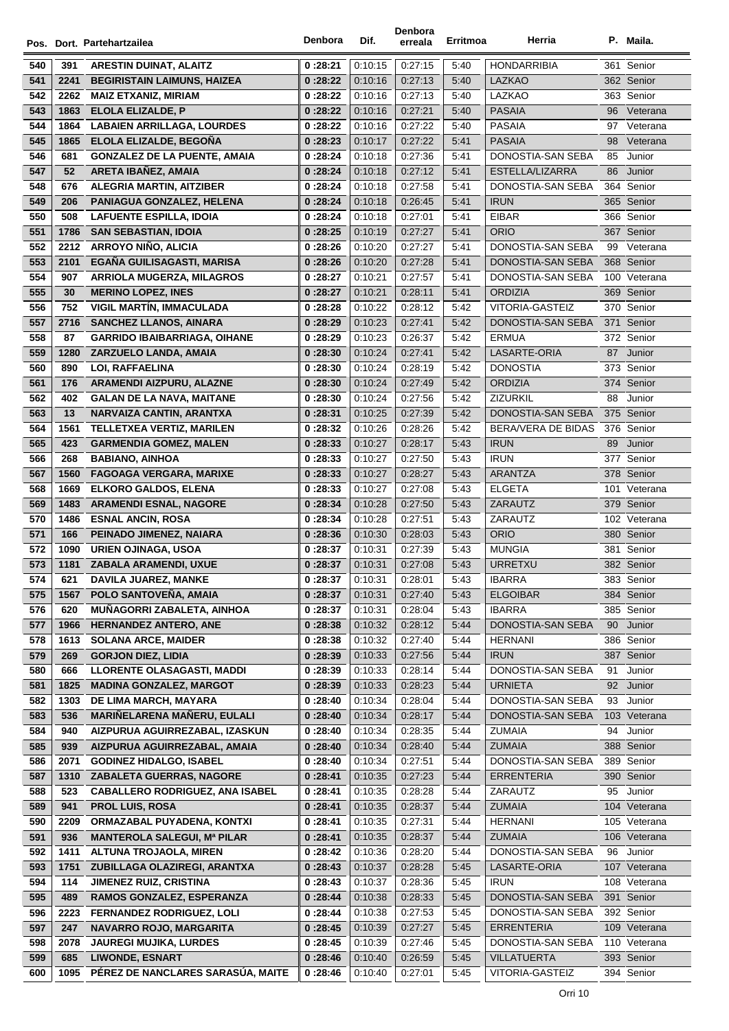| Pos. | Dort. | Partehartzailea | Denbora | Dif. | Denbora erreala | Erritmoa | Herria | P. | Maila. |
|---|---|---|---|---|---|---|---|---|---|
| 540 | 391 | ARESTIN DUINAT, ALAITZ | 0 :28:21 | 0:10:15 | 0:27:15 | 5:40 | HONDARRIBIA | 361 | Senior |
| 541 | 2241 | BEGIRISTAIN LAIMUNS, HAIZEA | 0 :28:22 | 0:10:16 | 0:27:13 | 5:40 | LAZKAO | 362 | Senior |
| 542 | 2262 | MAIZ ETXANIZ, MIRIAM | 0 :28:22 | 0:10:16 | 0:27:13 | 5:40 | LAZKAO | 363 | Senior |
| 543 | 1863 | ELOLA ELIZALDE, P | 0 :28:22 | 0:10:16 | 0:27:21 | 5:40 | PASAIA | 96 | Veterana |
| 544 | 1864 | LABAIEN ARRILLAGA, LOURDES | 0 :28:22 | 0:10:16 | 0:27:22 | 5:40 | PASAIA | 97 | Veterana |
| 545 | 1865 | ELOLA ELIZALDE, BEGOÑA | 0 :28:23 | 0:10:17 | 0:27:22 | 5:41 | PASAIA | 98 | Veterana |
| 546 | 681 | GONZALEZ DE LA PUENTE, AMAIA | 0 :28:24 | 0:10:18 | 0:27:36 | 5:41 | DONOSTIA-SAN SEBA | 85 | Junior |
| 547 | 52 | ARETA IBAÑEZ, AMAIA | 0 :28:24 | 0:10:18 | 0:27:12 | 5:41 | ESTELLA/LIZARRA | 86 | Junior |
| 548 | 676 | ALEGRIA MARTIN, AITZIBER | 0 :28:24 | 0:10:18 | 0:27:58 | 5:41 | DONOSTIA-SAN SEBA | 364 | Senior |
| 549 | 206 | PANIAGUA GONZALEZ, HELENA | 0 :28:24 | 0:10:18 | 0:26:45 | 5:41 | IRUN | 365 | Senior |
| 550 | 508 | LAFUENTE ESPILLA, IDOIA | 0 :28:24 | 0:10:18 | 0:27:01 | 5:41 | EIBAR | 366 | Senior |
| 551 | 1786 | SAN SEBASTIAN, IDOIA | 0 :28:25 | 0:10:19 | 0:27:27 | 5:41 | ORIO | 367 | Senior |
| 552 | 2212 | ARROYO NIÑO, ALICIA | 0 :28:26 | 0:10:20 | 0:27:27 | 5:41 | DONOSTIA-SAN SEBA | 99 | Veterana |
| 553 | 2101 | EGAÑA GUILISAGASTI, MARISA | 0 :28:26 | 0:10:20 | 0:27:28 | 5:41 | DONOSTIA-SAN SEBA | 368 | Senior |
| 554 | 907 | ARRIOLA MUGERZA, MILAGROS | 0 :28:27 | 0:10:21 | 0:27:57 | 5:41 | DONOSTIA-SAN SEBA | 100 | Veterana |
| 555 | 30 | MERINO LOPEZ, INES | 0 :28:27 | 0:10:21 | 0:28:11 | 5:41 | ORDIZIA | 369 | Senior |
| 556 | 752 | VIGIL MARTÍN, IMMACULADA | 0 :28:28 | 0:10:22 | 0:28:12 | 5:42 | VITORIA-GASTEIZ | 370 | Senior |
| 557 | 2716 | SANCHEZ LLANOS, AINARA | 0 :28:29 | 0:10:23 | 0:27:41 | 5:42 | DONOSTIA-SAN SEBA | 371 | Senior |
| 558 | 87 | GARRIDO IBAIBARRIAGA, OIHANE | 0 :28:29 | 0:10:23 | 0:26:37 | 5:42 | ERMUA | 372 | Senior |
| 559 | 1280 | ZARZUELO LANDA, AMAIA | 0 :28:30 | 0:10:24 | 0:27:41 | 5:42 | LASARTE-ORIA | 87 | Junior |
| 560 | 890 | LOI, RAFFAELINA | 0 :28:30 | 0:10:24 | 0:28:19 | 5:42 | DONOSTIA | 373 | Senior |
| 561 | 176 | ARAMENDI AIZPURU, ALAZNE | 0 :28:30 | 0:10:24 | 0:27:49 | 5:42 | ORDIZIA | 374 | Senior |
| 562 | 402 | GALAN DE LA NAVA, MAITANE | 0 :28:30 | 0:10:24 | 0:27:56 | 5:42 | ZIZURKIL | 88 | Junior |
| 563 | 13 | NARVAIZA CANTIN, ARANTXA | 0 :28:31 | 0:10:25 | 0:27:39 | 5:42 | DONOSTIA-SAN SEBA | 375 | Senior |
| 564 | 1561 | TELLETXEA VERTIZ, MARILEN | 0 :28:32 | 0:10:26 | 0:28:26 | 5:42 | BERA/VERA DE BIDAS | 376 | Senior |
| 565 | 423 | GARMENDIA GOMEZ, MALEN | 0 :28:33 | 0:10:27 | 0:28:17 | 5:43 | IRUN | 89 | Junior |
| 566 | 268 | BABIANO, AINHOA | 0 :28:33 | 0:10:27 | 0:27:50 | 5:43 | IRUN | 377 | Senior |
| 567 | 1560 | FAGOAGA VERGARA, MARIXE | 0 :28:33 | 0:10:27 | 0:28:27 | 5:43 | ARANTZA | 378 | Senior |
| 568 | 1669 | ELKORO GALDOS, ELENA | 0 :28:33 | 0:10:27 | 0:27:08 | 5:43 | ELGETA | 101 | Veterana |
| 569 | 1483 | ARAMENDI ESNAL, NAGORE | 0 :28:34 | 0:10:28 | 0:27:50 | 5:43 | ZARAUTZ | 379 | Senior |
| 570 | 1486 | ESNAL ANCIN, ROSA | 0 :28:34 | 0:10:28 | 0:27:51 | 5:43 | ZARAUTZ | 102 | Veterana |
| 571 | 166 | PEINADO JIMENEZ, NAIARA | 0 :28:36 | 0:10:30 | 0:28:03 | 5:43 | ORIO | 380 | Senior |
| 572 | 1090 | URIEN OJINAGA, USOA | 0 :28:37 | 0:10:31 | 0:27:39 | 5:43 | MUNGIA | 381 | Senior |
| 573 | 1181 | ZABALA ARAMENDI, UXUE | 0 :28:37 | 0:10:31 | 0:27:08 | 5:43 | URRETXU | 382 | Senior |
| 574 | 621 | DAVILA JUAREZ, MANKE | 0 :28:37 | 0:10:31 | 0:28:01 | 5:43 | IBARRA | 383 | Senior |
| 575 | 1567 | POLO SANTOVEÑA, AMAIA | 0 :28:37 | 0:10:31 | 0:27:40 | 5:43 | ELGOIBAR | 384 | Senior |
| 576 | 620 | MUÑAGORRI ZABALETA, AINHOA | 0 :28:37 | 0:10:31 | 0:28:04 | 5:43 | IBARRA | 385 | Senior |
| 577 | 1966 | HERNANDEZ ANTERO, ANE | 0 :28:38 | 0:10:32 | 0:28:12 | 5:44 | DONOSTIA-SAN SEBA | 90 | Junior |
| 578 | 1613 | SOLANA ARCE, MAIDER | 0 :28:38 | 0:10:32 | 0:27:40 | 5:44 | HERNANI | 386 | Senior |
| 579 | 269 | GORJON DIEZ, LIDIA | 0 :28:39 | 0:10:33 | 0:27:56 | 5:44 | IRUN | 387 | Senior |
| 580 | 666 | LLORENTE OLASAGASTI, MADDI | 0 :28:39 | 0:10:33 | 0:28:14 | 5:44 | DONOSTIA-SAN SEBA | 91 | Junior |
| 581 | 1825 | MADINA GONZALEZ, MARGOT | 0 :28:39 | 0:10:33 | 0:28:23 | 5:44 | URNIETA | 92 | Junior |
| 582 | 1303 | DE LIMA MARCH, MAYARA | 0 :28:40 | 0:10:34 | 0:28:04 | 5:44 | DONOSTIA-SAN SEBA | 93 | Junior |
| 583 | 536 | MARIÑELARENA MAÑERU, EULALI | 0 :28:40 | 0:10:34 | 0:28:17 | 5:44 | DONOSTIA-SAN SEBA | 103 | Veterana |
| 584 | 940 | AIZPURUA AGUIRREZABAL, IZASKUN | 0 :28:40 | 0:10:34 | 0:28:35 | 5:44 | ZUMAIA | 94 | Junior |
| 585 | 939 | AIZPURUA AGUIRREZABAL, AMAIA | 0 :28:40 | 0:10:34 | 0:28:40 | 5:44 | ZUMAIA | 388 | Senior |
| 586 | 2071 | GODINEZ HIDALGO, ISABEL | 0 :28:40 | 0:10:34 | 0:27:51 | 5:44 | DONOSTIA-SAN SEBA | 389 | Senior |
| 587 | 1310 | ZABALETA GUERRAS, NAGORE | 0 :28:41 | 0:10:35 | 0:27:23 | 5:44 | ERRENTERIA | 390 | Senior |
| 588 | 523 | CABALLERO RODRIGUEZ, ANA ISABEL | 0 :28:41 | 0:10:35 | 0:28:28 | 5:44 | ZARAUTZ | 95 | Junior |
| 589 | 941 | PROL LUIS, ROSA | 0 :28:41 | 0:10:35 | 0:28:37 | 5:44 | ZUMAIA | 104 | Veterana |
| 590 | 2209 | ORMAZABAL PUYADENA, KONTXI | 0 :28:41 | 0:10:35 | 0:27:31 | 5:44 | HERNANI | 105 | Veterana |
| 591 | 936 | MANTEROLA SALEGUI, Mª PILAR | 0 :28:41 | 0:10:35 | 0:28:37 | 5:44 | ZUMAIA | 106 | Veterana |
| 592 | 1411 | ALTUNA TROJAOLA, MIREN | 0 :28:42 | 0:10:36 | 0:28:20 | 5:44 | DONOSTIA-SAN SEBA | 96 | Junior |
| 593 | 1751 | ZUBILLAGA OLAZIREGI, ARANTXA | 0 :28:43 | 0:10:37 | 0:28:28 | 5:45 | LASARTE-ORIA | 107 | Veterana |
| 594 | 114 | JIMENEZ RUIZ, CRISTINA | 0 :28:43 | 0:10:37 | 0:28:36 | 5:45 | IRUN | 108 | Veterana |
| 595 | 489 | RAMOS GONZALEZ, ESPERANZA | 0 :28:44 | 0:10:38 | 0:28:33 | 5:45 | DONOSTIA-SAN SEBA | 391 | Senior |
| 596 | 2223 | FERNANDEZ RODRIGUEZ, LOLI | 0 :28:44 | 0:10:38 | 0:27:53 | 5:45 | DONOSTIA-SAN SEBA | 392 | Senior |
| 597 | 247 | NAVARRO ROJO, MARGARITA | 0 :28:45 | 0:10:39 | 0:27:27 | 5:45 | ERRENTERIA | 109 | Veterana |
| 598 | 2078 | JAUREGI MUJIKA, LURDES | 0 :28:45 | 0:10:39 | 0:27:46 | 5:45 | DONOSTIA-SAN SEBA | 110 | Veterana |
| 599 | 685 | LIWONDE, ESNART | 0 :28:46 | 0:10:40 | 0:26:59 | 5:45 | VILLATUERTA | 393 | Senior |
| 600 | 1095 | PÉREZ DE NANCLARES SARASÚA, MAITE | 0 :28:46 | 0:10:40 | 0:27:01 | 5:45 | VITORIA-GASTEIZ | 394 | Senior |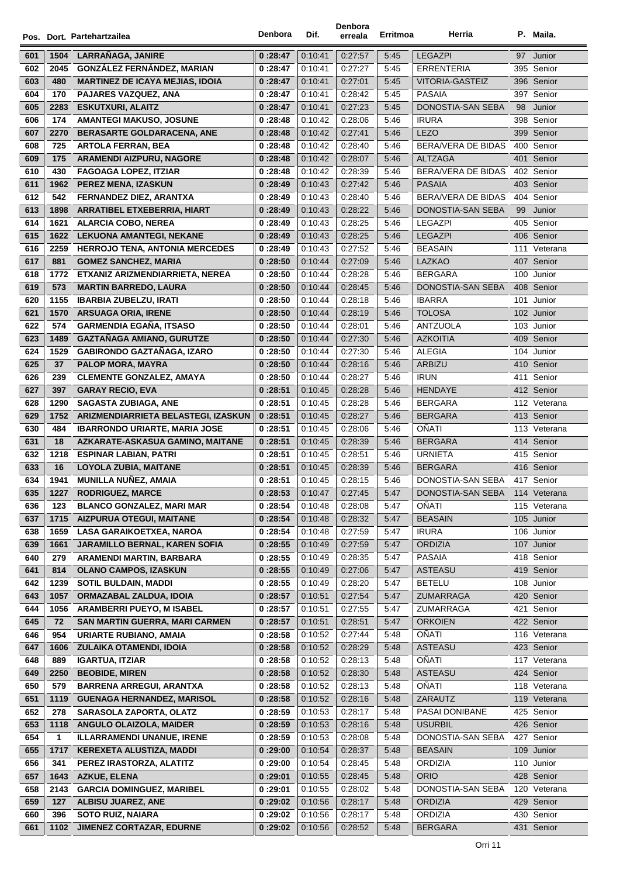| Pos. | Dort. | Partehartzailea | Denbora | Dif. | Denbora erreala | Erritmoa | Herria | P. | Maila. |
|---|---|---|---|---|---|---|---|---|---|
| 601 | 1504 | LARRAÑAGA, JANIRE | 0 :28:47 | 0:10:41 | 0:27:57 | 5:45 | LEGAZPI | 97 | Junior |
| 602 | 2045 | GONZÁLEZ FERNÁNDEZ, MARIAN | 0 :28:47 | 0:10:41 | 0:27:27 | 5:45 | ERRENTERIA | 395 | Senior |
| 603 | 480 | MARTINEZ DE ICAYA MEJIAS, IDOIA | 0 :28:47 | 0:10:41 | 0:27:01 | 5:45 | VITORIA-GASTEIZ | 396 | Senior |
| 604 | 170 | PAJARES VAZQUEZ, ANA | 0 :28:47 | 0:10:41 | 0:28:42 | 5:45 | PASAIA | 397 | Senior |
| 605 | 2283 | ESKUTXURI, ALAITZ | 0 :28:47 | 0:10:41 | 0:27:23 | 5:45 | DONOSTIA-SAN SEBA | 98 | Junior |
| 606 | 174 | AMANTEGI MAKUSO, JOSUNE | 0 :28:48 | 0:10:42 | 0:28:06 | 5:46 | IRURA | 398 | Senior |
| 607 | 2270 | BERASARTE GOLDARACENA, ANE | 0 :28:48 | 0:10:42 | 0:27:41 | 5:46 | LEZO | 399 | Senior |
| 608 | 725 | ARTOLA FERRAN, BEA | 0 :28:48 | 0:10:42 | 0:28:40 | 5:46 | BERA/VERA DE BIDAS | 400 | Senior |
| 609 | 175 | ARAMENDI AIZPURU, NAGORE | 0 :28:48 | 0:10:42 | 0:28:07 | 5:46 | ALTZAGA | 401 | Senior |
| 610 | 430 | FAGOAGA LOPEZ, ITZIAR | 0 :28:48 | 0:10:42 | 0:28:39 | 5:46 | BERA/VERA DE BIDAS | 402 | Senior |
| 611 | 1962 | PEREZ MENA, IZASKUN | 0 :28:49 | 0:10:43 | 0:27:42 | 5:46 | PASAIA | 403 | Senior |
| 612 | 542 | FERNANDEZ DIEZ, ARANTXA | 0 :28:49 | 0:10:43 | 0:28:40 | 5:46 | BERA/VERA DE BIDAS | 404 | Senior |
| 613 | 1898 | ARRATIBEL ETXEBERRIA, HIART | 0 :28:49 | 0:10:43 | 0:28:22 | 5:46 | DONOSTIA-SAN SEBA | 99 | Junior |
| 614 | 1621 | ALARCIA COBO, NEREA | 0 :28:49 | 0:10:43 | 0:28:25 | 5:46 | LEGAZPI | 405 | Senior |
| 615 | 1622 | LEKUONA AMANTEGI, NEKANE | 0 :28:49 | 0:10:43 | 0:28:25 | 5:46 | LEGAZPI | 406 | Senior |
| 616 | 2259 | HERROJO TENA, ANTONIA MERCEDES | 0 :28:49 | 0:10:43 | 0:27:52 | 5:46 | BEASAIN | 111 | Veterana |
| 617 | 881 | GOMEZ SANCHEZ, MARIA | 0 :28:50 | 0:10:44 | 0:27:09 | 5:46 | LAZKAO | 407 | Senior |
| 618 | 1772 | ETXANIZ ARIZMENDIARRIETA, NEREA | 0 :28:50 | 0:10:44 | 0:28:28 | 5:46 | BERGARA | 100 | Junior |
| 619 | 573 | MARTIN BARREDO, LAURA | 0 :28:50 | 0:10:44 | 0:28:45 | 5:46 | DONOSTIA-SAN SEBA | 408 | Senior |
| 620 | 1155 | IBARBIA ZUBELZU, IRATI | 0 :28:50 | 0:10:44 | 0:28:18 | 5:46 | IBARRA | 101 | Junior |
| 621 | 1570 | ARSUAGA ORIA, IRENE | 0 :28:50 | 0:10:44 | 0:28:19 | 5:46 | TOLOSA | 102 | Junior |
| 622 | 574 | GARMENDIA EGAÑA, ITSASO | 0 :28:50 | 0:10:44 | 0:28:01 | 5:46 | ANTZUOLA | 103 | Junior |
| 623 | 1489 | GAZTAÑAGA AMIANO, GURUTZE | 0 :28:50 | 0:10:44 | 0:27:30 | 5:46 | AZKOITIA | 409 | Senior |
| 624 | 1529 | GABIRONDO GAZTAÑAGA, IZARO | 0 :28:50 | 0:10:44 | 0:27:30 | 5:46 | ALEGIA | 104 | Junior |
| 625 | 37 | PALOP MORA, MAYRA | 0 :28:50 | 0:10:44 | 0:28:16 | 5:46 | ARBIZU | 410 | Senior |
| 626 | 239 | CLEMENTE GONZALEZ, AMAYA | 0 :28:50 | 0:10:44 | 0:28:27 | 5:46 | IRUN | 411 | Senior |
| 627 | 397 | GARAY RECIO, EVA | 0 :28:51 | 0:10:45 | 0:28:28 | 5:46 | HENDAYE | 412 | Senior |
| 628 | 1290 | SAGASTA ZUBIAGA, ANE | 0 :28:51 | 0:10:45 | 0:28:28 | 5:46 | BERGARA | 112 | Veterana |
| 629 | 1752 | ARIZMENDIARRIETA BELASTEGI, IZASKUN | 0 :28:51 | 0:10:45 | 0:28:27 | 5:46 | BERGARA | 413 | Senior |
| 630 | 484 | IBARRONDO URIARTE, MARIA JOSE | 0 :28:51 | 0:10:45 | 0:28:06 | 5:46 | OÑATI | 113 | Veterana |
| 631 | 18 | AZKARATE-ASKASUA GAMINO, MAITANE | 0 :28:51 | 0:10:45 | 0:28:39 | 5:46 | BERGARA | 414 | Senior |
| 632 | 1218 | ESPINAR LABIAN, PATRI | 0 :28:51 | 0:10:45 | 0:28:51 | 5:46 | URNIETA | 415 | Senior |
| 633 | 16 | LOYOLA ZUBIA, MAITANE | 0 :28:51 | 0:10:45 | 0:28:39 | 5:46 | BERGARA | 416 | Senior |
| 634 | 1941 | MUNILLA NUÑEZ, AMAIA | 0 :28:51 | 0:10:45 | 0:28:15 | 5:46 | DONOSTIA-SAN SEBA | 417 | Senior |
| 635 | 1227 | RODRIGUEZ, MARCE | 0 :28:53 | 0:10:47 | 0:27:45 | 5:47 | DONOSTIA-SAN SEBA | 114 | Veterana |
| 636 | 123 | BLANCO GONZALEZ, MARI MAR | 0 :28:54 | 0:10:48 | 0:28:08 | 5:47 | OÑATI | 115 | Veterana |
| 637 | 1715 | AIZPURUA OTEGUI, MAITANE | 0 :28:54 | 0:10:48 | 0:28:32 | 5:47 | BEASAIN | 105 | Junior |
| 638 | 1659 | LASA GARAIKOETXEA, NAROA | 0 :28:54 | 0:10:48 | 0:27:59 | 5:47 | IRURA | 106 | Junior |
| 639 | 1661 | JARAMILLO BERNAL, KAREN SOFIA | 0 :28:55 | 0:10:49 | 0:27:59 | 5:47 | ORDIZIA | 107 | Junior |
| 640 | 279 | ARAMENDI MARTIN, BARBARA | 0 :28:55 | 0:10:49 | 0:28:35 | 5:47 | PASAIA | 418 | Senior |
| 641 | 814 | OLANO CAMPOS, IZASKUN | 0 :28:55 | 0:10:49 | 0:27:06 | 5:47 | ASTEASU | 419 | Senior |
| 642 | 1239 | SOTIL BULDAIN, MADDI | 0 :28:55 | 0:10:49 | 0:28:20 | 5:47 | BETELU | 108 | Junior |
| 643 | 1057 | ORMAZABAL ZALDUA, IDOIA | 0 :28:57 | 0:10:51 | 0:27:54 | 5:47 | ZUMARRAGA | 420 | Senior |
| 644 | 1056 | ARAMBERRI PUEYO, M ISABEL | 0 :28:57 | 0:10:51 | 0:27:55 | 5:47 | ZUMARRAGA | 421 | Senior |
| 645 | 72 | SAN MARTIN GUERRA, MARI CARMEN | 0 :28:57 | 0:10:51 | 0:28:51 | 5:47 | ORKOIEN | 422 | Senior |
| 646 | 954 | URIARTE RUBIANO, AMAIA | 0 :28:58 | 0:10:52 | 0:27:44 | 5:48 | OÑATI | 116 | Veterana |
| 647 | 1606 | ZULAIKA OTAMENDI, IDOIA | 0 :28:58 | 0:10:52 | 0:28:29 | 5:48 | ASTEASU | 423 | Senior |
| 648 | 889 | IGARTUA, ITZIAR | 0 :28:58 | 0:10:52 | 0:28:13 | 5:48 | OÑATI | 117 | Veterana |
| 649 | 2250 | BEOBIDE, MIREN | 0 :28:58 | 0:10:52 | 0:28:30 | 5:48 | ASTEASU | 424 | Senior |
| 650 | 579 | BARRENA ARREGUI, ARANTXA | 0 :28:58 | 0:10:52 | 0:28:13 | 5:48 | OÑATI | 118 | Veterana |
| 651 | 1119 | GUENAGA HERNANDEZ, MARISOL | 0 :28:58 | 0:10:52 | 0:28:16 | 5:48 | ZARAUTZ | 119 | Veterana |
| 652 | 278 | SARASOLA ZAPORTA, OLATZ | 0 :28:59 | 0:10:53 | 0:28:17 | 5:48 | PASAI DONIBANE | 425 | Senior |
| 653 | 1118 | ANGULO OLAIZOLA, MAIDER | 0 :28:59 | 0:10:53 | 0:28:16 | 5:48 | USURBIL | 426 | Senior |
| 654 | 1 | ILLARRAMENDI UNANUE, IRENE | 0 :28:59 | 0:10:53 | 0:28:08 | 5:48 | DONOSTIA-SAN SEBA | 427 | Senior |
| 655 | 1717 | KEREXETA ALUSTIZA, MADDI | 0 :29:00 | 0:10:54 | 0:28:37 | 5:48 | BEASAIN | 109 | Junior |
| 656 | 341 | PEREZ IRASTORZA, ALATITZ | 0 :29:00 | 0:10:54 | 0:28:45 | 5:48 | ORDIZIA | 110 | Junior |
| 657 | 1643 | AZKUE, ELENA | 0 :29:01 | 0:10:55 | 0:28:45 | 5:48 | ORIO | 428 | Senior |
| 658 | 2143 | GARCIA DOMINGUEZ, MARIBEL | 0 :29:01 | 0:10:55 | 0:28:02 | 5:48 | DONOSTIA-SAN SEBA | 120 | Veterana |
| 659 | 127 | ALBISU JUAREZ, ANE | 0 :29:02 | 0:10:56 | 0:28:17 | 5:48 | ORDIZIA | 429 | Senior |
| 660 | 396 | SOTO RUIZ, NAIARA | 0 :29:02 | 0:10:56 | 0:28:17 | 5:48 | ORDIZIA | 430 | Senior |
| 661 | 1102 | JIMENEZ CORTAZAR, EDURNE | 0 :29:02 | 0:10:56 | 0:28:52 | 5:48 | BERGARA | 431 | Senior |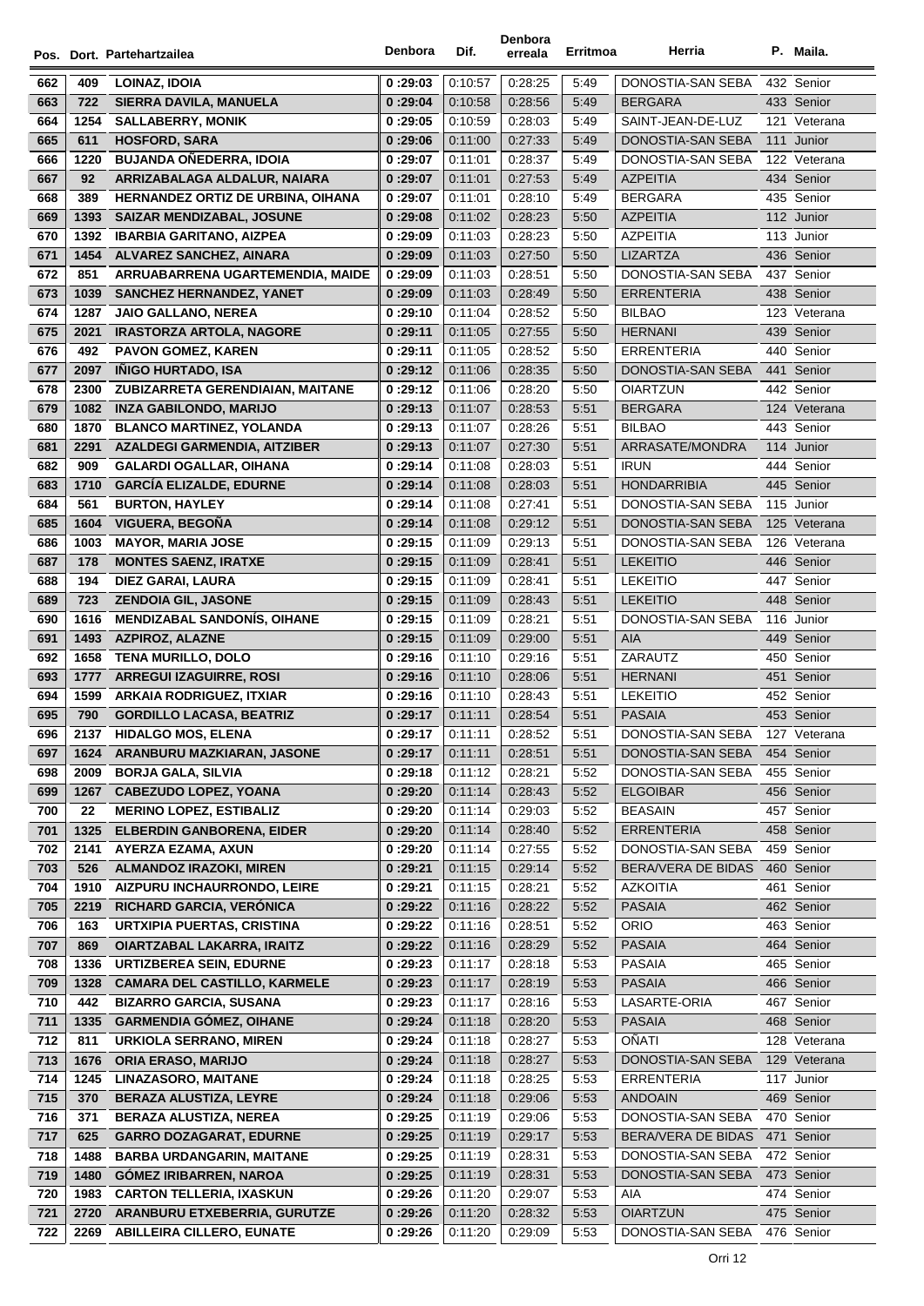| Pos. | Dort. | Partehartzailea | Denbora | Dif. | Denbora erreala | Erritmoa | Herria | P. | Maila. |
|---|---|---|---|---|---|---|---|---|---|
| 662 | 409 | LOINAZ, IDOIA | 0 :29:03 | 0:10:57 | 0:28:25 | 5:49 | DONOSTIA-SAN SEBA | 432 | Senior |
| 663 | 722 | SIERRA DAVILA, MANUELA | 0 :29:04 | 0:10:58 | 0:28:56 | 5:49 | BERGARA | 433 | Senior |
| 664 | 1254 | SALLABERRY, MONIK | 0 :29:05 | 0:10:59 | 0:28:03 | 5:49 | SAINT-JEAN-DE-LUZ | 121 | Veterana |
| 665 | 611 | HOSFORD, SARA | 0 :29:06 | 0:11:00 | 0:27:33 | 5:49 | DONOSTIA-SAN SEBA | 111 | Junior |
| 666 | 1220 | BUJANDA OÑEDERRA, IDOIA | 0 :29:07 | 0:11:01 | 0:28:37 | 5:49 | DONOSTIA-SAN SEBA | 122 | Veterana |
| 667 | 92 | ARRIZABALAGA ALDALUR, NAIARA | 0 :29:07 | 0:11:01 | 0:27:53 | 5:49 | AZPEITIA | 434 | Senior |
| 668 | 389 | HERNANDEZ ORTIZ DE URBINA, OIHANA | 0 :29:07 | 0:11:01 | 0:28:10 | 5:49 | BERGARA | 435 | Senior |
| 669 | 1393 | SAIZAR MENDIZABAL, JOSUNE | 0 :29:08 | 0:11:02 | 0:28:23 | 5:50 | AZPEITIA | 112 | Junior |
| 670 | 1392 | IBARBIA GARITANO, AIZPEA | 0 :29:09 | 0:11:03 | 0:28:23 | 5:50 | AZPEITIA | 113 | Junior |
| 671 | 1454 | ALVAREZ SANCHEZ, AINARA | 0 :29:09 | 0:11:03 | 0:27:50 | 5:50 | LIZARTZA | 436 | Senior |
| 672 | 851 | ARRUABARRENA UGARTEMENDIA, MAIDE | 0 :29:09 | 0:11:03 | 0:28:51 | 5:50 | DONOSTIA-SAN SEBA | 437 | Senior |
| 673 | 1039 | SANCHEZ HERNANDEZ, YANET | 0 :29:09 | 0:11:03 | 0:28:49 | 5:50 | ERRENTERIA | 438 | Senior |
| 674 | 1287 | JAIO GALLANO, NEREA | 0 :29:10 | 0:11:04 | 0:28:52 | 5:50 | BILBAO | 123 | Veterana |
| 675 | 2021 | IRASTORZA ARTOLA, NAGORE | 0 :29:11 | 0:11:05 | 0:27:55 | 5:50 | HERNANI | 439 | Senior |
| 676 | 492 | PAVON GOMEZ, KAREN | 0 :29:11 | 0:11:05 | 0:28:52 | 5:50 | ERRENTERIA | 440 | Senior |
| 677 | 2097 | IÑIGO HURTADO, ISA | 0 :29:12 | 0:11:06 | 0:28:35 | 5:50 | DONOSTIA-SAN SEBA | 441 | Senior |
| 678 | 2300 | ZUBIZARRETA GERENDIAIAN, MAITANE | 0 :29:12 | 0:11:06 | 0:28:20 | 5:50 | OIARTZUN | 442 | Senior |
| 679 | 1082 | INZA GABILONDO, MARIJO | 0 :29:13 | 0:11:07 | 0:28:53 | 5:51 | BERGARA | 124 | Veterana |
| 680 | 1870 | BLANCO MARTINEZ, YOLANDA | 0 :29:13 | 0:11:07 | 0:28:26 | 5:51 | BILBAO | 443 | Senior |
| 681 | 2291 | AZALDEGI GARMENDIA, AITZIBER | 0 :29:13 | 0:11:07 | 0:27:30 | 5:51 | ARRASATE/MONDRA | 114 | Junior |
| 682 | 909 | GALARDI OGALLAR, OIHANA | 0 :29:14 | 0:11:08 | 0:28:03 | 5:51 | IRUN | 444 | Senior |
| 683 | 1710 | GARCÍA ELIZALDE, EDURNE | 0 :29:14 | 0:11:08 | 0:28:03 | 5:51 | HONDARRIBIA | 445 | Senior |
| 684 | 561 | BURTON, HAYLEY | 0 :29:14 | 0:11:08 | 0:27:41 | 5:51 | DONOSTIA-SAN SEBA | 115 | Junior |
| 685 | 1604 | VIGUERA, BEGOÑA | 0 :29:14 | 0:11:08 | 0:29:12 | 5:51 | DONOSTIA-SAN SEBA | 125 | Veterana |
| 686 | 1003 | MAYOR, MARIA JOSE | 0 :29:15 | 0:11:09 | 0:29:13 | 5:51 | DONOSTIA-SAN SEBA | 126 | Veterana |
| 687 | 178 | MONTES SAENZ, IRATXE | 0 :29:15 | 0:11:09 | 0:28:41 | 5:51 | LEKEITIO | 446 | Senior |
| 688 | 194 | DIEZ GARAI, LAURA | 0 :29:15 | 0:11:09 | 0:28:41 | 5:51 | LEKEITIO | 447 | Senior |
| 689 | 723 | ZENDOIA GIL, JASONE | 0 :29:15 | 0:11:09 | 0:28:43 | 5:51 | LEKEITIO | 448 | Senior |
| 690 | 1616 | MENDIZABAL SANDONÍS, OIHANE | 0 :29:15 | 0:11:09 | 0:28:21 | 5:51 | DONOSTIA-SAN SEBA | 116 | Junior |
| 691 | 1493 | AZPIROZ, ALAZNE | 0 :29:15 | 0:11:09 | 0:29:00 | 5:51 | AIA | 449 | Senior |
| 692 | 1658 | TENA MURILLO, DOLO | 0 :29:16 | 0:11:10 | 0:29:16 | 5:51 | ZARAUTZ | 450 | Senior |
| 693 | 1777 | ARREGUI IZAGUIRRE, ROSI | 0 :29:16 | 0:11:10 | 0:28:06 | 5:51 | HERNANI | 451 | Senior |
| 694 | 1599 | ARKAIA RODRIGUEZ, ITXIAR | 0 :29:16 | 0:11:10 | 0:28:43 | 5:51 | LEKEITIO | 452 | Senior |
| 695 | 790 | GORDILLO LACASA, BEATRIZ | 0 :29:17 | 0:11:11 | 0:28:54 | 5:51 | PASAIA | 453 | Senior |
| 696 | 2137 | HIDALGO MOS, ELENA | 0 :29:17 | 0:11:11 | 0:28:52 | 5:51 | DONOSTIA-SAN SEBA | 127 | Veterana |
| 697 | 1624 | ARANBURU MAZKIARAN, JASONE | 0 :29:17 | 0:11:11 | 0:28:51 | 5:51 | DONOSTIA-SAN SEBA | 454 | Senior |
| 698 | 2009 | BORJA GALA, SILVIA | 0 :29:18 | 0:11:12 | 0:28:21 | 5:52 | DONOSTIA-SAN SEBA | 455 | Senior |
| 699 | 1267 | CABEZUDO LOPEZ, YOANA | 0 :29:20 | 0:11:14 | 0:28:43 | 5:52 | ELGOIBAR | 456 | Senior |
| 700 | 22 | MERINO LOPEZ, ESTIBALIZ | 0 :29:20 | 0:11:14 | 0:29:03 | 5:52 | BEASAIN | 457 | Senior |
| 701 | 1325 | ELBERDIN GANBORENA, EIDER | 0 :29:20 | 0:11:14 | 0:28:40 | 5:52 | ERRENTERIA | 458 | Senior |
| 702 | 2141 | AYERZA EZAMA, AXUN | 0 :29:20 | 0:11:14 | 0:27:55 | 5:52 | DONOSTIA-SAN SEBA | 459 | Senior |
| 703 | 526 | ALMANDOZ IRAZOKI, MIREN | 0 :29:21 | 0:11:15 | 0:29:14 | 5:52 | BERA/VERA DE BIDAS | 460 | Senior |
| 704 | 1910 | AIZPURU INCHAURRONDO, LEIRE | 0 :29:21 | 0:11:15 | 0:28:21 | 5:52 | AZKOITIA | 461 | Senior |
| 705 | 2219 | RICHARD GARCIA, VERÓNICA | 0 :29:22 | 0:11:16 | 0:28:22 | 5:52 | PASAIA | 462 | Senior |
| 706 | 163 | URTXIPIA PUERTAS, CRISTINA | 0 :29:22 | 0:11:16 | 0:28:51 | 5:52 | ORIO | 463 | Senior |
| 707 | 869 | OIARTZABAL LAKARRA, IRAITZ | 0 :29:22 | 0:11:16 | 0:28:29 | 5:52 | PASAIA | 464 | Senior |
| 708 | 1336 | URTIZBEREA SEIN, EDURNE | 0 :29:23 | 0:11:17 | 0:28:18 | 5:53 | PASAIA | 465 | Senior |
| 709 | 1328 | CAMARA DEL CASTILLO, KARMELE | 0 :29:23 | 0:11:17 | 0:28:19 | 5:53 | PASAIA | 466 | Senior |
| 710 | 442 | BIZARRO GARCIA, SUSANA | 0 :29:23 | 0:11:17 | 0:28:16 | 5:53 | LASARTE-ORIA | 467 | Senior |
| 711 | 1335 | GARMENDIA GÓMEZ, OIHANE | 0 :29:24 | 0:11:18 | 0:28:20 | 5:53 | PASAIA | 468 | Senior |
| 712 | 811 | URKIOLA SERRANO, MIREN | 0 :29:24 | 0:11:18 | 0:28:27 | 5:53 | OÑATI | 128 | Veterana |
| 713 | 1676 | ORIA ERASO, MARIJO | 0 :29:24 | 0:11:18 | 0:28:27 | 5:53 | DONOSTIA-SAN SEBA | 129 | Veterana |
| 714 | 1245 | LINAZASORO, MAITANE | 0 :29:24 | 0:11:18 | 0:28:25 | 5:53 | ERRENTERIA | 117 | Junior |
| 715 | 370 | BERAZA ALUSTIZA, LEYRE | 0 :29:24 | 0:11:18 | 0:29:06 | 5:53 | ANDOAIN | 469 | Senior |
| 716 | 371 | BERAZA ALUSTIZA, NEREA | 0 :29:25 | 0:11:19 | 0:29:06 | 5:53 | DONOSTIA-SAN SEBA | 470 | Senior |
| 717 | 625 | GARRO DOZAGARAT, EDURNE | 0 :29:25 | 0:11:19 | 0:29:17 | 5:53 | BERA/VERA DE BIDAS | 471 | Senior |
| 718 | 1488 | BARBA URDANGARIN, MAITANE | 0 :29:25 | 0:11:19 | 0:28:31 | 5:53 | DONOSTIA-SAN SEBA | 472 | Senior |
| 719 | 1480 | GÓMEZ IRIBARREN, NAROA | 0 :29:25 | 0:11:19 | 0:28:31 | 5:53 | DONOSTIA-SAN SEBA | 473 | Senior |
| 720 | 1983 | CARTON TELLERIA, IXASKUN | 0 :29:26 | 0:11:20 | 0:29:07 | 5:53 | AIA | 474 | Senior |
| 721 | 2720 | ARANBURU ETXEBERRIA, GURUTZE | 0 :29:26 | 0:11:20 | 0:28:32 | 5:53 | OIARTZUN | 475 | Senior |
| 722 | 2269 | ABILLEIRA CILLERO, EUNATE | 0 :29:26 | 0:11:20 | 0:29:09 | 5:53 | DONOSTIA-SAN SEBA | 476 | Senior |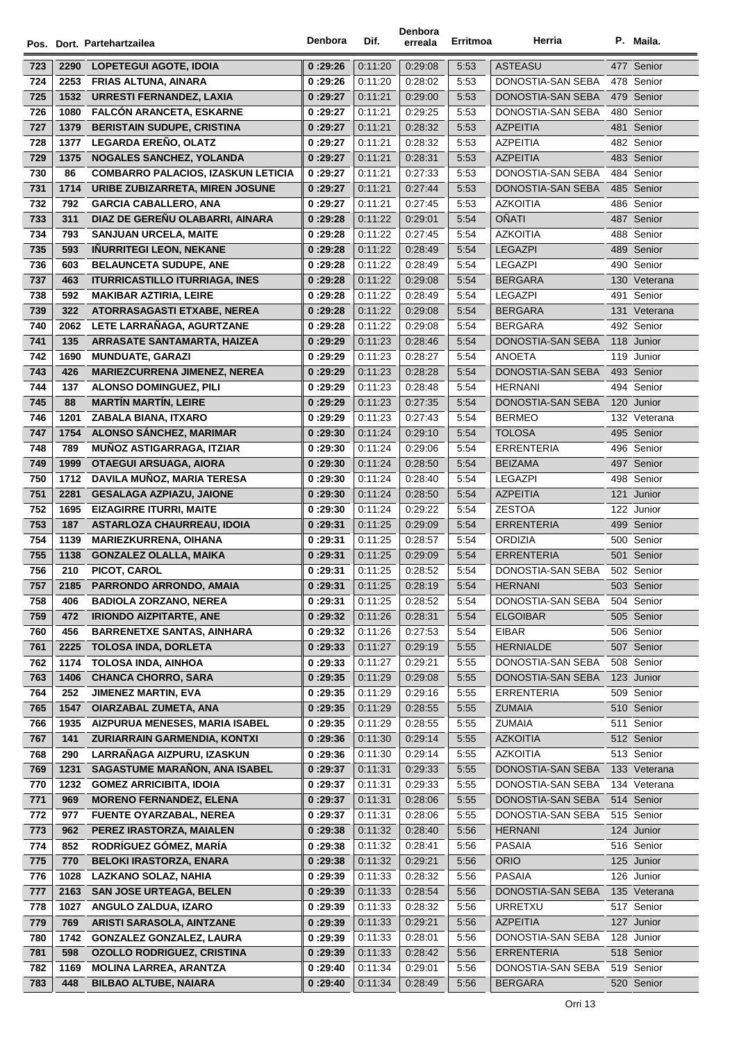| Pos. | Dort. | Partehartzailea | Denbora | Dif. | Denbora erreala | Erritmoa | Herria | P. | Maila. |
|---|---|---|---|---|---|---|---|---|---|
| 723 | 2290 | LOPETEGUI AGOTE, IDOIA | 0 :29:26 | 0:11:20 | 0:29:08 | 5:53 | ASTEASU | 477 | Senior |
| 724 | 2253 | FRIAS ALTUNA, AINARA | 0 :29:26 | 0:11:20 | 0:28:02 | 5:53 | DONOSTIA-SAN SEBA | 478 | Senior |
| 725 | 1532 | URRESTI FERNANDEZ, LAXIA | 0 :29:27 | 0:11:21 | 0:29:00 | 5:53 | DONOSTIA-SAN SEBA | 479 | Senior |
| 726 | 1080 | FALCÓN ARANCETA, ESKARNE | 0 :29:27 | 0:11:21 | 0:29:25 | 5:53 | DONOSTIA-SAN SEBA | 480 | Senior |
| 727 | 1379 | BERISTAIN SUDUPE, CRISTINA | 0 :29:27 | 0:11:21 | 0:28:32 | 5:53 | AZPEITIA | 481 | Senior |
| 728 | 1377 | LEGARDA EREÑO, OLATZ | 0 :29:27 | 0:11:21 | 0:28:32 | 5:53 | AZPEITIA | 482 | Senior |
| 729 | 1375 | NOGALES SANCHEZ, YOLANDA | 0 :29:27 | 0:11:21 | 0:28:31 | 5:53 | AZPEITIA | 483 | Senior |
| 730 | 86 | COMBARRO PALACIOS, IZASKUN LETICIA | 0 :29:27 | 0:11:21 | 0:27:33 | 5:53 | DONOSTIA-SAN SEBA | 484 | Senior |
| 731 | 1714 | URIBE ZUBIZARRETA, MIREN JOSUNE | 0 :29:27 | 0:11:21 | 0:27:44 | 5:53 | DONOSTIA-SAN SEBA | 485 | Senior |
| 732 | 792 | GARCIA CABALLERO, ANA | 0 :29:27 | 0:11:21 | 0:27:45 | 5:53 | AZKOITIA | 486 | Senior |
| 733 | 311 | DIAZ DE GEREÑU OLABARRI, AINARA | 0 :29:28 | 0:11:22 | 0:29:01 | 5:54 | OÑATI | 487 | Senior |
| 734 | 793 | SANJUAN URCELA, MAITE | 0 :29:28 | 0:11:22 | 0:27:45 | 5:54 | AZKOITIA | 488 | Senior |
| 735 | 593 | IÑURRITEGI LEON, NEKANE | 0 :29:28 | 0:11:22 | 0:28:49 | 5:54 | LEGAZPI | 489 | Senior |
| 736 | 603 | BELAUNCETA SUDUPE, ANE | 0 :29:28 | 0:11:22 | 0:28:49 | 5:54 | LEGAZPI | 490 | Senior |
| 737 | 463 | ITURRICASTILLO ITURRIAGA, INES | 0 :29:28 | 0:11:22 | 0:29:08 | 5:54 | BERGARA | 130 | Veterana |
| 738 | 592 | MAKIBAR AZTIRIA, LEIRE | 0 :29:28 | 0:11:22 | 0:28:49 | 5:54 | LEGAZPI | 491 | Senior |
| 739 | 322 | ATORRASAGASTI ETXABE, NEREA | 0 :29:28 | 0:11:22 | 0:29:08 | 5:54 | BERGARA | 131 | Veterana |
| 740 | 2062 | LETE LARRAÑAGA, AGURTZANE | 0 :29:28 | 0:11:22 | 0:29:08 | 5:54 | BERGARA | 492 | Senior |
| 741 | 135 | ARRASATE SANTAMARTA, HAIZEA | 0 :29:29 | 0:11:23 | 0:28:46 | 5:54 | DONOSTIA-SAN SEBA | 118 | Junior |
| 742 | 1690 | MUNDUATE, GARAZI | 0 :29:29 | 0:11:23 | 0:28:27 | 5:54 | ANOETA | 119 | Junior |
| 743 | 426 | MARIEZCURRENA JIMENEZ, NEREA | 0 :29:29 | 0:11:23 | 0:28:28 | 5:54 | DONOSTIA-SAN SEBA | 493 | Senior |
| 744 | 137 | ALONSO DOMINGUEZ, PILI | 0 :29:29 | 0:11:23 | 0:28:48 | 5:54 | HERNANI | 494 | Senior |
| 745 | 88 | MARTÍN MARTÍN, LEIRE | 0 :29:29 | 0:11:23 | 0:27:35 | 5:54 | DONOSTIA-SAN SEBA | 120 | Junior |
| 746 | 1201 | ZABALA BIANA, ITXARO | 0 :29:29 | 0:11:23 | 0:27:43 | 5:54 | BERMEO | 132 | Veterana |
| 747 | 1754 | ALONSO SÁNCHEZ, MARIMAR | 0 :29:30 | 0:11:24 | 0:29:10 | 5:54 | TOLOSA | 495 | Senior |
| 748 | 789 | MUÑOZ ASTIGARRAGA, ITZIAR | 0 :29:30 | 0:11:24 | 0:29:06 | 5:54 | ERRENTERIA | 496 | Senior |
| 749 | 1999 | OTAEGUI ARSUAGA, AIORA | 0 :29:30 | 0:11:24 | 0:28:50 | 5:54 | BEIZAMA | 497 | Senior |
| 750 | 1712 | DAVILA MUÑOZ, MARIA TERESA | 0 :29:30 | 0:11:24 | 0:28:40 | 5:54 | LEGAZPI | 498 | Senior |
| 751 | 2281 | GESALAGA AZPIAZU, JAIONE | 0 :29:30 | 0:11:24 | 0:28:50 | 5:54 | AZPEITIA | 121 | Junior |
| 752 | 1695 | EIZAGIRRE ITURRI, MAITE | 0 :29:30 | 0:11:24 | 0:29:22 | 5:54 | ZESTOA | 122 | Junior |
| 753 | 187 | ASTARLOZA CHAURREAU, IDOIA | 0 :29:31 | 0:11:25 | 0:29:09 | 5:54 | ERRENTERIA | 499 | Senior |
| 754 | 1139 | MARIEZKURRENA, OIHANA | 0 :29:31 | 0:11:25 | 0:28:57 | 5:54 | ORDIZIA | 500 | Senior |
| 755 | 1138 | GONZALEZ OLALLA, MAIKA | 0 :29:31 | 0:11:25 | 0:29:09 | 5:54 | ERRENTERIA | 501 | Senior |
| 756 | 210 | PICOT, CAROL | 0 :29:31 | 0:11:25 | 0:28:52 | 5:54 | DONOSTIA-SAN SEBA | 502 | Senior |
| 757 | 2185 | PARRONDO ARRONDO, AMAIA | 0 :29:31 | 0:11:25 | 0:28:19 | 5:54 | HERNANI | 503 | Senior |
| 758 | 406 | BADIOLA ZORZANO, NEREA | 0 :29:31 | 0:11:25 | 0:28:52 | 5:54 | DONOSTIA-SAN SEBA | 504 | Senior |
| 759 | 472 | IRIONDO AIZPITARTE, ANE | 0 :29:32 | 0:11:26 | 0:28:31 | 5:54 | ELGOIBAR | 505 | Senior |
| 760 | 456 | BARRENETXE SANTAS, AINHARA | 0 :29:32 | 0:11:26 | 0:27:53 | 5:54 | EIBAR | 506 | Senior |
| 761 | 2225 | TOLOSA INDA, DORLETA | 0 :29:33 | 0:11:27 | 0:29:19 | 5:55 | HERNIALDE | 507 | Senior |
| 762 | 1174 | TOLOSA INDA, AINHOA | 0 :29:33 | 0:11:27 | 0:29:21 | 5:55 | DONOSTIA-SAN SEBA | 508 | Senior |
| 763 | 1406 | CHANCA CHORRO, SARA | 0 :29:35 | 0:11:29 | 0:29:08 | 5:55 | DONOSTIA-SAN SEBA | 123 | Junior |
| 764 | 252 | JIMENEZ MARTIN, EVA | 0 :29:35 | 0:11:29 | 0:29:16 | 5:55 | ERRENTERIA | 509 | Senior |
| 765 | 1547 | OIARZABAL ZUMETA, ANA | 0 :29:35 | 0:11:29 | 0:28:55 | 5:55 | ZUMAIA | 510 | Senior |
| 766 | 1935 | AIZPURUA MENESES, MARIA ISABEL | 0 :29:35 | 0:11:29 | 0:28:55 | 5:55 | ZUMAIA | 511 | Senior |
| 767 | 141 | ZURIARRAIN GARMENDIA, KONTXI | 0 :29:36 | 0:11:30 | 0:29:14 | 5:55 | AZKOITIA | 512 | Senior |
| 768 | 290 | LARRAÑAGA AIZPURU, IZASKUN | 0 :29:36 | 0:11:30 | 0:29:14 | 5:55 | AZKOITIA | 513 | Senior |
| 769 | 1231 | SAGASTUME MARAÑON, ANA ISABEL | 0 :29:37 | 0:11:31 | 0:29:33 | 5:55 | DONOSTIA-SAN SEBA | 133 | Veterana |
| 770 | 1232 | GOMEZ ARRICIBITA, IDOIA | 0 :29:37 | 0:11:31 | 0:29:33 | 5:55 | DONOSTIA-SAN SEBA | 134 | Veterana |
| 771 | 969 | MORENO FERNANDEZ, ELENA | 0 :29:37 | 0:11:31 | 0:28:06 | 5:55 | DONOSTIA-SAN SEBA | 514 | Senior |
| 772 | 977 | FUENTE OYARZABAL, NEREA | 0 :29:37 | 0:11:31 | 0:28:06 | 5:55 | DONOSTIA-SAN SEBA | 515 | Senior |
| 773 | 962 | PEREZ IRASTORZA, MAIALEN | 0 :29:38 | 0:11:32 | 0:28:40 | 5:56 | HERNANI | 124 | Junior |
| 774 | 852 | RODRÍGUEZ GÓMEZ, MARÍA | 0 :29:38 | 0:11:32 | 0:28:41 | 5:56 | PASAIA | 516 | Senior |
| 775 | 770 | BELOKI IRASTORZA, ENARA | 0 :29:38 | 0:11:32 | 0:29:21 | 5:56 | ORIO | 125 | Junior |
| 776 | 1028 | LAZKANO SOLAZ, NAHIA | 0 :29:39 | 0:11:33 | 0:28:32 | 5:56 | PASAIA | 126 | Junior |
| 777 | 2163 | SAN JOSE URTEAGA, BELEN | 0 :29:39 | 0:11:33 | 0:28:54 | 5:56 | DONOSTIA-SAN SEBA | 135 | Veterana |
| 778 | 1027 | ANGULO ZALDUA, IZARO | 0 :29:39 | 0:11:33 | 0:28:32 | 5:56 | URRETXU | 517 | Senior |
| 779 | 769 | ARISTI SARASOLA, AINTZANE | 0 :29:39 | 0:11:33 | 0:29:21 | 5:56 | AZPEITIA | 127 | Junior |
| 780 | 1742 | GONZALEZ GONZALEZ, LAURA | 0 :29:39 | 0:11:33 | 0:28:01 | 5:56 | DONOSTIA-SAN SEBA | 128 | Junior |
| 781 | 598 | OZOLLO RODRIGUEZ, CRISTINA | 0 :29:39 | 0:11:33 | 0:28:42 | 5:56 | ERRENTERIA | 518 | Senior |
| 782 | 1169 | MOLINA LARREA, ARANTZA | 0 :29:40 | 0:11:34 | 0:29:01 | 5:56 | DONOSTIA-SAN SEBA | 519 | Senior |
| 783 | 448 | BILBAO ALTUBE, NAIARA | 0 :29:40 | 0:11:34 | 0:28:49 | 5:56 | BERGARA | 520 | Senior |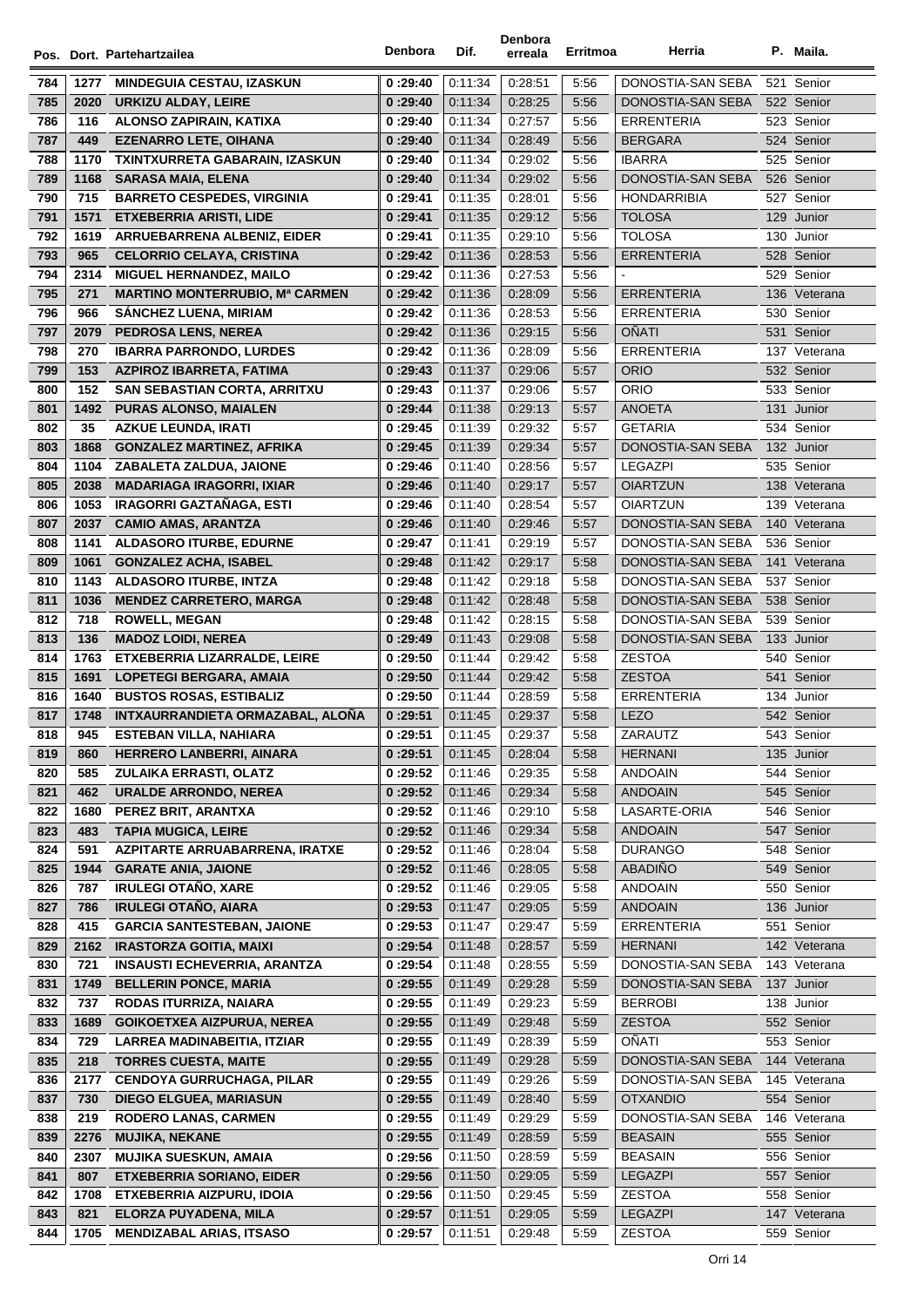| Pos. | Dort. | Partehartzailea | Denbora | Dif. | Denbora erreala | Erritmoa | Herria | P. | Maila. |
|---|---|---|---|---|---|---|---|---|---|
| 784 | 1277 | **MINDEGUIA CESTAU, IZASKUN** | 0 :29:40 | 0:11:34 | 0:28:51 | 5:56 | DONOSTIA-SAN SEBA | 521 | Senior |
| 785 | 2020 | **URKIZU ALDAY, LEIRE** | 0 :29:40 | 0:11:34 | 0:28:25 | 5:56 | DONOSTIA-SAN SEBA | 522 | Senior |
| 786 | 116 | **ALONSO ZAPIRAIN, KATIXA** | 0 :29:40 | 0:11:34 | 0:27:57 | 5:56 | ERRENTERIA | 523 | Senior |
| 787 | 449 | **EZENARRO LETE, OIHANA** | 0 :29:40 | 0:11:34 | 0:28:49 | 5:56 | BERGARA | 524 | Senior |
| 788 | 1170 | **TXINTXURRETA GABARAIN, IZASKUN** | 0 :29:40 | 0:11:34 | 0:29:02 | 5:56 | IBARRA | 525 | Senior |
| 789 | 1168 | **SARASA MAIA, ELENA** | 0 :29:40 | 0:11:34 | 0:29:02 | 5:56 | DONOSTIA-SAN SEBA | 526 | Senior |
| 790 | 715 | **BARRETO CESPEDES, VIRGINIA** | 0 :29:41 | 0:11:35 | 0:28:01 | 5:56 | HONDARRIBIA | 527 | Senior |
| 791 | 1571 | **ETXEBERRIA ARISTI, LIDE** | 0 :29:41 | 0:11:35 | 0:29:12 | 5:56 | TOLOSA | 129 | Junior |
| 792 | 1619 | **ARRUEBARRENA ALBENIZ, EIDER** | 0 :29:41 | 0:11:35 | 0:29:10 | 5:56 | TOLOSA | 130 | Junior |
| 793 | 965 | **CELORRIO CELAYA, CRISTINA** | 0 :29:42 | 0:11:36 | 0:28:53 | 5:56 | ERRENTERIA | 528 | Senior |
| 794 | 2314 | **MIGUEL HERNANDEZ, MAILO** | 0 :29:42 | 0:11:36 | 0:27:53 | 5:56 | - | 529 | Senior |
| 795 | 271 | **MARTINO MONTERRUBIO, Mª CARMEN** | 0 :29:42 | 0:11:36 | 0:28:09 | 5:56 | ERRENTERIA | 136 | Veterana |
| 796 | 966 | **SÁNCHEZ LUENA, MIRIAM** | 0 :29:42 | 0:11:36 | 0:28:53 | 5:56 | ERRENTERIA | 530 | Senior |
| 797 | 2079 | **PEDROSA LENS, NEREA** | 0 :29:42 | 0:11:36 | 0:29:15 | 5:56 | OÑATI | 531 | Senior |
| 798 | 270 | **IBARRA PARRONDO, LURDES** | 0 :29:42 | 0:11:36 | 0:28:09 | 5:56 | ERRENTERIA | 137 | Veterana |
| 799 | 153 | **AZPIROZ IBARRETA, FATIMA** | 0 :29:43 | 0:11:37 | 0:29:06 | 5:57 | ORIO | 532 | Senior |
| 800 | 152 | **SAN SEBASTIAN CORTA, ARRITXU** | 0 :29:43 | 0:11:37 | 0:29:06 | 5:57 | ORIO | 533 | Senior |
| 801 | 1492 | **PURAS ALONSO, MAIALEN** | 0 :29:44 | 0:11:38 | 0:29:13 | 5:57 | ANOETA | 131 | Junior |
| 802 | 35 | **AZKUE LEUNDA, IRATI** | 0 :29:45 | 0:11:39 | 0:29:32 | 5:57 | GETARIA | 534 | Senior |
| 803 | 1868 | **GONZALEZ MARTINEZ, AFRIKA** | 0 :29:45 | 0:11:39 | 0:29:34 | 5:57 | DONOSTIA-SAN SEBA | 132 | Junior |
| 804 | 1104 | **ZABALETA ZALDUA, JIONE** | 0 :29:46 | 0:11:40 | 0:28:56 | 5:57 | LEGAZPI | 535 | Senior |
| 805 | 2038 | **MADARIAGA IRAGORRI, IXIAR** | 0 :29:46 | 0:11:40 | 0:29:17 | 5:57 | OIARTZUN | 138 | Veterana |
| 806 | 1053 | **IRAGORRI GAZTAÑAGA, ESTI** | 0 :29:46 | 0:11:40 | 0:28:54 | 5:57 | OIARTZUN | 139 | Veterana |
| 807 | 2037 | **CAMIO AMAS, ARANTZA** | 0 :29:46 | 0:11:40 | 0:29:46 | 5:57 | DONOSTIA-SAN SEBA | 140 | Veterana |
| 808 | 1141 | **ALDASORO ITURBE, EDURNE** | 0 :29:47 | 0:11:41 | 0:29:19 | 5:57 | DONOSTIA-SAN SEBA | 536 | Senior |
| 809 | 1061 | **GONZALEZ ACHA, ISABEL** | 0 :29:48 | 0:11:42 | 0:29:17 | 5:58 | DONOSTIA-SAN SEBA | 141 | Veterana |
| 810 | 1143 | **ALDASORO ITURBE, INTZA** | 0 :29:48 | 0:11:42 | 0:29:18 | 5:58 | DONOSTIA-SAN SEBA | 537 | Senior |
| 811 | 1036 | **MENDEZ CARRETERO, MARGA** | 0 :29:48 | 0:11:42 | 0:28:48 | 5:58 | DONOSTIA-SAN SEBA | 538 | Senior |
| 812 | 718 | **ROWELL, MEGAN** | 0 :29:48 | 0:11:42 | 0:28:15 | 5:58 | DONOSTIA-SAN SEBA | 539 | Senior |
| 813 | 136 | **MADOZ LOIDI, NEREA** | 0 :29:49 | 0:11:43 | 0:29:08 | 5:58 | DONOSTIA-SAN SEBA | 133 | Junior |
| 814 | 1763 | **ETXEBERRIA LIZARRALDE, LEIRE** | 0 :29:50 | 0:11:44 | 0:29:42 | 5:58 | ZESTOA | 540 | Senior |
| 815 | 1691 | **LOPETEGI BERGARA, AMAIA** | 0 :29:50 | 0:11:44 | 0:29:42 | 5:58 | ZESTOA | 541 | Senior |
| 816 | 1640 | **BUSTOS ROSAS, ESTIBALIZ** | 0 :29:50 | 0:11:44 | 0:28:59 | 5:58 | ERRENTERIA | 134 | Junior |
| 817 | 1748 | **INTXAURRANDIETA ORMAZABAL, ALOÑA** | 0 :29:51 | 0:11:45 | 0:29:37 | 5:58 | LEZO | 542 | Senior |
| 818 | 945 | **ESTEBAN VILLA, NAHIARA** | 0 :29:51 | 0:11:45 | 0:29:37 | 5:58 | ZARAUTZ | 543 | Senior |
| 819 | 860 | **HERRERO LANBERRI, AINARA** | 0 :29:51 | 0:11:45 | 0:28:04 | 5:58 | HERNANI | 135 | Junior |
| 820 | 585 | **ZULAIKA ERRASTI, OLATZ** | 0 :29:52 | 0:11:46 | 0:29:35 | 5:58 | ANDOAIN | 544 | Senior |
| 821 | 462 | **URALDE ARRONDO, NEREA** | 0 :29:52 | 0:11:46 | 0:29:34 | 5:58 | ANDOAIN | 545 | Senior |
| 822 | 1680 | **PEREZ BRIT, ARANTXA** | 0 :29:52 | 0:11:46 | 0:29:10 | 5:58 | LASARTE-ORIA | 546 | Senior |
| 823 | 483 | **TAPIA MUGICA, LEIRE** | 0 :29:52 | 0:11:46 | 0:29:34 | 5:58 | ANDOAIN | 547 | Senior |
| 824 | 591 | **AZPITARTE ARRUABARRENA, IRATXE** | 0 :29:52 | 0:11:46 | 0:28:04 | 5:58 | DURANGO | 548 | Senior |
| 825 | 1944 | **GARATE ANIA, JAIONE** | 0 :29:52 | 0:11:46 | 0:28:05 | 5:58 | ABADIÑO | 549 | Senior |
| 826 | 787 | **IRULEGI OTAÑO, XARE** | 0 :29:52 | 0:11:46 | 0:29:05 | 5:58 | ANDOAIN | 550 | Senior |
| 827 | 786 | **IRULEGI OTAÑO, AIARA** | 0 :29:53 | 0:11:47 | 0:29:05 | 5:59 | ANDOAIN | 136 | Junior |
| 828 | 415 | **GARCIA SANTESTEBAN, JAIONE** | 0 :29:53 | 0:11:47 | 0:29:47 | 5:59 | ERRENTERIA | 551 | Senior |
| 829 | 2162 | **IRASTORZA GOITIA, MAIXI** | 0 :29:54 | 0:11:48 | 0:28:57 | 5:59 | HERNANI | 142 | Veterana |
| 830 | 721 | **INSAUSTI ECHEVERRIA, ARANTZA** | 0 :29:54 | 0:11:48 | 0:28:55 | 5:59 | DONOSTIA-SAN SEBA | 143 | Veterana |
| 831 | 1749 | **BELLERIN PONCE, MARIA** | 0 :29:55 | 0:11:49 | 0:29:28 | 5:59 | DONOSTIA-SAN SEBA | 137 | Junior |
| 832 | 737 | **RODAS ITURRIZA, NAIARA** | 0 :29:55 | 0:11:49 | 0:29:23 | 5:59 | BERROBI | 138 | Junior |
| 833 | 1689 | **GOIKOETXEA AIZPURUA, NEREA** | 0 :29:55 | 0:11:49 | 0:29:48 | 5:59 | ZESTOA | 552 | Senior |
| 834 | 729 | **LARREA MADINABEITIA, ITZIAR** | 0 :29:55 | 0:11:49 | 0:28:39 | 5:59 | OÑATI | 553 | Senior |
| 835 | 218 | **TORRES CUESTA, MAITE** | 0 :29:55 | 0:11:49 | 0:29:28 | 5:59 | DONOSTIA-SAN SEBA | 144 | Veterana |
| 836 | 2177 | **CENDOYA GURRUCHAGA, PILAR** | 0 :29:55 | 0:11:49 | 0:29:26 | 5:59 | DONOSTIA-SAN SEBA | 145 | Veterana |
| 837 | 730 | **DIEGO ELGUEA, MARIASUN** | 0 :29:55 | 0:11:49 | 0:28:40 | 5:59 | OTXANDIO | 554 | Senior |
| 838 | 219 | **RODERO LANAS, CARMEN** | 0 :29:55 | 0:11:49 | 0:29:29 | 5:59 | DONOSTIA-SAN SEBA | 146 | Veterana |
| 839 | 2276 | **MUJIKA, NEKANE** | 0 :29:55 | 0:11:49 | 0:28:59 | 5:59 | BEASAIN | 555 | Senior |
| 840 | 2307 | **MUJIKA SUESKUN, AMAIA** | 0 :29:56 | 0:11:50 | 0:28:59 | 5:59 | BEASAIN | 556 | Senior |
| 841 | 807 | **ETXEBERRIA SORIANO, EIDER** | 0 :29:56 | 0:11:50 | 0:29:05 | 5:59 | LEGAZPI | 557 | Senior |
| 842 | 1708 | **ETXEBERRIA AIZPURU, IDOIA** | 0 :29:56 | 0:11:50 | 0:29:45 | 5:59 | ZESTOA | 558 | Senior |
| 843 | 821 | **ELORZA PUYADENA, MILA** | 0 :29:57 | 0:11:51 | 0:29:05 | 5:59 | LEGAZPI | 147 | Veterana |
| 844 | 1705 | **MENDIZABAL ARIAS, ITSASO** | 0 :29:57 | 0:11:51 | 0:29:48 | 5:59 | ZESTOA | 559 | Senior |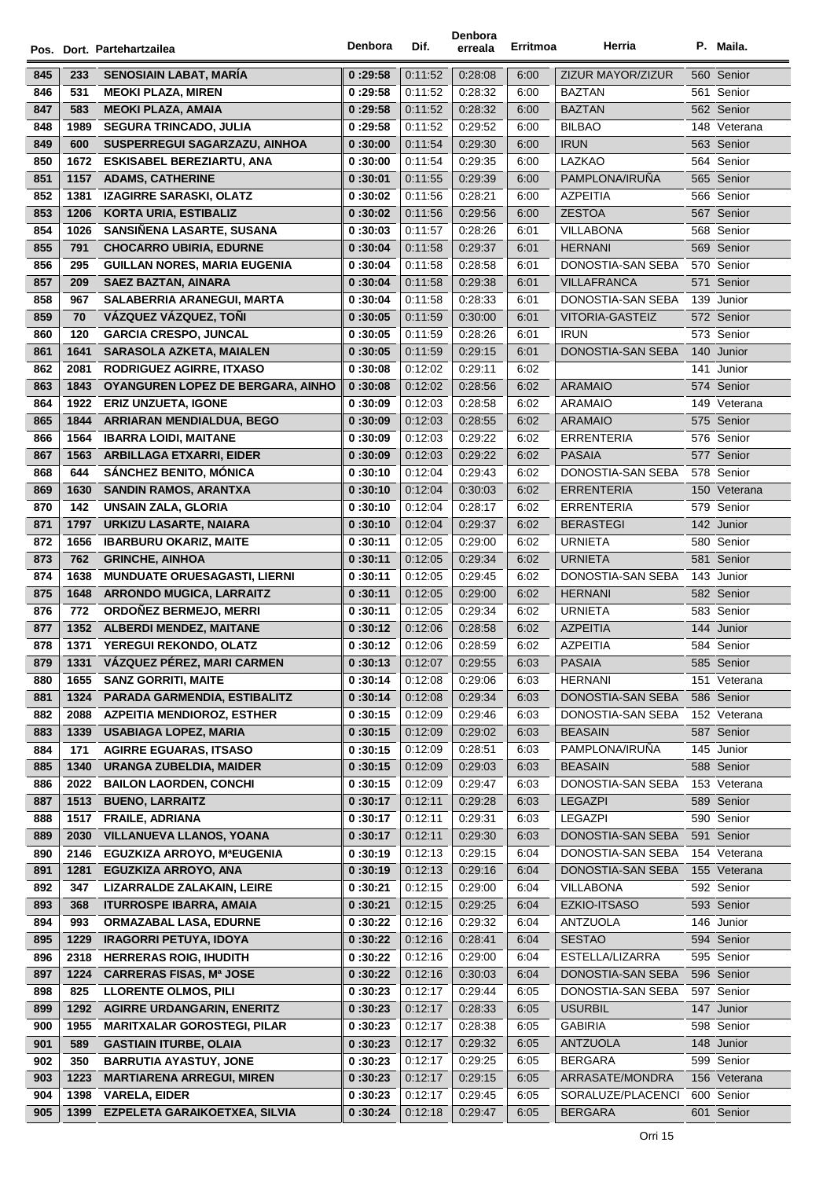| Pos. | Dort. | Partehartzailea | Denbora | Dif. | Denbora erreala | Erritmoa | Herria | P. | Maila. |
|---|---|---|---|---|---|---|---|---|---|
| 845 | 233 | SENOSIAIN LABAT, MARÍA | 0 :29:58 | 0:11:52 | 0:28:08 | 6:00 | ZIZUR MAYOR/ZIZUR | 560 | Senior |
| 846 | 531 | MEOKI PLAZA, MIREN | 0 :29:58 | 0:11:52 | 0:28:32 | 6:00 | BAZTAN | 561 | Senior |
| 847 | 583 | MEOKI PLAZA, AMAIA | 0 :29:58 | 0:11:52 | 0:28:32 | 6:00 | BAZTAN | 562 | Senior |
| 848 | 1989 | SEGURA TRINCADO, JULIA | 0 :29:58 | 0:11:52 | 0:29:52 | 6:00 | BILBAO | 148 | Veterana |
| 849 | 600 | SUSPERREGUI SAGARZAZU, AINHOA | 0 :30:00 | 0:11:54 | 0:29:30 | 6:00 | IRUN | 563 | Senior |
| 850 | 1672 | ESKISABEL BEREZIARTU, ANA | 0 :30:00 | 0:11:54 | 0:29:35 | 6:00 | LAZKAO | 564 | Senior |
| 851 | 1157 | ADAMS, CATHERINE | 0 :30:01 | 0:11:55 | 0:29:39 | 6:00 | PAMPLONA/IRUÑA | 565 | Senior |
| 852 | 1381 | IZAGIRRE SARASKI, OLATZ | 0 :30:02 | 0:11:56 | 0:28:21 | 6:00 | AZPEITIA | 566 | Senior |
| 853 | 1206 | KORTA URIA, ESTIBALIZ | 0 :30:02 | 0:11:56 | 0:29:56 | 6:00 | ZESTOA | 567 | Senior |
| 854 | 1026 | SANSIÑENA LASARTE, SUSANA | 0 :30:03 | 0:11:57 | 0:28:26 | 6:01 | VILLABONA | 568 | Senior |
| 855 | 791 | CHOCARRO UBIRIA, EDURNE | 0 :30:04 | 0:11:58 | 0:29:37 | 6:01 | HERNANI | 569 | Senior |
| 856 | 295 | GUILLAN NORES, MARIA EUGENIA | 0 :30:04 | 0:11:58 | 0:28:58 | 6:01 | DONOSTIA-SAN SEBA | 570 | Senior |
| 857 | 209 | SAEZ BAZTAN, AINARA | 0 :30:04 | 0:11:58 | 0:29:38 | 6:01 | VILLAFRANCA | 571 | Senior |
| 858 | 967 | SALABERRIA ARANEGUI, MARTA | 0 :30:04 | 0:11:58 | 0:28:33 | 6:01 | DONOSTIA-SAN SEBA | 139 | Junior |
| 859 | 70 | VÁZQUEZ VÁZQUEZ, TOÑI | 0 :30:05 | 0:11:59 | 0:30:00 | 6:01 | VITORIA-GASTEIZ | 572 | Senior |
| 860 | 120 | GARCIA CRESPO, JUNCAL | 0 :30:05 | 0:11:59 | 0:28:26 | 6:01 | IRUN | 573 | Senior |
| 861 | 1641 | SARASOLA AZKETA, MAIALEN | 0 :30:05 | 0:11:59 | 0:29:15 | 6:01 | DONOSTIA-SAN SEBA | 140 | Junior |
| 862 | 2081 | RODRIGUEZ AGIRRE, ITXASO | 0 :30:08 | 0:12:02 | 0:29:11 | 6:02 | | 141 | Junior |
| 863 | 1843 | OYANGUREN LOPEZ DE BERGARA, AINHO | 0 :30:08 | 0:12:02 | 0:28:56 | 6:02 | ARAMAIO | 574 | Senior |
| 864 | 1922 | ERIZ UNZUETA, IGONE | 0 :30:09 | 0:12:03 | 0:28:58 | 6:02 | ARAMAIO | 149 | Veterana |
| 865 | 1844 | ARRIARAN MENDIALDUA, BEGO | 0 :30:09 | 0:12:03 | 0:28:55 | 6:02 | ARAMAIO | 575 | Senior |
| 866 | 1564 | IBARRA LOIDI, MAITANE | 0 :30:09 | 0:12:03 | 0:29:22 | 6:02 | ERRENTERIA | 576 | Senior |
| 867 | 1563 | ARBILLAGA ETXARRI, EIDER | 0 :30:09 | 0:12:03 | 0:29:22 | 6:02 | PASAIA | 577 | Senior |
| 868 | 644 | SÁNCHEZ BENITO, MÓNICA | 0 :30:10 | 0:12:04 | 0:29:43 | 6:02 | DONOSTIA-SAN SEBA | 578 | Senior |
| 869 | 1630 | SANDIN RAMOS, ARANTXA | 0 :30:10 | 0:12:04 | 0:30:03 | 6:02 | ERRENTERIA | 150 | Veterana |
| 870 | 142 | UNSAIN ZALA, GLORIA | 0 :30:10 | 0:12:04 | 0:28:17 | 6:02 | ERRENTERIA | 579 | Senior |
| 871 | 1797 | URKIZU LASARTE, NAIARA | 0 :30:10 | 0:12:04 | 0:29:37 | 6:02 | BERASTEGI | 142 | Junior |
| 872 | 1656 | IBARBURU OKARIZ, MAITE | 0 :30:11 | 0:12:05 | 0:29:00 | 6:02 | URNIETA | 580 | Senior |
| 873 | 762 | GRINCHE, AINHOA | 0 :30:11 | 0:12:05 | 0:29:34 | 6:02 | URNIETA | 581 | Senior |
| 874 | 1638 | MUNDUATE ORUESAGASTI, LIERNI | 0 :30:11 | 0:12:05 | 0:29:45 | 6:02 | DONOSTIA-SAN SEBA | 143 | Junior |
| 875 | 1648 | ARRONDO MUGICA, LARRAITZ | 0 :30:11 | 0:12:05 | 0:29:00 | 6:02 | HERNANI | 582 | Senior |
| 876 | 772 | ORDOÑEZ BERMEJO, MERRI | 0 :30:11 | 0:12:05 | 0:29:34 | 6:02 | URNIETA | 583 | Senior |
| 877 | 1352 | ALBERDI MENDEZ, MAITANE | 0 :30:12 | 0:12:06 | 0:28:58 | 6:02 | AZPEITIA | 144 | Junior |
| 878 | 1371 | YEREGUI REKONDO, OLATZ | 0 :30:12 | 0:12:06 | 0:28:59 | 6:02 | AZPEITIA | 584 | Senior |
| 879 | 1331 | VÁZQUEZ PÉREZ, MARI CARMEN | 0 :30:13 | 0:12:07 | 0:29:55 | 6:03 | PASAIA | 585 | Senior |
| 880 | 1655 | SANZ GORRITI, MAITE | 0 :30:14 | 0:12:08 | 0:29:06 | 6:03 | HERNANI | 151 | Veterana |
| 881 | 1324 | PARADA GARMENDIA, ESTIBALITZ | 0 :30:14 | 0:12:08 | 0:29:34 | 6:03 | DONOSTIA-SAN SEBA | 586 | Senior |
| 882 | 2088 | AZPEITIA MENDIOROZ, ESTHER | 0 :30:15 | 0:12:09 | 0:29:46 | 6:03 | DONOSTIA-SAN SEBA | 152 | Veterana |
| 883 | 1339 | USABIAGA LOPEZ, MARIA | 0 :30:15 | 0:12:09 | 0:29:02 | 6:03 | BEASAIN | 587 | Senior |
| 884 | 171 | AGIRRE EGUARAS, ITSASO | 0 :30:15 | 0:12:09 | 0:28:51 | 6:03 | PAMPLONA/IRUÑA | 145 | Junior |
| 885 | 1340 | URANGA ZUBELDIA, MAIDER | 0 :30:15 | 0:12:09 | 0:29:03 | 6:03 | BEASAIN | 588 | Senior |
| 886 | 2022 | BAILON LAORDEN, CONCHI | 0 :30:15 | 0:12:09 | 0:29:47 | 6:03 | DONOSTIA-SAN SEBA | 153 | Veterana |
| 887 | 1513 | BUENO, LARRAITZ | 0 :30:17 | 0:12:11 | 0:29:28 | 6:03 | LEGAZPI | 589 | Senior |
| 888 | 1517 | FRAILE, ADRIANA | 0 :30:17 | 0:12:11 | 0:29:31 | 6:03 | LEGAZPI | 590 | Senior |
| 889 | 2030 | VILLANUEVA LLANOS, YOANA | 0 :30:17 | 0:12:11 | 0:29:30 | 6:03 | DONOSTIA-SAN SEBA | 591 | Senior |
| 890 | 2146 | EGUZKIZA ARROYO, MªEUGENIA | 0 :30:19 | 0:12:13 | 0:29:15 | 6:04 | DONOSTIA-SAN SEBA | 154 | Veterana |
| 891 | 1281 | EGUZKIZA ARROYO, ANA | 0 :30:19 | 0:12:13 | 0:29:16 | 6:04 | DONOSTIA-SAN SEBA | 155 | Veterana |
| 892 | 347 | LIZARRALDE ZALAKAIN, LEIRE | 0 :30:21 | 0:12:15 | 0:29:00 | 6:04 | VILLABONA | 592 | Senior |
| 893 | 368 | ITURROSPE IBARRA, AMAIA | 0 :30:21 | 0:12:15 | 0:29:25 | 6:04 | EZKIO-ITSASO | 593 | Senior |
| 894 | 993 | ORMAZABAL LASA, EDURNE | 0 :30:22 | 0:12:16 | 0:29:32 | 6:04 | ANTZUOLA | 146 | Junior |
| 895 | 1229 | IRAGORRI PETUYA, IDOYA | 0 :30:22 | 0:12:16 | 0:28:41 | 6:04 | SESTAO | 594 | Senior |
| 896 | 2318 | HERRERAS ROIG, IHUDITH | 0 :30:22 | 0:12:16 | 0:29:00 | 6:04 | ESTELLA/LIZARRA | 595 | Senior |
| 897 | 1224 | CARRERAS FISAS, Mª JOSE | 0 :30:22 | 0:12:16 | 0:30:03 | 6:04 | DONOSTIA-SAN SEBA | 596 | Senior |
| 898 | 825 | LLORENTE OLMOS, PILI | 0 :30:23 | 0:12:17 | 0:29:44 | 6:05 | DONOSTIA-SAN SEBA | 597 | Senior |
| 899 | 1292 | AGIRRE URDANGARIN, ENERITZ | 0 :30:23 | 0:12:17 | 0:28:33 | 6:05 | USURBIL | 147 | Junior |
| 900 | 1955 | MARITXALAR GOROSTEGI, PILAR | 0 :30:23 | 0:12:17 | 0:28:38 | 6:05 | GABIRIA | 598 | Senior |
| 901 | 589 | GASTIAIN ITURBE, OLAIA | 0 :30:23 | 0:12:17 | 0:29:32 | 6:05 | ANTZUOLA | 148 | Junior |
| 902 | 350 | BARRUTIA AYASTUY, JONE | 0 :30:23 | 0:12:17 | 0:29:25 | 6:05 | BERGARA | 599 | Senior |
| 903 | 1223 | MARTIARENA ARREGUI, MIREN | 0 :30:23 | 0:12:17 | 0:29:15 | 6:05 | ARRASATE/MONDRA | 156 | Veterana |
| 904 | 1398 | VARELA, EIDER | 0 :30:23 | 0:12:17 | 0:29:45 | 6:05 | SORALUZE/PLACENCI | 600 | Senior |
| 905 | 1399 | EZPELETA GARAIKOETXEA, SILVIA | 0 :30:24 | 0:12:18 | 0:29:47 | 6:05 | BERGARA | 601 | Senior |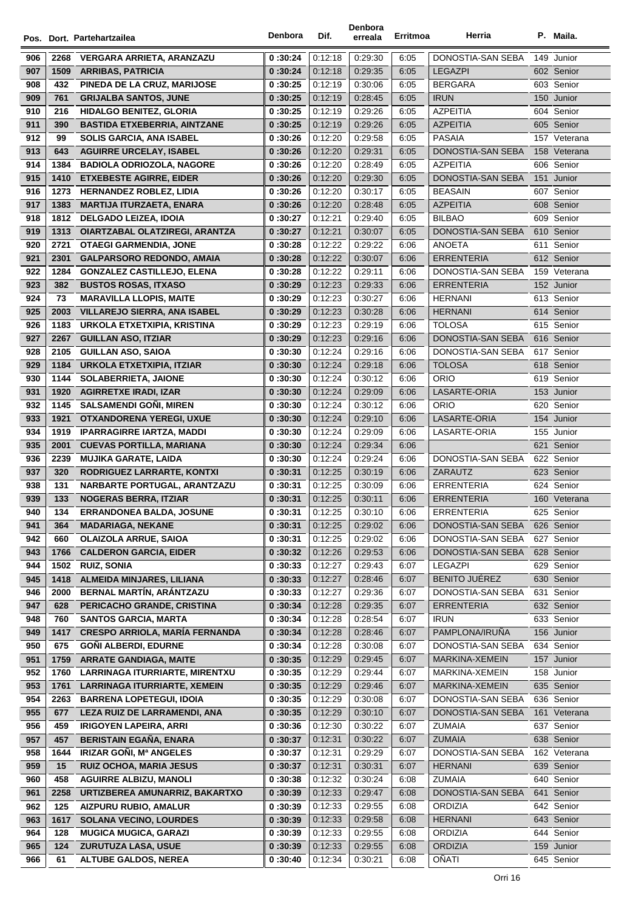| Pos. | Dort. | Partehartzailea | Denbora | Dif. | Denbora erreala | Erritmoa | Herria | P. | Maila. |
|---|---|---|---|---|---|---|---|---|---|
| 906 | 2268 | VERGARA ARRIETA, ARANZAZU | 0 :30:24 | 0:12:18 | 0:29:30 | 6:05 | DONOSTIA-SAN SEBA | 149 | Junior |
| 907 | 1509 | ARRIBAS, PATRICIA | 0 :30:24 | 0:12:18 | 0:29:35 | 6:05 | LEGAZPI | 602 | Senior |
| 908 | 432 | PINEDA DE LA CRUZ, MARIJOSE | 0 :30:25 | 0:12:19 | 0:30:06 | 6:05 | BERGARA | 603 | Senior |
| 909 | 761 | GRIJALBA SANTOS, JUNE | 0 :30:25 | 0:12:19 | 0:28:45 | 6:05 | IRUN | 150 | Junior |
| 910 | 216 | HIDALGO BENITEZ, GLORIA | 0 :30:25 | 0:12:19 | 0:29:26 | 6:05 | AZPEITIA | 604 | Senior |
| 911 | 390 | BASTIDA ETXEBERRIA, AINTZANE | 0 :30:25 | 0:12:19 | 0:29:26 | 6:05 | AZPEITIA | 605 | Senior |
| 912 | 99 | SOLIS GARCIA, ANA ISABEL | 0 :30:26 | 0:12:20 | 0:29:58 | 6:05 | PASAIA | 157 | Veterana |
| 913 | 643 | AGUIRRE URCELAY, ISABEL | 0 :30:26 | 0:12:20 | 0:29:31 | 6:05 | DONOSTIA-SAN SEBA | 158 | Veterana |
| 914 | 1384 | BADIOLA ODRIOZOLA, NAGORE | 0 :30:26 | 0:12:20 | 0:28:49 | 6:05 | AZPEITIA | 606 | Senior |
| 915 | 1410 | ETXEBESTE AGIRRE, EIDER | 0 :30:26 | 0:12:20 | 0:29:30 | 6:05 | DONOSTIA-SAN SEBA | 151 | Junior |
| 916 | 1273 | HERNANDEZ ROBLEZ, LIDIA | 0 :30:26 | 0:12:20 | 0:30:17 | 6:05 | BEASAIN | 607 | Senior |
| 917 | 1383 | MARTIJA ITURZAETA, ENARA | 0 :30:26 | 0:12:20 | 0:28:48 | 6:05 | AZPEITIA | 608 | Senior |
| 918 | 1812 | DELGADO LEIZEA, IDOIA | 0 :30:27 | 0:12:21 | 0:29:40 | 6:05 | BILBAO | 609 | Senior |
| 919 | 1313 | OIARTZABAL OLATZIREGI, ARANTZA | 0 :30:27 | 0:12:21 | 0:30:07 | 6:05 | DONOSTIA-SAN SEBA | 610 | Senior |
| 920 | 2721 | OTAEGI GARMENDIA, JONE | 0 :30:28 | 0:12:22 | 0:29:22 | 6:06 | ANOETA | 611 | Senior |
| 921 | 2301 | GALPARSORO REDONDO, AMAIA | 0 :30:28 | 0:12:22 | 0:30:07 | 6:06 | ERRENTERIA | 612 | Senior |
| 922 | 1284 | GONZALEZ CASTILLEJO, ELENA | 0 :30:28 | 0:12:22 | 0:29:11 | 6:06 | DONOSTIA-SAN SEBA | 159 | Veterana |
| 923 | 382 | BUSTOS ROSAS, ITXASO | 0 :30:29 | 0:12:23 | 0:29:33 | 6:06 | ERRENTERIA | 152 | Junior |
| 924 | 73 | MARAVILLA LLOPIS, MAITE | 0 :30:29 | 0:12:23 | 0:30:27 | 6:06 | HERNANI | 613 | Senior |
| 925 | 2003 | VILLAREJO SIERRA, ANA ISABEL | 0 :30:29 | 0:12:23 | 0:30:28 | 6:06 | HERNANI | 614 | Senior |
| 926 | 1183 | URKOLA ETXETXIPIA, KRISTINA | 0 :30:29 | 0:12:23 | 0:29:19 | 6:06 | TOLOSA | 615 | Senior |
| 927 | 2267 | GUILLAN ASO, ITZIAR | 0 :30:29 | 0:12:23 | 0:29:16 | 6:06 | DONOSTIA-SAN SEBA | 616 | Senior |
| 928 | 2105 | GUILLAN ASO, SAIOA | 0 :30:30 | 0:12:24 | 0:29:16 | 6:06 | DONOSTIA-SAN SEBA | 617 | Senior |
| 929 | 1184 | URKOLA ETXETXIPIA, ITZIAR | 0 :30:30 | 0:12:24 | 0:29:18 | 6:06 | TOLOSA | 618 | Senior |
| 930 | 1144 | SOLABERRIETA, JAIONE | 0 :30:30 | 0:12:24 | 0:30:12 | 6:06 | ORIO | 619 | Senior |
| 931 | 1920 | AGIRRETXE IRADI, IZAR | 0 :30:30 | 0:12:24 | 0:29:09 | 6:06 | LASARTE-ORIA | 153 | Junior |
| 932 | 1145 | SALSAMENDI GOÑI, MIREN | 0 :30:30 | 0:12:24 | 0:30:12 | 6:06 | ORIO | 620 | Senior |
| 933 | 1921 | OTXANDORENA YEREGI, UXUE | 0 :30:30 | 0:12:24 | 0:29:10 | 6:06 | LASARTE-ORIA | 154 | Junior |
| 934 | 1919 | IPARRAGIRRE IARTZA, MADDI | 0 :30:30 | 0:12:24 | 0:29:09 | 6:06 | LASARTE-ORIA | 155 | Junior |
| 935 | 2001 | CUEVAS PORTILLA, MARIANA | 0 :30:30 | 0:12:24 | 0:29:34 | 6:06 | | 621 | Senior |
| 936 | 2239 | MUJIKA GARATE, LAIDA | 0 :30:30 | 0:12:24 | 0:29:24 | 6:06 | DONOSTIA-SAN SEBA | 622 | Senior |
| 937 | 320 | RODRIGUEZ LARRARTE, KONTXI | 0 :30:31 | 0:12:25 | 0:30:19 | 6:06 | ZARAUTZ | 623 | Senior |
| 938 | 131 | NARBARTE PORTUGAL, ARANTZAZU | 0 :30:31 | 0:12:25 | 0:30:09 | 6:06 | ERRENTERIA | 624 | Senior |
| 939 | 133 | NOGERAS BERRA, ITZIAR | 0 :30:31 | 0:12:25 | 0:30:11 | 6:06 | ERRENTERIA | 160 | Veterana |
| 940 | 134 | ERRANDONEA BALDA, JOSUNE | 0 :30:31 | 0:12:25 | 0:30:10 | 6:06 | ERRENTERIA | 625 | Senior |
| 941 | 364 | MADARIAGA, NEKANE | 0 :30:31 | 0:12:25 | 0:29:02 | 6:06 | DONOSTIA-SAN SEBA | 626 | Senior |
| 942 | 660 | OLAIZOLA ARRUE, SAIOA | 0 :30:31 | 0:12:25 | 0:29:02 | 6:06 | DONOSTIA-SAN SEBA | 627 | Senior |
| 943 | 1766 | CALDERON GARCIA, EIDER | 0 :30:32 | 0:12:26 | 0:29:53 | 6:06 | DONOSTIA-SAN SEBA | 628 | Senior |
| 944 | 1502 | RUIZ, SONIA | 0 :30:33 | 0:12:27 | 0:29:43 | 6:07 | LEGAZPI | 629 | Senior |
| 945 | 1418 | ALMEIDA MINJARES, LILIANA | 0 :30:33 | 0:12:27 | 0:28:46 | 6:07 | BENITO JUÉREZ | 630 | Senior |
| 946 | 2000 | BERNAL MARTÍN, ARÁNTZAZU | 0 :30:33 | 0:12:27 | 0:29:36 | 6:07 | DONOSTIA-SAN SEBA | 631 | Senior |
| 947 | 628 | PERICACHO GRANDE, CRISTINA | 0 :30:34 | 0:12:28 | 0:29:35 | 6:07 | ERRENTERIA | 632 | Senior |
| 948 | 760 | SANTOS GARCIA, MARTA | 0 :30:34 | 0:12:28 | 0:28:54 | 6:07 | IRUN | 633 | Senior |
| 949 | 1417 | CRESPO ARRIOLA, MARÍA FERNANDA | 0 :30:34 | 0:12:28 | 0:28:46 | 6:07 | PAMPLONA/IRUÑA | 156 | Junior |
| 950 | 675 | GOÑI ALBERDI, EDURNE | 0 :30:34 | 0:12:28 | 0:30:08 | 6:07 | DONOSTIA-SAN SEBA | 634 | Senior |
| 951 | 1759 | ARRATE GANDIAGA, MAITE | 0 :30:35 | 0:12:29 | 0:29:45 | 6:07 | MARKINA-XEMEIN | 157 | Junior |
| 952 | 1760 | LARRINAGA ITURRIARTE, MIRENTXU | 0 :30:35 | 0:12:29 | 0:29:44 | 6:07 | MARKINA-XEMEIN | 158 | Junior |
| 953 | 1761 | LARRINAGA ITURRIARTE, XEMEIN | 0 :30:35 | 0:12:29 | 0:29:46 | 6:07 | MARKINA-XEMEIN | 635 | Senior |
| 954 | 2263 | BARRENA LOPETEGUI, IDOIA | 0 :30:35 | 0:12:29 | 0:30:08 | 6:07 | DONOSTIA-SAN SEBA | 636 | Senior |
| 955 | 677 | LEZA RUIZ DE LARRAMENDI, ANA | 0 :30:35 | 0:12:29 | 0:30:10 | 6:07 | DONOSTIA-SAN SEBA | 161 | Veterana |
| 956 | 459 | IRIGOYEN LAPEIRA, ARRI | 0 :30:36 | 0:12:30 | 0:30:22 | 6:07 | ZUMAIA | 637 | Senior |
| 957 | 457 | BERISTAIN EGAÑA, ENARA | 0 :30:37 | 0:12:31 | 0:30:22 | 6:07 | ZUMAIA | 638 | Senior |
| 958 | 1644 | IRIZAR GOÑI, Mª ANGELES | 0 :30:37 | 0:12:31 | 0:29:29 | 6:07 | DONOSTIA-SAN SEBA | 162 | Veterana |
| 959 | 15 | RUIZ OCHOA, MARIA JESUS | 0 :30:37 | 0:12:31 | 0:30:31 | 6:07 | HERNANI | 639 | Senior |
| 960 | 458 | AGUIRRE ALBIZU, MANOLI | 0 :30:38 | 0:12:32 | 0:30:24 | 6:08 | ZUMAIA | 640 | Senior |
| 961 | 2258 | URTIZBEREA AMUNARRIZ, BAKARTXO | 0 :30:39 | 0:12:33 | 0:29:47 | 6:08 | DONOSTIA-SAN SEBA | 641 | Senior |
| 962 | 125 | AIZPURU RUBIO, AMALUR | 0 :30:39 | 0:12:33 | 0:29:55 | 6:08 | ORDIZIA | 642 | Senior |
| 963 | 1617 | SOLANA VECINO, LOURDES | 0 :30:39 | 0:12:33 | 0:29:58 | 6:08 | HERNANI | 643 | Senior |
| 964 | 128 | MUGICA MUGICA, GARAZI | 0 :30:39 | 0:12:33 | 0:29:55 | 6:08 | ORDIZIA | 644 | Senior |
| 965 | 124 | ZURUTUZA LASA, USUE | 0 :30:39 | 0:12:33 | 0:29:55 | 6:08 | ORDIZIA | 159 | Junior |
| 966 | 61 | ALTUBE GALDOS, NEREA | 0 :30:40 | 0:12:34 | 0:30:21 | 6:08 | OÑATI | 645 | Senior |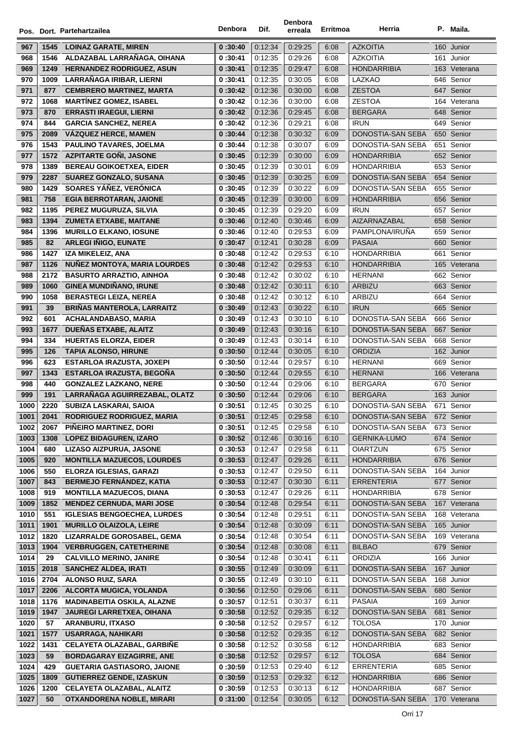| Pos. | Dort. | Partehartzailea | Denbora | Dif. | Denbora erreala | Erritmoa | Herria | P. | Maila. |
|---|---|---|---|---|---|---|---|---|---|
| 967 | 1545 | LOINAZ GARATE, MIREN | 0 :30:40 | 0:12:34 | 0:29:25 | 6:08 | AZKOITIA | 160 | Junior |
| 968 | 1546 | ALDAZABAL LARRAÑAGA, OIHANA | 0 :30:41 | 0:12:35 | 0:29:26 | 6:08 | AZKOITIA | 161 | Junior |
| 969 | 1249 | HERNANDEZ RODRIGUEZ, ASUN | 0 :30:41 | 0:12:35 | 0:29:47 | 6:08 | HONDARRIBIA | 163 | Veterana |
| 970 | 1009 | LARRAÑAGA IRIBAR, LIERNI | 0 :30:41 | 0:12:35 | 0:30:05 | 6:08 | LAZKAO | 646 | Senior |
| 971 | 877 | CEMBRERO MARTINEZ, MARTA | 0 :30:42 | 0:12:36 | 0:30:00 | 6:08 | ZESTOA | 647 | Senior |
| 972 | 1068 | MARTÍNEZ GOMEZ, ISABEL | 0 :30:42 | 0:12:36 | 0:30:00 | 6:08 | ZESTOA | 164 | Veterana |
| 973 | 870 | ERRASTI IRAEGUI, LIERNI | 0 :30:42 | 0:12:36 | 0:29:45 | 6:08 | BERGARA | 648 | Senior |
| 974 | 844 | GARCIA SANCHEZ, NEREA | 0 :30:42 | 0:12:36 | 0:29:21 | 6:08 | IRUN | 649 | Senior |
| 975 | 2089 | VÁZQUEZ HERCE, MAMEN | 0 :30:44 | 0:12:38 | 0:30:32 | 6:09 | DONOSTIA-SAN SEBA | 650 | Senior |
| 976 | 1543 | PAULINO TAVARES, JOELMA | 0 :30:44 | 0:12:38 | 0:30:07 | 6:09 | DONOSTIA-SAN SEBA | 651 | Senior |
| 977 | 1572 | AZPITARTE GOÑI, JASONE | 0 :30:45 | 0:12:39 | 0:30:00 | 6:09 | HONDARRIBIA | 652 | Senior |
| 978 | 1389 | BEREAU GOIKOETXEA, EIDER | 0 :30:45 | 0:12:39 | 0:30:01 | 6:09 | HONDARRIBIA | 653 | Senior |
| 979 | 2287 | SUAREZ GONZALO, SUSANA | 0 :30:45 | 0:12:39 | 0:30:25 | 6:09 | DONOSTIA-SAN SEBA | 654 | Senior |
| 980 | 1429 | SOARES YÁÑEZ, VERÓNICA | 0 :30:45 | 0:12:39 | 0:30:22 | 6:09 | DONOSTIA-SAN SEBA | 655 | Senior |
| 981 | 758 | EGIA BERROTARAN, JAIONE | 0 :30:45 | 0:12:39 | 0:30:00 | 6:09 | HONDARRIBIA | 656 | Senior |
| 982 | 1195 | PEREZ MUGURUZA, SILVIA | 0 :30:45 | 0:12:39 | 0:29:20 | 6:09 | IRUN | 657 | Senior |
| 983 | 1394 | ZUMETA ETXABE, MAITANE | 0 :30:46 | 0:12:40 | 0:30:46 | 6:09 | AIZARNAZABAL | 658 | Senior |
| 984 | 1396 | MURILLO ELKANO, IOSUNE | 0 :30:46 | 0:12:40 | 0:29:53 | 6:09 | PAMPLONA/IRUÑA | 659 | Senior |
| 985 | 82 | ARLEGI IÑIGO, EUNATE | 0 :30:47 | 0:12:41 | 0:30:28 | 6:09 | PASAIA | 660 | Senior |
| 986 | 1427 | IZA MIKELEIZ, ANA | 0 :30:48 | 0:12:42 | 0:29:53 | 6:10 | HONDARRIBIA | 661 | Senior |
| 987 | 1126 | NUÑEZ MONTOYA, MARIA LOURDES | 0 :30:48 | 0:12:42 | 0:29:53 | 6:10 | HONDARRIBIA | 165 | Veterana |
| 988 | 2172 | BASURTO ARRAZTIO, AINHOA | 0 :30:48 | 0:12:42 | 0:30:02 | 6:10 | HERNANI | 662 | Senior |
| 989 | 1060 | GINEA MUNDIÑANO, IRUNE | 0 :30:48 | 0:12:42 | 0:30:11 | 6:10 | ARBIZU | 663 | Senior |
| 990 | 1058 | BERASTEGI LEIZA, NEREA | 0 :30:48 | 0:12:42 | 0:30:12 | 6:10 | ARBIZU | 664 | Senior |
| 991 | 39 | BRIÑAS MANTEROLA, LARRAITZ | 0 :30:49 | 0:12:43 | 0:30:22 | 6:10 | IRUN | 665 | Senior |
| 992 | 601 | ACHALANDABASO, MARIA | 0 :30:49 | 0:12:43 | 0:30:10 | 6:10 | DONOSTIA-SAN SEBA | 666 | Senior |
| 993 | 1677 | DUEÑAS ETXABE, ALAITZ | 0 :30:49 | 0:12:43 | 0:30:16 | 6:10 | DONOSTIA-SAN SEBA | 667 | Senior |
| 994 | 334 | HUERTAS ELORZA, EIDER | 0 :30:49 | 0:12:43 | 0:30:14 | 6:10 | DONOSTIA-SAN SEBA | 668 | Senior |
| 995 | 126 | TAPIA ALONSO, HIRUNE | 0 :30:50 | 0:12:44 | 0:30:05 | 6:10 | ORDIZIA | 162 | Junior |
| 996 | 623 | ESTARLOA IRAZUSTA, JOXEPI | 0 :30:50 | 0:12:44 | 0:29:57 | 6:10 | HERNANI | 669 | Senior |
| 997 | 1343 | ESTARLOA IRAZUSTA, BEGOÑA | 0 :30:50 | 0:12:44 | 0:29:55 | 6:10 | HERNANI | 166 | Veterana |
| 998 | 440 | GONZALEZ LAZKANO, NERE | 0 :30:50 | 0:12:44 | 0:29:06 | 6:10 | BERGARA | 670 | Senior |
| 999 | 191 | LARRAÑAGA AGUIRREZABAL, OLATZ | 0 :30:50 | 0:12:44 | 0:29:06 | 6:10 | BERGARA | 163 | Junior |
| 1000 | 2220 | SUBIZA LASKARAI, SAIOA | 0 :30:51 | 0:12:45 | 0:30:25 | 6:10 | DONOSTIA-SAN SEBA | 671 | Senior |
| 1001 | 2041 | RODRIGUEZ RODRIGUEZ, MARIA | 0 :30:51 | 0:12:45 | 0:29:58 | 6:10 | DONOSTIA-SAN SEBA | 672 | Senior |
| 1002 | 2067 | PIÑEIRO MARTINEZ, DORI | 0 :30:51 | 0:12:45 | 0:29:58 | 6:10 | DONOSTIA-SAN SEBA | 673 | Senior |
| 1003 | 1308 | LOPEZ BIDAGUREN, IZARO | 0 :30:52 | 0:12:46 | 0:30:16 | 6:10 | GERNIKA-LUMO | 674 | Senior |
| 1004 | 680 | LIZASO AIZPURUA, JASONE | 0 :30:53 | 0:12:47 | 0:29:58 | 6:11 | OIARTZUN | 675 | Senior |
| 1005 | 920 | MONTILLA MAZUECOS, LOURDES | 0 :30:53 | 0:12:47 | 0:29:26 | 6:11 | HONDARRIBIA | 676 | Senior |
| 1006 | 550 | ELORZA IGLESIAS, GARAZI | 0 :30:53 | 0:12:47 | 0:29:50 | 6:11 | DONOSTIA-SAN SEBA | 164 | Junior |
| 1007 | 843 | BERMEJO FERNÁNDEZ, KATIA | 0 :30:53 | 0:12:47 | 0:30:30 | 6:11 | ERRENTERIA | 677 | Senior |
| 1008 | 919 | MONTILLA MAZUECOS, DIANA | 0 :30:53 | 0:12:47 | 0:29:26 | 6:11 | HONDARRIBIA | 678 | Senior |
| 1009 | 1852 | MENDEZ CERNUDA, MARI JOSE | 0 :30:54 | 0:12:48 | 0:29:54 | 6:11 | DONOSTIA-SAN SEBA | 167 | Veterana |
| 1010 | 551 | IGLESIAS BENGOECHEA, LURDES | 0 :30:54 | 0:12:48 | 0:29:51 | 6:11 | DONOSTIA-SAN SEBA | 168 | Veterana |
| 1011 | 1901 | MURILLO OLAIZOLA, LEIRE | 0 :30:54 | 0:12:48 | 0:30:09 | 6:11 | DONOSTIA-SAN SEBA | 165 | Junior |
| 1012 | 1820 | LIZARRALDE GOROSABEL, GEMA | 0 :30:54 | 0:12:48 | 0:30:54 | 6:11 | DONOSTIA-SAN SEBA | 169 | Veterana |
| 1013 | 1904 | VERBRUGGEN, CATETHERINE | 0 :30:54 | 0:12:48 | 0:30:08 | 6:11 | BILBAO | 679 | Senior |
| 1014 | 29 | CALVILLO MERINO, JANIRE | 0 :30:54 | 0:12:48 | 0:30:41 | 6:11 | ORDIZIA | 166 | Junior |
| 1015 | 2018 | SANCHEZ ALDEA, IRATI | 0 :30:55 | 0:12:49 | 0:30:09 | 6:11 | DONOSTIA-SAN SEBA | 167 | Junior |
| 1016 | 2704 | ALONSO RUIZ, SARA | 0 :30:55 | 0:12:49 | 0:30:10 | 6:11 | DONOSTIA-SAN SEBA | 168 | Junior |
| 1017 | 2206 | ALCORTA MUGICA, YOLANDA | 0 :30:56 | 0:12:50 | 0:29:06 | 6:11 | DONOSTIA-SAN SEBA | 680 | Senior |
| 1018 | 1176 | MADINABEITIA OSKILA, ALAZNE | 0 :30:57 | 0:12:51 | 0:30:37 | 6:11 | PASAIA | 169 | Junior |
| 1019 | 1947 | JAUREGI LARRETXEA, OIHANA | 0 :30:58 | 0:12:52 | 0:29:35 | 6:12 | DONOSTIA-SAN SEBA | 681 | Senior |
| 1020 | 57 | ARANBURU, ITXASO | 0 :30:58 | 0:12:52 | 0:29:57 | 6:12 | TOLOSA | 170 | Junior |
| 1021 | 1577 | USARRAGA, NAHIKARI | 0 :30:58 | 0:12:52 | 0:29:35 | 6:12 | DONOSTIA-SAN SEBA | 682 | Senior |
| 1022 | 1431 | CELAYETA OLAZABAL, GARBIÑE | 0 :30:58 | 0:12:52 | 0:30:58 | 6:12 | HONDARRIBIA | 683 | Senior |
| 1023 | 59 | BORDAGARAY EIZAGIRRE, ANE | 0 :30:58 | 0:12:52 | 0:29:57 | 6:12 | TOLOSA | 684 | Senior |
| 1024 | 429 | GUETARIA GASTIASORO, JAIONE | 0 :30:59 | 0:12:53 | 0:29:40 | 6:12 | ERRENTERIA | 685 | Senior |
| 1025 | 1809 | GUTIERREZ GENDE, IZASKUN | 0 :30:59 | 0:12:53 | 0:29:32 | 6:12 | HONDARRIBIA | 686 | Senior |
| 1026 | 1200 | CELAYETA OLAZABAL, ALAITZ | 0 :30:59 | 0:12:53 | 0:30:13 | 6:12 | HONDARRIBIA | 687 | Senior |
| 1027 | 50 | OTXANDORENA NOBLE, MIRARI | 0 :31:00 | 0:12:54 | 0:30:05 | 6:12 | DONOSTIA-SAN SEBA | 170 | Veterana |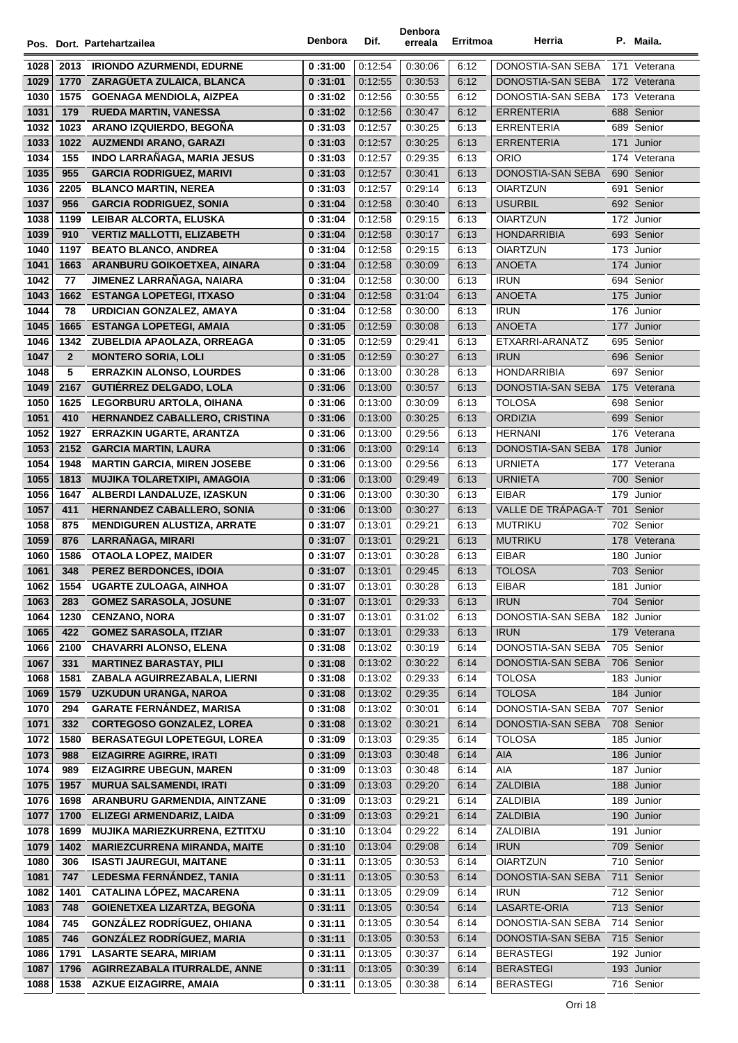| Pos. | Dort. | Partehartzailea | Denbora | Dif. | Denbora erreala | Erritmoa | Herria | P. | Maila. |
|---|---|---|---|---|---|---|---|---|---|
| 1028 | 2013 | IRIONDO AZURMENDI, EDURNE | 0 :31:00 | 0:12:54 | 0:30:06 | 6:12 | DONOSTIA-SAN SEBA | 171 | Veterana |
| 1029 | 1770 | ZARAGÜETA ZULAICA, BLANCA | 0 :31:01 | 0:12:55 | 0:30:53 | 6:12 | DONOSTIA-SAN SEBA | 172 | Veterana |
| 1030 | 1575 | GOENAGA MENDIOLA, AIZPEA | 0 :31:02 | 0:12:56 | 0:30:55 | 6:12 | DONOSTIA-SAN SEBA | 173 | Veterana |
| 1031 | 179 | RUEDA MARTIN, VANESSA | 0 :31:02 | 0:12:56 | 0:30:47 | 6:12 | ERRENTERIA | 688 | Senior |
| 1032 | 1023 | ARANO IZQUIERDO, BEGOÑA | 0 :31:03 | 0:12:57 | 0:30:25 | 6:13 | ERRENTERIA | 689 | Senior |
| 1033 | 1022 | AUZMENDI ARANO, GARAZI | 0 :31:03 | 0:12:57 | 0:30:25 | 6:13 | ERRENTERIA | 171 | Junior |
| 1034 | 155 | INDO LARRAÑAGA, MARIA JESUS | 0 :31:03 | 0:12:57 | 0:29:35 | 6:13 | ORIO | 174 | Veterana |
| 1035 | 955 | GARCIA RODRIGUEZ, MARIVI | 0 :31:03 | 0:12:57 | 0:30:41 | 6:13 | DONOSTIA-SAN SEBA | 690 | Senior |
| 1036 | 2205 | BLANCO MARTIN, NEREA | 0 :31:03 | 0:12:57 | 0:29:14 | 6:13 | OIARTZUN | 691 | Senior |
| 1037 | 956 | GARCIA RODRIGUEZ, SONIA | 0 :31:04 | 0:12:58 | 0:30:40 | 6:13 | USURBIL | 692 | Senior |
| 1038 | 1199 | LEIBAR ALCORTA, ELUSKA | 0 :31:04 | 0:12:58 | 0:29:15 | 6:13 | OIARTZUN | 172 | Junior |
| 1039 | 910 | VERTIZ MALLOTTI, ELIZABETH | 0 :31:04 | 0:12:58 | 0:30:17 | 6:13 | HONDARRIBIA | 693 | Senior |
| 1040 | 1197 | BEATO BLANCO, ANDREA | 0 :31:04 | 0:12:58 | 0:29:15 | 6:13 | OIARTZUN | 173 | Junior |
| 1041 | 1663 | ARANBURU GOIKOETXEA, AINARA | 0 :31:04 | 0:12:58 | 0:30:09 | 6:13 | ANOETA | 174 | Junior |
| 1042 | 77 | JIMENEZ LARRAÑAGA, NAIARA | 0 :31:04 | 0:12:58 | 0:30:00 | 6:13 | IRUN | 694 | Senior |
| 1043 | 1662 | ESTANGA LOPETEGI, ITXASO | 0 :31:04 | 0:12:58 | 0:31:04 | 6:13 | ANOETA | 175 | Junior |
| 1044 | 78 | URDICIAN GONZALEZ, AMAYA | 0 :31:04 | 0:12:58 | 0:30:00 | 6:13 | IRUN | 176 | Junior |
| 1045 | 1665 | ESTANGA LOPETEGI, AMAIA | 0 :31:05 | 0:12:59 | 0:30:08 | 6:13 | ANOETA | 177 | Junior |
| 1046 | 1342 | ZUBELDIA APAOLAZA, ORREAGA | 0 :31:05 | 0:12:59 | 0:29:41 | 6:13 | ETXARRI-ARANATZ | 695 | Senior |
| 1047 | 2 | MONTERO SORIA, LOLI | 0 :31:05 | 0:12:59 | 0:30:27 | 6:13 | IRUN | 696 | Senior |
| 1048 | 5 | ERRAZKIN ALONSO, LOURDES | 0 :31:06 | 0:13:00 | 0:30:28 | 6:13 | HONDARRIBIA | 697 | Senior |
| 1049 | 2167 | GUTIÉRREZ DELGADO, LOLA | 0 :31:06 | 0:13:00 | 0:30:57 | 6:13 | DONOSTIA-SAN SEBA | 175 | Veterana |
| 1050 | 1625 | LEGORBURU ARTOLA, OIHANA | 0 :31:06 | 0:13:00 | 0:30:09 | 6:13 | TOLOSA | 698 | Senior |
| 1051 | 410 | HERNANDEZ CABALLERO, CRISTINA | 0 :31:06 | 0:13:00 | 0:30:25 | 6:13 | ORDIZIA | 699 | Senior |
| 1052 | 1927 | ERRAZKIN UGARTE, ARANTZA | 0 :31:06 | 0:13:00 | 0:29:56 | 6:13 | HERNANI | 176 | Veterana |
| 1053 | 2152 | GARCIA MARTIN, LAURA | 0 :31:06 | 0:13:00 | 0:29:14 | 6:13 | DONOSTIA-SAN SEBA | 178 | Junior |
| 1054 | 1948 | MARTIN GARCIA, MIREN JOSEBE | 0 :31:06 | 0:13:00 | 0:29:56 | 6:13 | URNIETA | 177 | Veterana |
| 1055 | 1813 | MUJIKA TOLARETXIPI, AMAGOIA | 0 :31:06 | 0:13:00 | 0:29:49 | 6:13 | URNIETA | 700 | Senior |
| 1056 | 1647 | ALBERDI LANDALUZE, IZASKUN | 0 :31:06 | 0:13:00 | 0:30:30 | 6:13 | EIBAR | 179 | Junior |
| 1057 | 411 | HERNANDEZ CABALLERO, SONIA | 0 :31:06 | 0:13:00 | 0:30:27 | 6:13 | VALLE DE TRÁPAGA-T | 701 | Senior |
| 1058 | 875 | MENDIGUREN ALUSTIZA, ARRATE | 0 :31:07 | 0:13:01 | 0:29:21 | 6:13 | MUTRIKU | 702 | Senior |
| 1059 | 876 | LARRAÑAGA, MIRARI | 0 :31:07 | 0:13:01 | 0:29:21 | 6:13 | MUTRIKU | 178 | Veterana |
| 1060 | 1586 | OTAOLA LOPEZ, MAIDER | 0 :31:07 | 0:13:01 | 0:30:28 | 6:13 | EIBAR | 180 | Junior |
| 1061 | 348 | PEREZ BERDONCES, IDOIA | 0 :31:07 | 0:13:01 | 0:29:45 | 6:13 | TOLOSA | 703 | Senior |
| 1062 | 1554 | UGARTE ZULOAGA, AINHOA | 0 :31:07 | 0:13:01 | 0:30:28 | 6:13 | EIBAR | 181 | Junior |
| 1063 | 283 | GOMEZ SARASOLA, JOSUNE | 0 :31:07 | 0:13:01 | 0:29:33 | 6:13 | IRUN | 704 | Senior |
| 1064 | 1230 | CENZANO, NORA | 0 :31:07 | 0:13:01 | 0:31:02 | 6:13 | DONOSTIA-SAN SEBA | 182 | Junior |
| 1065 | 422 | GOMEZ SARASOLA, ITZIAR | 0 :31:07 | 0:13:01 | 0:29:33 | 6:13 | IRUN | 179 | Veterana |
| 1066 | 2100 | CHAVARRI ALONSO, ELENA | 0 :31:08 | 0:13:02 | 0:30:19 | 6:14 | DONOSTIA-SAN SEBA | 705 | Senior |
| 1067 | 331 | MARTINEZ BARASTAY, PILI | 0 :31:08 | 0:13:02 | 0:30:22 | 6:14 | DONOSTIA-SAN SEBA | 706 | Senior |
| 1068 | 1581 | ZABALA AGUIRREZABALA, LIERNI | 0 :31:08 | 0:13:02 | 0:29:33 | 6:14 | TOLOSA | 183 | Junior |
| 1069 | 1579 | UZKUDUN URANGA, NAROA | 0 :31:08 | 0:13:02 | 0:29:35 | 6:14 | TOLOSA | 184 | Junior |
| 1070 | 294 | GARATE FERNÁNDEZ, MARISA | 0 :31:08 | 0:13:02 | 0:30:01 | 6:14 | DONOSTIA-SAN SEBA | 707 | Senior |
| 1071 | 332 | CORTEGOSO GONZALEZ, LOREA | 0 :31:08 | 0:13:02 | 0:30:21 | 6:14 | DONOSTIA-SAN SEBA | 708 | Senior |
| 1072 | 1580 | BERASATEGUI LOPETEGUI, LOREA | 0 :31:09 | 0:13:03 | 0:29:35 | 6:14 | TOLOSA | 185 | Junior |
| 1073 | 988 | EIZAGIRRE AGIRRE, IRATI | 0 :31:09 | 0:13:03 | 0:30:48 | 6:14 | AIA | 186 | Junior |
| 1074 | 989 | EIZAGIRRE UBEGUN, MAREN | 0 :31:09 | 0:13:03 | 0:30:48 | 6:14 | AIA | 187 | Junior |
| 1075 | 1957 | MURUA SALSAMENDI, IRATI | 0 :31:09 | 0:13:03 | 0:29:20 | 6:14 | ZALDIBIA | 188 | Junior |
| 1076 | 1698 | ARANBURU GARMENDIA, AINTZANE | 0 :31:09 | 0:13:03 | 0:29:21 | 6:14 | ZALDIBIA | 189 | Junior |
| 1077 | 1700 | ELIZEGI ARMENDARIZ, LAIDA | 0 :31:09 | 0:13:03 | 0:29:21 | 6:14 | ZALDIBIA | 190 | Junior |
| 1078 | 1699 | MUJIKA MARIEZKURRENA, EZTITXU | 0 :31:10 | 0:13:04 | 0:29:22 | 6:14 | ZALDIBIA | 191 | Junior |
| 1079 | 1402 | MARIEZCURRENA MIRANDA, MAITE | 0 :31:10 | 0:13:04 | 0:29:08 | 6:14 | IRUN | 709 | Senior |
| 1080 | 306 | ISASTI JAUREGUI, MAITANE | 0 :31:11 | 0:13:05 | 0:30:53 | 6:14 | OIARTZUN | 710 | Senior |
| 1081 | 747 | LEDESMA FERNÁNDEZ, TANIA | 0 :31:11 | 0:13:05 | 0:30:53 | 6:14 | DONOSTIA-SAN SEBA | 711 | Senior |
| 1082 | 1401 | CATALINA LÓPEZ, MACARENA | 0 :31:11 | 0:13:05 | 0:29:09 | 6:14 | IRUN | 712 | Senior |
| 1083 | 748 | GOIENETXEA LIZARTZA, BEGOÑA | 0 :31:11 | 0:13:05 | 0:30:54 | 6:14 | LASARTE-ORIA | 713 | Senior |
| 1084 | 745 | GONZÁLEZ RODRÍGUEZ, OHIANA | 0 :31:11 | 0:13:05 | 0:30:54 | 6:14 | DONOSTIA-SAN SEBA | 714 | Senior |
| 1085 | 746 | GONZÁLEZ RODRÍGUEZ, MARIA | 0 :31:11 | 0:13:05 | 0:30:53 | 6:14 | DONOSTIA-SAN SEBA | 715 | Senior |
| 1086 | 1791 | LASARTE SEARA, MIRIAM | 0 :31:11 | 0:13:05 | 0:30:37 | 6:14 | BERASTEGI | 192 | Junior |
| 1087 | 1796 | AGIRREZABALA ITURRALDE, ANNE | 0 :31:11 | 0:13:05 | 0:30:39 | 6:14 | BERASTEGI | 193 | Junior |
| 1088 | 1538 | AZKUE EIZAGIRRE, AMAIA | 0 :31:11 | 0:13:05 | 0:30:38 | 6:14 | BERASTEGI | 716 | Senior |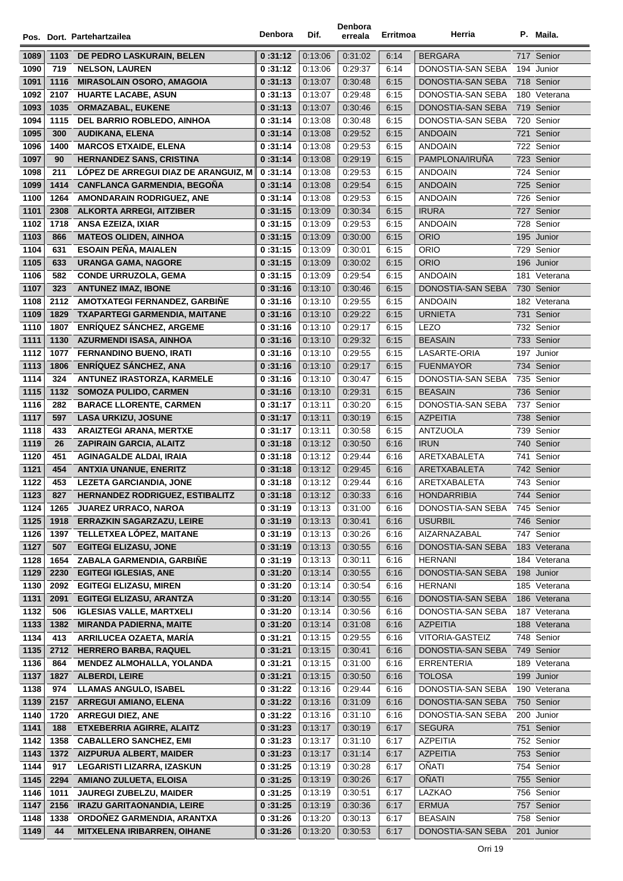| Pos. | Dort. | Partehartzailea | Denbora | Dif. | Denbora erreala | Erritmoa | Herria | P. | Maila. |
|---|---|---|---|---|---|---|---|---|---|
| 1089 | 1103 | DE PEDRO LASKURAIN, BELEN | 0 :31:12 | 0:13:06 | 0:31:02 | 6:14 | BERGARA | 717 | Senior |
| 1090 | 719 | NELSON, LAUREN | 0 :31:12 | 0:13:06 | 0:29:37 | 6:14 | DONOSTIA-SAN SEBA | 194 | Junior |
| 1091 | 1116 | MIRASOLAIN OSORO, AMAGOIA | 0 :31:13 | 0:13:07 | 0:30:48 | 6:15 | DONOSTIA-SAN SEBA | 718 | Senior |
| 1092 | 2107 | HUARTE LACABE, ASUN | 0 :31:13 | 0:13:07 | 0:29:48 | 6:15 | DONOSTIA-SAN SEBA | 180 | Veterana |
| 1093 | 1035 | ORMAZABAL, EUKENE | 0 :31:13 | 0:13:07 | 0:30:46 | 6:15 | DONOSTIA-SAN SEBA | 719 | Senior |
| 1094 | 1115 | DEL BARRIO ROBLEDO, AINHOA | 0 :31:14 | 0:13:08 | 0:30:48 | 6:15 | DONOSTIA-SAN SEBA | 720 | Senior |
| 1095 | 300 | AUDIKANA, ELENA | 0 :31:14 | 0:13:08 | 0:29:52 | 6:15 | ANDOAIN | 721 | Senior |
| 1096 | 1400 | MARCOS ETXAIDE, ELENA | 0 :31:14 | 0:13:08 | 0:29:53 | 6:15 | ANDOAIN | 722 | Senior |
| 1097 | 90 | HERNANDEZ SANS, CRISTINA | 0 :31:14 | 0:13:08 | 0:29:19 | 6:15 | PAMPLONA/IRUÑA | 723 | Senior |
| 1098 | 211 | LÓPEZ DE ARREGUI DIAZ DE ARANGUIZ, M | 0 :31:14 | 0:13:08 | 0:29:53 | 6:15 | ANDOAIN | 724 | Senior |
| 1099 | 1414 | CANFLANCA GARMENDIA, BEGOÑA | 0 :31:14 | 0:13:08 | 0:29:54 | 6:15 | ANDOAIN | 725 | Senior |
| 1100 | 1264 | AMONDARAIN RODRIGUEZ, ANE | 0 :31:14 | 0:13:08 | 0:29:53 | 6:15 | ANDOAIN | 726 | Senior |
| 1101 | 2308 | ALKORTA ARREGI, AITZIBER | 0 :31:15 | 0:13:09 | 0:30:34 | 6:15 | IRURA | 727 | Senior |
| 1102 | 1718 | ANSA EZEIZA, IXIAR | 0 :31:15 | 0:13:09 | 0:29:53 | 6:15 | ANDOAIN | 728 | Senior |
| 1103 | 866 | MATEOS OLIDEN, AINHOA | 0 :31:15 | 0:13:09 | 0:30:00 | 6:15 | ORIO | 195 | Junior |
| 1104 | 631 | ESOAIN PEÑA, MAIALEN | 0 :31:15 | 0:13:09 | 0:30:01 | 6:15 | ORIO | 729 | Senior |
| 1105 | 633 | URANGA GAMA, NAGORE | 0 :31:15 | 0:13:09 | 0:30:02 | 6:15 | ORIO | 196 | Junior |
| 1106 | 582 | CONDE URRUZOLA, GEMA | 0 :31:15 | 0:13:09 | 0:29:54 | 6:15 | ANDOAIN | 181 | Veterana |
| 1107 | 323 | ANTUNEZ IMAZ, IBONE | 0 :31:16 | 0:13:10 | 0:30:46 | 6:15 | DONOSTIA-SAN SEBA | 730 | Senior |
| 1108 | 2112 | AMOTXATEGI FERNANDEZ, GARBIÑE | 0 :31:16 | 0:13:10 | 0:29:55 | 6:15 | ANDOAIN | 182 | Veterana |
| 1109 | 1829 | TXAPARTEGI GARMENDIA, MAITANE | 0 :31:16 | 0:13:10 | 0:29:22 | 6:15 | URNIETA | 731 | Senior |
| 1110 | 1807 | ENRÍQUEZ SÁNCHEZ, ARGEME | 0 :31:16 | 0:13:10 | 0:29:17 | 6:15 | LEZO | 732 | Senior |
| 1111 | 1130 | AZURMENDI ISASA, AINHOA | 0 :31:16 | 0:13:10 | 0:29:32 | 6:15 | BEASAIN | 733 | Senior |
| 1112 | 1077 | FERNANDINO BUENO, IRATI | 0 :31:16 | 0:13:10 | 0:29:55 | 6:15 | LASARTE-ORIA | 197 | Junior |
| 1113 | 1806 | ENRÍQUEZ SÁNCHEZ, ANA | 0 :31:16 | 0:13:10 | 0:29:17 | 6:15 | FUENMAYOR | 734 | Senior |
| 1114 | 324 | ANTUNEZ IRASTORZA, KARMELE | 0 :31:16 | 0:13:10 | 0:30:47 | 6:15 | DONOSTIA-SAN SEBA | 735 | Senior |
| 1115 | 1132 | SOMOZA PULIDO, CARMEN | 0 :31:16 | 0:13:10 | 0:29:31 | 6:15 | BEASAIN | 736 | Senior |
| 1116 | 282 | BARACE LLORENTE, CARMEN | 0 :31:17 | 0:13:11 | 0:30:20 | 6:15 | DONOSTIA-SAN SEBA | 737 | Senior |
| 1117 | 597 | LASA URKIZU, JOSUNE | 0 :31:17 | 0:13:11 | 0:30:19 | 6:15 | AZPEITIA | 738 | Senior |
| 1118 | 433 | ARAIZTEGI ARANA, MERTXE | 0 :31:17 | 0:13:11 | 0:30:58 | 6:15 | ANTZUOLA | 739 | Senior |
| 1119 | 26 | ZAPIRAIN GARCIA, ALAITZ | 0 :31:18 | 0:13:12 | 0:30:50 | 6:16 | IRUN | 740 | Senior |
| 1120 | 451 | AGINAGALDE ALDAI, IRAIA | 0 :31:18 | 0:13:12 | 0:29:44 | 6:16 | ARETXABALETA | 741 | Senior |
| 1121 | 454 | ANTXIA UNANUE, ENERITZ | 0 :31:18 | 0:13:12 | 0:29:45 | 6:16 | ARETXABALETA | 742 | Senior |
| 1122 | 453 | LEZETA GARCIANDIA, JONE | 0 :31:18 | 0:13:12 | 0:29:44 | 6:16 | ARETXABALETA | 743 | Senior |
| 1123 | 827 | HERNANDEZ RODRIGUEZ, ESTIBALITZ | 0 :31:18 | 0:13:12 | 0:30:33 | 6:16 | HONDARRIBIA | 744 | Senior |
| 1124 | 1265 | JUAREZ URRACO, NAROA | 0 :31:19 | 0:13:13 | 0:31:00 | 6:16 | DONOSTIA-SAN SEBA | 745 | Senior |
| 1125 | 1918 | ERRAZKIN SAGARZAZU, LEIRE | 0 :31:19 | 0:13:13 | 0:30:41 | 6:16 | USURBIL | 746 | Senior |
| 1126 | 1397 | TELLETXEA LÓPEZ, MAITANE | 0 :31:19 | 0:13:13 | 0:30:26 | 6:16 | AIZARNAZABAL | 747 | Senior |
| 1127 | 507 | EGITEGI ELIZASU, JONE | 0 :31:19 | 0:13:13 | 0:30:55 | 6:16 | DONOSTIA-SAN SEBA | 183 | Veterana |
| 1128 | 1654 | ZABALA GARMENDIA, GARBIÑE | 0 :31:19 | 0:13:13 | 0:30:11 | 6:16 | HERNANI | 184 | Veterana |
| 1129 | 2230 | EGITEGI IGLESIAS, ANE | 0 :31:20 | 0:13:14 | 0:30:55 | 6:16 | DONOSTIA-SAN SEBA | 198 | Junior |
| 1130 | 2092 | EGITEGI ELIZASU, MIREN | 0 :31:20 | 0:13:14 | 0:30:54 | 6:16 | HERNANI | 185 | Veterana |
| 1131 | 2091 | EGITEGI ELIZASU, ARANTZA | 0 :31:20 | 0:13:14 | 0:30:55 | 6:16 | DONOSTIA-SAN SEBA | 186 | Veterana |
| 1132 | 506 | IGLESIAS VALLE, MARTXELI | 0 :31:20 | 0:13:14 | 0:30:56 | 6:16 | DONOSTIA-SAN SEBA | 187 | Veterana |
| 1133 | 1382 | MIRANDA PADIERNA, MAITE | 0 :31:20 | 0:13:14 | 0:31:08 | 6:16 | AZPEITIA | 188 | Veterana |
| 1134 | 413 | ARRILUCEA OZAETA, MARÍA | 0 :31:21 | 0:13:15 | 0:29:55 | 6:16 | VITORIA-GASTEIZ | 748 | Senior |
| 1135 | 2712 | HERRERO BARBA, RAQUEL | 0 :31:21 | 0:13:15 | 0:30:41 | 6:16 | DONOSTIA-SAN SEBA | 749 | Senior |
| 1136 | 864 | MENDEZ ALMOHALLA, YOLANDA | 0 :31:21 | 0:13:15 | 0:31:00 | 6:16 | ERRENTERIA | 189 | Veterana |
| 1137 | 1827 | ALBERDI, LEIRE | 0 :31:21 | 0:13:15 | 0:30:50 | 6:16 | TOLOSA | 199 | Junior |
| 1138 | 974 | LLAMAS ANGULO, ISABEL | 0 :31:22 | 0:13:16 | 0:29:44 | 6:16 | DONOSTIA-SAN SEBA | 190 | Veterana |
| 1139 | 2157 | ARREGUI AMIANO, ELENA | 0 :31:22 | 0:13:16 | 0:31:09 | 6:16 | DONOSTIA-SAN SEBA | 750 | Senior |
| 1140 | 1720 | ARREGUI DIEZ, ANE | 0 :31:22 | 0:13:16 | 0:31:10 | 6:16 | DONOSTIA-SAN SEBA | 200 | Junior |
| 1141 | 188 | ETXEBERRIA AGIRRE, ALAITZ | 0 :31:23 | 0:13:17 | 0:30:19 | 6:17 | SEGURA | 751 | Senior |
| 1142 | 1358 | CABALLERO SANCHEZ, EMI | 0 :31:23 | 0:13:17 | 0:31:10 | 6:17 | AZPEITIA | 752 | Senior |
| 1143 | 1372 | AIZPURUA ALBERT, MAIDER | 0 :31:23 | 0:13:17 | 0:31:14 | 6:17 | AZPEITIA | 753 | Senior |
| 1144 | 917 | LEGARISTI LIZARRA, IZASKUN | 0 :31:25 | 0:13:19 | 0:30:28 | 6:17 | OÑATI | 754 | Senior |
| 1145 | 2294 | AMIANO ZULUETA, ELOISA | 0 :31:25 | 0:13:19 | 0:30:26 | 6:17 | OÑATI | 755 | Senior |
| 1146 | 1011 | JAUREGI ZUBELZU, MAIDER | 0 :31:25 | 0:13:19 | 0:30:51 | 6:17 | LAZKAO | 756 | Senior |
| 1147 | 2156 | IRAZU GARITAONANDIA, LEIRE | 0 :31:25 | 0:13:19 | 0:30:36 | 6:17 | ERMUA | 757 | Senior |
| 1148 | 1338 | ORDOÑEZ GARMENDIA, ARANTXA | 0 :31:26 | 0:13:20 | 0:30:13 | 6:17 | BEASAIN | 758 | Senior |
| 1149 | 44 | MITXELENA IRIBARREN, OIHANE | 0 :31:26 | 0:13:20 | 0:30:53 | 6:17 | DONOSTIA-SAN SEBA | 201 | Junior |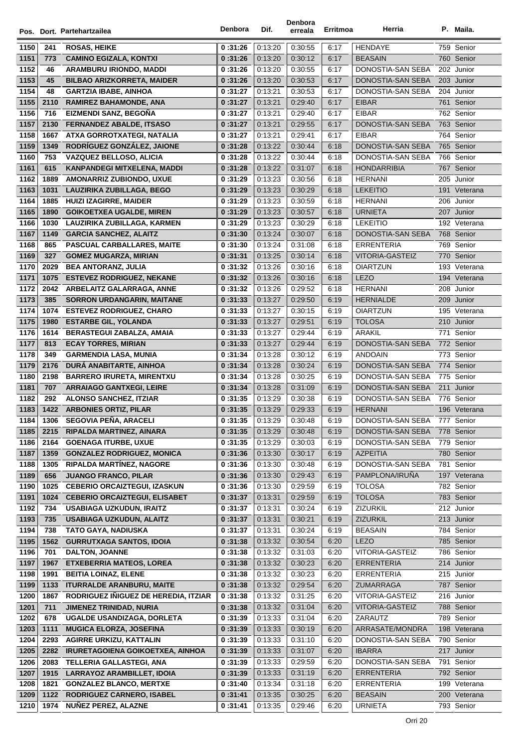| Pos. | Dort. | Partehartzailea | Denbora | Dif. | Denbora erreala | Erritmoa | Herria | P. | Maila. |
|---|---|---|---|---|---|---|---|---|---|
| 1150 | 241 | ROSAS, HEIKE | 0 :31:26 | 0:13:20 | 0:30:55 | 6:17 | HENDAYE | 759 | Senior |
| 1151 | 773 | CAMINO EGIZALA, KONTXI | 0 :31:26 | 0:13:20 | 0:30:12 | 6:17 | BEASAIN | 760 | Senior |
| 1152 | 46 | ARAMBURU IRIONDO, MADDI | 0 :31:26 | 0:13:20 | 0:30:55 | 6:17 | DONOSTIA-SAN SEBA | 202 | Junior |
| 1153 | 45 | BILBAO ARIZKORRETA, MAIDER | 0 :31:26 | 0:13:20 | 0:30:53 | 6:17 | DONOSTIA-SAN SEBA | 203 | Junior |
| 1154 | 48 | GARTZIA IBABE, AINHOA | 0 :31:27 | 0:13:21 | 0:30:53 | 6:17 | DONOSTIA-SAN SEBA | 204 | Junior |
| 1155 | 2110 | RAMIREZ BAHAMONDE, ANA | 0 :31:27 | 0:13:21 | 0:29:40 | 6:17 | EIBAR | 761 | Senior |
| 1156 | 716 | EIZMENDI SANZ, BEGOÑA | 0 :31:27 | 0:13:21 | 0:29:40 | 6:17 | EIBAR | 762 | Senior |
| 1157 | 2130 | FERNANDEZ ABALDE, ITSASO | 0 :31:27 | 0:13:21 | 0:29:55 | 6:17 | DONOSTIA-SAN SEBA | 763 | Senior |
| 1158 | 1667 | ATXA GORROTXATEGI, NATALIA | 0 :31:27 | 0:13:21 | 0:29:41 | 6:17 | EIBAR | 764 | Senior |
| 1159 | 1349 | RODRÍGUEZ GONZÁLEZ, JAIONE | 0 :31:28 | 0:13:22 | 0:30:44 | 6:18 | DONOSTIA-SAN SEBA | 765 | Senior |
| 1160 | 753 | VAZQUEZ BELLOSO, ALICIA | 0 :31:28 | 0:13:22 | 0:30:44 | 6:18 | DONOSTIA-SAN SEBA | 766 | Senior |
| 1161 | 615 | KANPANDEGI MITXELENA, MADDI | 0 :31:28 | 0:13:22 | 0:31:07 | 6:18 | HONDARRIBIA | 767 | Senior |
| 1162 | 1889 | AMONARRIZ ZUBIONDO, UXUE | 0 :31:29 | 0:13:23 | 0:30:56 | 6:18 | HERNANI | 205 | Junior |
| 1163 | 1031 | LAUZIRIKA ZUBILLAGA, BEGO | 0 :31:29 | 0:13:23 | 0:30:29 | 6:18 | LEKEITIO | 191 | Veterana |
| 1164 | 1885 | HUIZI IZAGIRRE, MAIDER | 0 :31:29 | 0:13:23 | 0:30:59 | 6:18 | HERNANI | 206 | Junior |
| 1165 | 1890 | GOIKOETXEA UGALDE, MIREN | 0 :31:29 | 0:13:23 | 0:30:57 | 6:18 | URNIETA | 207 | Junior |
| 1166 | 1030 | LAUZIRIKA ZUBILLAGA, KARMEN | 0 :31:29 | 0:13:23 | 0:30:29 | 6:18 | LEKEITIO | 192 | Veterana |
| 1167 | 1149 | GARCIA SANCHEZ, ALAITZ | 0 :31:30 | 0:13:24 | 0:30:07 | 6:18 | DONOSTIA-SAN SEBA | 768 | Senior |
| 1168 | 865 | PASCUAL CARBALLARES, MAITE | 0 :31:30 | 0:13:24 | 0:31:08 | 6:18 | ERRENTERIA | 769 | Senior |
| 1169 | 327 | GOMEZ MUGARZA, MIRIAN | 0 :31:31 | 0:13:25 | 0:30:14 | 6:18 | VITORIA-GASTEIZ | 770 | Senior |
| 1170 | 2029 | BEA ANTORANZ, JULIA | 0 :31:32 | 0:13:26 | 0:30:16 | 6:18 | OIARTZUN | 193 | Veterana |
| 1171 | 1075 | ESTEVEZ RODRIGUEZ, NEKANE | 0 :31:32 | 0:13:26 | 0:30:16 | 6:18 | LEZO | 194 | Veterana |
| 1172 | 2042 | ARBELAITZ GALARRAGA, ANNE | 0 :31:32 | 0:13:26 | 0:29:52 | 6:18 | HERNANI | 208 | Junior |
| 1173 | 385 | SORRON URDANGARIN, MAITANE | 0 :31:33 | 0:13:27 | 0:29:50 | 6:19 | HERNIALDE | 209 | Junior |
| 1174 | 1074 | ESTEVEZ RODRIGUEZ, CHARO | 0 :31:33 | 0:13:27 | 0:30:15 | 6:19 | OIARTZUN | 195 | Veterana |
| 1175 | 1980 | ESTARBE GIL, YOLANDA | 0 :31:33 | 0:13:27 | 0:29:51 | 6:19 | TOLOSA | 210 | Junior |
| 1176 | 1614 | BERASTEGUI ZABALZA, AMAIA | 0 :31:33 | 0:13:27 | 0:29:44 | 6:19 | ARAKIL | 771 | Senior |
| 1177 | 813 | ECAY TORRES, MIRIAN | 0 :31:33 | 0:13:27 | 0:29:44 | 6:19 | DONOSTIA-SAN SEBA | 772 | Senior |
| 1178 | 349 | GARMENDIA LASA, MUNIA | 0 :31:34 | 0:13:28 | 0:30:12 | 6:19 | ANDOAIN | 773 | Senior |
| 1179 | 2176 | DURÁ ANABITARTE, AINHOA | 0 :31:34 | 0:13:28 | 0:30:24 | 6:19 | DONOSTIA-SAN SEBA | 774 | Senior |
| 1180 | 2198 | BARRERO IRURETA, MIRENTXU | 0 :31:34 | 0:13:28 | 0:30:25 | 6:19 | DONOSTIA-SAN SEBA | 775 | Senior |
| 1181 | 707 | ARRAIAGO GANTXEGI, LEIRE | 0 :31:34 | 0:13:28 | 0:31:09 | 6:19 | DONOSTIA-SAN SEBA | 211 | Junior |
| 1182 | 292 | ALONSO SANCHEZ, ITZIAR | 0 :31:35 | 0:13:29 | 0:30:38 | 6:19 | DONOSTIA-SAN SEBA | 776 | Senior |
| 1183 | 1422 | ARBONIES ORTIZ, PILAR | 0 :31:35 | 0:13:29 | 0:29:33 | 6:19 | HERNANI | 196 | Veterana |
| 1184 | 1306 | SEGOVIA PEÑA, ARACELI | 0 :31:35 | 0:13:29 | 0:30:48 | 6:19 | DONOSTIA-SAN SEBA | 777 | Senior |
| 1185 | 2215 | RIPALDA MARTINEZ, AINARA | 0 :31:35 | 0:13:29 | 0:30:48 | 6:19 | DONOSTIA-SAN SEBA | 778 | Senior |
| 1186 | 2164 | GOENAGA ITURBE, UXUE | 0 :31:35 | 0:13:29 | 0:30:03 | 6:19 | DONOSTIA-SAN SEBA | 779 | Senior |
| 1187 | 1359 | GONZALEZ RODRIGUEZ, MONICA | 0 :31:36 | 0:13:30 | 0:30:17 | 6:19 | AZPEITIA | 780 | Senior |
| 1188 | 1305 | RIPALDA MARTÍNEZ, NAGORE | 0 :31:36 | 0:13:30 | 0:30:48 | 6:19 | DONOSTIA-SAN SEBA | 781 | Senior |
| 1189 | 656 | JUANGO FRANCO, PILAR | 0 :31:36 | 0:13:30 | 0:29:43 | 6:19 | PAMPLONA/IRUÑA | 197 | Veterana |
| 1190 | 1025 | CEBERIO ORCAIZTEGUI, IZASKUN | 0 :31:36 | 0:13:30 | 0:29:59 | 6:19 | TOLOSA | 782 | Senior |
| 1191 | 1024 | CEBERIO ORCAIZTEGUI, ELISABET | 0 :31:37 | 0:13:31 | 0:29:59 | 6:19 | TOLOSA | 783 | Senior |
| 1192 | 734 | USABIAGA UZKUDUN, IRAITZ | 0 :31:37 | 0:13:31 | 0:30:24 | 6:19 | ZIZURKIL | 212 | Junior |
| 1193 | 735 | USABIAGA UZKUDUN, ALAITZ | 0 :31:37 | 0:13:31 | 0:30:21 | 6:19 | ZIZURKIL | 213 | Junior |
| 1194 | 738 | TATO GAYA, NADIUSKA | 0 :31:37 | 0:13:31 | 0:30:24 | 6:19 | BEASAIN | 784 | Senior |
| 1195 | 1562 | GURRUTXAGA SANTOS, IDOIA | 0 :31:38 | 0:13:32 | 0:30:54 | 6:20 | LEZO | 785 | Senior |
| 1196 | 701 | DALTON, JOANNE | 0 :31:38 | 0:13:32 | 0:31:03 | 6:20 | VITORIA-GASTEIZ | 786 | Senior |
| 1197 | 1967 | ETXEBERRIA MATEOS, LOREA | 0 :31:38 | 0:13:32 | 0:30:23 | 6:20 | ERRENTERIA | 214 | Junior |
| 1198 | 1991 | BEITIA LOINAZ, ELENE | 0 :31:38 | 0:13:32 | 0:30:23 | 6:20 | ERRENTERIA | 215 | Junior |
| 1199 | 1133 | ITURRALDE ARANBURU, MAITE | 0 :31:38 | 0:13:32 | 0:29:54 | 6:20 | ZUMARRAGA | 787 | Senior |
| 1200 | 1867 | RODRIGUEZ IÑIGUEZ DE HEREDIA, ITZIAR | 0 :31:38 | 0:13:32 | 0:31:25 | 6:20 | VITORIA-GASTEIZ | 216 | Junior |
| 1201 | 711 | JIMENEZ TRINIDAD, NURIA | 0 :31:38 | 0:13:32 | 0:31:04 | 6:20 | VITORIA-GASTEIZ | 788 | Senior |
| 1202 | 678 | UGALDE USANDIZAGA, DORLETA | 0 :31:39 | 0:13:33 | 0:31:04 | 6:20 | ZARAUTZ | 789 | Senior |
| 1203 | 1111 | MUGICA ELORZA, JOSEFINA | 0 :31:39 | 0:13:33 | 0:30:19 | 6:20 | ARRASATE/MONDRA | 198 | Veterana |
| 1204 | 2293 | AGIRRE URKIZU, KATTALIN | 0 :31:39 | 0:13:33 | 0:31:10 | 6:20 | DONOSTIA-SAN SEBA | 790 | Senior |
| 1205 | 2282 | IRURETAGOIENA GOIKOETXEA, AINHOA | 0 :31:39 | 0:13:33 | 0:31:07 | 6:20 | IBARRA | 217 | Junior |
| 1206 | 2083 | TELLERIA GALLASTEGI, ANA | 0 :31:39 | 0:13:33 | 0:29:59 | 6:20 | DONOSTIA-SAN SEBA | 791 | Senior |
| 1207 | 1915 | LARRAYOZ ARAMBILLET, IDOIA | 0 :31:39 | 0:13:33 | 0:31:19 | 6:20 | ERRENTERIA | 792 | Senior |
| 1208 | 1821 | GONZALEZ BLANCO, MERTXE | 0 :31:40 | 0:13:34 | 0:31:18 | 6:20 | ERRENTERIA | 199 | Veterana |
| 1209 | 1122 | RODRIGUEZ CARNERO, ISABEL | 0 :31:41 | 0:13:35 | 0:30:25 | 6:20 | BEASAIN | 200 | Veterana |
| 1210 | 1974 | NUÑEZ PEREZ, ALAZNE | 0 :31:41 | 0:13:35 | 0:29:46 | 6:20 | URNIETA | 793 | Senior |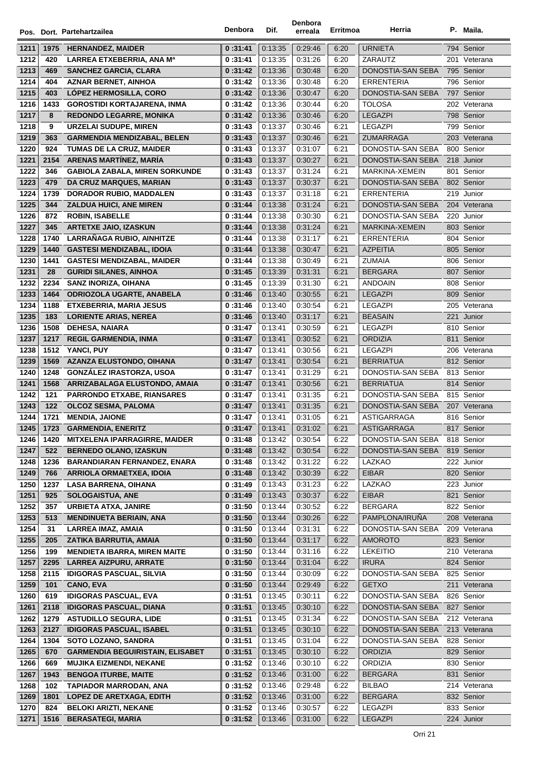| Pos. | Dort. | Partehartzailea | Denbora | Dif. | Denbora erreala | Erritmoa | Herria | P. | Maila. |
|---|---|---|---|---|---|---|---|---|---|
| 1211 | 1975 | **HERNANDEZ, MAIDER** | 0 :31:41 | 0:13:35 | 0:29:46 | 6:20 | URNIETA | 794 | Senior |
| 1212 | 420 | **LARREA ETXEBERRIA, ANA Mª** | 0 :31:41 | 0:13:35 | 0:31:26 | 6:20 | ZARAUTZ | 201 | Veterana |
| 1213 | 469 | **SANCHEZ GARCIA, CLARA** | 0 :31:42 | 0:13:36 | 0:30:48 | 6:20 | DONOSTIA-SAN SEBA | 795 | Senior |
| 1214 | 404 | **AZNAR BERNET, AINHOA** | 0 :31:42 | 0:13:36 | 0:30:48 | 6:20 | ERRENTERIA | 796 | Senior |
| 1215 | 403 | **LÓPEZ HERMOSILLA, CORO** | 0 :31:42 | 0:13:36 | 0:30:47 | 6:20 | DONOSTIA-SAN SEBA | 797 | Senior |
| 1216 | 1433 | **GOROSTIDI KORTAJARENA, INMA** | 0 :31:42 | 0:13:36 | 0:30:44 | 6:20 | TOLOSA | 202 | Veterana |
| 1217 | 8 | **REDONDO LEGARRE, MONIKA** | 0 :31:42 | 0:13:36 | 0:30:46 | 6:20 | LEGAZPI | 798 | Senior |
| 1218 | 9 | **URZELAI SUDUPE, MIREN** | 0 :31:43 | 0:13:37 | 0:30:46 | 6:21 | LEGAZPI | 799 | Senior |
| 1219 | 363 | **GARMENDIA MENDIZABAL, BELEN** | 0 :31:43 | 0:13:37 | 0:30:46 | 6:21 | ZUMARRAGA | 203 | Veterana |
| 1220 | 924 | **TUMAS DE LA CRUZ, MAIDER** | 0 :31:43 | 0:13:37 | 0:31:07 | 6:21 | DONOSTIA-SAN SEBA | 800 | Senior |
| 1221 | 2154 | **ARENAS MARTÍNEZ, MARÍA** | 0 :31:43 | 0:13:37 | 0:30:27 | 6:21 | DONOSTIA-SAN SEBA | 218 | Junior |
| 1222 | 346 | **GABIOLA ZABALA, MIREN SORKUNDE** | 0 :31:43 | 0:13:37 | 0:31:24 | 6:21 | MARKINA-XEMEIN | 801 | Senior |
| 1223 | 479 | **DA CRUZ MARQUES, MARIAN** | 0 :31:43 | 0:13:37 | 0:30:37 | 6:21 | DONOSTIA-SAN SEBA | 802 | Senior |
| 1224 | 1739 | **DORADOR RUBIO, MADDALEN** | 0 :31:43 | 0:13:37 | 0:31:18 | 6:21 | ERRENTERIA | 219 | Junior |
| 1225 | 344 | **ZALDUA HUICI, ANE MIREN** | 0 :31:44 | 0:13:38 | 0:31:24 | 6:21 | DONOSTIA-SAN SEBA | 204 | Veterana |
| 1226 | 872 | **ROBIN, ISABELLE** | 0 :31:44 | 0:13:38 | 0:30:30 | 6:21 | DONOSTIA-SAN SEBA | 220 | Junior |
| 1227 | 345 | **ARTETXE JAIO, IZASKUN** | 0 :31:44 | 0:13:38 | 0:31:24 | 6:21 | MARKINA-XEMEIN | 803 | Senior |
| 1228 | 1740 | **LARRAÑAGA RUBIO, AINHITZE** | 0 :31:44 | 0:13:38 | 0:31:17 | 6:21 | ERRENTERIA | 804 | Senior |
| 1229 | 1440 | **GASTESI MENDIZABAL, IDOIA** | 0 :31:44 | 0:13:38 | 0:30:47 | 6:21 | AZPEITIA | 805 | Senior |
| 1230 | 1441 | **GASTESI MENDIZABAL, MAIDER** | 0 :31:44 | 0:13:38 | 0:30:49 | 6:21 | ZUMAIA | 806 | Senior |
| 1231 | 28 | **GURIDI SILANES, AINHOA** | 0 :31:45 | 0:13:39 | 0:31:31 | 6:21 | BERGARA | 807 | Senior |
| 1232 | 2234 | **SANZ INORIZA, OIHANA** | 0 :31:45 | 0:13:39 | 0:31:30 | 6:21 | ANDOAIN | 808 | Senior |
| 1233 | 1464 | **ODRIOZOLA UGARTE, ANABELA** | 0 :31:46 | 0:13:40 | 0:30:55 | 6:21 | LEGAZPI | 809 | Senior |
| 1234 | 1188 | **ETXEBERRIA, MARIA JESUS** | 0 :31:46 | 0:13:40 | 0:30:54 | 6:21 | LEGAZPI | 205 | Veterana |
| 1235 | 183 | **LORIENTE ARIAS, NEREA** | 0 :31:46 | 0:13:40 | 0:31:17 | 6:21 | BEASAIN | 221 | Junior |
| 1236 | 1508 | **DEHESA, NAIARA** | 0 :31:47 | 0:13:41 | 0:30:59 | 6:21 | LEGAZPI | 810 | Senior |
| 1237 | 1217 | **REGIL GARMENDIA, INMA** | 0 :31:47 | 0:13:41 | 0:30:52 | 6:21 | ORDIZIA | 811 | Senior |
| 1238 | 1512 | **YANCI, PUY** | 0 :31:47 | 0:13:41 | 0:30:56 | 6:21 | LEGAZPI | 206 | Veterana |
| 1239 | 1569 | **AZANZA ELUSTONDO, OIHANA** | 0 :31:47 | 0:13:41 | 0:30:54 | 6:21 | BERRIATUA | 812 | Senior |
| 1240 | 1248 | **GONZÁLEZ IRASTORZA, USOA** | 0 :31:47 | 0:13:41 | 0:31:29 | 6:21 | DONOSTIA-SAN SEBA | 813 | Senior |
| 1241 | 1568 | **ARRIZABALAGA ELUSTONDO, AMAIA** | 0 :31:47 | 0:13:41 | 0:30:56 | 6:21 | BERRIATUA | 814 | Senior |
| 1242 | 121 | **PARRONDO ETXABE, RIANSARES** | 0 :31:47 | 0:13:41 | 0:31:35 | 6:21 | DONOSTIA-SAN SEBA | 815 | Senior |
| 1243 | 122 | **OLCOZ SESMA, PALOMA** | 0 :31:47 | 0:13:41 | 0:31:35 | 6:21 | DONOSTIA-SAN SEBA | 207 | Veterana |
| 1244 | 1721 | **MENDIA, JAIONE** | 0 :31:47 | 0:13:41 | 0:31:05 | 6:21 | ASTIGARRAGA | 816 | Senior |
| 1245 | 1723 | **GARMENDIA, ENERITZ** | 0 :31:47 | 0:13:41 | 0:31:02 | 6:21 | ASTIGARRAGA | 817 | Senior |
| 1246 | 1420 | **MITXELENA IPARRAGIRRE, MAIDER** | 0 :31:48 | 0:13:42 | 0:30:54 | 6:22 | DONOSTIA-SAN SEBA | 818 | Senior |
| 1247 | 522 | **BERNEDO OLANO, IZASKUN** | 0 :31:48 | 0:13:42 | 0:30:54 | 6:22 | DONOSTIA-SAN SEBA | 819 | Senior |
| 1248 | 1236 | **BARANDIARAN FERNANDEZ, ENARA** | 0 :31:48 | 0:13:42 | 0:31:22 | 6:22 | LAZKAO | 222 | Junior |
| 1249 | 766 | **ARRIOLA ORMAETXEA, IDOIA** | 0 :31:48 | 0:13:42 | 0:30:39 | 6:22 | EIBAR | 820 | Senior |
| 1250 | 1237 | **LASA BARRENA, OIHANA** | 0 :31:49 | 0:13:43 | 0:31:23 | 6:22 | LAZKAO | 223 | Junior |
| 1251 | 925 | **SOLOGAISTUA, ANE** | 0 :31:49 | 0:13:43 | 0:30:37 | 6:22 | EIBAR | 821 | Senior |
| 1252 | 357 | **URBIETA ATXA, JANIRE** | 0 :31:50 | 0:13:44 | 0:30:52 | 6:22 | BERGARA | 822 | Senior |
| 1253 | 513 | **MENDINUETA BERIAIN, ANA** | 0 :31:50 | 0:13:44 | 0:30:26 | 6:22 | PAMPLONA/IRUÑA | 208 | Veterana |
| 1254 | 31 | **LARREA IMAZ, AMAIA** | 0 :31:50 | 0:13:44 | 0:31:31 | 6:22 | DONOSTIA-SAN SEBA | 209 | Veterana |
| 1255 | 205 | **ZATIKA BARRUTIA, AMAIA** | 0 :31:50 | 0:13:44 | 0:31:17 | 6:22 | AMOROTO | 823 | Senior |
| 1256 | 199 | **MENDIETA IBARRA, MIREN MAITE** | 0 :31:50 | 0:13:44 | 0:31:16 | 6:22 | LEKEITIO | 210 | Veterana |
| 1257 | 2295 | **LARREA AIZPURU, ARRATE** | 0 :31:50 | 0:13:44 | 0:31:04 | 6:22 | IRURA | 824 | Senior |
| 1258 | 2115 | **IDIGORAS PASCUAL, SILVIA** | 0 :31:50 | 0:13:44 | 0:30:09 | 6:22 | DONOSTIA-SAN SEBA | 825 | Senior |
| 1259 | 101 | **CANO, EVA** | 0 :31:50 | 0:13:44 | 0:29:49 | 6:22 | GETXO | 211 | Veterana |
| 1260 | 619 | **IDIGORAS PASCUAL, EVA** | 0 :31:51 | 0:13:45 | 0:30:11 | 6:22 | DONOSTIA-SAN SEBA | 826 | Senior |
| 1261 | 2118 | **IDIGORAS PASCUAL, DIANA** | 0 :31:51 | 0:13:45 | 0:30:10 | 6:22 | DONOSTIA-SAN SEBA | 827 | Senior |
| 1262 | 1279 | **ASTUDILLO SEGURA, LIDE** | 0 :31:51 | 0:13:45 | 0:31:34 | 6:22 | DONOSTIA-SAN SEBA | 212 | Veterana |
| 1263 | 2127 | **IDIGORAS PASCUAL, ISABEL** | 0 :31:51 | 0:13:45 | 0:30:10 | 6:22 | DONOSTIA-SAN SEBA | 213 | Veterana |
| 1264 | 1304 | **SOTO LOZANO, SANDRA** | 0 :31:51 | 0:13:45 | 0:31:04 | 6:22 | DONOSTIA-SAN SEBA | 828 | Senior |
| 1265 | 670 | **GARMENDIA BEGUIRISTAIN, ELISABET** | 0 :31:51 | 0:13:45 | 0:30:10 | 6:22 | ORDIZIA | 829 | Senior |
| 1266 | 669 | **MUJIKA EIZMENDI, NEKANE** | 0 :31:52 | 0:13:46 | 0:30:10 | 6:22 | ORDIZIA | 830 | Senior |
| 1267 | 1943 | **BENGOA ITURBE, MAITE** | 0 :31:52 | 0:13:46 | 0:31:00 | 6:22 | BERGARA | 831 | Senior |
| 1268 | 102 | **TAPIADOR MARRODAN, ANA** | 0 :31:52 | 0:13:46 | 0:29:48 | 6:22 | BILBAO | 214 | Veterana |
| 1269 | 1801 | **LOPEZ DE ARETXAGA, EDITH** | 0 :31:52 | 0:13:46 | 0:31:00 | 6:22 | BERGARA | 832 | Senior |
| 1270 | 824 | **BELOKI ARIZTI, NEKANE** | 0 :31:52 | 0:13:46 | 0:30:57 | 6:22 | LEGAZPI | 833 | Senior |
| 1271 | 1516 | **BERASATEGI, MARIA** | 0 :31:52 | 0:13:46 | 0:31:00 | 6:22 | LEGAZPI | 224 | Junior |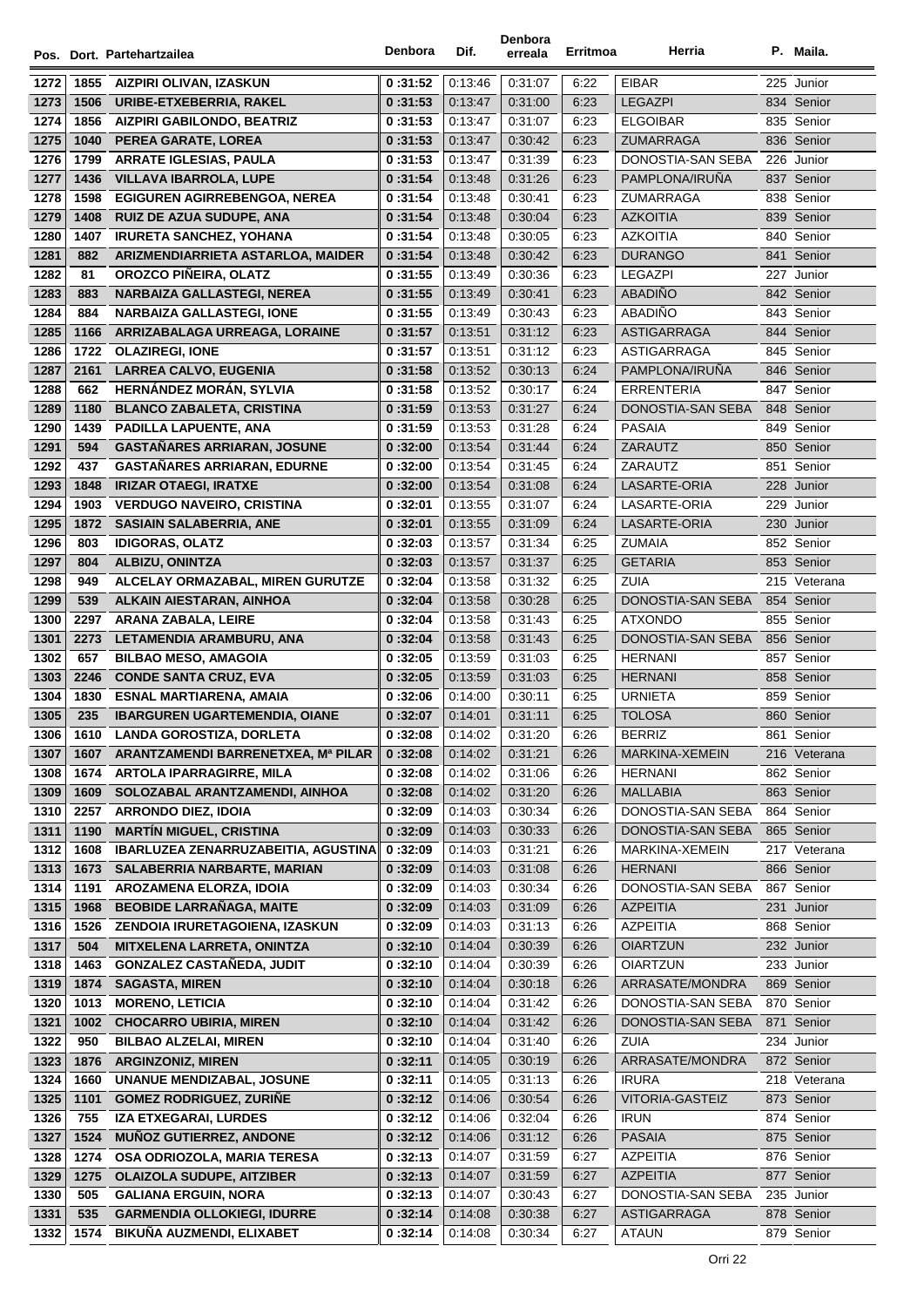| Pos. | Dort. | Partehartzailea | Denbora | Dif. | Denbora erreala | Erritmoa | Herria | P. | Maila. |
|---|---|---|---|---|---|---|---|---|---|
| 1272 | 1855 | AIZPIRI OLIVAN, IZASKUN | 0 :31:52 | 0:13:46 | 0:31:07 | 6:22 | EIBAR | 225 | Junior |
| 1273 | 1506 | URIBE-ETXEBERRIA, RAKEL | 0 :31:53 | 0:13:47 | 0:31:00 | 6:23 | LEGAZPI | 834 | Senior |
| 1274 | 1856 | AIZPIRI GABILONDO, BEATRIZ | 0 :31:53 | 0:13:47 | 0:31:07 | 6:23 | ELGOIBAR | 835 | Senior |
| 1275 | 1040 | PEREA GARATE, LOREA | 0 :31:53 | 0:13:47 | 0:30:42 | 6:23 | ZUMARRAGA | 836 | Senior |
| 1276 | 1799 | ARRATE IGLESIAS, PAULA | 0 :31:53 | 0:13:47 | 0:31:39 | 6:23 | DONOSTIA-SAN SEBA | 226 | Junior |
| 1277 | 1436 | VILLAVA IBARROLA, LUPE | 0 :31:54 | 0:13:48 | 0:31:26 | 6:23 | PAMPLONA/IRUÑA | 837 | Senior |
| 1278 | 1598 | EGIGUREN AGIRREBENGOA, NEREA | 0 :31:54 | 0:13:48 | 0:30:41 | 6:23 | ZUMARRAGA | 838 | Senior |
| 1279 | 1408 | RUIZ DE AZUA SUDUPE, ANA | 0 :31:54 | 0:13:48 | 0:30:04 | 6:23 | AZKOITIA | 839 | Senior |
| 1280 | 1407 | IRURETA SANCHEZ, YOHANA | 0 :31:54 | 0:13:48 | 0:30:05 | 6:23 | AZKOITIA | 840 | Senior |
| 1281 | 882 | ARIZMENDIARRIETA ASTARLOA, MAIDER | 0 :31:54 | 0:13:48 | 0:30:42 | 6:23 | DURANGO | 841 | Senior |
| 1282 | 81 | OROZCO PIÑEIRA, OLATZ | 0 :31:55 | 0:13:49 | 0:30:36 | 6:23 | LEGAZPI | 227 | Junior |
| 1283 | 883 | NARBAIZA GALLASTEGI, NEREA | 0 :31:55 | 0:13:49 | 0:30:41 | 6:23 | ABADIÑO | 842 | Senior |
| 1284 | 884 | NARBAIZA GALLASTEGI, IONE | 0 :31:55 | 0:13:49 | 0:30:43 | 6:23 | ABADIÑO | 843 | Senior |
| 1285 | 1166 | ARRIZABALAGA URREAGA, LORAINE | 0 :31:57 | 0:13:51 | 0:31:12 | 6:23 | ASTIGARRAGA | 844 | Senior |
| 1286 | 1722 | OLAZIREGI, IONE | 0 :31:57 | 0:13:51 | 0:31:12 | 6:23 | ASTIGARRAGA | 845 | Senior |
| 1287 | 2161 | LARREA CALVO, EUGENIA | 0 :31:58 | 0:13:52 | 0:30:13 | 6:24 | PAMPLONA/IRUÑA | 846 | Senior |
| 1288 | 662 | HERNÁNDEZ MORÁN, SYLVIA | 0 :31:58 | 0:13:52 | 0:30:17 | 6:24 | ERRENTERIA | 847 | Senior |
| 1289 | 1180 | BLANCO ZABALETA, CRISTINA | 0 :31:59 | 0:13:53 | 0:31:27 | 6:24 | DONOSTIA-SAN SEBA | 848 | Senior |
| 1290 | 1439 | PADILLA LAPUENTE, ANA | 0 :31:59 | 0:13:53 | 0:31:28 | 6:24 | PASAIA | 849 | Senior |
| 1291 | 594 | GASTAÑARES ARRIARAN, JOSUNE | 0 :32:00 | 0:13:54 | 0:31:44 | 6:24 | ZARAUTZ | 850 | Senior |
| 1292 | 437 | GASTAÑARES ARRIARAN, EDURNE | 0 :32:00 | 0:13:54 | 0:31:45 | 6:24 | ZARAUTZ | 851 | Senior |
| 1293 | 1848 | IRIZAR OTAEGI, IRATXE | 0 :32:00 | 0:13:54 | 0:31:08 | 6:24 | LASARTE-ORIA | 228 | Junior |
| 1294 | 1903 | VERDUGO NAVEIRO, CRISTINA | 0 :32:01 | 0:13:55 | 0:31:07 | 6:24 | LASARTE-ORIA | 229 | Junior |
| 1295 | 1872 | SASIAIN SALABERRIA, ANE | 0 :32:01 | 0:13:55 | 0:31:09 | 6:24 | LASARTE-ORIA | 230 | Junior |
| 1296 | 803 | IDIGORAS, OLATZ | 0 :32:03 | 0:13:57 | 0:31:34 | 6:25 | ZUMAIA | 852 | Senior |
| 1297 | 804 | ALBIZU, ONINTZA | 0 :32:03 | 0:13:57 | 0:31:37 | 6:25 | GETARIA | 853 | Senior |
| 1298 | 949 | ALCELAY ORMAZABAL, MIREN GURUTZE | 0 :32:04 | 0:13:58 | 0:31:32 | 6:25 | ZUIA | 215 | Veterana |
| 1299 | 539 | ALKAIN AIESTARAN, AINHOA | 0 :32:04 | 0:13:58 | 0:30:28 | 6:25 | DONOSTIA-SAN SEBA | 854 | Senior |
| 1300 | 2297 | ARANA ZABALA, LEIRE | 0 :32:04 | 0:13:58 | 0:31:43 | 6:25 | ATXONDO | 855 | Senior |
| 1301 | 2273 | LETAMENDIA ARAMBURU, ANA | 0 :32:04 | 0:13:58 | 0:31:43 | 6:25 | DONOSTIA-SAN SEBA | 856 | Senior |
| 1302 | 657 | BILBAO MESO, AMAGOIA | 0 :32:05 | 0:13:59 | 0:31:03 | 6:25 | HERNANI | 857 | Senior |
| 1303 | 2246 | CONDE SANTA CRUZ, EVA | 0 :32:05 | 0:13:59 | 0:31:03 | 6:25 | HERNANI | 858 | Senior |
| 1304 | 1830 | ESNAL MARTIARENA, AMAIA | 0 :32:06 | 0:14:00 | 0:30:11 | 6:25 | URNIETA | 859 | Senior |
| 1305 | 235 | IBARGUREN UGARTEMENDIA, OIANE | 0 :32:07 | 0:14:01 | 0:31:11 | 6:25 | TOLOSA | 860 | Senior |
| 1306 | 1610 | LANDA GOROSTIZA, DORLETA | 0 :32:08 | 0:14:02 | 0:31:20 | 6:26 | BERRIZ | 861 | Senior |
| 1307 | 1607 | ARANTZAMENDI BARRENETXEA, Mª PILAR | 0 :32:08 | 0:14:02 | 0:31:21 | 6:26 | MARKINA-XEMEIN | 216 | Veterana |
| 1308 | 1674 | ARTOLA IPARRAGIRRE, MILA | 0 :32:08 | 0:14:02 | 0:31:06 | 6:26 | HERNANI | 862 | Senior |
| 1309 | 1609 | SOLOZABAL ARANTZAMENDI, AINHOA | 0 :32:08 | 0:14:02 | 0:31:20 | 6:26 | MALLABIA | 863 | Senior |
| 1310 | 2257 | ARRONDO DIEZ, IDOIA | 0 :32:09 | 0:14:03 | 0:30:34 | 6:26 | DONOSTIA-SAN SEBA | 864 | Senior |
| 1311 | 1190 | MARTÍN MIGUEL, CRISTINA | 0 :32:09 | 0:14:03 | 0:30:33 | 6:26 | DONOSTIA-SAN SEBA | 865 | Senior |
| 1312 | 1608 | IBARLUZEA ZENARRUZABEITIA, AGUSTINA | 0 :32:09 | 0:14:03 | 0:31:21 | 6:26 | MARKINA-XEMEIN | 217 | Veterana |
| 1313 | 1673 | SALABERRIA NARBARTE, MARIAN | 0 :32:09 | 0:14:03 | 0:31:08 | 6:26 | HERNANI | 866 | Senior |
| 1314 | 1191 | AROZAMENA ELORZA, IDOIA | 0 :32:09 | 0:14:03 | 0:30:34 | 6:26 | DONOSTIA-SAN SEBA | 867 | Senior |
| 1315 | 1968 | BEOBIDE LARRAÑAGA, MAITE | 0 :32:09 | 0:14:03 | 0:31:09 | 6:26 | AZPEITIA | 231 | Junior |
| 1316 | 1526 | ZENDOIA IRURETAGOIENA, IZASKUN | 0 :32:09 | 0:14:03 | 0:31:13 | 6:26 | AZPEITIA | 868 | Senior |
| 1317 | 504 | MITXELENA LARRETA, ONINTZA | 0 :32:10 | 0:14:04 | 0:30:39 | 6:26 | OIARTZUN | 232 | Junior |
| 1318 | 1463 | GONZALEZ CASTAÑEDA, JUDIT | 0 :32:10 | 0:14:04 | 0:30:39 | 6:26 | OIARTZUN | 233 | Junior |
| 1319 | 1874 | SAGASTA, MIREN | 0 :32:10 | 0:14:04 | 0:30:18 | 6:26 | ARRASATE/MONDRA | 869 | Senior |
| 1320 | 1013 | MORENO, LETICIA | 0 :32:10 | 0:14:04 | 0:31:42 | 6:26 | DONOSTIA-SAN SEBA | 870 | Senior |
| 1321 | 1002 | CHOCARRO UBIRIA, MIREN | 0 :32:10 | 0:14:04 | 0:31:42 | 6:26 | DONOSTIA-SAN SEBA | 871 | Senior |
| 1322 | 950 | BILBAO ALZELAI, MIREN | 0 :32:10 | 0:14:04 | 0:31:40 | 6:26 | ZUIA | 234 | Junior |
| 1323 | 1876 | ARGINZONIZ, MIREN | 0 :32:11 | 0:14:05 | 0:30:19 | 6:26 | ARRASATE/MONDRA | 872 | Senior |
| 1324 | 1660 | UNANUE MENDIZABAL, JOSUNE | 0 :32:11 | 0:14:05 | 0:31:13 | 6:26 | IRURA | 218 | Veterana |
| 1325 | 1101 | GOMEZ RODRIGUEZ, ZURIÑE | 0 :32:12 | 0:14:06 | 0:30:54 | 6:26 | VITORIA-GASTEIZ | 873 | Senior |
| 1326 | 755 | IZA ETXEGARAI, LURDES | 0 :32:12 | 0:14:06 | 0:32:04 | 6:26 | IRUN | 874 | Senior |
| 1327 | 1524 | MUÑOZ GUTIERREZ, ANDONE | 0 :32:12 | 0:14:06 | 0:31:12 | 6:26 | PASAIA | 875 | Senior |
| 1328 | 1274 | OSA ODRIOZOLA, MARIA TERESA | 0 :32:13 | 0:14:07 | 0:31:59 | 6:27 | AZPEITIA | 876 | Senior |
| 1329 | 1275 | OLAIZOLA SUDUPE, AITZIBER | 0 :32:13 | 0:14:07 | 0:31:59 | 6:27 | AZPEITIA | 877 | Senior |
| 1330 | 505 | GALIANA ERGUIN, NORA | 0 :32:13 | 0:14:07 | 0:30:43 | 6:27 | DONOSTIA-SAN SEBA | 235 | Junior |
| 1331 | 535 | GARMENDIA OLLOKIEGI, IDURRE | 0 :32:14 | 0:14:08 | 0:30:38 | 6:27 | ASTIGARRAGA | 878 | Senior |
| 1332 | 1574 | BIKUÑA AUZMENDI, ELIXABET | 0 :32:14 | 0:14:08 | 0:30:34 | 6:27 | ATAUN | 879 | Senior |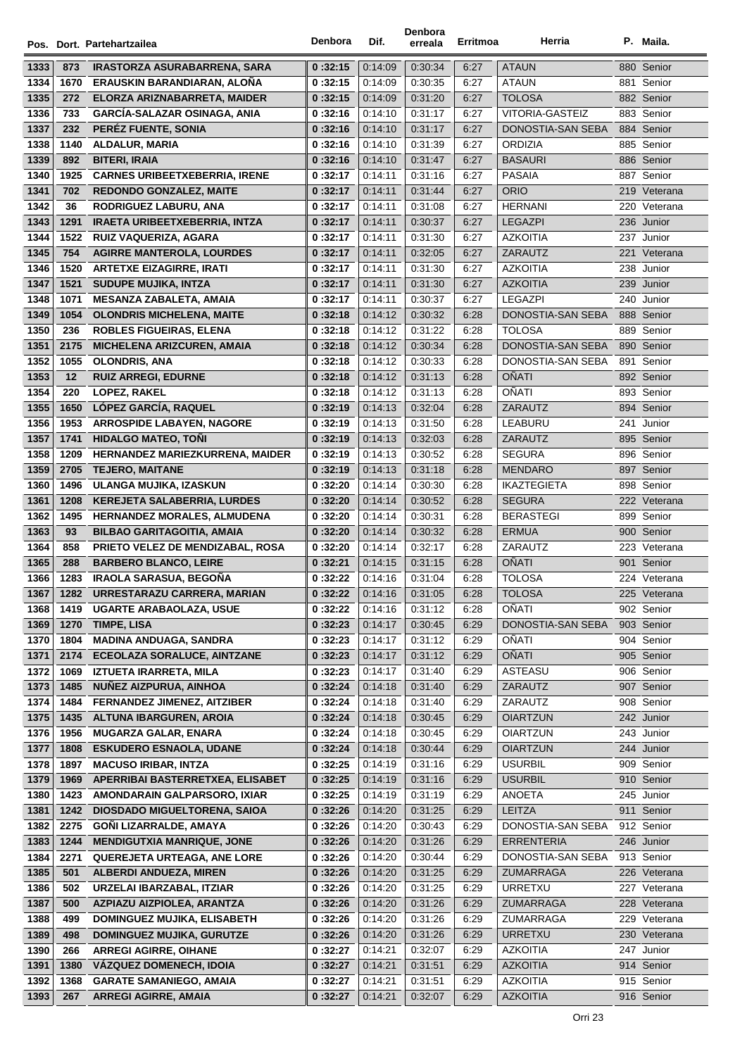| Pos. | Dort. | Partehartzailea | Denbora | Dif. | Denbora erreala | Erritmoa | Herria | P. | Maila. |
|---|---|---|---|---|---|---|---|---|---|
| 1333 | 873 | IRASTORZA ASURABARRENA, SARA | 0 :32:15 | 0:14:09 | 0:30:34 | 6:27 | ATAUN | 880 | Senior |
| 1334 | 1670 | ERAUSKIN BARANDIARAN, ALOÑA | 0 :32:15 | 0:14:09 | 0:30:35 | 6:27 | ATAUN | 881 | Senior |
| 1335 | 272 | ELORZA ARIZNABARRETA, MAIDER | 0 :32:15 | 0:14:09 | 0:31:20 | 6:27 | TOLOSA | 882 | Senior |
| 1336 | 733 | GARCÍA-SALAZAR OSINAGA, ANIA | 0 :32:16 | 0:14:10 | 0:31:17 | 6:27 | VITORIA-GASTEIZ | 883 | Senior |
| 1337 | 232 | PERÉZ FUENTE, SONIA | 0 :32:16 | 0:14:10 | 0:31:17 | 6:27 | DONOSTIA-SAN SEBA | 884 | Senior |
| 1338 | 1140 | ALDALUR, MARIA | 0 :32:16 | 0:14:10 | 0:31:39 | 6:27 | ORDIZIA | 885 | Senior |
| 1339 | 892 | BITERI, IRAIA | 0 :32:16 | 0:14:10 | 0:31:47 | 6:27 | BASAURI | 886 | Senior |
| 1340 | 1925 | CARNES URIBEETXEBERRIA, IRENE | 0 :32:17 | 0:14:11 | 0:31:16 | 6:27 | PASAIA | 887 | Senior |
| 1341 | 702 | REDONDO GONZALEZ, MAITE | 0 :32:17 | 0:14:11 | 0:31:44 | 6:27 | ORIO | 219 | Veterana |
| 1342 | 36 | RODRIGUEZ LABURU, ANA | 0 :32:17 | 0:14:11 | 0:31:08 | 6:27 | HERNANI | 220 | Veterana |
| 1343 | 1291 | IRAETA URIBEETXEBERRIA, INTZA | 0 :32:17 | 0:14:11 | 0:30:37 | 6:27 | LEGAZPI | 236 | Junior |
| 1344 | 1522 | RUIZ VAQUERIZA, AGARA | 0 :32:17 | 0:14:11 | 0:31:30 | 6:27 | AZKOITIA | 237 | Junior |
| 1345 | 754 | AGIRRE MANTEROLA, LOURDES | 0 :32:17 | 0:14:11 | 0:32:05 | 6:27 | ZARAUTZ | 221 | Veterana |
| 1346 | 1520 | ARTETXE EIZAGIRRE, IRATI | 0 :32:17 | 0:14:11 | 0:31:30 | 6:27 | AZKOITIA | 238 | Junior |
| 1347 | 1521 | SUDUPE MUJIKA, INTZA | 0 :32:17 | 0:14:11 | 0:31:30 | 6:27 | AZKOITIA | 239 | Junior |
| 1348 | 1071 | MESANZA ZABALETA, AMAIA | 0 :32:17 | 0:14:11 | 0:30:37 | 6:27 | LEGAZPI | 240 | Junior |
| 1349 | 1054 | OLONDRIS MICHELENA, MAITE | 0 :32:18 | 0:14:12 | 0:30:32 | 6:28 | DONOSTIA-SAN SEBA | 888 | Senior |
| 1350 | 236 | ROBLES FIGUEIRAS, ELENA | 0 :32:18 | 0:14:12 | 0:31:22 | 6:28 | TOLOSA | 889 | Senior |
| 1351 | 2175 | MICHELENA ARIZCUREN, AMAIA | 0 :32:18 | 0:14:12 | 0:30:34 | 6:28 | DONOSTIA-SAN SEBA | 890 | Senior |
| 1352 | 1055 | OLONDRIS, ANA | 0 :32:18 | 0:14:12 | 0:30:33 | 6:28 | DONOSTIA-SAN SEBA | 891 | Senior |
| 1353 | 12 | RUIZ ARREGI, EDURNE | 0 :32:18 | 0:14:12 | 0:31:13 | 6:28 | OÑATI | 892 | Senior |
| 1354 | 220 | LOPEZ, RAKEL | 0 :32:18 | 0:14:12 | 0:31:13 | 6:28 | OÑATI | 893 | Senior |
| 1355 | 1650 | LÓPEZ GARCÍA, RAQUEL | 0 :32:19 | 0:14:13 | 0:32:04 | 6:28 | ZARAUTZ | 894 | Senior |
| 1356 | 1953 | ARROSPIDE LABAYEN, NAGORE | 0 :32:19 | 0:14:13 | 0:31:50 | 6:28 | LEABURU | 241 | Junior |
| 1357 | 1741 | HIDALGO MATEO, TOÑI | 0 :32:19 | 0:14:13 | 0:32:03 | 6:28 | ZARAUTZ | 895 | Senior |
| 1358 | 1209 | HERNANDEZ MARIEZKURRENA, MAIDER | 0 :32:19 | 0:14:13 | 0:30:52 | 6:28 | SEGURA | 896 | Senior |
| 1359 | 2705 | TEJERO, MAITANE | 0 :32:19 | 0:14:13 | 0:31:18 | 6:28 | MENDARO | 897 | Senior |
| 1360 | 1496 | ULANGA MUJIKA, IZASKUN | 0 :32:20 | 0:14:14 | 0:30:30 | 6:28 | IKAZTEGIETA | 898 | Senior |
| 1361 | 1208 | KEREJETA SALABERRIA, LURDES | 0 :32:20 | 0:14:14 | 0:30:52 | 6:28 | SEGURA | 222 | Veterana |
| 1362 | 1495 | HERNANDEZ MORALES, ALMUDENA | 0 :32:20 | 0:14:14 | 0:30:31 | 6:28 | BERASTEGI | 899 | Senior |
| 1363 | 93 | BILBAO GARITAGOITIA, AMAIA | 0 :32:20 | 0:14:14 | 0:30:32 | 6:28 | ERMUA | 900 | Senior |
| 1364 | 858 | PRIETO VELEZ DE MENDIZABAL, ROSA | 0 :32:20 | 0:14:14 | 0:32:17 | 6:28 | ZARAUTZ | 223 | Veterana |
| 1365 | 288 | BARBERO BLANCO, LEIRE | 0 :32:21 | 0:14:15 | 0:31:15 | 6:28 | OÑATI | 901 | Senior |
| 1366 | 1283 | IRAOLA SARASUA, BEGOÑA | 0 :32:22 | 0:14:16 | 0:31:04 | 6:28 | TOLOSA | 224 | Veterana |
| 1367 | 1282 | URRESTARAZU CARRERA, MARIAN | 0 :32:22 | 0:14:16 | 0:31:05 | 6:28 | TOLOSA | 225 | Veterana |
| 1368 | 1419 | UGARTE ARABAOLAZA, USUE | 0 :32:22 | 0:14:16 | 0:31:12 | 6:28 | OÑATI | 902 | Senior |
| 1369 | 1270 | TIMPE, LISA | 0 :32:23 | 0:14:17 | 0:30:45 | 6:29 | DONOSTIA-SAN SEBA | 903 | Senior |
| 1370 | 1804 | MADINA ANDUAGA, SANDRA | 0 :32:23 | 0:14:17 | 0:31:12 | 6:29 | OÑATI | 904 | Senior |
| 1371 | 2174 | ECEOLAZA SORALUCE, AINTZANE | 0 :32:23 | 0:14:17 | 0:31:12 | 6:29 | OÑATI | 905 | Senior |
| 1372 | 1069 | IZTUETA IRARRETA, MILA | 0 :32:23 | 0:14:17 | 0:31:40 | 6:29 | ASTEASU | 906 | Senior |
| 1373 | 1485 | NUÑEZ AIZPURUA, AINHOA | 0 :32:24 | 0:14:18 | 0:31:40 | 6:29 | ZARAUTZ | 907 | Senior |
| 1374 | 1484 | FERNANDEZ JIMENEZ, AITZIBER | 0 :32:24 | 0:14:18 | 0:31:40 | 6:29 | ZARAUTZ | 908 | Senior |
| 1375 | 1435 | ALTUNA IBARGUREN, AROIA | 0 :32:24 | 0:14:18 | 0:30:45 | 6:29 | OIARTZUN | 242 | Junior |
| 1376 | 1956 | MUGARZA GALAR, ENARA | 0 :32:24 | 0:14:18 | 0:30:45 | 6:29 | OIARTZUN | 243 | Junior |
| 1377 | 1808 | ESKUDERO ESNAOLA, UDANE | 0 :32:24 | 0:14:18 | 0:30:44 | 6:29 | OIARTZUN | 244 | Junior |
| 1378 | 1897 | MACUSO IRIBAR, INTZA | 0 :32:25 | 0:14:19 | 0:31:16 | 6:29 | USURBIL | 909 | Senior |
| 1379 | 1969 | APERRIBAI BASTERRETXEA, ELISABET | 0 :32:25 | 0:14:19 | 0:31:16 | 6:29 | USURBIL | 910 | Senior |
| 1380 | 1423 | AMONDARAIN GALPARSORO, IXIAR | 0 :32:25 | 0:14:19 | 0:31:19 | 6:29 | ANOETA | 245 | Junior |
| 1381 | 1242 | DIOSDADO MIGUELTORENA, SAIOA | 0 :32:26 | 0:14:20 | 0:31:25 | 6:29 | LEITZA | 911 | Senior |
| 1382 | 2275 | GOÑI LIZARRALDE, AMAYA | 0 :32:26 | 0:14:20 | 0:30:43 | 6:29 | DONOSTIA-SAN SEBA | 912 | Senior |
| 1383 | 1244 | MENDIGUTXIA MANRIQUE, JONE | 0 :32:26 | 0:14:20 | 0:31:26 | 6:29 | ERRENTERIA | 246 | Junior |
| 1384 | 2271 | QUEREJETA URTEAGA, ANE LORE | 0 :32:26 | 0:14:20 | 0:30:44 | 6:29 | DONOSTIA-SAN SEBA | 913 | Senior |
| 1385 | 501 | ALBERDI ANDUEZA, MIREN | 0 :32:26 | 0:14:20 | 0:31:25 | 6:29 | ZUMARRAGA | 226 | Veterana |
| 1386 | 502 | URZELAI IBARZABAL, ITZIAR | 0 :32:26 | 0:14:20 | 0:31:25 | 6:29 | URRETXU | 227 | Veterana |
| 1387 | 500 | AZPIAZU AIZPIOLEA, ARANTZA | 0 :32:26 | 0:14:20 | 0:31:26 | 6:29 | ZUMARRAGA | 228 | Veterana |
| 1388 | 499 | DOMINGUEZ MUJIKA, ELISABETH | 0 :32:26 | 0:14:20 | 0:31:26 | 6:29 | ZUMARRAGA | 229 | Veterana |
| 1389 | 498 | DOMINGUEZ MUJIKA, GURUTZE | 0 :32:26 | 0:14:20 | 0:31:26 | 6:29 | URRETXU | 230 | Veterana |
| 1390 | 266 | ARREGI AGIRRE, OIHANE | 0 :32:27 | 0:14:21 | 0:32:07 | 6:29 | AZKOITIA | 247 | Junior |
| 1391 | 1380 | VÁZQUEZ DOMENECH, IDOIA | 0 :32:27 | 0:14:21 | 0:31:51 | 6:29 | AZKOITIA | 914 | Senior |
| 1392 | 1368 | GARATE SAMANIEGO, AMAIA | 0 :32:27 | 0:14:21 | 0:31:51 | 6:29 | AZKOITIA | 915 | Senior |
| 1393 | 267 | ARREGI AGIRRE, AMAIA | 0 :32:27 | 0:14:21 | 0:32:07 | 6:29 | AZKOITIA | 916 | Senior |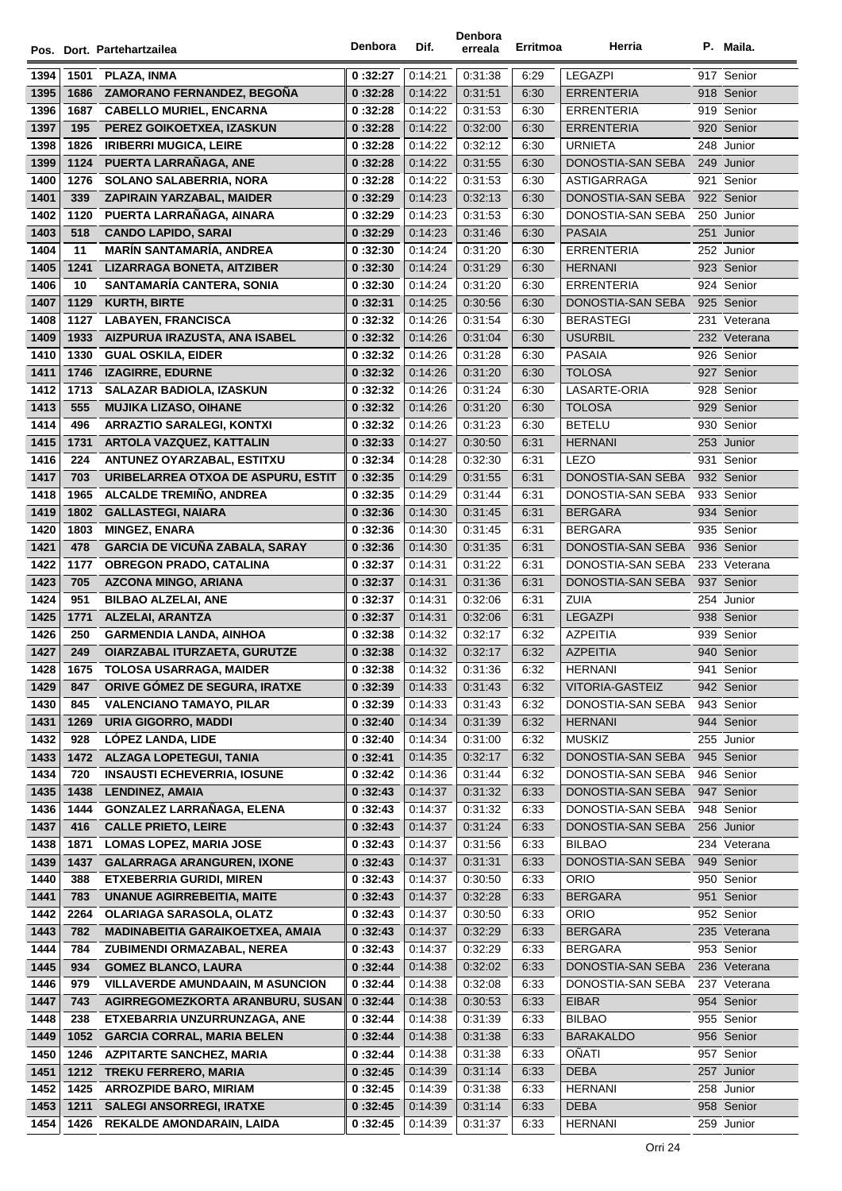| Pos. | Dort. | Partehartzailea | Denbora | Dif. | Denbora erreala | Erritmoa | Herria | P. | Maila. |
|---|---|---|---|---|---|---|---|---|---|
| 1394 | 1501 | PLAZA, INMA | 0 :32:27 | 0:14:21 | 0:31:38 | 6:29 | LEGAZPI | 917 | Senior |
| 1395 | 1686 | ZAMORANO FERNANDEZ, BEGOÑA | 0 :32:28 | 0:14:22 | 0:31:51 | 6:30 | ERRENTERIA | 918 | Senior |
| 1396 | 1687 | CABELLO MURIEL, ENCARNA | 0 :32:28 | 0:14:22 | 0:31:53 | 6:30 | ERRENTERIA | 919 | Senior |
| 1397 | 195 | PEREZ GOIKOETXEA, IZASKUN | 0 :32:28 | 0:14:22 | 0:32:00 | 6:30 | ERRENTERIA | 920 | Senior |
| 1398 | 1826 | IRIBERRI MUGICA, LEIRE | 0 :32:28 | 0:14:22 | 0:32:12 | 6:30 | URNIETA | 248 | Junior |
| 1399 | 1124 | PUERTA LARRAÑAGA, ANE | 0 :32:28 | 0:14:22 | 0:31:55 | 6:30 | DONOSTIA-SAN SEBA | 249 | Junior |
| 1400 | 1276 | SOLANO SALABERRIA, NORA | 0 :32:28 | 0:14:22 | 0:31:53 | 6:30 | ASTIGARRAGA | 921 | Senior |
| 1401 | 339 | ZAPIRAIN YARZABAL, MAIDER | 0 :32:29 | 0:14:23 | 0:32:13 | 6:30 | DONOSTIA-SAN SEBA | 922 | Senior |
| 1402 | 1120 | PUERTA LARRAÑAGA, AINARA | 0 :32:29 | 0:14:23 | 0:31:53 | 6:30 | DONOSTIA-SAN SEBA | 250 | Junior |
| 1403 | 518 | CANDO LAPIDO, SARAI | 0 :32:29 | 0:14:23 | 0:31:46 | 6:30 | PASAIA | 251 | Junior |
| 1404 | 11 | MARÍN SANTAMARÍA, ANDREA | 0 :32:30 | 0:14:24 | 0:31:20 | 6:30 | ERRENTERIA | 252 | Junior |
| 1405 | 1241 | LIZARRAGA BONETA, AITZIBER | 0 :32:30 | 0:14:24 | 0:31:29 | 6:30 | HERNANI | 923 | Senior |
| 1406 | 10 | SANTAMARÍA CANTERA, SONIA | 0 :32:30 | 0:14:24 | 0:31:20 | 6:30 | ERRENTERIA | 924 | Senior |
| 1407 | 1129 | KURTH, BIRTE | 0 :32:31 | 0:14:25 | 0:30:56 | 6:30 | DONOSTIA-SAN SEBA | 925 | Senior |
| 1408 | 1127 | LABAYEN, FRANCISCA | 0 :32:32 | 0:14:26 | 0:31:54 | 6:30 | BERASTEGI | 231 | Veterana |
| 1409 | 1933 | AIZPURUA IRAZUSTA, ANA ISABEL | 0 :32:32 | 0:14:26 | 0:31:04 | 6:30 | USURBIL | 232 | Veterana |
| 1410 | 1330 | GUAL OSKILA, EIDER | 0 :32:32 | 0:14:26 | 0:31:28 | 6:30 | PASAIA | 926 | Senior |
| 1411 | 1746 | IZAGIRRE, EDURNE | 0 :32:32 | 0:14:26 | 0:31:20 | 6:30 | TOLOSA | 927 | Senior |
| 1412 | 1713 | SALAZAR BADIOLA, IZASKUN | 0 :32:32 | 0:14:26 | 0:31:24 | 6:30 | LASARTE-ORIA | 928 | Senior |
| 1413 | 555 | MUJIKA LIZASO, OIHANE | 0 :32:32 | 0:14:26 | 0:31:20 | 6:30 | TOLOSA | 929 | Senior |
| 1414 | 496 | ARRAZTIO SARALEGI, KONTXI | 0 :32:32 | 0:14:26 | 0:31:23 | 6:30 | BETELU | 930 | Senior |
| 1415 | 1731 | ARTOLA VAZQUEZ, KATTALIN | 0 :32:33 | 0:14:27 | 0:30:50 | 6:31 | HERNANI | 253 | Junior |
| 1416 | 224 | ANTUNEZ OYARZABAL, ESTITXU | 0 :32:34 | 0:14:28 | 0:32:30 | 6:31 | LEZO | 931 | Senior |
| 1417 | 703 | URIBELARREA OTXOA DE ASPURU, ESTIT | 0 :32:35 | 0:14:29 | 0:31:55 | 6:31 | DONOSTIA-SAN SEBA | 932 | Senior |
| 1418 | 1965 | ALCALDE TREMIÑO, ANDREA | 0 :32:35 | 0:14:29 | 0:31:44 | 6:31 | DONOSTIA-SAN SEBA | 933 | Senior |
| 1419 | 1802 | GALLASTEGI, NAIARA | 0 :32:36 | 0:14:30 | 0:31:45 | 6:31 | BERGARA | 934 | Senior |
| 1420 | 1803 | MINGEZ, ENARA | 0 :32:36 | 0:14:30 | 0:31:45 | 6:31 | BERGARA | 935 | Senior |
| 1421 | 478 | GARCIA DE VICUÑA ZABALA, SARAY | 0 :32:36 | 0:14:30 | 0:31:35 | 6:31 | DONOSTIA-SAN SEBA | 936 | Senior |
| 1422 | 1177 | OBREGON PRADO, CATALINA | 0 :32:37 | 0:14:31 | 0:31:22 | 6:31 | DONOSTIA-SAN SEBA | 233 | Veterana |
| 1423 | 705 | AZCONA MINGO, ARIANA | 0 :32:37 | 0:14:31 | 0:31:36 | 6:31 | DONOSTIA-SAN SEBA | 937 | Senior |
| 1424 | 951 | BILBAO ALZELAI, ANE | 0 :32:37 | 0:14:31 | 0:32:06 | 6:31 | ZUIA | 254 | Junior |
| 1425 | 1771 | ALZELAI, ARANTZA | 0 :32:37 | 0:14:31 | 0:32:06 | 6:31 | LEGAZPI | 938 | Senior |
| 1426 | 250 | GARMENDIA LANDA, AINHOA | 0 :32:38 | 0:14:32 | 0:32:17 | 6:32 | AZPEITIA | 939 | Senior |
| 1427 | 249 | OIARZABAL ITURZAETA, GURUTZE | 0 :32:38 | 0:14:32 | 0:32:17 | 6:32 | AZPEITIA | 940 | Senior |
| 1428 | 1675 | TOLOSA USARRAGA, MAIDER | 0 :32:38 | 0:14:32 | 0:31:36 | 6:32 | HERNANI | 941 | Senior |
| 1429 | 847 | ORIVE GÓMEZ DE SEGURA, IRATXE | 0 :32:39 | 0:14:33 | 0:31:43 | 6:32 | VITORIA-GASTEIZ | 942 | Senior |
| 1430 | 845 | VALENCIANO TAMAYO, PILAR | 0 :32:39 | 0:14:33 | 0:31:43 | 6:32 | DONOSTIA-SAN SEBA | 943 | Senior |
| 1431 | 1269 | URIA GIGORRO, MADDI | 0 :32:40 | 0:14:34 | 0:31:39 | 6:32 | HERNANI | 944 | Senior |
| 1432 | 928 | LÓPEZ LANDA, LIDE | 0 :32:40 | 0:14:34 | 0:31:00 | 6:32 | MUSKIZ | 255 | Junior |
| 1433 | 1472 | ALZAGA LOPETEGUI, TANIA | 0 :32:41 | 0:14:35 | 0:32:17 | 6:32 | DONOSTIA-SAN SEBA | 945 | Senior |
| 1434 | 720 | INSAUSTI ECHEVERRIA, IOSUNE | 0 :32:42 | 0:14:36 | 0:31:44 | 6:32 | DONOSTIA-SAN SEBA | 946 | Senior |
| 1435 | 1438 | LENDINEZ, AMAIA | 0 :32:43 | 0:14:37 | 0:31:32 | 6:33 | DONOSTIA-SAN SEBA | 947 | Senior |
| 1436 | 1444 | GONZALEZ LARRAÑAGA, ELENA | 0 :32:43 | 0:14:37 | 0:31:32 | 6:33 | DONOSTIA-SAN SEBA | 948 | Senior |
| 1437 | 416 | CALLE PRIETO, LEIRE | 0 :32:43 | 0:14:37 | 0:31:24 | 6:33 | DONOSTIA-SAN SEBA | 256 | Junior |
| 1438 | 1871 | LOMAS LOPEZ, MARIA JOSE | 0 :32:43 | 0:14:37 | 0:31:56 | 6:33 | BILBAO | 234 | Veterana |
| 1439 | 1437 | GALARRAGA ARANGUREN, IXONE | 0 :32:43 | 0:14:37 | 0:31:31 | 6:33 | DONOSTIA-SAN SEBA | 949 | Senior |
| 1440 | 388 | ETXEBERRIA GURIDI, MIREN | 0 :32:43 | 0:14:37 | 0:30:50 | 6:33 | ORIO | 950 | Senior |
| 1441 | 783 | UNANUE AGIRREBEITIA, MAITE | 0 :32:43 | 0:14:37 | 0:32:28 | 6:33 | BERGARA | 951 | Senior |
| 1442 | 2264 | OLARIAGA SARASOLA, OLATZ | 0 :32:43 | 0:14:37 | 0:30:50 | 6:33 | ORIO | 952 | Senior |
| 1443 | 782 | MADINABEITIA GARAIKOETXEA, AMAIA | 0 :32:43 | 0:14:37 | 0:32:29 | 6:33 | BERGARA | 235 | Veterana |
| 1444 | 784 | ZUBIMENDI ORMAZABAL, NEREA | 0 :32:43 | 0:14:37 | 0:32:29 | 6:33 | BERGARA | 953 | Senior |
| 1445 | 934 | GOMEZ BLANCO, LAURA | 0 :32:44 | 0:14:38 | 0:32:02 | 6:33 | DONOSTIA-SAN SEBA | 236 | Veterana |
| 1446 | 979 | VILLAVERDE AMUNDAAIN, M ASUNCION | 0 :32:44 | 0:14:38 | 0:32:08 | 6:33 | DONOSTIA-SAN SEBA | 237 | Veterana |
| 1447 | 743 | AGIRREGOMEZKORTA ARANBURU, SUSAN | 0 :32:44 | 0:14:38 | 0:30:53 | 6:33 | EIBAR | 954 | Senior |
| 1448 | 238 | ETXEBARRIA UNZURRUNZAGA, ANE | 0 :32:44 | 0:14:38 | 0:31:39 | 6:33 | BILBAO | 955 | Senior |
| 1449 | 1052 | GARCIA CORRAL, MARIA BELEN | 0 :32:44 | 0:14:38 | 0:31:38 | 6:33 | BARAKALDO | 956 | Senior |
| 1450 | 1246 | AZPITARTE SANCHEZ, MARIA | 0 :32:44 | 0:14:38 | 0:31:38 | 6:33 | OÑATI | 957 | Senior |
| 1451 | 1212 | TREKU FERRERO, MARIA | 0 :32:45 | 0:14:39 | 0:31:14 | 6:33 | DEBA | 257 | Junior |
| 1452 | 1425 | ARROZPIDE BARO, MIRIAM | 0 :32:45 | 0:14:39 | 0:31:38 | 6:33 | HERNANI | 258 | Junior |
| 1453 | 1211 | SALEGI ANSORREGI, IRATXE | 0 :32:45 | 0:14:39 | 0:31:14 | 6:33 | DEBA | 958 | Senior |
| 1454 | 1426 | REKALDE AMONDARAIN, LAIDA | 0 :32:45 | 0:14:39 | 0:31:37 | 6:33 | HERNANI | 259 | Junior |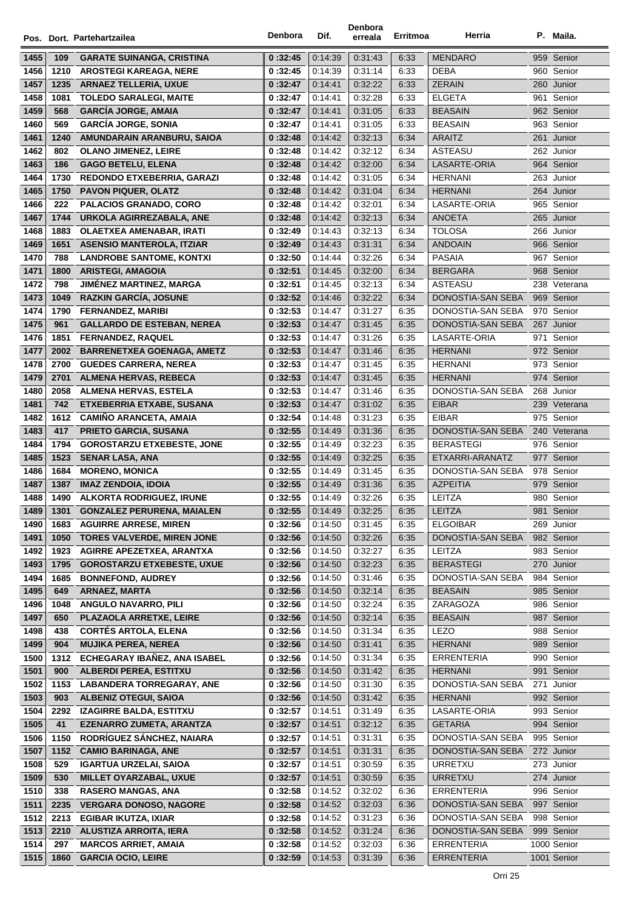| Pos. | Dort. | Partehartzailea | Denbora | Dif. | Denbora erreala | Erritmoa | Herria | P. | Maila. |
|---|---|---|---|---|---|---|---|---|---|
| 1455 | 109 | GARATE SUINANGA, CRISTINA | 0 :32:45 | 0:14:39 | 0:31:43 | 6:33 | MENDARO | 959 | Senior |
| 1456 | 1210 | AROSTEGI KAREAGA, NERE | 0 :32:45 | 0:14:39 | 0:31:14 | 6:33 | DEBA | 960 | Senior |
| 1457 | 1235 | ARNAEZ TELLERIA, UXUE | 0 :32:47 | 0:14:41 | 0:32:22 | 6:33 | ZERAIN | 260 | Junior |
| 1458 | 1081 | TOLEDO SARALEGI, MAITE | 0 :32:47 | 0:14:41 | 0:32:28 | 6:33 | ELGETA | 961 | Senior |
| 1459 | 568 | GARCÍA JORGE, AMAIA | 0 :32:47 | 0:14:41 | 0:31:05 | 6:33 | BEASAIN | 962 | Senior |
| 1460 | 569 | GARCÍA JORGE, SONIA | 0 :32:47 | 0:14:41 | 0:31:05 | 6:33 | BEASAIN | 963 | Senior |
| 1461 | 1240 | AMUNDARAIN ARANBURU, SAIOA | 0 :32:48 | 0:14:42 | 0:32:13 | 6:34 | ARAITZ | 261 | Junior |
| 1462 | 802 | OLANO JIMENEZ, LEIRE | 0 :32:48 | 0:14:42 | 0:32:12 | 6:34 | ASTEASU | 262 | Junior |
| 1463 | 186 | GAGO BETELU, ELENA | 0 :32:48 | 0:14:42 | 0:32:00 | 6:34 | LASARTE-ORIA | 964 | Senior |
| 1464 | 1730 | REDONDO ETXEBERRIA, GARAZI | 0 :32:48 | 0:14:42 | 0:31:05 | 6:34 | HERNANI | 263 | Junior |
| 1465 | 1750 | PAVON PIQUER, OLATZ | 0 :32:48 | 0:14:42 | 0:31:04 | 6:34 | HERNANI | 264 | Junior |
| 1466 | 222 | PALACIOS GRANADO, CORO | 0 :32:48 | 0:14:42 | 0:32:01 | 6:34 | LASARTE-ORIA | 965 | Senior |
| 1467 | 1744 | URKOLA AGIRREZABALA, ANE | 0 :32:48 | 0:14:42 | 0:32:13 | 6:34 | ANOETA | 265 | Junior |
| 1468 | 1883 | OLAETXEA AMENABAR, IRATI | 0 :32:49 | 0:14:43 | 0:32:13 | 6:34 | TOLOSA | 266 | Junior |
| 1469 | 1651 | ASENSIO MANTEROLA, ITZIAR | 0 :32:49 | 0:14:43 | 0:31:31 | 6:34 | ANDOAIN | 966 | Senior |
| 1470 | 788 | LANDROBE SANTOME, KONTXI | 0 :32:50 | 0:14:44 | 0:32:26 | 6:34 | PASAIA | 967 | Senior |
| 1471 | 1800 | ARISTEGI, AMAGOIA | 0 :32:51 | 0:14:45 | 0:32:00 | 6:34 | BERGARA | 968 | Senior |
| 1472 | 798 | JIMÉNEZ MARTINEZ, MARGA | 0 :32:51 | 0:14:45 | 0:32:13 | 6:34 | ASTEASU | 238 | Veterana |
| 1473 | 1049 | RAZKIN GARCÍA, JOSUNE | 0 :32:52 | 0:14:46 | 0:32:22 | 6:34 | DONOSTIA-SAN SEBA | 969 | Senior |
| 1474 | 1790 | FERNANDEZ, MARIBI | 0 :32:53 | 0:14:47 | 0:31:27 | 6:35 | DONOSTIA-SAN SEBA | 970 | Senior |
| 1475 | 961 | GALLARDO DE ESTEBAN, NEREA | 0 :32:53 | 0:14:47 | 0:31:45 | 6:35 | DONOSTIA-SAN SEBA | 267 | Junior |
| 1476 | 1851 | FERNANDEZ, RAQUEL | 0 :32:53 | 0:14:47 | 0:31:26 | 6:35 | LASARTE-ORIA | 971 | Senior |
| 1477 | 2002 | BARRENETXEA GOENAGA, AMETZ | 0 :32:53 | 0:14:47 | 0:31:46 | 6:35 | HERNANI | 972 | Senior |
| 1478 | 2700 | GUEDES CARRERA, NEREA | 0 :32:53 | 0:14:47 | 0:31:45 | 6:35 | HERNANI | 973 | Senior |
| 1479 | 2701 | ALMENA HERVAS, REBECA | 0 :32:53 | 0:14:47 | 0:31:45 | 6:35 | HERNANI | 974 | Senior |
| 1480 | 2058 | ALMENA HERVAS, ESTELA | 0 :32:53 | 0:14:47 | 0:31:46 | 6:35 | DONOSTIA-SAN SEBA | 268 | Junior |
| 1481 | 742 | ETXEBERRIA ETXABE, SUSANA | 0 :32:53 | 0:14:47 | 0:31:02 | 6:35 | EIBAR | 239 | Veterana |
| 1482 | 1612 | CAMIÑO ARANCETA, AMAIA | 0 :32:54 | 0:14:48 | 0:31:23 | 6:35 | EIBAR | 975 | Senior |
| 1483 | 417 | PRIETO GARCIA, SUSANA | 0 :32:55 | 0:14:49 | 0:31:36 | 6:35 | DONOSTIA-SAN SEBA | 240 | Veterana |
| 1484 | 1794 | GOROSTARZU ETXEBESTE, JONE | 0 :32:55 | 0:14:49 | 0:32:23 | 6:35 | BERASTEGI | 976 | Senior |
| 1485 | 1523 | SENAR LASA, ANA | 0 :32:55 | 0:14:49 | 0:32:25 | 6:35 | ETXARRI-ARANATZ | 977 | Senior |
| 1486 | 1684 | MORENO, MONICA | 0 :32:55 | 0:14:49 | 0:31:45 | 6:35 | DONOSTIA-SAN SEBA | 978 | Senior |
| 1487 | 1387 | IMAZ ZENDOIA, IDOIA | 0 :32:55 | 0:14:49 | 0:31:36 | 6:35 | AZPEITIA | 979 | Senior |
| 1488 | 1490 | ALKORTA RODRIGUEZ, IRUNE | 0 :32:55 | 0:14:49 | 0:32:26 | 6:35 | LEITZA | 980 | Senior |
| 1489 | 1301 | GONZALEZ PERURENA, MAIALEN | 0 :32:55 | 0:14:49 | 0:32:25 | 6:35 | LEITZA | 981 | Senior |
| 1490 | 1683 | AGUIRRE ARRESE, MIREN | 0 :32:56 | 0:14:50 | 0:31:45 | 6:35 | ELGOIBAR | 269 | Junior |
| 1491 | 1050 | TORES VALVERDE, MIREN JONE | 0 :32:56 | 0:14:50 | 0:32:26 | 6:35 | DONOSTIA-SAN SEBA | 982 | Senior |
| 1492 | 1923 | AGIRRE APEZETXEA, ARANTXA | 0 :32:56 | 0:14:50 | 0:32:27 | 6:35 | LEITZA | 983 | Senior |
| 1493 | 1795 | GOROSTARZU ETXEBESTE, UXUE | 0 :32:56 | 0:14:50 | 0:32:23 | 6:35 | BERASTEGI | 270 | Junior |
| 1494 | 1685 | BONNEFOND, AUDREY | 0 :32:56 | 0:14:50 | 0:31:46 | 6:35 | DONOSTIA-SAN SEBA | 984 | Senior |
| 1495 | 649 | ARNAEZ, MARTA | 0 :32:56 | 0:14:50 | 0:32:14 | 6:35 | BEASAIN | 985 | Senior |
| 1496 | 1048 | ANGULO NAVARRO, PILI | 0 :32:56 | 0:14:50 | 0:32:24 | 6:35 | ZARAGOZA | 986 | Senior |
| 1497 | 650 | PLAZAOLA ARRETXE, LEIRE | 0 :32:56 | 0:14:50 | 0:32:14 | 6:35 | BEASAIN | 987 | Senior |
| 1498 | 438 | CORTÉS ARTOLA, ELENA | 0 :32:56 | 0:14:50 | 0:31:34 | 6:35 | LEZO | 988 | Senior |
| 1499 | 904 | MUJIKA PEREA, NEREA | 0 :32:56 | 0:14:50 | 0:31:41 | 6:35 | HERNANI | 989 | Senior |
| 1500 | 1312 | ECHEGARAY IBAÑEZ, ANA ISABEL | 0 :32:56 | 0:14:50 | 0:31:34 | 6:35 | ERRENTERIA | 990 | Senior |
| 1501 | 900 | ALBERDI PEREA, ESTITXU | 0 :32:56 | 0:14:50 | 0:31:42 | 6:35 | HERNANI | 991 | Senior |
| 1502 | 1153 | LABANDERA TORREGARAY, ANE | 0 :32:56 | 0:14:50 | 0:31:30 | 6:35 | DONOSTIA-SAN SEBA | 271 | Junior |
| 1503 | 903 | ALBENIZ OTEGUI, SAIOA | 0 :32:56 | 0:14:50 | 0:31:42 | 6:35 | HERNANI | 992 | Senior |
| 1504 | 2292 | IZAGIRRE BALDA, ESTITXU | 0 :32:57 | 0:14:51 | 0:31:49 | 6:35 | LASARTE-ORIA | 993 | Senior |
| 1505 | 41 | EZENARRO ZUMETA, ARANTZA | 0 :32:57 | 0:14:51 | 0:32:12 | 6:35 | GETARIA | 994 | Senior |
| 1506 | 1150 | RODRÍGUEZ SÁNCHEZ, NAIARA | 0 :32:57 | 0:14:51 | 0:31:31 | 6:35 | DONOSTIA-SAN SEBA | 995 | Senior |
| 1507 | 1152 | CAMIO BARINAGA, ANE | 0 :32:57 | 0:14:51 | 0:31:31 | 6:35 | DONOSTIA-SAN SEBA | 272 | Junior |
| 1508 | 529 | IGARTUA URZELAI, SAIOA | 0 :32:57 | 0:14:51 | 0:30:59 | 6:35 | URRETXU | 273 | Junior |
| 1509 | 530 | MILLET OYARZABAL, UXUE | 0 :32:57 | 0:14:51 | 0:30:59 | 6:35 | URRETXU | 274 | Junior |
| 1510 | 338 | RASERO MANGAS, ANA | 0 :32:58 | 0:14:52 | 0:32:02 | 6:36 | ERRENTERIA | 996 | Senior |
| 1511 | 2235 | VERGARA DONOSO, NAGORE | 0 :32:58 | 0:14:52 | 0:32:03 | 6:36 | DONOSTIA-SAN SEBA | 997 | Senior |
| 1512 | 2213 | EGIBAR IKUTZA, IXIAR | 0 :32:58 | 0:14:52 | 0:31:23 | 6:36 | DONOSTIA-SAN SEBA | 998 | Senior |
| 1513 | 2210 | ALUSTIZA ARROITA, IERA | 0 :32:58 | 0:14:52 | 0:31:24 | 6:36 | DONOSTIA-SAN SEBA | 999 | Senior |
| 1514 | 297 | MARCOS ARRIET, AMAIA | 0 :32:58 | 0:14:52 | 0:32:03 | 6:36 | ERRENTERIA | 1000 | Senior |
| 1515 | 1860 | GARCIA OCIO, LEIRE | 0 :32:59 | 0:14:53 | 0:31:39 | 6:36 | ERRENTERIA | 1001 | Senior |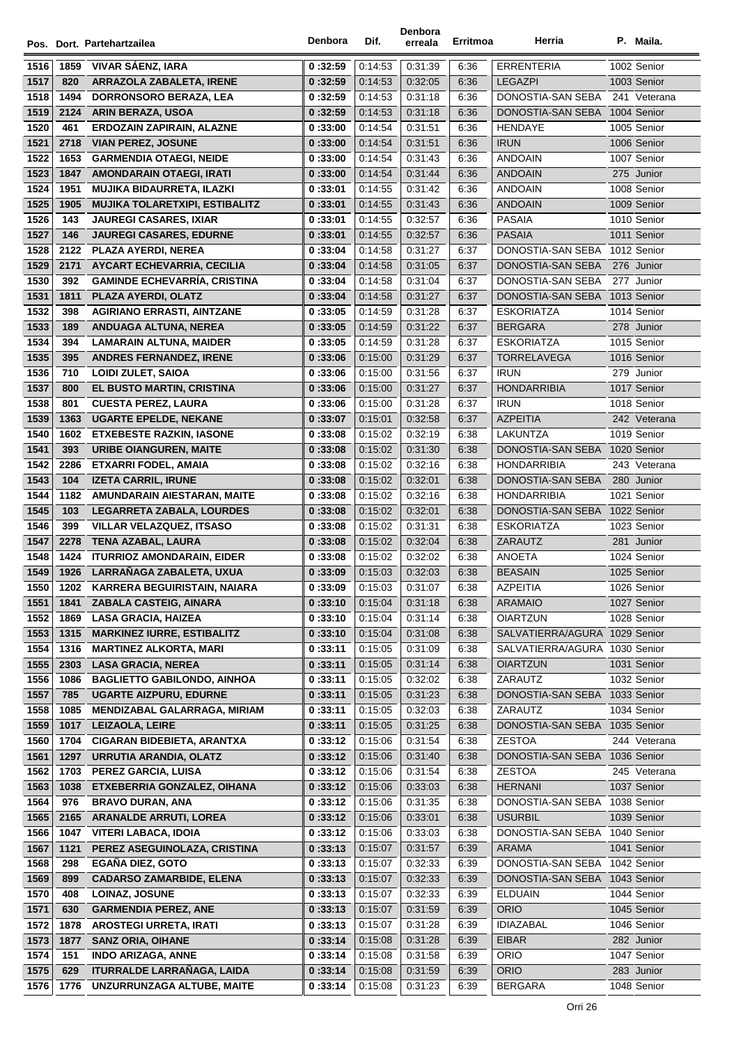| Pos. | Dort. | Partehartzailea | Denbora | Dif. | Denbora erreala | Erritmoa | Herria | P. | Maila. |
|---|---|---|---|---|---|---|---|---|---|
| 1516 | 1859 | VIVAR SÁENZ, IARA | 0 :32:59 | 0:14:53 | 0:31:39 | 6:36 | ERRENTERIA | 1002 | Senior |
| 1517 | 820 | ARRAZOLA ZABALETA, IRENE | 0 :32:59 | 0:14:53 | 0:32:05 | 6:36 | LEGAZPI | 1003 | Senior |
| 1518 | 1494 | DORRONSORO BERAZA, LEA | 0 :32:59 | 0:14:53 | 0:31:18 | 6:36 | DONOSTIA-SAN SEBA | 241 | Veterana |
| 1519 | 2124 | ARIN BERAZA, USOA | 0 :32:59 | 0:14:53 | 0:31:18 | 6:36 | DONOSTIA-SAN SEBA | 1004 | Senior |
| 1520 | 461 | ERDOZAIN ZAPIRAIN, ALAZNE | 0 :33:00 | 0:14:54 | 0:31:51 | 6:36 | HENDAYE | 1005 | Senior |
| 1521 | 2718 | VIAN PEREZ, JOSUNE | 0 :33:00 | 0:14:54 | 0:31:51 | 6:36 | IRUN | 1006 | Senior |
| 1522 | 1653 | GARMENDIA OTAEGI, NEIDE | 0 :33:00 | 0:14:54 | 0:31:43 | 6:36 | ANDOAIN | 1007 | Senior |
| 1523 | 1847 | AMONDARAIN OTAEGI, IRATI | 0 :33:00 | 0:14:54 | 0:31:44 | 6:36 | ANDOAIN | 275 | Junior |
| 1524 | 1951 | MUJIKA BIDAURRETA, ILAZKI | 0 :33:01 | 0:14:55 | 0:31:42 | 6:36 | ANDOAIN | 1008 | Senior |
| 1525 | 1905 | MUJIKA TOLARETXIPI, ESTIBALITZ | 0 :33:01 | 0:14:55 | 0:31:43 | 6:36 | ANDOAIN | 1009 | Senior |
| 1526 | 143 | JAUREGI CASARES, IXIAR | 0 :33:01 | 0:14:55 | 0:32:57 | 6:36 | PASAIA | 1010 | Senior |
| 1527 | 146 | JAUREGI CASARES, EDURNE | 0 :33:01 | 0:14:55 | 0:32:57 | 6:36 | PASAIA | 1011 | Senior |
| 1528 | 2122 | PLAZA AYERDI, NEREA | 0 :33:04 | 0:14:58 | 0:31:27 | 6:37 | DONOSTIA-SAN SEBA | 1012 | Senior |
| 1529 | 2171 | AYCART ECHEVARRIA, CECILIA | 0 :33:04 | 0:14:58 | 0:31:05 | 6:37 | DONOSTIA-SAN SEBA | 276 | Junior |
| 1530 | 392 | GAMINDE ECHEVARRÍA, CRISTINA | 0 :33:04 | 0:14:58 | 0:31:04 | 6:37 | DONOSTIA-SAN SEBA | 277 | Junior |
| 1531 | 1811 | PLAZA AYERDI, OLATZ | 0 :33:04 | 0:14:58 | 0:31:27 | 6:37 | DONOSTIA-SAN SEBA | 1013 | Senior |
| 1532 | 398 | AGIRIANO ERRASTI, AINTZANE | 0 :33:05 | 0:14:59 | 0:31:28 | 6:37 | ESKORIATZA | 1014 | Senior |
| 1533 | 189 | ANDUAGA ALTUNA, NEREA | 0 :33:05 | 0:14:59 | 0:31:22 | 6:37 | BERGARA | 278 | Junior |
| 1534 | 394 | LAMARAIN ALTUNA, MAIDER | 0 :33:05 | 0:14:59 | 0:31:28 | 6:37 | ESKORIATZA | 1015 | Senior |
| 1535 | 395 | ANDRES FERNANDEZ, IRENE | 0 :33:06 | 0:15:00 | 0:31:29 | 6:37 | TORRELAVEGA | 1016 | Senior |
| 1536 | 710 | LOIDI ZULET, SAIOA | 0 :33:06 | 0:15:00 | 0:31:56 | 6:37 | IRUN | 279 | Junior |
| 1537 | 800 | EL BUSTO MARTIN, CRISTINA | 0 :33:06 | 0:15:00 | 0:31:27 | 6:37 | HONDARRIBIA | 1017 | Senior |
| 1538 | 801 | CUESTA PEREZ, LAURA | 0 :33:06 | 0:15:00 | 0:31:28 | 6:37 | IRUN | 1018 | Senior |
| 1539 | 1363 | UGARTE EPELDE, NEKANE | 0 :33:07 | 0:15:01 | 0:32:58 | 6:37 | AZPEITIA | 242 | Veterana |
| 1540 | 1602 | ETXEBESTE RAZKIN, IASONE | 0 :33:08 | 0:15:02 | 0:32:19 | 6:38 | LAKUNTZA | 1019 | Senior |
| 1541 | 393 | URIBE OIANGUREN, MAITE | 0 :33:08 | 0:15:02 | 0:31:30 | 6:38 | DONOSTIA-SAN SEBA | 1020 | Senior |
| 1542 | 2286 | ETXARRI FODEL, AMAIA | 0 :33:08 | 0:15:02 | 0:32:16 | 6:38 | HONDARRIBIA | 243 | Veterana |
| 1543 | 104 | IZETA CARRIL, IRUNE | 0 :33:08 | 0:15:02 | 0:32:01 | 6:38 | DONOSTIA-SAN SEBA | 280 | Junior |
| 1544 | 1182 | AMUNDARAIN AIESTARAN, MAITE | 0 :33:08 | 0:15:02 | 0:32:16 | 6:38 | HONDARRIBIA | 1021 | Senior |
| 1545 | 103 | LEGARRETA ZABALA, LOURDES | 0 :33:08 | 0:15:02 | 0:32:01 | 6:38 | DONOSTIA-SAN SEBA | 1022 | Senior |
| 1546 | 399 | VILLAR VELAZQUEZ, ITSASO | 0 :33:08 | 0:15:02 | 0:31:31 | 6:38 | ESKORIATZA | 1023 | Senior |
| 1547 | 2278 | TENA AZABAL, LAURA | 0 :33:08 | 0:15:02 | 0:32:04 | 6:38 | ZARAUTZ | 281 | Junior |
| 1548 | 1424 | ITURRIOZ AMONDARAIN, EIDER | 0 :33:08 | 0:15:02 | 0:32:02 | 6:38 | ANOETA | 1024 | Senior |
| 1549 | 1926 | LARRAÑAGA ZABALETA, UXUA | 0 :33:09 | 0:15:03 | 0:32:03 | 6:38 | BEASAIN | 1025 | Senior |
| 1550 | 1202 | KARRERA BEGUIRISTAIN, NAIARA | 0 :33:09 | 0:15:03 | 0:31:07 | 6:38 | AZPEITIA | 1026 | Senior |
| 1551 | 1841 | ZABALA CASTEIG, AINARA | 0 :33:10 | 0:15:04 | 0:31:18 | 6:38 | ARAMAIO | 1027 | Senior |
| 1552 | 1869 | LASA GRACIA, HAIZEA | 0 :33:10 | 0:15:04 | 0:31:14 | 6:38 | OIARTZUN | 1028 | Senior |
| 1553 | 1315 | MARKINEZ IURRE, ESTIBALITZ | 0 :33:10 | 0:15:04 | 0:31:08 | 6:38 | SALVATIERRA/AGURA | 1029 | Senior |
| 1554 | 1316 | MARTINEZ ALKORTA, MARI | 0 :33:11 | 0:15:05 | 0:31:09 | 6:38 | SALVATIERRA/AGURA | 1030 | Senior |
| 1555 | 2303 | LASA GRACIA, NEREA | 0 :33:11 | 0:15:05 | 0:31:14 | 6:38 | OIARTZUN | 1031 | Senior |
| 1556 | 1086 | BAGLIETTO GABILONDO, AINHOA | 0 :33:11 | 0:15:05 | 0:32:02 | 6:38 | ZARAUTZ | 1032 | Senior |
| 1557 | 785 | UGARTE AIZPURU, EDURNE | 0 :33:11 | 0:15:05 | 0:31:23 | 6:38 | DONOSTIA-SAN SEBA | 1033 | Senior |
| 1558 | 1085 | MENDIZABAL GALARRAGA, MIRIAM | 0 :33:11 | 0:15:05 | 0:32:03 | 6:38 | ZARAUTZ | 1034 | Senior |
| 1559 | 1017 | LEIZAOLA, LEIRE | 0 :33:11 | 0:15:05 | 0:31:25 | 6:38 | DONOSTIA-SAN SEBA | 1035 | Senior |
| 1560 | 1704 | CIGARAN BIDEBIETA, ARANTXA | 0 :33:12 | 0:15:06 | 0:31:54 | 6:38 | ZESTOA | 244 | Veterana |
| 1561 | 1297 | URRUTIA ARANDIA, OLATZ | 0 :33:12 | 0:15:06 | 0:31:40 | 6:38 | DONOSTIA-SAN SEBA | 1036 | Senior |
| 1562 | 1703 | PEREZ GARCIA, LUISA | 0 :33:12 | 0:15:06 | 0:31:54 | 6:38 | ZESTOA | 245 | Veterana |
| 1563 | 1038 | ETXEBERRIA GONZALEZ, OIHANA | 0 :33:12 | 0:15:06 | 0:33:03 | 6:38 | HERNANI | 1037 | Senior |
| 1564 | 976 | BRAVO DURAN, ANA | 0 :33:12 | 0:15:06 | 0:31:35 | 6:38 | DONOSTIA-SAN SEBA | 1038 | Senior |
| 1565 | 2165 | ARANALDE ARRUTI, LOREA | 0 :33:12 | 0:15:06 | 0:33:01 | 6:38 | USURBIL | 1039 | Senior |
| 1566 | 1047 | VITERI LABACA, IDOIA | 0 :33:12 | 0:15:06 | 0:33:03 | 6:38 | DONOSTIA-SAN SEBA | 1040 | Senior |
| 1567 | 1121 | PEREZ ASEGUINOLAZA, CRISTINA | 0 :33:13 | 0:15:07 | 0:31:57 | 6:39 | ARAMA | 1041 | Senior |
| 1568 | 298 | EGAÑA DIEZ, GOTO | 0 :33:13 | 0:15:07 | 0:32:33 | 6:39 | DONOSTIA-SAN SEBA | 1042 | Senior |
| 1569 | 899 | CADARSO ZAMARBIDE, ELENA | 0 :33:13 | 0:15:07 | 0:32:33 | 6:39 | DONOSTIA-SAN SEBA | 1043 | Senior |
| 1570 | 408 | LOINAZ, JOSUNE | 0 :33:13 | 0:15:07 | 0:32:33 | 6:39 | ELDUAIN | 1044 | Senior |
| 1571 | 630 | GARMENDIA PEREZ, ANE | 0 :33:13 | 0:15:07 | 0:31:59 | 6:39 | ORIO | 1045 | Senior |
| 1572 | 1878 | AROSTEGI URRETA, IRATI | 0 :33:13 | 0:15:07 | 0:31:28 | 6:39 | IDIAZABAL | 1046 | Senior |
| 1573 | 1877 | SANZ ORIA, OIHANE | 0 :33:14 | 0:15:08 | 0:31:28 | 6:39 | EIBAR | 282 | Junior |
| 1574 | 151 | INDO ARIZAGA, ANNE | 0 :33:14 | 0:15:08 | 0:31:58 | 6:39 | ORIO | 1047 | Senior |
| 1575 | 629 | ITURRALDE LARRAÑAGA, LAIDA | 0 :33:14 | 0:15:08 | 0:31:59 | 6:39 | ORIO | 283 | Junior |
| 1576 | 1776 | UNZURRUNZAGA ALTUBE, MAITE | 0 :33:14 | 0:15:08 | 0:31:23 | 6:39 | BERGARA | 1048 | Senior |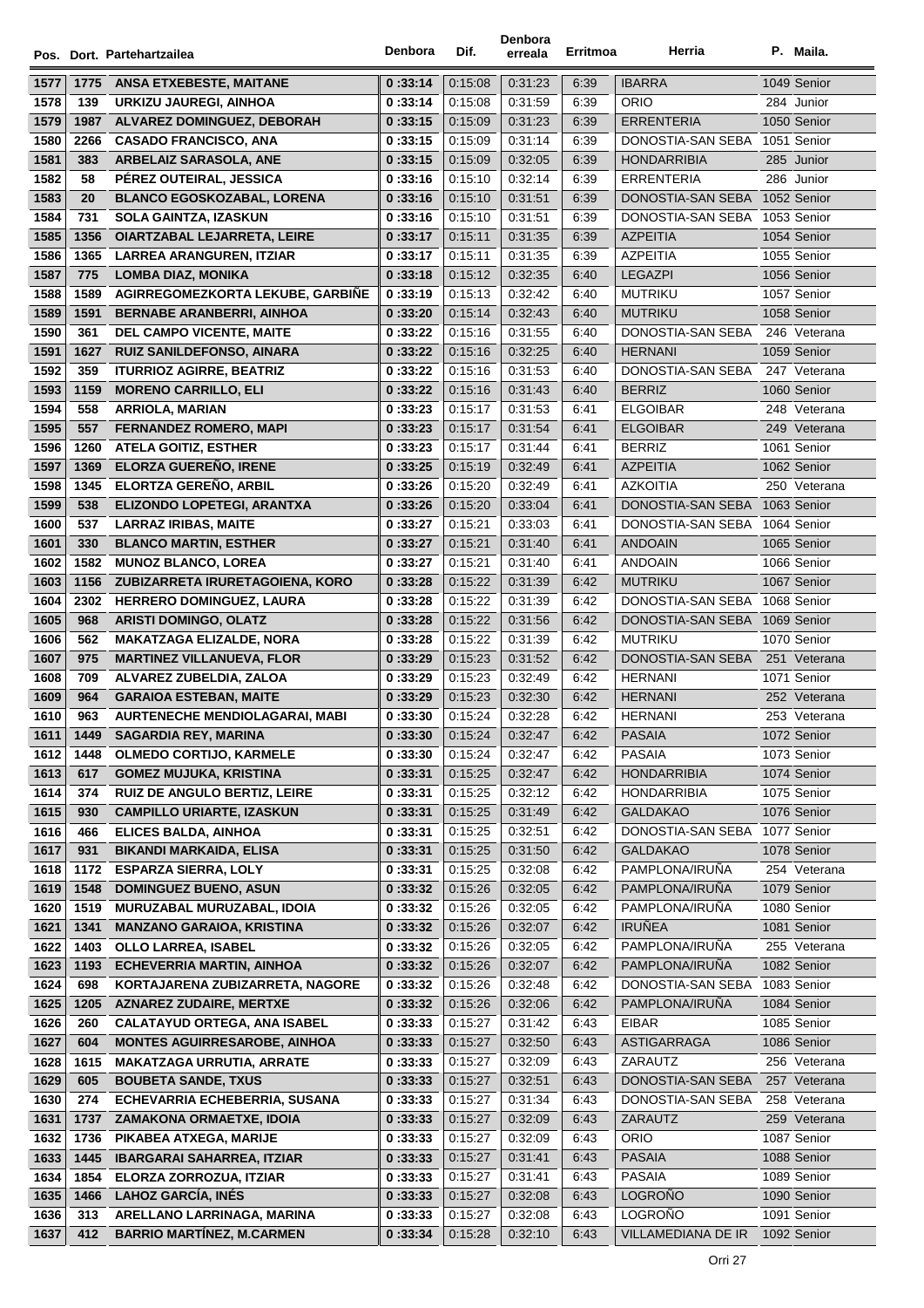| Pos. | Dort. | Partehartzailea | Denbora | Dif. | Denbora erreala | Erritmoa | Herria | P. Maila. |
|---|---|---|---|---|---|---|---|---|
| 1577 | 1775 | ANSA ETXEBESTE, MAITANE | 0 :33:14 | 0:15:08 | 0:31:23 | 6:39 | IBARRA | 1049 Senior |
| 1578 | 139 | URKIZU JAUREGI, AINHOA | 0 :33:14 | 0:15:08 | 0:31:59 | 6:39 | ORIO | 284 Junior |
| 1579 | 1987 | ALVAREZ DOMINGUEZ, DEBORAH | 0 :33:15 | 0:15:09 | 0:31:23 | 6:39 | ERRENTERIA | 1050 Senior |
| 1580 | 2266 | CASADO FRANCISCO, ANA | 0 :33:15 | 0:15:09 | 0:31:14 | 6:39 | DONOSTIA-SAN SEBA | 1051 Senior |
| 1581 | 383 | ARBELAIZ SARASOLA, ANE | 0 :33:15 | 0:15:09 | 0:32:05 | 6:39 | HONDARRIBIA | 285 Junior |
| 1582 | 58 | PÉREZ OUTEIRAL, JESSICA | 0 :33:16 | 0:15:10 | 0:32:14 | 6:39 | ERRENTERIA | 286 Junior |
| 1583 | 20 | BLANCO EGOSKOZABAL, LORENA | 0 :33:16 | 0:15:10 | 0:31:51 | 6:39 | DONOSTIA-SAN SEBA | 1052 Senior |
| 1584 | 731 | SOLA GAINTZA, IZASKUN | 0 :33:16 | 0:15:10 | 0:31:51 | 6:39 | DONOSTIA-SAN SEBA | 1053 Senior |
| 1585 | 1356 | OIARTZABAL LEJARRETA, LEIRE | 0 :33:17 | 0:15:11 | 0:31:35 | 6:39 | AZPEITIA | 1054 Senior |
| 1586 | 1365 | LARREA ARANGUREN, ITZIAR | 0 :33:17 | 0:15:11 | 0:31:35 | 6:39 | AZPEITIA | 1055 Senior |
| 1587 | 775 | LOMBA DIAZ, MONIKA | 0 :33:18 | 0:15:12 | 0:32:35 | 6:40 | LEGAZPI | 1056 Senior |
| 1588 | 1589 | AGIRREGOMEZKORTA LEKUBE, GARBIÑE | 0 :33:19 | 0:15:13 | 0:32:42 | 6:40 | MUTRIKU | 1057 Senior |
| 1589 | 1591 | BERNABE ARANBERRI, AINHOA | 0 :33:20 | 0:15:14 | 0:32:43 | 6:40 | MUTRIKU | 1058 Senior |
| 1590 | 361 | DEL CAMPO VICENTE, MAITE | 0 :33:22 | 0:15:16 | 0:31:55 | 6:40 | DONOSTIA-SAN SEBA | 246 Veterana |
| 1591 | 1627 | RUIZ SANILDEFONSO, AINARA | 0 :33:22 | 0:15:16 | 0:32:25 | 6:40 | HERNANI | 1059 Senior |
| 1592 | 359 | ITURRIOZ AGIRRE, BEATRIZ | 0 :33:22 | 0:15:16 | 0:31:53 | 6:40 | DONOSTIA-SAN SEBA | 247 Veterana |
| 1593 | 1159 | MORENO CARRILLO, ELI | 0 :33:22 | 0:15:16 | 0:31:43 | 6:40 | BERRIZ | 1060 Senior |
| 1594 | 558 | ARRIOLA, MARIAN | 0 :33:23 | 0:15:17 | 0:31:53 | 6:41 | ELGOIBAR | 248 Veterana |
| 1595 | 557 | FERNANDEZ ROMERO, MAPI | 0 :33:23 | 0:15:17 | 0:31:54 | 6:41 | ELGOIBAR | 249 Veterana |
| 1596 | 1260 | ATELA GOITIZ, ESTHER | 0 :33:23 | 0:15:17 | 0:31:44 | 6:41 | BERRIZ | 1061 Senior |
| 1597 | 1369 | ELORZA GUEREÑO, IRENE | 0 :33:25 | 0:15:19 | 0:32:49 | 6:41 | AZPEITIA | 1062 Senior |
| 1598 | 1345 | ELORTZA GEREÑO, ARBIL | 0 :33:26 | 0:15:20 | 0:32:49 | 6:41 | AZKOITIA | 250 Veterana |
| 1599 | 538 | ELIZONDO LOPETEGI, ARANTXA | 0 :33:26 | 0:15:20 | 0:33:04 | 6:41 | DONOSTIA-SAN SEBA | 1063 Senior |
| 1600 | 537 | LARRAZ IRIBAS, MAITE | 0 :33:27 | 0:15:21 | 0:33:03 | 6:41 | DONOSTIA-SAN SEBA | 1064 Senior |
| 1601 | 330 | BLANCO MARTIN, ESTHER | 0 :33:27 | 0:15:21 | 0:31:40 | 6:41 | ANDOAIN | 1065 Senior |
| 1602 | 1582 | MUNOZ BLANCO, LOREA | 0 :33:27 | 0:15:21 | 0:31:40 | 6:41 | ANDOAIN | 1066 Senior |
| 1603 | 1156 | ZUBIZARRETA IRURETAGOIENA, KORO | 0 :33:28 | 0:15:22 | 0:31:39 | 6:42 | MUTRIKU | 1067 Senior |
| 1604 | 2302 | HERRERO DOMINGUEZ, LAURA | 0 :33:28 | 0:15:22 | 0:31:39 | 6:42 | DONOSTIA-SAN SEBA | 1068 Senior |
| 1605 | 968 | ARISTI DOMINGO, OLATZ | 0 :33:28 | 0:15:22 | 0:31:56 | 6:42 | DONOSTIA-SAN SEBA | 1069 Senior |
| 1606 | 562 | MAKATZAGA ELIZALDE, NORA | 0 :33:28 | 0:15:22 | 0:31:39 | 6:42 | MUTRIKU | 1070 Senior |
| 1607 | 975 | MARTINEZ VILLANUEVA, FLOR | 0 :33:29 | 0:15:23 | 0:31:52 | 6:42 | DONOSTIA-SAN SEBA | 251 Veterana |
| 1608 | 709 | ALVAREZ ZUBELDIA, ZALOA | 0 :33:29 | 0:15:23 | 0:32:49 | 6:42 | HERNANI | 1071 Senior |
| 1609 | 964 | GARAIOA ESTEBAN, MAITE | 0 :33:29 | 0:15:23 | 0:32:30 | 6:42 | HERNANI | 252 Veterana |
| 1610 | 963 | AURTENECHE MENDIOLAGARAI, MABI | 0 :33:30 | 0:15:24 | 0:32:28 | 6:42 | HERNANI | 253 Veterana |
| 1611 | 1449 | SAGARDIA REY, MARINA | 0 :33:30 | 0:15:24 | 0:32:47 | 6:42 | PASAIA | 1072 Senior |
| 1612 | 1448 | OLMEDO CORTIJO, KARMELE | 0 :33:30 | 0:15:24 | 0:32:47 | 6:42 | PASAIA | 1073 Senior |
| 1613 | 617 | GOMEZ MUJUKA, KRISTINA | 0 :33:31 | 0:15:25 | 0:32:47 | 6:42 | HONDARRIBIA | 1074 Senior |
| 1614 | 374 | RUIZ DE ANGULO BERTIZ, LEIRE | 0 :33:31 | 0:15:25 | 0:32:12 | 6:42 | HONDARRIBIA | 1075 Senior |
| 1615 | 930 | CAMPILLO URIARTE, IZASKUN | 0 :33:31 | 0:15:25 | 0:31:49 | 6:42 | GALDAKAO | 1076 Senior |
| 1616 | 466 | ELICES BALDA, AINHOA | 0 :33:31 | 0:15:25 | 0:32:51 | 6:42 | DONOSTIA-SAN SEBA | 1077 Senior |
| 1617 | 931 | BIKANDI MARKAIDA, ELISA | 0 :33:31 | 0:15:25 | 0:31:50 | 6:42 | GALDAKAO | 1078 Senior |
| 1618 | 1172 | ESPARZA SIERRA, LOLY | 0 :33:31 | 0:15:25 | 0:32:08 | 6:42 | PAMPLONA/IRUÑA | 254 Veterana |
| 1619 | 1548 | DOMINGUEZ BUENO, ASUN | 0 :33:32 | 0:15:26 | 0:32:05 | 6:42 | PAMPLONA/IRUÑA | 1079 Senior |
| 1620 | 1519 | MURUZABAL MURUZABAL, IDOIA | 0 :33:32 | 0:15:26 | 0:32:05 | 6:42 | PAMPLONA/IRUÑA | 1080 Senior |
| 1621 | 1341 | MANZANO GARAIOA, KRISTINA | 0 :33:32 | 0:15:26 | 0:32:07 | 6:42 | IRUÑEA | 1081 Senior |
| 1622 | 1403 | OLLO LARREA, ISABEL | 0 :33:32 | 0:15:26 | 0:32:05 | 6:42 | PAMPLONA/IRUÑA | 255 Veterana |
| 1623 | 1193 | ECHEVERRIA MARTIN, AINHOA | 0 :33:32 | 0:15:26 | 0:32:07 | 6:42 | PAMPLONA/IRUÑA | 1082 Senior |
| 1624 | 698 | KORTAJARENA ZUBIZARRETA, NAGORE | 0 :33:32 | 0:15:26 | 0:32:48 | 6:42 | DONOSTIA-SAN SEBA | 1083 Senior |
| 1625 | 1205 | AZNAREZ ZUDAIRE, MERTXE | 0 :33:32 | 0:15:26 | 0:32:06 | 6:42 | PAMPLONA/IRUÑA | 1084 Senior |
| 1626 | 260 | CALATAYUD ORTEGA, ANA ISABEL | 0 :33:33 | 0:15:27 | 0:31:42 | 6:43 | EIBAR | 1085 Senior |
| 1627 | 604 | MONTES AGUIRRESAROBE, AINHOA | 0 :33:33 | 0:15:27 | 0:32:50 | 6:43 | ASTIGARRAGA | 1086 Senior |
| 1628 | 1615 | MAKATZAGA URRUTIA, ARRATE | 0 :33:33 | 0:15:27 | 0:32:09 | 6:43 | ZARAUTZ | 256 Veterana |
| 1629 | 605 | BOUBETA SANDE, TXUS | 0 :33:33 | 0:15:27 | 0:32:51 | 6:43 | DONOSTIA-SAN SEBA | 257 Veterana |
| 1630 | 274 | ECHEVARRIA ECHEBERRIA, SUSANA | 0 :33:33 | 0:15:27 | 0:31:34 | 6:43 | DONOSTIA-SAN SEBA | 258 Veterana |
| 1631 | 1737 | ZAMAKONA ORMAETXE, IDOIA | 0 :33:33 | 0:15:27 | 0:32:09 | 6:43 | ZARAUTZ | 259 Veterana |
| 1632 | 1736 | PIKABEA ATXEGA, MARIJE | 0 :33:33 | 0:15:27 | 0:32:09 | 6:43 | ORIO | 1087 Senior |
| 1633 | 1445 | IBARGARAI SAHARREA, ITZIAR | 0 :33:33 | 0:15:27 | 0:31:41 | 6:43 | PASAIA | 1088 Senior |
| 1634 | 1854 | ELORZA ZORROZUA, ITZIAR | 0 :33:33 | 0:15:27 | 0:31:41 | 6:43 | PASAIA | 1089 Senior |
| 1635 | 1466 | LAHOZ GARCÍA, INÉS | 0 :33:33 | 0:15:27 | 0:32:08 | 6:43 | LOGROÑO | 1090 Senior |
| 1636 | 313 | ARELLANO LARRINAGA, MARINA | 0 :33:33 | 0:15:27 | 0:32:08 | 6:43 | LOGROÑO | 1091 Senior |
| 1637 | 412 | BARRIO MARTÍNEZ, M.CARMEN | 0 :33:34 | 0:15:28 | 0:32:10 | 6:43 | VILLAMEDIANA DE IR | 1092 Senior |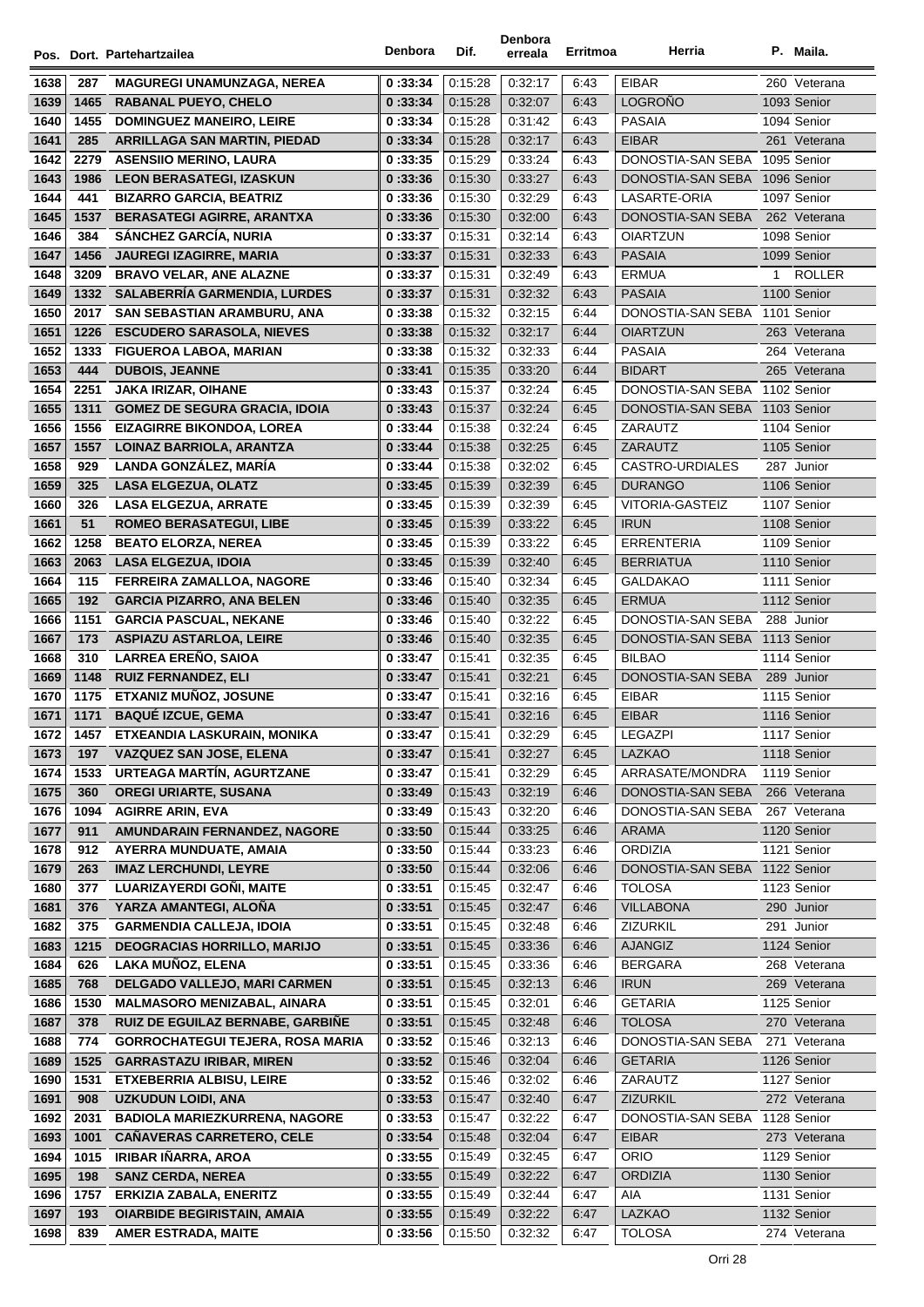| Pos. | Dort. | Partehartzailea | Denbora | Dif. | Denbora erreala | Erritmoa | Herria | P. | Maila. |
|---|---|---|---|---|---|---|---|---|---|
| 1638 | 287 | MAGUREGI UNAMUNZAGA, NEREA | 0 :33:34 | 0:15:28 | 0:32:17 | 6:43 | EIBAR | 260 | Veterana |
| 1639 | 1465 | RABANAL PUEYO, CHELO | 0 :33:34 | 0:15:28 | 0:32:07 | 6:43 | LOGROÑO | 1093 | Senior |
| 1640 | 1455 | DOMINGUEZ MANEIRO, LEIRE | 0 :33:34 | 0:15:28 | 0:31:42 | 6:43 | PASAIA | 1094 | Senior |
| 1641 | 285 | ARRILLAGA SAN MARTIN, PIEDAD | 0 :33:34 | 0:15:28 | 0:32:17 | 6:43 | EIBAR | 261 | Veterana |
| 1642 | 2279 | ASENSIIO MERINO, LAURA | 0 :33:35 | 0:15:29 | 0:33:24 | 6:43 | DONOSTIA-SAN SEBA | 1095 | Senior |
| 1643 | 1986 | LEON BERASATEGI, IZASKUN | 0 :33:36 | 0:15:30 | 0:33:27 | 6:43 | DONOSTIA-SAN SEBA | 1096 | Senior |
| 1644 | 441 | BIZARRO GARCIA, BEATRIZ | 0 :33:36 | 0:15:30 | 0:32:29 | 6:43 | LASARTE-ORIA | 1097 | Senior |
| 1645 | 1537 | BERASATEGI AGIRRE, ARANTXA | 0 :33:36 | 0:15:30 | 0:32:00 | 6:43 | DONOSTIA-SAN SEBA | 262 | Veterana |
| 1646 | 384 | SÁNCHEZ GARCÍA, NURIA | 0 :33:37 | 0:15:31 | 0:32:14 | 6:43 | OIARTZUN | 1098 | Senior |
| 1647 | 1456 | JAUREGI IZAGIRRE, MARIA | 0 :33:37 | 0:15:31 | 0:32:33 | 6:43 | PASAIA | 1099 | Senior |
| 1648 | 3209 | BRAVO VELAR, ANE ALAZNE | 0 :33:37 | 0:15:31 | 0:32:49 | 6:43 | ERMUA | 1 | ROLLER |
| 1649 | 1332 | SALABERRÍA GARMENDIA, LURDES | 0 :33:37 | 0:15:31 | 0:32:32 | 6:43 | PASAIA | 1100 | Senior |
| 1650 | 2017 | SAN SEBASTIAN ARAMBURU, ANA | 0 :33:38 | 0:15:32 | 0:32:15 | 6:44 | DONOSTIA-SAN SEBA | 1101 | Senior |
| 1651 | 1226 | ESCUDERO SARASOLA, NIEVES | 0 :33:38 | 0:15:32 | 0:32:17 | 6:44 | OIARTZUN | 263 | Veterana |
| 1652 | 1333 | FIGUEROA LABOA, MARIAN | 0 :33:38 | 0:15:32 | 0:32:33 | 6:44 | PASAIA | 264 | Veterana |
| 1653 | 444 | DUBOIS, JEANNE | 0 :33:41 | 0:15:35 | 0:33:20 | 6:44 | BIDART | 265 | Veterana |
| 1654 | 2251 | JAKA IRIZAR, OIHANE | 0 :33:43 | 0:15:37 | 0:32:24 | 6:45 | DONOSTIA-SAN SEBA | 1102 | Senior |
| 1655 | 1311 | GOMEZ DE SEGURA GRACIA, IDOIA | 0 :33:43 | 0:15:37 | 0:32:24 | 6:45 | DONOSTIA-SAN SEBA | 1103 | Senior |
| 1656 | 1556 | EIZAGIRRE BIKONDOA, LOREA | 0 :33:44 | 0:15:38 | 0:32:24 | 6:45 | ZARAUTZ | 1104 | Senior |
| 1657 | 1557 | LOINAZ BARRIOLA, ARANTZA | 0 :33:44 | 0:15:38 | 0:32:25 | 6:45 | ZARAUTZ | 1105 | Senior |
| 1658 | 929 | LANDA GONZÁLEZ, MARÍA | 0 :33:44 | 0:15:38 | 0:32:02 | 6:45 | CASTRO-URDIALES | 287 | Junior |
| 1659 | 325 | LASA ELGEZUA, OLATZ | 0 :33:45 | 0:15:39 | 0:32:39 | 6:45 | DURANGO | 1106 | Senior |
| 1660 | 326 | LASA ELGEZUA, ARRATE | 0 :33:45 | 0:15:39 | 0:32:39 | 6:45 | VITORIA-GASTEIZ | 1107 | Senior |
| 1661 | 51 | ROMEO BERASATEGUI, LIBE | 0 :33:45 | 0:15:39 | 0:33:22 | 6:45 | IRUN | 1108 | Senior |
| 1662 | 1258 | BEATO ELORZA, NEREA | 0 :33:45 | 0:15:39 | 0:33:22 | 6:45 | ERRENTERIA | 1109 | Senior |
| 1663 | 2063 | LASA ELGEZUA, IDOIA | 0 :33:45 | 0:15:39 | 0:32:40 | 6:45 | BERRIATUA | 1110 | Senior |
| 1664 | 115 | FERREIRA ZAMALLOA, NAGORE | 0 :33:46 | 0:15:40 | 0:32:34 | 6:45 | GALDAKAO | 1111 | Senior |
| 1665 | 192 | GARCIA PIZARRO, ANA BELEN | 0 :33:46 | 0:15:40 | 0:32:35 | 6:45 | ERMUA | 1112 | Senior |
| 1666 | 1151 | GARCIA PASCUAL, NEKANE | 0 :33:46 | 0:15:40 | 0:32:22 | 6:45 | DONOSTIA-SAN SEBA | 288 | Junior |
| 1667 | 173 | ASPIAZU ASTARLOA, LEIRE | 0 :33:46 | 0:15:40 | 0:32:35 | 6:45 | DONOSTIA-SAN SEBA | 1113 | Senior |
| 1668 | 310 | LARREA EREÑO, SAIOA | 0 :33:47 | 0:15:41 | 0:32:35 | 6:45 | BILBAO | 1114 | Senior |
| 1669 | 1148 | RUIZ FERNANDEZ, ELI | 0 :33:47 | 0:15:41 | 0:32:21 | 6:45 | DONOSTIA-SAN SEBA | 289 | Junior |
| 1670 | 1175 | ETXANIZ MUÑOZ, JOSUNE | 0 :33:47 | 0:15:41 | 0:32:16 | 6:45 | EIBAR | 1115 | Senior |
| 1671 | 1171 | BAQUÉ IZCUE, GEMA | 0 :33:47 | 0:15:41 | 0:32:16 | 6:45 | EIBAR | 1116 | Senior |
| 1672 | 1457 | ETXEANDIA LASKURAIN, MONIKA | 0 :33:47 | 0:15:41 | 0:32:29 | 6:45 | LEGAZPI | 1117 | Senior |
| 1673 | 197 | VAZQUEZ SAN JOSE, ELENA | 0 :33:47 | 0:15:41 | 0:32:27 | 6:45 | LAZKAO | 1118 | Senior |
| 1674 | 1533 | URTEAGA MARTÍN, AGURTZANE | 0 :33:47 | 0:15:41 | 0:32:29 | 6:45 | ARRASATE/MONDRA | 1119 | Senior |
| 1675 | 360 | OREGI URIARTE, SUSANA | 0 :33:49 | 0:15:43 | 0:32:19 | 6:46 | DONOSTIA-SAN SEBA | 266 | Veterana |
| 1676 | 1094 | AGIRRE ARIN, EVA | 0 :33:49 | 0:15:43 | 0:32:20 | 6:46 | DONOSTIA-SAN SEBA | 267 | Veterana |
| 1677 | 911 | AMUNDARAIN FERNANDEZ, NAGORE | 0 :33:50 | 0:15:44 | 0:33:25 | 6:46 | ARAMA | 1120 | Senior |
| 1678 | 912 | AYERRA MUNDUATE, AMAIA | 0 :33:50 | 0:15:44 | 0:33:23 | 6:46 | ORDIZIA | 1121 | Senior |
| 1679 | 263 | IMAZ LERCHUNDI, LEYRE | 0 :33:50 | 0:15:44 | 0:32:06 | 6:46 | DONOSTIA-SAN SEBA | 1122 | Senior |
| 1680 | 377 | LUARIZAYERDI GOÑI, MAITE | 0 :33:51 | 0:15:45 | 0:32:47 | 6:46 | TOLOSA | 1123 | Senior |
| 1681 | 376 | YARZA AMANTEGI, ALOÑA | 0 :33:51 | 0:15:45 | 0:32:47 | 6:46 | VILLABONA | 290 | Junior |
| 1682 | 375 | GARMENDIA CALLEJA, IDOIA | 0 :33:51 | 0:15:45 | 0:32:48 | 6:46 | ZIZURKIL | 291 | Junior |
| 1683 | 1215 | DEOGRACIAS HORRILLO, MARIJO | 0 :33:51 | 0:15:45 | 0:33:36 | 6:46 | AJANGIZ | 1124 | Senior |
| 1684 | 626 | LAKA MUÑOZ, ELENA | 0 :33:51 | 0:15:45 | 0:33:36 | 6:46 | BERGARA | 268 | Veterana |
| 1685 | 768 | DELGADO VALLEJO, MARI CARMEN | 0 :33:51 | 0:15:45 | 0:32:13 | 6:46 | IRUN | 269 | Veterana |
| 1686 | 1530 | MALMASORO MENIZABAL, AINARA | 0 :33:51 | 0:15:45 | 0:32:01 | 6:46 | GETARIA | 1125 | Senior |
| 1687 | 378 | RUIZ DE EGUILAZ BERNABE, GARBIÑE | 0 :33:51 | 0:15:45 | 0:32:48 | 6:46 | TOLOSA | 270 | Veterana |
| 1688 | 774 | GORROCHATEGUI TEJERA, ROSA MARIA | 0 :33:52 | 0:15:46 | 0:32:13 | 6:46 | DONOSTIA-SAN SEBA | 271 | Veterana |
| 1689 | 1525 | GARRASTAZU IRIBAR, MIREN | 0 :33:52 | 0:15:46 | 0:32:04 | 6:46 | GETARIA | 1126 | Senior |
| 1690 | 1531 | ETXEBERRIA ALBISU, LEIRE | 0 :33:52 | 0:15:46 | 0:32:02 | 6:46 | ZARAUTZ | 1127 | Senior |
| 1691 | 908 | UZKUDUN LOIDI, ANA | 0 :33:53 | 0:15:47 | 0:32:40 | 6:47 | ZIZURKIL | 272 | Veterana |
| 1692 | 2031 | BADIOLA MARIEZKURRENA, NAGORE | 0 :33:53 | 0:15:47 | 0:32:22 | 6:47 | DONOSTIA-SAN SEBA | 1128 | Senior |
| 1693 | 1001 | CAÑAVERAS CARRETERO, CELE | 0 :33:54 | 0:15:48 | 0:32:04 | 6:47 | EIBAR | 273 | Veterana |
| 1694 | 1015 | IRIBAR IÑARRA, AROA | 0 :33:55 | 0:15:49 | 0:32:45 | 6:47 | ORIO | 1129 | Senior |
| 1695 | 198 | SANZ CERDA, NEREA | 0 :33:55 | 0:15:49 | 0:32:22 | 6:47 | ORDIZIA | 1130 | Senior |
| 1696 | 1757 | ERKIZIA ZABALA, ENERITZ | 0 :33:55 | 0:15:49 | 0:32:44 | 6:47 | AIA | 1131 | Senior |
| 1697 | 193 | OIARBIDE BEGIRISTAIN, AMAIA | 0 :33:55 | 0:15:49 | 0:32:22 | 6:47 | LAZKAO | 1132 | Senior |
| 1698 | 839 | AMER ESTRADA, MAITE | 0 :33:56 | 0:15:50 | 0:32:32 | 6:47 | TOLOSA | 274 | Veterana |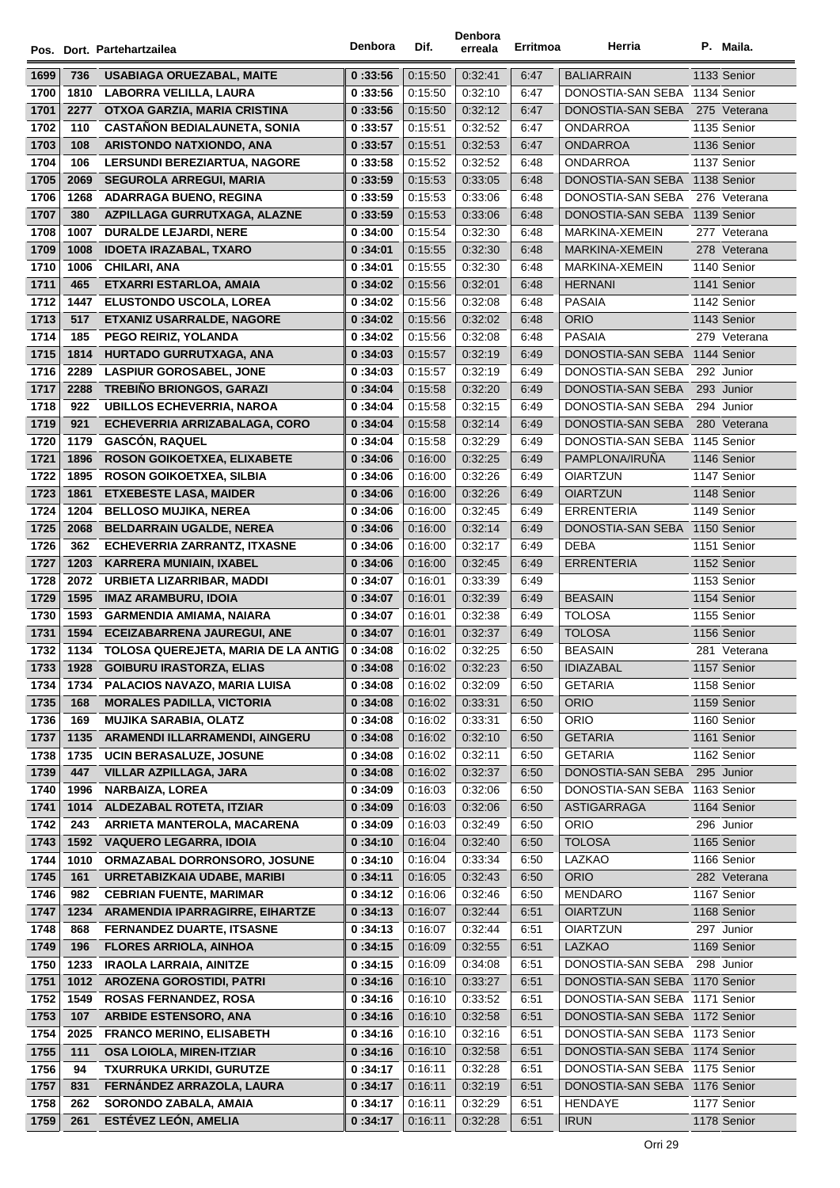| Pos. | Dort. | Partehartzailea | Denbora | Dif. | Denbora erreala | Erritmoa | Herria | P. | Maila. |
|---|---|---|---|---|---|---|---|---|---|
| 1699 | 736 | USABIAGA ORUEZABAL, MAITE | 0 :33:56 | 0:15:50 | 0:32:41 | 6:47 | BALIARRAIN | 1133 | Senior |
| 1700 | 1810 | LABORRA VELILLA, LAURA | 0 :33:56 | 0:15:50 | 0:32:10 | 6:47 | DONOSTIA-SAN SEBA | 1134 | Senior |
| 1701 | 2277 | OTXOA GARZIA, MARIA CRISTINA | 0 :33:56 | 0:15:50 | 0:32:12 | 6:47 | DONOSTIA-SAN SEBA | 275 | Veterana |
| 1702 | 110 | CASTAÑON BEDIALAUNETA, SONIA | 0 :33:57 | 0:15:51 | 0:32:52 | 6:47 | ONDARROA | 1135 | Senior |
| 1703 | 108 | ARISTONDO NATXIONDO, ANA | 0 :33:57 | 0:15:51 | 0:32:53 | 6:47 | ONDARROA | 1136 | Senior |
| 1704 | 106 | LERSUNDI BEREZIARTUA, NAGORE | 0 :33:58 | 0:15:52 | 0:32:52 | 6:48 | ONDARROA | 1137 | Senior |
| 1705 | 2069 | SEGUROLA ARREGUI, MARIA | 0 :33:59 | 0:15:53 | 0:33:05 | 6:48 | DONOSTIA-SAN SEBA | 1138 | Senior |
| 1706 | 1268 | ADARRAGA BUENO, REGINA | 0 :33:59 | 0:15:53 | 0:33:06 | 6:48 | DONOSTIA-SAN SEBA | 276 | Veterana |
| 1707 | 380 | AZPILLAGA GURRUTXAGA, ALAZNE | 0 :33:59 | 0:15:53 | 0:33:06 | 6:48 | DONOSTIA-SAN SEBA | 1139 | Senior |
| 1708 | 1007 | DURALDE LEJARDI, NERE | 0 :34:00 | 0:15:54 | 0:32:30 | 6:48 | MARKINA-XEMEIN | 277 | Veterana |
| 1709 | 1008 | IDOETA IRAZABAL, TXARO | 0 :34:01 | 0:15:55 | 0:32:30 | 6:48 | MARKINA-XEMEIN | 278 | Veterana |
| 1710 | 1006 | CHILARI, ANA | 0 :34:01 | 0:15:55 | 0:32:30 | 6:48 | MARKINA-XEMEIN | 1140 | Senior |
| 1711 | 465 | ETXARRI ESTARLOA, AMAIA | 0 :34:02 | 0:15:56 | 0:32:01 | 6:48 | HERNANI | 1141 | Senior |
| 1712 | 1447 | ELUSTONDO USCOLA, LOREA | 0 :34:02 | 0:15:56 | 0:32:08 | 6:48 | PASAIA | 1142 | Senior |
| 1713 | 517 | ETXANIZ USARRALDE, NAGORE | 0 :34:02 | 0:15:56 | 0:32:02 | 6:48 | ORIO | 1143 | Senior |
| 1714 | 185 | PEGO REIRIZ, YOLANDA | 0 :34:02 | 0:15:56 | 0:32:08 | 6:48 | PASAIA | 279 | Veterana |
| 1715 | 1814 | HURTADO GURRUTXAGA, ANA | 0 :34:03 | 0:15:57 | 0:32:19 | 6:49 | DONOSTIA-SAN SEBA | 1144 | Senior |
| 1716 | 2289 | LASPIUR GOROSABEL, JONE | 0 :34:03 | 0:15:57 | 0:32:19 | 6:49 | DONOSTIA-SAN SEBA | 292 | Junior |
| 1717 | 2288 | TREBIÑO BRIONGOS, GARAZI | 0 :34:04 | 0:15:58 | 0:32:20 | 6:49 | DONOSTIA-SAN SEBA | 293 | Junior |
| 1718 | 922 | UBILLOS ECHEVERRIA, NAROA | 0 :34:04 | 0:15:58 | 0:32:15 | 6:49 | DONOSTIA-SAN SEBA | 294 | Junior |
| 1719 | 921 | ECHEVERRIA ARRIZABALAGA, CORO | 0 :34:04 | 0:15:58 | 0:32:14 | 6:49 | DONOSTIA-SAN SEBA | 280 | Veterana |
| 1720 | 1179 | GASCÓN, RAQUEL | 0 :34:04 | 0:15:58 | 0:32:29 | 6:49 | DONOSTIA-SAN SEBA | 1145 | Senior |
| 1721 | 1896 | ROSON GOIKOETXEA, ELIXABETE | 0 :34:06 | 0:16:00 | 0:32:25 | 6:49 | PAMPLONA/IRUÑA | 1146 | Senior |
| 1722 | 1895 | ROSON GOIKOETXEA, SILBIA | 0 :34:06 | 0:16:00 | 0:32:26 | 6:49 | OIARTZUN | 1147 | Senior |
| 1723 | 1861 | ETXEBESTE LASA, MAIDER | 0 :34:06 | 0:16:00 | 0:32:26 | 6:49 | OIARTZUN | 1148 | Senior |
| 1724 | 1204 | BELLOSO MUJIKA, NEREA | 0 :34:06 | 0:16:00 | 0:32:45 | 6:49 | ERRENTERIA | 1149 | Senior |
| 1725 | 2068 | BELDARRAIN UGALDE, NEREA | 0 :34:06 | 0:16:00 | 0:32:14 | 6:49 | DONOSTIA-SAN SEBA | 1150 | Senior |
| 1726 | 362 | ECHEVERRIA ZARRANTZ, ITXASNE | 0 :34:06 | 0:16:00 | 0:32:17 | 6:49 | DEBA | 1151 | Senior |
| 1727 | 1203 | KARRERA MUNIAIN, IXABEL | 0 :34:06 | 0:16:00 | 0:32:45 | 6:49 | ERRENTERIA | 1152 | Senior |
| 1728 | 2072 | URBIETA LIZARRIBAR, MADDI | 0 :34:07 | 0:16:01 | 0:33:39 | 6:49 | | 1153 | Senior |
| 1729 | 1595 | IMAZ ARAMBURU, IDOIA | 0 :34:07 | 0:16:01 | 0:32:39 | 6:49 | BEASAIN | 1154 | Senior |
| 1730 | 1593 | GARMENDIA AMIAMA, NAIARA | 0 :34:07 | 0:16:01 | 0:32:38 | 6:49 | TOLOSA | 1155 | Senior |
| 1731 | 1594 | ECEIZABARRENA JAUREGUI, ANE | 0 :34:07 | 0:16:01 | 0:32:37 | 6:49 | TOLOSA | 1156 | Senior |
| 1732 | 1134 | TOLOSA QUEREJETA, MARIA DE LA ANTIG | 0 :34:08 | 0:16:02 | 0:32:25 | 6:50 | BEASAIN | 281 | Veterana |
| 1733 | 1928 | GOIBURU IRASTORZA, ELIAS | 0 :34:08 | 0:16:02 | 0:32:23 | 6:50 | IDIAZABAL | 1157 | Senior |
| 1734 | 1734 | PALACIOS NAVAZO, MARIA LUISA | 0 :34:08 | 0:16:02 | 0:32:09 | 6:50 | GETARIA | 1158 | Senior |
| 1735 | 168 | MORALES PADILLA, VICTORIA | 0 :34:08 | 0:16:02 | 0:33:31 | 6:50 | ORIO | 1159 | Senior |
| 1736 | 169 | MUJIKA SARABIA, OLATZ | 0 :34:08 | 0:16:02 | 0:33:31 | 6:50 | ORIO | 1160 | Senior |
| 1737 | 1135 | ARAMENDI ILLARRAMENDI, AINGERU | 0 :34:08 | 0:16:02 | 0:32:10 | 6:50 | GETARIA | 1161 | Senior |
| 1738 | 1735 | UCIN BERASALUZE, JOSUNE | 0 :34:08 | 0:16:02 | 0:32:11 | 6:50 | GETARIA | 1162 | Senior |
| 1739 | 447 | VILLAR AZPILLAGA, JARA | 0 :34:08 | 0:16:02 | 0:32:37 | 6:50 | DONOSTIA-SAN SEBA | 295 | Junior |
| 1740 | 1996 | NARBAIZA, LOREA | 0 :34:09 | 0:16:03 | 0:32:06 | 6:50 | DONOSTIA-SAN SEBA | 1163 | Senior |
| 1741 | 1014 | ALDEZABAL ROTETA, ITZIAR | 0 :34:09 | 0:16:03 | 0:32:06 | 6:50 | ASTIGARRAGA | 1164 | Senior |
| 1742 | 243 | ARRIETA MANTEROLA, MACARENA | 0 :34:09 | 0:16:03 | 0:32:49 | 6:50 | ORIO | 296 | Junior |
| 1743 | 1592 | VAQUERO LEGARRA, IDOIA | 0 :34:10 | 0:16:04 | 0:32:40 | 6:50 | TOLOSA | 1165 | Senior |
| 1744 | 1010 | ORMAZABAL DORRONSORO, JOSUNE | 0 :34:10 | 0:16:04 | 0:33:34 | 6:50 | LAZKAO | 1166 | Senior |
| 1745 | 161 | URRETABIZKAIA UDABE, MARIBI | 0 :34:11 | 0:16:05 | 0:32:43 | 6:50 | ORIO | 282 | Veterana |
| 1746 | 982 | CEBRIAN FUENTE, MARIMAR | 0 :34:12 | 0:16:06 | 0:32:46 | 6:50 | MENDARO | 1167 | Senior |
| 1747 | 1234 | ARAMENDIA IPARRAGIRRE, EIHARTZE | 0 :34:13 | 0:16:07 | 0:32:44 | 6:51 | OIARTZUN | 1168 | Senior |
| 1748 | 868 | FERNANDEZ DUARTE, ITSASNE | 0 :34:13 | 0:16:07 | 0:32:44 | 6:51 | OIARTZUN | 297 | Junior |
| 1749 | 196 | FLORES ARRIOLA, AINHOA | 0 :34:15 | 0:16:09 | 0:32:55 | 6:51 | LAZKAO | 1169 | Senior |
| 1750 | 1233 | IRAOLA LARRAIA, AINITZE | 0 :34:15 | 0:16:09 | 0:34:08 | 6:51 | DONOSTIA-SAN SEBA | 298 | Junior |
| 1751 | 1012 | AROZENA GOROSTIDI, PATRI | 0 :34:16 | 0:16:10 | 0:33:27 | 6:51 | DONOSTIA-SAN SEBA | 1170 | Senior |
| 1752 | 1549 | ROSAS FERNANDEZ, ROSA | 0 :34:16 | 0:16:10 | 0:33:52 | 6:51 | DONOSTIA-SAN SEBA | 1171 | Senior |
| 1753 | 107 | ARBIDE ESTENSORO, ANA | 0 :34:16 | 0:16:10 | 0:32:58 | 6:51 | DONOSTIA-SAN SEBA | 1172 | Senior |
| 1754 | 2025 | FRANCO MERINO, ELISABETH | 0 :34:16 | 0:16:10 | 0:32:16 | 6:51 | DONOSTIA-SAN SEBA | 1173 | Senior |
| 1755 | 111 | OSA LOIOLA, MIREN-ITZIAR | 0 :34:16 | 0:16:10 | 0:32:58 | 6:51 | DONOSTIA-SAN SEBA | 1174 | Senior |
| 1756 | 94 | TXURRUKA URKIDI, GURUTZE | 0 :34:17 | 0:16:11 | 0:32:28 | 6:51 | DONOSTIA-SAN SEBA | 1175 | Senior |
| 1757 | 831 | FERNÁNDEZ ARRAZOLA, LAURA | 0 :34:17 | 0:16:11 | 0:32:19 | 6:51 | DONOSTIA-SAN SEBA | 1176 | Senior |
| 1758 | 262 | SORONDO ZABALA, AMAIA | 0 :34:17 | 0:16:11 | 0:32:29 | 6:51 | HENDAYE | 1177 | Senior |
| 1759 | 261 | ESTÉVEZ LEÓN, AMELIA | 0 :34:17 | 0:16:11 | 0:32:28 | 6:51 | IRUN | 1178 | Senior |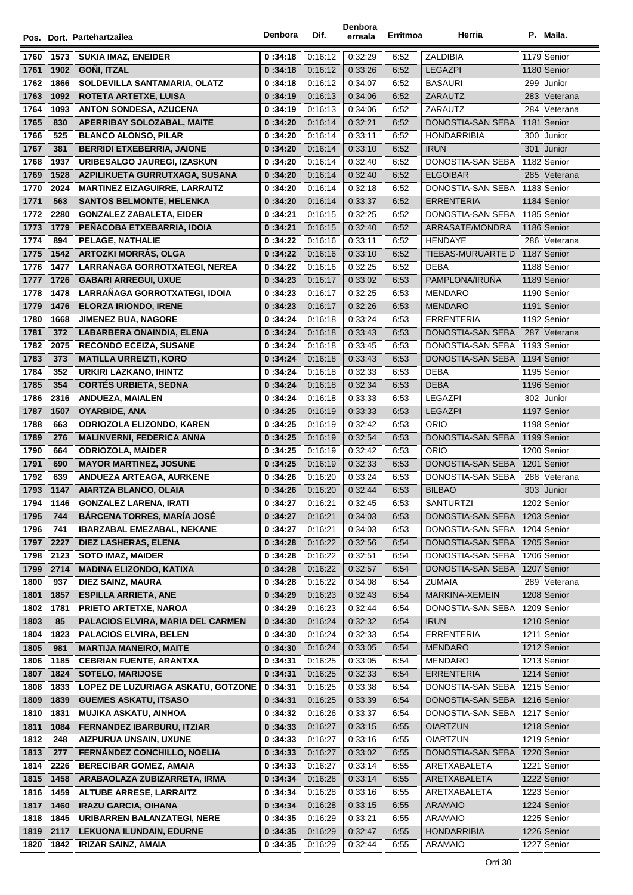| Pos. | Dort. | Partehartzailea | Denbora | Dif. | Denbora erreala | Erritmoa | Herria | P. | Maila. |
|---|---|---|---|---|---|---|---|---|---|
| 1760 | 1573 | SUKIA IMAZ, ENEIDER | 0 :34:18 | 0:16:12 | 0:32:29 | 6:52 | ZALDIBIA | 1179 | Senior |
| 1761 | 1902 | GOÑI, ITZAL | 0 :34:18 | 0:16:12 | 0:33:26 | 6:52 | LEGAZPI | 1180 | Senior |
| 1762 | 1866 | SOLDEVILLA SANTAMARIA, OLATZ | 0 :34:18 | 0:16:12 | 0:34:07 | 6:52 | BASAURI | 299 | Junior |
| 1763 | 1092 | ROTETA ARTETXE, LUISA | 0 :34:19 | 0:16:13 | 0:34:06 | 6:52 | ZARAUTZ | 283 | Veterana |
| 1764 | 1093 | ANTON SONDESA, AZUCENA | 0 :34:19 | 0:16:13 | 0:34:06 | 6:52 | ZARAUTZ | 284 | Veterana |
| 1765 | 830 | APERRIBAY SOLOZABAL, MAITE | 0 :34:20 | 0:16:14 | 0:32:21 | 6:52 | DONOSTIA-SAN SEBA | 1181 | Senior |
| 1766 | 525 | BLANCO ALONSO, PILAR | 0 :34:20 | 0:16:14 | 0:33:11 | 6:52 | HONDARRIBIA | 300 | Junior |
| 1767 | 381 | BERRIDI ETXEBERRIA, JAIONE | 0 :34:20 | 0:16:14 | 0:33:10 | 6:52 | IRUN | 301 | Junior |
| 1768 | 1937 | URIBESALGO JAUREGI, IZASKUN | 0 :34:20 | 0:16:14 | 0:32:40 | 6:52 | DONOSTIA-SAN SEBA | 1182 | Senior |
| 1769 | 1528 | AZPILIKUETA GURRUTXAGA, SUSANA | 0 :34:20 | 0:16:14 | 0:32:40 | 6:52 | ELGOIBAR | 285 | Veterana |
| 1770 | 2024 | MARTINEZ EIZAGUIRRE, LARRAITZ | 0 :34:20 | 0:16:14 | 0:32:18 | 6:52 | DONOSTIA-SAN SEBA | 1183 | Senior |
| 1771 | 563 | SANTOS BELMONTE, HELENKA | 0 :34:20 | 0:16:14 | 0:33:37 | 6:52 | ERRENTERIA | 1184 | Senior |
| 1772 | 2280 | GONZALEZ ZABALETA, EIDER | 0 :34:21 | 0:16:15 | 0:32:25 | 6:52 | DONOSTIA-SAN SEBA | 1185 | Senior |
| 1773 | 1779 | PEÑACOBA ETXEBARRIA, IDOIA | 0 :34:21 | 0:16:15 | 0:32:40 | 6:52 | ARRASATE/MONDRA | 1186 | Senior |
| 1774 | 894 | PELAGE, NATHALIE | 0 :34:22 | 0:16:16 | 0:33:11 | 6:52 | HENDAYE | 286 | Veterana |
| 1775 | 1542 | ARTOZKI MORRÁS, OLGA | 0 :34:22 | 0:16:16 | 0:33:10 | 6:52 | TIEBAS-MURUARTE D | 1187 | Senior |
| 1776 | 1477 | LARRAÑAGA GORROTXATEGI, NEREA | 0 :34:22 | 0:16:16 | 0:32:25 | 6:52 | DEBA | 1188 | Senior |
| 1777 | 1726 | GABARI ARREGUI, UXUE | 0 :34:23 | 0:16:17 | 0:33:02 | 6:53 | PAMPLONA/IRUÑA | 1189 | Senior |
| 1778 | 1478 | LARRAÑAGA GORROTXATEGI, IDOIA | 0 :34:23 | 0:16:17 | 0:32:25 | 6:53 | MENDARO | 1190 | Senior |
| 1779 | 1476 | ELORZA IRIONDO, IRENE | 0 :34:23 | 0:16:17 | 0:32:26 | 6:53 | MENDARO | 1191 | Senior |
| 1780 | 1668 | JIMENEZ BUA, NAGORE | 0 :34:24 | 0:16:18 | 0:33:24 | 6:53 | ERRENTERIA | 1192 | Senior |
| 1781 | 372 | LABARBERA ONAINDIA, ELENA | 0 :34:24 | 0:16:18 | 0:33:43 | 6:53 | DONOSTIA-SAN SEBA | 287 | Veterana |
| 1782 | 2075 | RECONDO ECEIZA, SUSANE | 0 :34:24 | 0:16:18 | 0:33:45 | 6:53 | DONOSTIA-SAN SEBA | 1193 | Senior |
| 1783 | 373 | MATILLA URREIZTI, KORO | 0 :34:24 | 0:16:18 | 0:33:43 | 6:53 | DONOSTIA-SAN SEBA | 1194 | Senior |
| 1784 | 352 | URKIRI LAZKANO, IHINTZ | 0 :34:24 | 0:16:18 | 0:32:33 | 6:53 | DEBA | 1195 | Senior |
| 1785 | 354 | CORTÉS URBIETA, SEDNA | 0 :34:24 | 0:16:18 | 0:32:34 | 6:53 | DEBA | 1196 | Senior |
| 1786 | 2316 | ANDUEZA, MAIALEN | 0 :34:24 | 0:16:18 | 0:33:33 | 6:53 | LEGAZPI | 302 | Junior |
| 1787 | 1507 | OYARBIDE, ANA | 0 :34:25 | 0:16:19 | 0:33:33 | 6:53 | LEGAZPI | 1197 | Senior |
| 1788 | 663 | ODRIOZOLA ELIZONDO, KAREN | 0 :34:25 | 0:16:19 | 0:32:42 | 6:53 | ORIO | 1198 | Senior |
| 1789 | 276 | MALINVERNI, FEDERICA ANNA | 0 :34:25 | 0:16:19 | 0:32:54 | 6:53 | DONOSTIA-SAN SEBA | 1199 | Senior |
| 1790 | 664 | ODRIOZOLA, MAIDER | 0 :34:25 | 0:16:19 | 0:32:42 | 6:53 | ORIO | 1200 | Senior |
| 1791 | 690 | MAYOR MARTINEZ, JOSUNE | 0 :34:25 | 0:16:19 | 0:32:33 | 6:53 | DONOSTIA-SAN SEBA | 1201 | Senior |
| 1792 | 639 | ANDUEZA ARTEAGA, AURKENE | 0 :34:26 | 0:16:20 | 0:33:24 | 6:53 | DONOSTIA-SAN SEBA | 288 | Veterana |
| 1793 | 1147 | AIARTZA BLANCO, OLAIA | 0 :34:26 | 0:16:20 | 0:32:44 | 6:53 | BILBAO | 303 | Junior |
| 1794 | 1146 | GONZALEZ LARENA, IRATI | 0 :34:27 | 0:16:21 | 0:32:45 | 6:53 | SANTURTZI | 1202 | Senior |
| 1795 | 744 | BÁRCENA TORRES, MARÍA JOSÉ | 0 :34:27 | 0:16:21 | 0:34:03 | 6:53 | DONOSTIA-SAN SEBA | 1203 | Senior |
| 1796 | 741 | IBARZABAL EMEZABAL, NEKANE | 0 :34:27 | 0:16:21 | 0:34:03 | 6:53 | DONOSTIA-SAN SEBA | 1204 | Senior |
| 1797 | 2227 | DIEZ LASHERAS, ELENA | 0 :34:28 | 0:16:22 | 0:32:56 | 6:54 | DONOSTIA-SAN SEBA | 1205 | Senior |
| 1798 | 2123 | SOTO IMAZ, MAIDER | 0 :34:28 | 0:16:22 | 0:32:51 | 6:54 | DONOSTIA-SAN SEBA | 1206 | Senior |
| 1799 | 2714 | MADINA ELIZONDO, KATIXA | 0 :34:28 | 0:16:22 | 0:32:57 | 6:54 | DONOSTIA-SAN SEBA | 1207 | Senior |
| 1800 | 937 | DIEZ SAINZ, MAURA | 0 :34:28 | 0:16:22 | 0:34:08 | 6:54 | ZUMAIA | 289 | Veterana |
| 1801 | 1857 | ESPILLA ARRIETA, ANE | 0 :34:29 | 0:16:23 | 0:32:43 | 6:54 | MARKINA-XEMEIN | 1208 | Senior |
| 1802 | 1781 | PRIETO ARTETXE, NAROA | 0 :34:29 | 0:16:23 | 0:32:44 | 6:54 | DONOSTIA-SAN SEBA | 1209 | Senior |
| 1803 | 85 | PALACIOS ELVIRA, MARIA DEL CARMEN | 0 :34:30 | 0:16:24 | 0:32:32 | 6:54 | IRUN | 1210 | Senior |
| 1804 | 1823 | PALACIOS ELVIRA, BELEN | 0 :34:30 | 0:16:24 | 0:32:33 | 6:54 | ERRENTERIA | 1211 | Senior |
| 1805 | 981 | MARTIJA MANEIRO, MAITE | 0 :34:30 | 0:16:24 | 0:33:05 | 6:54 | MENDARO | 1212 | Senior |
| 1806 | 1185 | CEBRIAN FUENTE, ARANTXA | 0 :34:31 | 0:16:25 | 0:33:05 | 6:54 | MENDARO | 1213 | Senior |
| 1807 | 1824 | SOTELO, MARIJOSE | 0 :34:31 | 0:16:25 | 0:32:33 | 6:54 | ERRENTERIA | 1214 | Senior |
| 1808 | 1833 | LOPEZ DE LUZURIAGA ASKATU, GOTZONE | 0 :34:31 | 0:16:25 | 0:33:38 | 6:54 | DONOSTIA-SAN SEBA | 1215 | Senior |
| 1809 | 1839 | GUEMES ASKATU, ITSASO | 0 :34:31 | 0:16:25 | 0:33:39 | 6:54 | DONOSTIA-SAN SEBA | 1216 | Senior |
| 1810 | 1831 | MUJIKA ASKATU, AINHOA | 0 :34:32 | 0:16:26 | 0:33:37 | 6:54 | DONOSTIA-SAN SEBA | 1217 | Senior |
| 1811 | 1084 | FERNANDEZ IBARBURU, ITZIAR | 0 :34:33 | 0:16:27 | 0:33:15 | 6:55 | OIARTZUN | 1218 | Senior |
| 1812 | 248 | AIZPURUA UNSAIN, UXUNE | 0 :34:33 | 0:16:27 | 0:33:16 | 6:55 | OIARTZUN | 1219 | Senior |
| 1813 | 277 | FERNÁNDEZ CONCHILLO, NOELIA | 0 :34:33 | 0:16:27 | 0:33:02 | 6:55 | DONOSTIA-SAN SEBA | 1220 | Senior |
| 1814 | 2226 | BERECIBAR GOMEZ, AMAIA | 0 :34:33 | 0:16:27 | 0:33:14 | 6:55 | ARETXABALETA | 1221 | Senior |
| 1815 | 1458 | ARABAOLAZA ZUBIZARRETA, IRMA | 0 :34:34 | 0:16:28 | 0:33:14 | 6:55 | ARETXABALETA | 1222 | Senior |
| 1816 | 1459 | ALTUBE ARRESE, LARRAITZ | 0 :34:34 | 0:16:28 | 0:33:16 | 6:55 | ARETXABALETA | 1223 | Senior |
| 1817 | 1460 | IRAZU GARCIA, OIHANA | 0 :34:34 | 0:16:28 | 0:33:15 | 6:55 | ARAMAIO | 1224 | Senior |
| 1818 | 1845 | URIBARREN BALANZATEGI, NERE | 0 :34:35 | 0:16:29 | 0:33:21 | 6:55 | ARAMAIO | 1225 | Senior |
| 1819 | 2117 | LEKUONA ILUNDAIN, EDURNE | 0 :34:35 | 0:16:29 | 0:32:47 | 6:55 | HONDARRIBIA | 1226 | Senior |
| 1820 | 1842 | IRIZAR SAINZ, AMAIA | 0 :34:35 | 0:16:29 | 0:32:44 | 6:55 | ARAMAIO | 1227 | Senior |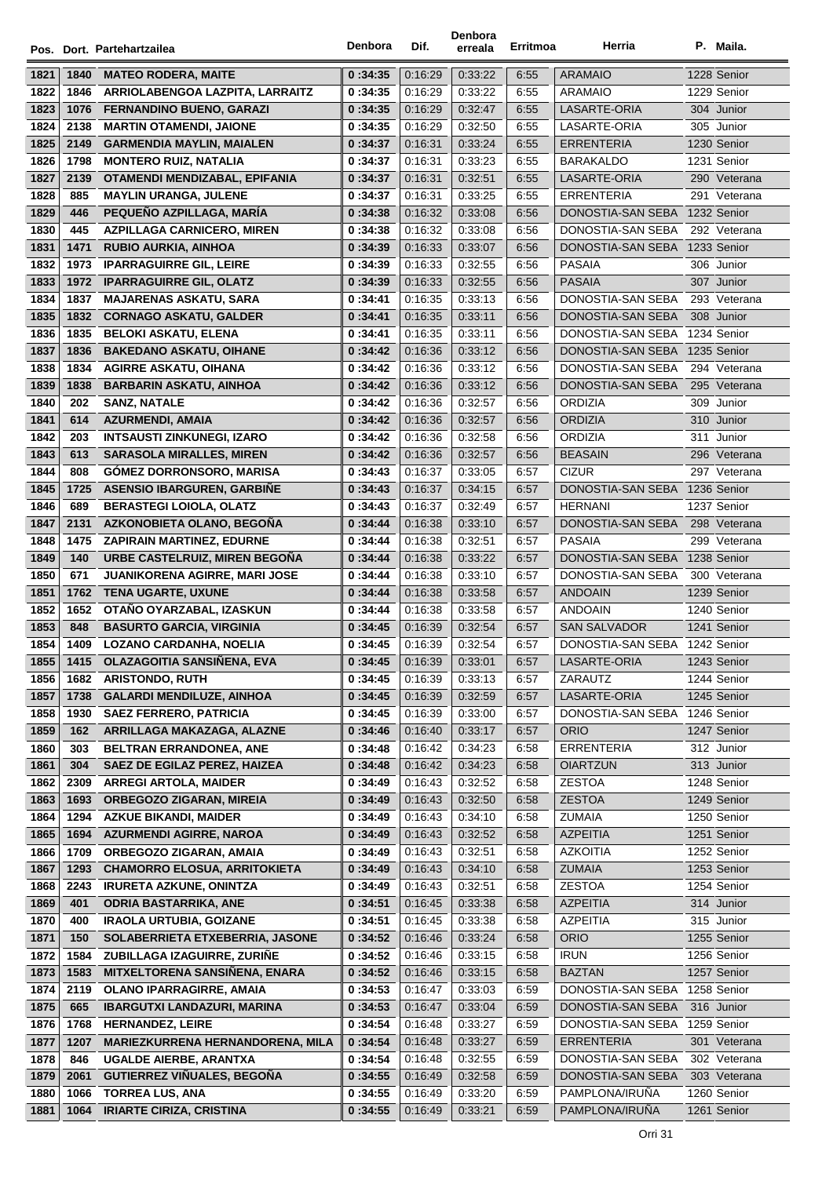| Pos. | Dort. | Partehartzailea | Denbora | Dif. | Denbora erreala | Erritmoa | Herria | P. | Maila. |
|---|---|---|---|---|---|---|---|---|---|
| 1821 | 1840 | MATEO RODERA, MAITE | 0 :34:35 | 0:16:29 | 0:33:22 | 6:55 | ARAMAIO | 1228 | Senior |
| 1822 | 1846 | ARRIOLABENGOA LAZPITA, LARRAITZ | 0 :34:35 | 0:16:29 | 0:33:22 | 6:55 | ARAMAIO | 1229 | Senior |
| 1823 | 1076 | FERNANDINO BUENO, GARAZI | 0 :34:35 | 0:16:29 | 0:32:47 | 6:55 | LASARTE-ORIA | 304 | Junior |
| 1824 | 2138 | MARTIN OTAMENDI, JAIONE | 0 :34:35 | 0:16:29 | 0:32:50 | 6:55 | LASARTE-ORIA | 305 | Junior |
| 1825 | 2149 | GARMENDIA MAYLIN, MAIALEN | 0 :34:37 | 0:16:31 | 0:33:24 | 6:55 | ERRENTERIA | 1230 | Senior |
| 1826 | 1798 | MONTERO RUIZ, NATALIA | 0 :34:37 | 0:16:31 | 0:33:23 | 6:55 | BARAKALDO | 1231 | Senior |
| 1827 | 2139 | OTAMENDI MENDIZABAL, EPIFANIA | 0 :34:37 | 0:16:31 | 0:32:51 | 6:55 | LASARTE-ORIA | 290 | Veterana |
| 1828 | 885 | MAYLIN URANGA, JULENE | 0 :34:37 | 0:16:31 | 0:33:25 | 6:55 | ERRENTERIA | 291 | Veterana |
| 1829 | 446 | PEQUEÑO AZPILLAGA, MARÍA | 0 :34:38 | 0:16:32 | 0:33:08 | 6:56 | DONOSTIA-SAN SEBA | 1232 | Senior |
| 1830 | 445 | AZPILLAGA CARNICERO, MIREN | 0 :34:38 | 0:16:32 | 0:33:08 | 6:56 | DONOSTIA-SAN SEBA | 292 | Veterana |
| 1831 | 1471 | RUBIO AURKIA, AINHOA | 0 :34:39 | 0:16:33 | 0:33:07 | 6:56 | DONOSTIA-SAN SEBA | 1233 | Senior |
| 1832 | 1973 | IPARRAGUIRRE GIL, LEIRE | 0 :34:39 | 0:16:33 | 0:32:55 | 6:56 | PASAIA | 306 | Junior |
| 1833 | 1972 | IPARRAGUIRRE GIL, OLATZ | 0 :34:39 | 0:16:33 | 0:32:55 | 6:56 | PASAIA | 307 | Junior |
| 1834 | 1837 | MAJARENAS ASKATU, SARA | 0 :34:41 | 0:16:35 | 0:33:13 | 6:56 | DONOSTIA-SAN SEBA | 293 | Veterana |
| 1835 | 1832 | CORNAGO ASKATU, GALDER | 0 :34:41 | 0:16:35 | 0:33:11 | 6:56 | DONOSTIA-SAN SEBA | 308 | Junior |
| 1836 | 1835 | BELOKI ASKATU, ELENA | 0 :34:41 | 0:16:35 | 0:33:11 | 6:56 | DONOSTIA-SAN SEBA | 1234 | Senior |
| 1837 | 1836 | BAKEDANO ASKATU, OIHANE | 0 :34:42 | 0:16:36 | 0:33:12 | 6:56 | DONOSTIA-SAN SEBA | 1235 | Senior |
| 1838 | 1834 | AGIRRE ASKATU, OIHANA | 0 :34:42 | 0:16:36 | 0:33:12 | 6:56 | DONOSTIA-SAN SEBA | 294 | Veterana |
| 1839 | 1838 | BARBARIN ASKATU, AINHOA | 0 :34:42 | 0:16:36 | 0:33:12 | 6:56 | DONOSTIA-SAN SEBA | 295 | Veterana |
| 1840 | 202 | SANZ, NATALE | 0 :34:42 | 0:16:36 | 0:32:57 | 6:56 | ORDIZIA | 309 | Junior |
| 1841 | 614 | AZURMENDI, AMAIA | 0 :34:42 | 0:16:36 | 0:32:57 | 6:56 | ORDIZIA | 310 | Junior |
| 1842 | 203 | INTSAUSTI ZINKUNEGI, IZARO | 0 :34:42 | 0:16:36 | 0:32:58 | 6:56 | ORDIZIA | 311 | Junior |
| 1843 | 613 | SARASOLA MIRALLES, MIREN | 0 :34:42 | 0:16:36 | 0:32:57 | 6:56 | BEASAIN | 296 | Veterana |
| 1844 | 808 | GÓMEZ DORRONSORO, MARISA | 0 :34:43 | 0:16:37 | 0:33:05 | 6:57 | CIZUR | 297 | Veterana |
| 1845 | 1725 | ASENSIO IBARGUREN, GARBIÑE | 0 :34:43 | 0:16:37 | 0:34:15 | 6:57 | DONOSTIA-SAN SEBA | 1236 | Senior |
| 1846 | 689 | BERASTEGI LOIOLA, OLATZ | 0 :34:43 | 0:16:37 | 0:32:49 | 6:57 | HERNANI | 1237 | Senior |
| 1847 | 2131 | AZKONOBIETA OLANO, BEGOÑA | 0 :34:44 | 0:16:38 | 0:33:10 | 6:57 | DONOSTIA-SAN SEBA | 298 | Veterana |
| 1848 | 1475 | ZAPIRAIN MARTINEZ, EDURNE | 0 :34:44 | 0:16:38 | 0:32:51 | 6:57 | PASAIA | 299 | Veterana |
| 1849 | 140 | URBE CASTELRUIZ, MIREN BEGOÑA | 0 :34:44 | 0:16:38 | 0:33:22 | 6:57 | DONOSTIA-SAN SEBA | 1238 | Senior |
| 1850 | 671 | JUANIKORENA AGIRRE, MARI JOSE | 0 :34:44 | 0:16:38 | 0:33:10 | 6:57 | DONOSTIA-SAN SEBA | 300 | Veterana |
| 1851 | 1762 | TENA UGARTE, UXUNE | 0 :34:44 | 0:16:38 | 0:33:58 | 6:57 | ANDOAIN | 1239 | Senior |
| 1852 | 1652 | OTAÑO OYARZABAL, IZASKUN | 0 :34:44 | 0:16:38 | 0:33:58 | 6:57 | ANDOAIN | 1240 | Senior |
| 1853 | 848 | BASURTO GARCIA, VIRGINIA | 0 :34:45 | 0:16:39 | 0:32:54 | 6:57 | SAN SALVADOR | 1241 | Senior |
| 1854 | 1409 | LOZANO CARDANHA, NOELIA | 0 :34:45 | 0:16:39 | 0:32:54 | 6:57 | DONOSTIA-SAN SEBA | 1242 | Senior |
| 1855 | 1415 | OLAZAGOITIA SANSIÑENA, EVA | 0 :34:45 | 0:16:39 | 0:33:01 | 6:57 | LASARTE-ORIA | 1243 | Senior |
| 1856 | 1682 | ARISTONDO, RUTH | 0 :34:45 | 0:16:39 | 0:33:13 | 6:57 | ZARAUTZ | 1244 | Senior |
| 1857 | 1738 | GALARDI MENDILUZE, AINHOA | 0 :34:45 | 0:16:39 | 0:32:59 | 6:57 | LASARTE-ORIA | 1245 | Senior |
| 1858 | 1930 | SAEZ FERRERO, PATRICIA | 0 :34:45 | 0:16:39 | 0:33:00 | 6:57 | DONOSTIA-SAN SEBA | 1246 | Senior |
| 1859 | 162 | ARRILLAGA MAKAZAGA, ALAZNE | 0 :34:46 | 0:16:40 | 0:33:17 | 6:57 | ORIO | 1247 | Senior |
| 1860 | 303 | BELTRAN ERRANDONEA, ANE | 0 :34:48 | 0:16:42 | 0:34:23 | 6:58 | ERRENTERIA | 312 | Junior |
| 1861 | 304 | SAEZ DE EGILAZ PEREZ, HAIZEA | 0 :34:48 | 0:16:42 | 0:34:23 | 6:58 | OIARTZUN | 313 | Junior |
| 1862 | 2309 | ARREGI ARTOLA, MAIDER | 0 :34:49 | 0:16:43 | 0:32:52 | 6:58 | ZESTOA | 1248 | Senior |
| 1863 | 1693 | ORBEGOZO ZIGARAN, MIREIA | 0 :34:49 | 0:16:43 | 0:32:50 | 6:58 | ZESTOA | 1249 | Senior |
| 1864 | 1294 | AZKUE BIKANDI, MAIDER | 0 :34:49 | 0:16:43 | 0:34:10 | 6:58 | ZUMAIA | 1250 | Senior |
| 1865 | 1694 | AZURMENDI AGIRRE, NAROA | 0 :34:49 | 0:16:43 | 0:32:52 | 6:58 | AZPEITIA | 1251 | Senior |
| 1866 | 1709 | ORBEGOZO ZIGARAN, AMAIA | 0 :34:49 | 0:16:43 | 0:32:51 | 6:58 | AZKOITIA | 1252 | Senior |
| 1867 | 1293 | CHAMORRO ELOSUA, ARRITOKIETA | 0 :34:49 | 0:16:43 | 0:34:10 | 6:58 | ZUMAIA | 1253 | Senior |
| 1868 | 2243 | IRURETA AZKUNE, ONINTZA | 0 :34:49 | 0:16:43 | 0:32:51 | 6:58 | ZESTOA | 1254 | Senior |
| 1869 | 401 | ODRIA BASTARRIKA, ANE | 0 :34:51 | 0:16:45 | 0:33:38 | 6:58 | AZPEITIA | 314 | Junior |
| 1870 | 400 | IRAOLA URTUBIA, GOIZANE | 0 :34:51 | 0:16:45 | 0:33:38 | 6:58 | AZPEITIA | 315 | Junior |
| 1871 | 150 | SOLABERRIETA ETXEBERRIA, JASONE | 0 :34:52 | 0:16:46 | 0:33:24 | 6:58 | ORIO | 1255 | Senior |
| 1872 | 1584 | ZUBILLAGA IZAGUIRRE, ZURIÑE | 0 :34:52 | 0:16:46 | 0:33:15 | 6:58 | IRUN | 1256 | Senior |
| 1873 | 1583 | MITXELTORENA SANSIÑENA, ENARA | 0 :34:52 | 0:16:46 | 0:33:15 | 6:58 | BAZTAN | 1257 | Senior |
| 1874 | 2119 | OLANO IPARRAGIRRE, AMAIA | 0 :34:53 | 0:16:47 | 0:33:03 | 6:59 | DONOSTIA-SAN SEBA | 1258 | Senior |
| 1875 | 665 | IBARGUTXI LANDAZURI, MARINA | 0 :34:53 | 0:16:47 | 0:33:04 | 6:59 | DONOSTIA-SAN SEBA | 316 | Junior |
| 1876 | 1768 | HERNANDEZ, LEIRE | 0 :34:54 | 0:16:48 | 0:33:27 | 6:59 | DONOSTIA-SAN SEBA | 1259 | Senior |
| 1877 | 1207 | MARIEZKURRENA HERNANDORENA, MILA | 0 :34:54 | 0:16:48 | 0:33:27 | 6:59 | ERRENTERIA | 301 | Veterana |
| 1878 | 846 | UGALDE AIERBE, ARANTXA | 0 :34:54 | 0:16:48 | 0:32:55 | 6:59 | DONOSTIA-SAN SEBA | 302 | Veterana |
| 1879 | 2061 | GUTIERREZ VIÑUALES, BEGOÑA | 0 :34:55 | 0:16:49 | 0:32:58 | 6:59 | DONOSTIA-SAN SEBA | 303 | Veterana |
| 1880 | 1066 | TORREA LUS, ANA | 0 :34:55 | 0:16:49 | 0:33:20 | 6:59 | PAMPLONA/IRUÑA | 1260 | Senior |
| 1881 | 1064 | IRIARTE CIRIZA, CRISTINA | 0 :34:55 | 0:16:49 | 0:33:21 | 6:59 | PAMPLONA/IRUÑA | 1261 | Senior |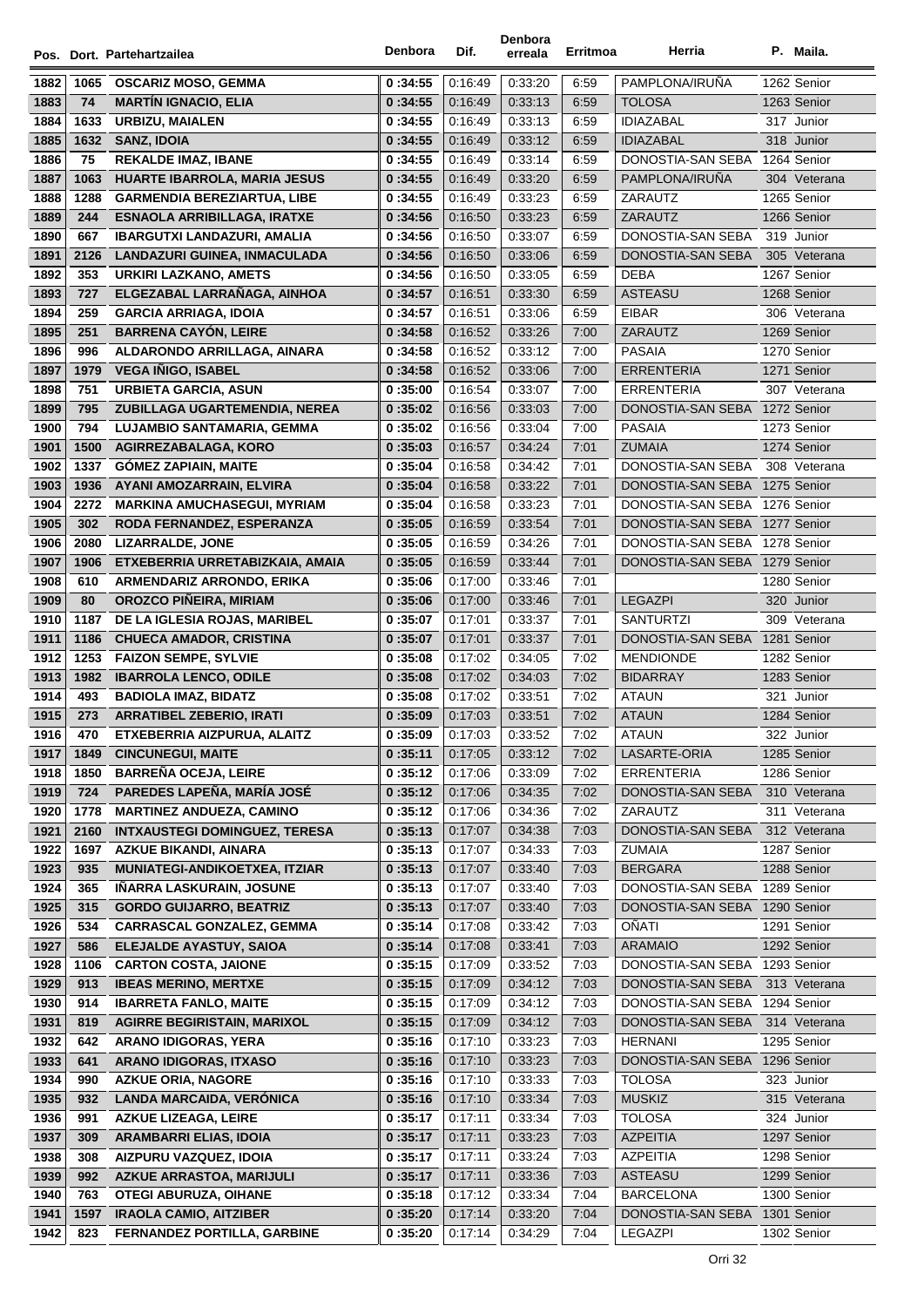| Pos. | Dort. | Partehartzailea | Denbora | Dif. | Denbora erreala | Erritmoa | Herria | P. | Maila. |
|---|---|---|---|---|---|---|---|---|---|
| 1882 | 1065 | OSCARIZ MOSO, GEMMA | 0 :34:55 | 0:16:49 | 0:33:20 | 6:59 | PAMPLONA/IRUÑA | 1262 | Senior |
| 1883 | 74 | MARTÍN IGNACIO, ELIA | 0 :34:55 | 0:16:49 | 0:33:13 | 6:59 | TOLOSA | 1263 | Senior |
| 1884 | 1633 | URBIZU, MAIALEN | 0 :34:55 | 0:16:49 | 0:33:13 | 6:59 | IDIAZABAL | 317 | Junior |
| 1885 | 1632 | SANZ, IDOIA | 0 :34:55 | 0:16:49 | 0:33:12 | 6:59 | IDIAZABAL | 318 | Junior |
| 1886 | 75 | REKALDE IMAZ, IBANE | 0 :34:55 | 0:16:49 | 0:33:14 | 6:59 | DONOSTIA-SAN SEBA | 1264 | Senior |
| 1887 | 1063 | HUARTE IBARROLA, MARIA JESUS | 0 :34:55 | 0:16:49 | 0:33:20 | 6:59 | PAMPLONA/IRUÑA | 304 | Veterana |
| 1888 | 1288 | GARMENDIA BEREZIARTUA, LIBE | 0 :34:55 | 0:16:49 | 0:33:23 | 6:59 | ZARAUTZ | 1265 | Senior |
| 1889 | 244 | ESNAOLA ARRIBILLAGA, IRATXE | 0 :34:56 | 0:16:50 | 0:33:23 | 6:59 | ZARAUTZ | 1266 | Senior |
| 1890 | 667 | IBARGUTXI LANDAZURI, AMALIA | 0 :34:56 | 0:16:50 | 0:33:07 | 6:59 | DONOSTIA-SAN SEBA | 319 | Junior |
| 1891 | 2126 | LANDAZURI GUINEA, INMACULADA | 0 :34:56 | 0:16:50 | 0:33:06 | 6:59 | DONOSTIA-SAN SEBA | 305 | Veterana |
| 1892 | 353 | URKIRI LAZKANO, AMETS | 0 :34:56 | 0:16:50 | 0:33:05 | 6:59 | DEBA | 1267 | Senior |
| 1893 | 727 | ELGEZABAL LARRAÑAGA, AINHOA | 0 :34:57 | 0:16:51 | 0:33:30 | 6:59 | ASTEASU | 1268 | Senior |
| 1894 | 259 | GARCIA ARRIAGA, IDOIA | 0 :34:57 | 0:16:51 | 0:33:06 | 6:59 | EIBAR | 306 | Veterana |
| 1895 | 251 | BARRENA CAYÓN, LEIRE | 0 :34:58 | 0:16:52 | 0:33:26 | 7:00 | ZARAUTZ | 1269 | Senior |
| 1896 | 996 | ALDARONDO ARRILLAGA, AINARA | 0 :34:58 | 0:16:52 | 0:33:12 | 7:00 | PASAIA | 1270 | Senior |
| 1897 | 1979 | VEGA IÑIGO, ISABEL | 0 :34:58 | 0:16:52 | 0:33:06 | 7:00 | ERRENTERIA | 1271 | Senior |
| 1898 | 751 | URBIETA GARCIA, ASUN | 0 :35:00 | 0:16:54 | 0:33:07 | 7:00 | ERRENTERIA | 307 | Veterana |
| 1899 | 795 | ZUBILLAGA UGARTEMENDIA, NEREA | 0 :35:02 | 0:16:56 | 0:33:03 | 7:00 | DONOSTIA-SAN SEBA | 1272 | Senior |
| 1900 | 794 | LUJAMBIO SANTAMARIA, GEMMA | 0 :35:02 | 0:16:56 | 0:33:04 | 7:00 | PASAIA | 1273 | Senior |
| 1901 | 1500 | AGIRREZABALAGA, KORO | 0 :35:03 | 0:16:57 | 0:34:24 | 7:01 | ZUMAIA | 1274 | Senior |
| 1902 | 1337 | GÓMEZ ZAPIAIN, MAITE | 0 :35:04 | 0:16:58 | 0:34:42 | 7:01 | DONOSTIA-SAN SEBA | 308 | Veterana |
| 1903 | 1936 | AYANI AMOZARRAIN, ELVIRA | 0 :35:04 | 0:16:58 | 0:33:22 | 7:01 | DONOSTIA-SAN SEBA | 1275 | Senior |
| 1904 | 2272 | MARKINA AMUCHASEGUI, MYRIAM | 0 :35:04 | 0:16:58 | 0:33:23 | 7:01 | DONOSTIA-SAN SEBA | 1276 | Senior |
| 1905 | 302 | RODA FERNANDEZ, ESPERANZA | 0 :35:05 | 0:16:59 | 0:33:54 | 7:01 | DONOSTIA-SAN SEBA | 1277 | Senior |
| 1906 | 2080 | LIZARRALDE, JONE | 0 :35:05 | 0:16:59 | 0:34:26 | 7:01 | DONOSTIA-SAN SEBA | 1278 | Senior |
| 1907 | 1906 | ETXEBERRIA URRETABIZKAIA, AMAIA | 0 :35:05 | 0:16:59 | 0:33:44 | 7:01 | DONOSTIA-SAN SEBA | 1279 | Senior |
| 1908 | 610 | ARMENDARIZ ARRONDO, ERIKA | 0 :35:06 | 0:17:00 | 0:33:46 | 7:01 |  | 1280 | Senior |
| 1909 | 80 | OROZCO PIÑEIRA, MIRIAM | 0 :35:06 | 0:17:00 | 0:33:46 | 7:01 | LEGAZPI | 320 | Junior |
| 1910 | 1187 | DE LA IGLESIA ROJAS, MARIBEL | 0 :35:07 | 0:17:01 | 0:33:37 | 7:01 | SANTURTZI | 309 | Veterana |
| 1911 | 1186 | CHUECA AMADOR, CRISTINA | 0 :35:07 | 0:17:01 | 0:33:37 | 7:01 | DONOSTIA-SAN SEBA | 1281 | Senior |
| 1912 | 1253 | FAIZON SEMPE, SYLVIE | 0 :35:08 | 0:17:02 | 0:34:05 | 7:02 | MENDIONDE | 1282 | Senior |
| 1913 | 1982 | IBARROLA LENCO, ODILE | 0 :35:08 | 0:17:02 | 0:34:03 | 7:02 | BIDARRAY | 1283 | Senior |
| 1914 | 493 | BADIOLA IMAZ, BIDATZ | 0 :35:08 | 0:17:02 | 0:33:51 | 7:02 | ATAUN | 321 | Junior |
| 1915 | 273 | ARRATIBEL ZEBERIO, IRATI | 0 :35:09 | 0:17:03 | 0:33:51 | 7:02 | ATAUN | 1284 | Senior |
| 1916 | 470 | ETXEBERRIA AIZPURUA, ALAITZ | 0 :35:09 | 0:17:03 | 0:33:52 | 7:02 | ATAUN | 322 | Junior |
| 1917 | 1849 | CINCUNEGUI, MAITE | 0 :35:11 | 0:17:05 | 0:33:12 | 7:02 | LASARTE-ORIA | 1285 | Senior |
| 1918 | 1850 | BARREÑA OCEJA, LEIRE | 0 :35:12 | 0:17:06 | 0:33:09 | 7:02 | ERRENTERIA | 1286 | Senior |
| 1919 | 724 | PAREDES LAPEÑA, MARÍA JOSÉ | 0 :35:12 | 0:17:06 | 0:34:35 | 7:02 | DONOSTIA-SAN SEBA | 310 | Veterana |
| 1920 | 1778 | MARTINEZ ANDUEZA, CAMINO | 0 :35:12 | 0:17:06 | 0:34:36 | 7:02 | ZARAUTZ | 311 | Veterana |
| 1921 | 2160 | INTXAUSTEGI DOMINGUEZ, TERESA | 0 :35:13 | 0:17:07 | 0:34:38 | 7:03 | DONOSTIA-SAN SEBA | 312 | Veterana |
| 1922 | 1697 | AZKUE BIKANDI, AINARA | 0 :35:13 | 0:17:07 | 0:34:33 | 7:03 | ZUMAIA | 1287 | Senior |
| 1923 | 935 | MUNIATEGI-ANDIKOETXEA, ITZIAR | 0 :35:13 | 0:17:07 | 0:33:40 | 7:03 | BERGARA | 1288 | Senior |
| 1924 | 365 | IÑARRA LASKURAIN, JOSUNE | 0 :35:13 | 0:17:07 | 0:33:40 | 7:03 | DONOSTIA-SAN SEBA | 1289 | Senior |
| 1925 | 315 | GORDO GUIJARRO, BEATRIZ | 0 :35:13 | 0:17:07 | 0:33:40 | 7:03 | DONOSTIA-SAN SEBA | 1290 | Senior |
| 1926 | 534 | CARRASCAL GONZALEZ, GEMMA | 0 :35:14 | 0:17:08 | 0:33:42 | 7:03 | OÑATI | 1291 | Senior |
| 1927 | 586 | ELEJALDE AYASTUY, SAIOA | 0 :35:14 | 0:17:08 | 0:33:41 | 7:03 | ARAMAIO | 1292 | Senior |
| 1928 | 1106 | CARTON COSTA, JAIONE | 0 :35:15 | 0:17:09 | 0:33:52 | 7:03 | DONOSTIA-SAN SEBA | 1293 | Senior |
| 1929 | 913 | IBEAS MERINO, MERTXE | 0 :35:15 | 0:17:09 | 0:34:12 | 7:03 | DONOSTIA-SAN SEBA | 313 | Veterana |
| 1930 | 914 | IBARRETA FANLO, MAITE | 0 :35:15 | 0:17:09 | 0:34:12 | 7:03 | DONOSTIA-SAN SEBA | 1294 | Senior |
| 1931 | 819 | AGIRRE BEGIRISTAIN, MARIXOL | 0 :35:15 | 0:17:09 | 0:34:12 | 7:03 | DONOSTIA-SAN SEBA | 314 | Veterana |
| 1932 | 642 | ARANO IDIGORAS, YERA | 0 :35:16 | 0:17:10 | 0:33:23 | 7:03 | HERNANI | 1295 | Senior |
| 1933 | 641 | ARANO IDIGORAS, ITXASO | 0 :35:16 | 0:17:10 | 0:33:23 | 7:03 | DONOSTIA-SAN SEBA | 1296 | Senior |
| 1934 | 990 | AZKUE ORIA, NAGORE | 0 :35:16 | 0:17:10 | 0:33:33 | 7:03 | TOLOSA | 323 | Junior |
| 1935 | 932 | LANDA MARCAIDA, VERÓNICA | 0 :35:16 | 0:17:10 | 0:33:34 | 7:03 | MUSKIZ | 315 | Veterana |
| 1936 | 991 | AZKUE LIZEAGA, LEIRE | 0 :35:17 | 0:17:11 | 0:33:34 | 7:03 | TOLOSA | 324 | Junior |
| 1937 | 309 | ARAMBARRI ELIAS, IDOIA | 0 :35:17 | 0:17:11 | 0:33:23 | 7:03 | AZPEITIA | 1297 | Senior |
| 1938 | 308 | AIZPURU VAZQUEZ, IDOIA | 0 :35:17 | 0:17:11 | 0:33:24 | 7:03 | AZPEITIA | 1298 | Senior |
| 1939 | 992 | AZKUE ARRASTOA, MARIJULI | 0 :35:17 | 0:17:11 | 0:33:36 | 7:03 | ASTEASU | 1299 | Senior |
| 1940 | 763 | OTEGI ABURUZA, OIHANE | 0 :35:18 | 0:17:12 | 0:33:34 | 7:04 | BARCELONA | 1300 | Senior |
| 1941 | 1597 | IRAOLA CAMIO, AITZIBER | 0 :35:20 | 0:17:14 | 0:33:20 | 7:04 | DONOSTIA-SAN SEBA | 1301 | Senior |
| 1942 | 823 | FERNANDEZ PORTILLA, GARBINE | 0 :35:20 | 0:17:14 | 0:34:29 | 7:04 | LEGAZPI | 1302 | Senior |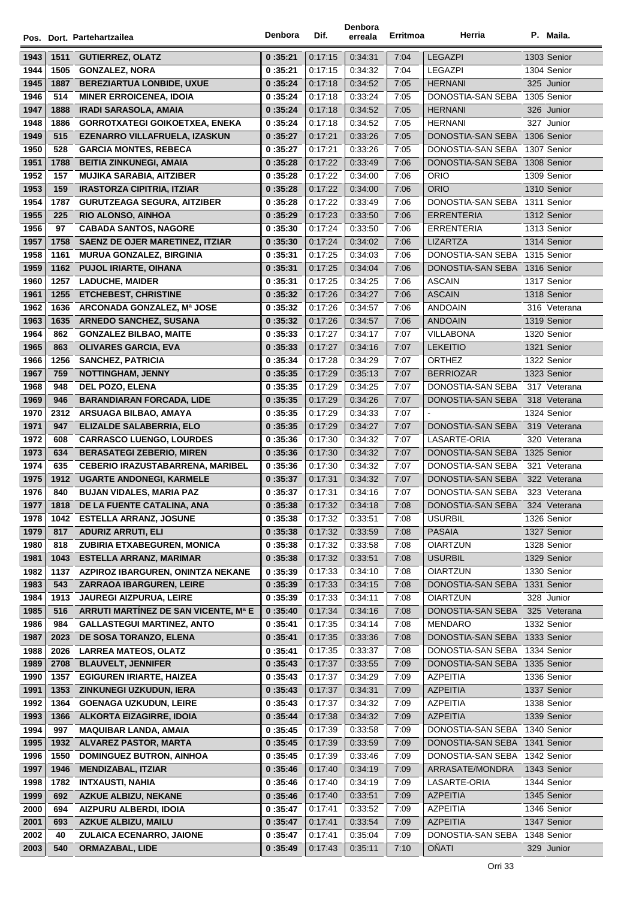| Pos. | Dort. | Partehartzailea | Denbora | Dif. | Denbora erreala | Erritmoa | Herria | P. | Maila. |
|---|---|---|---|---|---|---|---|---|---|
| 1943 | 1511 | GUTIERREZ, OLATZ | 0 :35:21 | 0:17:15 | 0:34:31 | 7:04 | LEGAZPI | 1303 | Senior |
| 1944 | 1505 | GONZALEZ, NORA | 0 :35:21 | 0:17:15 | 0:34:32 | 7:04 | LEGAZPI | 1304 | Senior |
| 1945 | 1887 | BEREZIARTUA LONBIDE, UXUE | 0 :35:24 | 0:17:18 | 0:34:52 | 7:05 | HERNANI | 325 | Junior |
| 1946 | 514 | MINER ERROICENEA, IDOIA | 0 :35:24 | 0:17:18 | 0:33:24 | 7:05 | DONOSTIA-SAN SEBA | 1305 | Senior |
| 1947 | 1888 | IRADI SARASOLA, AMAIA | 0 :35:24 | 0:17:18 | 0:34:52 | 7:05 | HERNANI | 326 | Junior |
| 1948 | 1886 | GORROTXATEGI GOIKOETXEA, ENEKA | 0 :35:24 | 0:17:18 | 0:34:52 | 7:05 | HERNANI | 327 | Junior |
| 1949 | 515 | EZENARRO VILLAFRUELA, IZASKUN | 0 :35:27 | 0:17:21 | 0:33:26 | 7:05 | DONOSTIA-SAN SEBA | 1306 | Senior |
| 1950 | 528 | GARCIA MONTES, REBECA | 0 :35:27 | 0:17:21 | 0:33:26 | 7:05 | DONOSTIA-SAN SEBA | 1307 | Senior |
| 1951 | 1788 | BEITIA ZINKUNEGI, AMAIA | 0 :35:28 | 0:17:22 | 0:33:49 | 7:06 | DONOSTIA-SAN SEBA | 1308 | Senior |
| 1952 | 157 | MUJIKA SARABIA, AITZIBER | 0 :35:28 | 0:17:22 | 0:34:00 | 7:06 | ORIO | 1309 | Senior |
| 1953 | 159 | IRASTORZA CIPITRIA, ITZIAR | 0 :35:28 | 0:17:22 | 0:34:00 | 7:06 | ORIO | 1310 | Senior |
| 1954 | 1787 | GURUTZEAGA SEGURA, AITZIBER | 0 :35:28 | 0:17:22 | 0:33:49 | 7:06 | DONOSTIA-SAN SEBA | 1311 | Senior |
| 1955 | 225 | RIO ALONSO, AINHOA | 0 :35:29 | 0:17:23 | 0:33:50 | 7:06 | ERRENTERIA | 1312 | Senior |
| 1956 | 97 | CABADA SANTOS, NAGORE | 0 :35:30 | 0:17:24 | 0:33:50 | 7:06 | ERRENTERIA | 1313 | Senior |
| 1957 | 1758 | SAENZ DE OJER MARETINEZ, ITZIAR | 0 :35:30 | 0:17:24 | 0:34:02 | 7:06 | LIZARTZA | 1314 | Senior |
| 1958 | 1161 | MURUA GONZALEZ, BIRGINIA | 0 :35:31 | 0:17:25 | 0:34:03 | 7:06 | DONOSTIA-SAN SEBA | 1315 | Senior |
| 1959 | 1162 | PUJOL IRIARTE, OIHANA | 0 :35:31 | 0:17:25 | 0:34:04 | 7:06 | DONOSTIA-SAN SEBA | 1316 | Senior |
| 1960 | 1257 | LADUCHE, MAIDER | 0 :35:31 | 0:17:25 | 0:34:25 | 7:06 | ASCAIN | 1317 | Senior |
| 1961 | 1255 | ETCHEBEST, CHRISTINE | 0 :35:32 | 0:17:26 | 0:34:27 | 7:06 | ASCAIN | 1318 | Senior |
| 1962 | 1636 | ARCONADA GONZALEZ, Mª JOSE | 0 :35:32 | 0:17:26 | 0:34:57 | 7:06 | ANDOAIN | 316 | Veterana |
| 1963 | 1635 | ARNEDO SANCHEZ, SUSANA | 0 :35:32 | 0:17:26 | 0:34:57 | 7:06 | ANDOAIN | 1319 | Senior |
| 1964 | 862 | GONZALEZ BILBAO, MAITE | 0 :35:33 | 0:17:27 | 0:34:17 | 7:07 | VILLABONA | 1320 | Senior |
| 1965 | 863 | OLIVARES GARCIA, EVA | 0 :35:33 | 0:17:27 | 0:34:16 | 7:07 | LEKEITIO | 1321 | Senior |
| 1966 | 1256 | SANCHEZ, PATRICIA | 0 :35:34 | 0:17:28 | 0:34:29 | 7:07 | ORTHEZ | 1322 | Senior |
| 1967 | 759 | NOTTINGHAM, JENNY | 0 :35:35 | 0:17:29 | 0:35:13 | 7:07 | BERRIOZAR | 1323 | Senior |
| 1968 | 948 | DEL POZO, ELENA | 0 :35:35 | 0:17:29 | 0:34:25 | 7:07 | DONOSTIA-SAN SEBA | 317 | Veterana |
| 1969 | 946 | BARANDIARAN FORCADA, LIDE | 0 :35:35 | 0:17:29 | 0:34:26 | 7:07 | DONOSTIA-SAN SEBA | 318 | Veterana |
| 1970 | 2312 | ARSUAGA BILBAO, AMAYA | 0 :35:35 | 0:17:29 | 0:34:33 | 7:07 | - | 1324 | Senior |
| 1971 | 947 | ELIZALDE SALABERRIA, ELO | 0 :35:35 | 0:17:29 | 0:34:27 | 7:07 | DONOSTIA-SAN SEBA | 319 | Veterana |
| 1972 | 608 | CARRASCO LUENGO, LOURDES | 0 :35:36 | 0:17:30 | 0:34:32 | 7:07 | LASARTE-ORIA | 320 | Veterana |
| 1973 | 634 | BERASATEGI ZEBERIO, MIREN | 0 :35:36 | 0:17:30 | 0:34:32 | 7:07 | DONOSTIA-SAN SEBA | 1325 | Senior |
| 1974 | 635 | CEBERIO IRAZUSTABARRENA, MARIBEL | 0 :35:36 | 0:17:30 | 0:34:32 | 7:07 | DONOSTIA-SAN SEBA | 321 | Veterana |
| 1975 | 1912 | UGARTE ANDONEGI, KARMELE | 0 :35:37 | 0:17:31 | 0:34:32 | 7:07 | DONOSTIA-SAN SEBA | 322 | Veterana |
| 1976 | 840 | BUJAN VIDALES, MARIA PAZ | 0 :35:37 | 0:17:31 | 0:34:16 | 7:07 | DONOSTIA-SAN SEBA | 323 | Veterana |
| 1977 | 1818 | DE LA FUENTE CATALINA, ANA | 0 :35:38 | 0:17:32 | 0:34:18 | 7:08 | DONOSTIA-SAN SEBA | 324 | Veterana |
| 1978 | 1042 | ESTELLA ARRANZ, JOSUNE | 0 :35:38 | 0:17:32 | 0:33:51 | 7:08 | USURBIL | 1326 | Senior |
| 1979 | 817 | ADURIZ ARRUTI, ELI | 0 :35:38 | 0:17:32 | 0:33:59 | 7:08 | PASAIA | 1327 | Senior |
| 1980 | 818 | ZUBIRIA ETXABEGUREN, MONICA | 0 :35:38 | 0:17:32 | 0:33:58 | 7:08 | OIARTZUN | 1328 | Senior |
| 1981 | 1043 | ESTELLA ARRANZ, MARIMAR | 0 :35:38 | 0:17:32 | 0:33:51 | 7:08 | USURBIL | 1329 | Senior |
| 1982 | 1137 | AZPIROZ IBARGUREN, ONINTZA NEKANE | 0 :35:39 | 0:17:33 | 0:34:10 | 7:08 | OIARTZUN | 1330 | Senior |
| 1983 | 543 | ZARRAOA IBARGUREN, LEIRE | 0 :35:39 | 0:17:33 | 0:34:15 | 7:08 | DONOSTIA-SAN SEBA | 1331 | Senior |
| 1984 | 1913 | JAUREGI AIZPURUA, LEIRE | 0 :35:39 | 0:17:33 | 0:34:11 | 7:08 | OIARTZUN | 328 | Junior |
| 1985 | 516 | ARRUTI MARTÍNEZ DE SAN VICENTE, Mª E | 0 :35:40 | 0:17:34 | 0:34:16 | 7:08 | DONOSTIA-SAN SEBA | 325 | Veterana |
| 1986 | 984 | GALLASTEGUI MARTINEZ, ANTO | 0 :35:41 | 0:17:35 | 0:34:14 | 7:08 | MENDARO | 1332 | Senior |
| 1987 | 2023 | DE SOSA TORANZO, ELENA | 0 :35:41 | 0:17:35 | 0:33:36 | 7:08 | DONOSTIA-SAN SEBA | 1333 | Senior |
| 1988 | 2026 | LARREA MATEOS, OLATZ | 0 :35:41 | 0:17:35 | 0:33:37 | 7:08 | DONOSTIA-SAN SEBA | 1334 | Senior |
| 1989 | 2708 | BLAUVELT, JENNIFER | 0 :35:43 | 0:17:37 | 0:33:55 | 7:09 | DONOSTIA-SAN SEBA | 1335 | Senior |
| 1990 | 1357 | EGIGUREN IRIARTE, HAIZEA | 0 :35:43 | 0:17:37 | 0:34:29 | 7:09 | AZPEITIA | 1336 | Senior |
| 1991 | 1353 | ZINKUNEGI UZKUDUN, IERA | 0 :35:43 | 0:17:37 | 0:34:31 | 7:09 | AZPEITIA | 1337 | Senior |
| 1992 | 1364 | GOENAGA UZKUDUN, LEIRE | 0 :35:43 | 0:17:37 | 0:34:32 | 7:09 | AZPEITIA | 1338 | Senior |
| 1993 | 1366 | ALKORTA EIZAGIRRE, IDOIA | 0 :35:44 | 0:17:38 | 0:34:32 | 7:09 | AZPEITIA | 1339 | Senior |
| 1994 | 997 | MAQUIBAR LANDA, AMAIA | 0 :35:45 | 0:17:39 | 0:33:58 | 7:09 | DONOSTIA-SAN SEBA | 1340 | Senior |
| 1995 | 1932 | ALVAREZ PASTOR, MARTA | 0 :35:45 | 0:17:39 | 0:33:59 | 7:09 | DONOSTIA-SAN SEBA | 1341 | Senior |
| 1996 | 1550 | DOMINGUEZ BUTRON, AINHOA | 0 :35:45 | 0:17:39 | 0:33:46 | 7:09 | DONOSTIA-SAN SEBA | 1342 | Senior |
| 1997 | 1946 | MENDIZABAL, ITZIAR | 0 :35:46 | 0:17:40 | 0:34:19 | 7:09 | ARRASATE/MONDRA | 1343 | Senior |
| 1998 | 1782 | INTXAUSTI, NAHIA | 0 :35:46 | 0:17:40 | 0:34:19 | 7:09 | LASARTE-ORIA | 1344 | Senior |
| 1999 | 692 | AZKUE ALBIZU, NEKANE | 0 :35:46 | 0:17:40 | 0:33:51 | 7:09 | AZPEITIA | 1345 | Senior |
| 2000 | 694 | AIZPURU ALBERDI, IDOIA | 0 :35:47 | 0:17:41 | 0:33:52 | 7:09 | AZPEITIA | 1346 | Senior |
| 2001 | 693 | AZKUE ALBIZU, MAILU | 0 :35:47 | 0:17:41 | 0:33:54 | 7:09 | AZPEITIA | 1347 | Senior |
| 2002 | 40 | ZULAICA ECENARRO, JAIONE | 0 :35:47 | 0:17:41 | 0:35:04 | 7:09 | DONOSTIA-SAN SEBA | 1348 | Senior |
| 2003 | 540 | ORMAZABAL, LIDE | 0 :35:49 | 0:17:43 | 0:35:11 | 7:10 | OÑATI | 329 | Junior |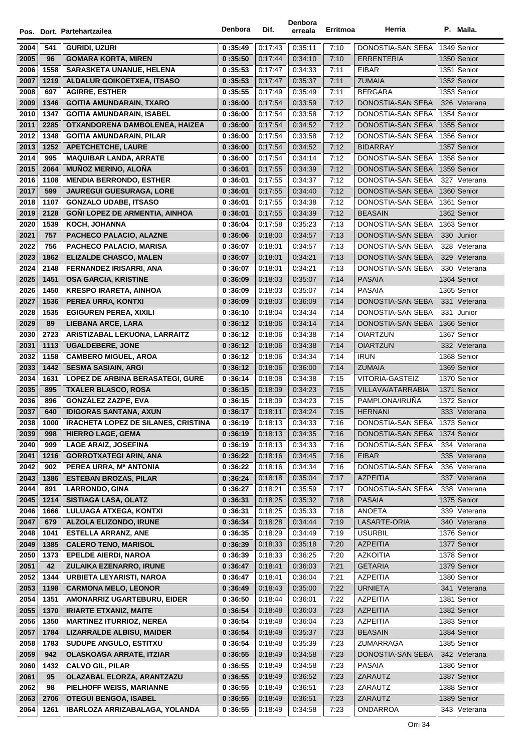| Pos. | Dort. | Partehartzailea | Denbora | Dif. | Denbora erreala | Erritmoa | Herria | P. | Maila. |
|---|---|---|---|---|---|---|---|---|---|
| 2004 | 541 | GURIDI, UZURI | 0 :35:49 | 0:17:43 | 0:35:11 | 7:10 | DONOSTIA-SAN SEBA | 1349 | Senior |
| 2005 | 96 | GOMARA KORTA, MIREN | 0 :35:50 | 0:17:44 | 0:34:10 | 7:10 | ERRENTERIA | 1350 | Senior |
| 2006 | 1558 | SARASKETA UNANUE, HELENA | 0 :35:53 | 0:17:47 | 0:34:33 | 7:11 | EIBAR | 1351 | Senior |
| 2007 | 1219 | ALDALUR GOIKOETXEA, ITSASO | 0 :35:53 | 0:17:47 | 0:35:37 | 7:11 | ZUMAIA | 1352 | Senior |
| 2008 | 697 | AGIRRE, ESTHER | 0 :35:55 | 0:17:49 | 0:35:49 | 7:11 | BERGARA | 1353 | Senior |
| 2009 | 1346 | GOITIA AMUNDARAIN, TXARO | 0 :36:00 | 0:17:54 | 0:33:59 | 7:12 | DONOSTIA-SAN SEBA | 326 | Veterana |
| 2010 | 1347 | GOITIA AMUNDARAIN, ISABEL | 0 :36:00 | 0:17:54 | 0:33:58 | 7:12 | DONOSTIA-SAN SEBA | 1354 | Senior |
| 2011 | 2285 | OTXANDORENA DAMBOLENEA, HAIZEA | 0 :36:00 | 0:17:54 | 0:34:52 | 7:12 | DONOSTIA-SAN SEBA | 1355 | Senior |
| 2012 | 1348 | GOITIA AMUNDARAIN, PILAR | 0 :36:00 | 0:17:54 | 0:33:58 | 7:12 | DONOSTIA-SAN SEBA | 1356 | Senior |
| 2013 | 1252 | APETCHETCHE, LAURE | 0 :36:00 | 0:17:54 | 0:34:52 | 7:12 | BIDARRAY | 1357 | Senior |
| 2014 | 995 | MAQUIBAR LANDA, ARRATE | 0 :36:00 | 0:17:54 | 0:34:14 | 7:12 | DONOSTIA-SAN SEBA | 1358 | Senior |
| 2015 | 2064 | MUÑOZ MERINO, ALOÑA | 0 :36:01 | 0:17:55 | 0:34:39 | 7:12 | DONOSTIA-SAN SEBA | 1359 | Senior |
| 2016 | 1108 | MENDIA BERRONDO, ESTHER | 0 :36:01 | 0:17:55 | 0:34:37 | 7:12 | DONOSTIA-SAN SEBA | 327 | Veterana |
| 2017 | 599 | JAUREGUI GUESURAGA, LORE | 0 :36:01 | 0:17:55 | 0:34:40 | 7:12 | DONOSTIA-SAN SEBA | 1360 | Senior |
| 2018 | 1107 | GONZALO UDABE, ITSASO | 0 :36:01 | 0:17:55 | 0:34:38 | 7:12 | DONOSTIA-SAN SEBA | 1361 | Senior |
| 2019 | 2128 | GOÑI LOPEZ DE ARMENTIA, AINHOA | 0 :36:01 | 0:17:55 | 0:34:39 | 7:12 | BEASAIN | 1362 | Senior |
| 2020 | 1539 | KOCH, JOHANNA | 0 :36:04 | 0:17:58 | 0:35:23 | 7:13 | DONOSTIA-SAN SEBA | 1363 | Senior |
| 2021 | 757 | PACHECO PALACIO, ALAZNE | 0 :36:06 | 0:18:00 | 0:34:57 | 7:13 | DONOSTIA-SAN SEBA | 330 | Junior |
| 2022 | 756 | PACHECO PALACIO, MARISA | 0 :36:07 | 0:18:01 | 0:34:57 | 7:13 | DONOSTIA-SAN SEBA | 328 | Veterana |
| 2023 | 1862 | ELIZALDE CHASCO, MALEN | 0 :36:07 | 0:18:01 | 0:34:21 | 7:13 | DONOSTIA-SAN SEBA | 329 | Veterana |
| 2024 | 2148 | FERNANDEZ IRISARRI, ANA | 0 :36:07 | 0:18:01 | 0:34:21 | 7:13 | DONOSTIA-SAN SEBA | 330 | Veterana |
| 2025 | 1451 | OSA GARCIA, KRISTINE | 0 :36:09 | 0:18:03 | 0:35:07 | 7:14 | PASAIA | 1364 | Senior |
| 2026 | 1450 | KRESPO IRARETA, AINHOA | 0 :36:09 | 0:18:03 | 0:35:07 | 7:14 | PASAIA | 1365 | Senior |
| 2027 | 1536 | PEREA URRA, KONTXI | 0 :36:09 | 0:18:03 | 0:36:09 | 7:14 | DONOSTIA-SAN SEBA | 331 | Veterana |
| 2028 | 1535 | EGIGUREN PEREA, XIXILI | 0 :36:10 | 0:18:04 | 0:34:34 | 7:14 | DONOSTIA-SAN SEBA | 331 | Junior |
| 2029 | 89 | LIEBANA ARCE, LARA | 0 :36:12 | 0:18:06 | 0:34:14 | 7:14 | DONOSTIA-SAN SEBA | 1366 | Senior |
| 2030 | 2723 | ARISTIZABAL LEKUONA, LARRAITZ | 0 :36:12 | 0:18:06 | 0:34:38 | 7:14 | OIARTZUN | 1367 | Senior |
| 2031 | 1113 | UGALDEBERE, JONE | 0 :36:12 | 0:18:06 | 0:34:38 | 7:14 | OIARTZUN | 332 | Veterana |
| 2032 | 1158 | CAMBERO MIGUEL, AROA | 0 :36:12 | 0:18:06 | 0:34:34 | 7:14 | IRUN | 1368 | Senior |
| 2033 | 1442 | SESMA SASIAIN, ARGI | 0 :36:12 | 0:18:06 | 0:36:00 | 7:14 | ZUMAIA | 1369 | Senior |
| 2034 | 1631 | LOPEZ DE ARBINA BERASATEGI, GURE | 0 :36:14 | 0:18:08 | 0:34:38 | 7:15 | VITORIA-GASTEIZ | 1370 | Senior |
| 2035 | 895 | TXALER BLASCO, ROSA | 0 :36:15 | 0:18:09 | 0:34:23 | 7:15 | VILLAVA/ATARRABIA | 1371 | Senior |
| 2036 | 896 | GONZÀLEZ ZAZPE, EVA | 0 :36:15 | 0:18:09 | 0:34:23 | 7:15 | PAMPLONA/IRUÑA | 1372 | Senior |
| 2037 | 640 | IDIGORAS SANTANA, AXUN | 0 :36:17 | 0:18:11 | 0:34:24 | 7:15 | HERNANI | 333 | Veterana |
| 2038 | 1000 | IRACHETA LOPEZ DE SILANES, CRISTINA | 0 :36:19 | 0:18:13 | 0:34:33 | 7:16 | DONOSTIA-SAN SEBA | 1373 | Senior |
| 2039 | 998 | HIERRO LAGE, GEMA | 0 :36:19 | 0:18:13 | 0:34:35 | 7:16 | DONOSTIA-SAN SEBA | 1374 | Senior |
| 2040 | 999 | LAGE ARAIZ, JOSEFINA | 0 :36:19 | 0:18:13 | 0:34:33 | 7:16 | DONOSTIA-SAN SEBA | 334 | Veterana |
| 2041 | 1216 | GORROTXATEGI ARIN, ANA | 0 :36:22 | 0:18:16 | 0:34:45 | 7:16 | EIBAR | 335 | Veterana |
| 2042 | 902 | PEREA URRA, Mª ANTONIA | 0 :36:22 | 0:18:16 | 0:34:34 | 7:16 | DONOSTIA-SAN SEBA | 336 | Veterana |
| 2043 | 1386 | ESTEBAN BROZAS, PILAR | 0 :36:24 | 0:18:18 | 0:35:04 | 7:17 | AZPEITIA | 337 | Veterana |
| 2044 | 891 | LARRONDO, GINA | 0 :36:27 | 0:18:21 | 0:35:59 | 7:17 | DONOSTIA-SAN SEBA | 338 | Veterana |
| 2045 | 1214 | SISTIAGA LASA, OLATZ | 0 :36:31 | 0:18:25 | 0:35:32 | 7:18 | PASAIA | 1375 | Senior |
| 2046 | 1666 | LULUAGA ATXEGA, KONTXI | 0 :36:31 | 0:18:25 | 0:35:33 | 7:18 | ANOETA | 339 | Veterana |
| 2047 | 679 | ALZOLA ELIZONDO, IRUNE | 0 :36:34 | 0:18:28 | 0:34:44 | 7:19 | LASARTE-ORIA | 340 | Veterana |
| 2048 | 1041 | ESTELLA ARRANZ, ANE | 0 :36:35 | 0:18:29 | 0:34:49 | 7:19 | USURBIL | 1376 | Senior |
| 2049 | 1385 | CALERO TENO, MARISOL | 0 :36:39 | 0:18:33 | 0:35:18 | 7:20 | AZPEITIA | 1377 | Senior |
| 2050 | 1373 | EPELDE AIERDI, NAROA | 0 :36:39 | 0:18:33 | 0:36:25 | 7:20 | AZKOITIA | 1378 | Senior |
| 2051 | 42 | ZULAIKA EZENARRO, IRUNE | 0 :36:47 | 0:18:41 | 0:36:03 | 7:21 | GETARIA | 1379 | Senior |
| 2052 | 1344 | URBIETA LEYARISTI, NAROA | 0 :36:47 | 0:18:41 | 0:36:04 | 7:21 | AZPEITIA | 1380 | Senior |
| 2053 | 1198 | CARMONA MELO, LEONOR | 0 :36:49 | 0:18:43 | 0:35:00 | 7:22 | URNIETA | 341 | Veterana |
| 2054 | 1351 | AMONARRIZ UGARTEBURU, EIDER | 0 :36:50 | 0:18:44 | 0:36:01 | 7:22 | AZPEITIA | 1381 | Senior |
| 2055 | 1370 | IRIARTE ETXANIZ, MAITE | 0 :36:54 | 0:18:48 | 0:36:03 | 7:23 | AZPEITIA | 1382 | Senior |
| 2056 | 1350 | MARTINEZ ITURRIOZ, NEREA | 0 :36:54 | 0:18:48 | 0:36:04 | 7:23 | AZPEITIA | 1383 | Senior |
| 2057 | 1784 | LIZARRALDE ALBISU, MAIDER | 0 :36:54 | 0:18:48 | 0:35:37 | 7:23 | BEASAIN | 1384 | Senior |
| 2058 | 1783 | SUDUPE ANGULO, ESTITXU | 0 :36:54 | 0:18:48 | 0:35:39 | 7:23 | ZUMARRAGA | 1385 | Senior |
| 2059 | 942 | OLASKOAGA ARRATE, ITZIAR | 0 :36:55 | 0:18:49 | 0:34:58 | 7:23 | DONOSTIA-SAN SEBA | 342 | Veterana |
| 2060 | 1432 | CALVO GIL, PILAR | 0 :36:55 | 0:18:49 | 0:34:58 | 7:23 | PASAIA | 1386 | Senior |
| 2061 | 95 | OLAZABAL ELORZA, ARANTZAZU | 0 :36:55 | 0:18:49 | 0:36:52 | 7:23 | ZARAUTZ | 1387 | Senior |
| 2062 | 98 | PIELHOFF WEISS, MARIANNE | 0 :36:55 | 0:18:49 | 0:36:51 | 7:23 | ZARAUTZ | 1388 | Senior |
| 2063 | 2706 | OTEGUI BENGOA, ISABEL | 0 :36:55 | 0:18:49 | 0:36:51 | 7:23 | ZARAUTZ | 1389 | Senior |
| 2064 | 1261 | IBARLOZA ARRIZABALAGA, YOLANDA | 0 :36:55 | 0:18:49 | 0:34:58 | 7:23 | ONDARROA | 343 | Veterana |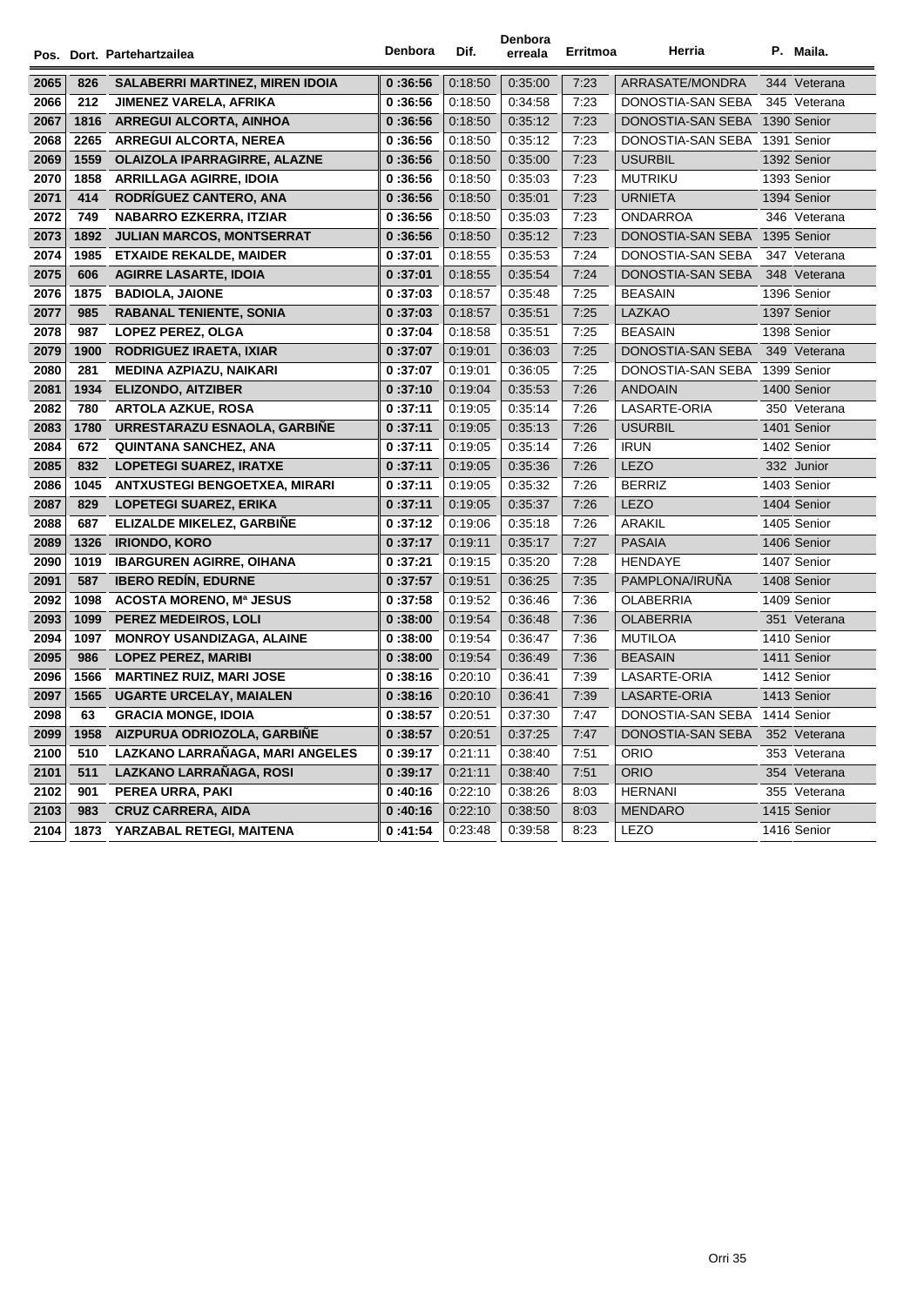| Pos. | Dort. | Partehartzailea | Denbora | Dif. | Denbora erreala | Erritmoa | Herria | P. | Maila. |
|---|---|---|---|---|---|---|---|---|---|
| 2065 | 826 | SALABERRI MARTINEZ, MIREN IDOIA | 0 :36:56 | 0:18:50 | 0:35:00 | 7:23 | ARRASATE/MONDRA | 344 | Veterana |
| 2066 | 212 | JIMENEZ VARELA, AFRIKA | 0 :36:56 | 0:18:50 | 0:34:58 | 7:23 | DONOSTIA-SAN SEBA | 345 | Veterana |
| 2067 | 1816 | ARREGUI ALCORTA, AINHOA | 0 :36:56 | 0:18:50 | 0:35:12 | 7:23 | DONOSTIA-SAN SEBA | 1390 | Senior |
| 2068 | 2265 | ARREGUI ALCORTA, NEREA | 0 :36:56 | 0:18:50 | 0:35:12 | 7:23 | DONOSTIA-SAN SEBA | 1391 | Senior |
| 2069 | 1559 | OLAIZOLA IPARRAGIRRE, ALAZNE | 0 :36:56 | 0:18:50 | 0:35:00 | 7:23 | USURBIL | 1392 | Senior |
| 2070 | 1858 | ARRILLAGA AGIRRE, IDOIA | 0 :36:56 | 0:18:50 | 0:35:03 | 7:23 | MUTRIKU | 1393 | Senior |
| 2071 | 414 | RODRÍGUEZ CANTERO, ANA | 0 :36:56 | 0:18:50 | 0:35:01 | 7:23 | URNIETA | 1394 | Senior |
| 2072 | 749 | NABARRO EZKERRA, ITZIAR | 0 :36:56 | 0:18:50 | 0:35:03 | 7:23 | ONDARROA | 346 | Veterana |
| 2073 | 1892 | JULIAN MARCOS, MONTSERRAT | 0 :36:56 | 0:18:50 | 0:35:12 | 7:23 | DONOSTIA-SAN SEBA | 1395 | Senior |
| 2074 | 1985 | ETXAIDE REKALDE, MAIDER | 0 :37:01 | 0:18:55 | 0:35:53 | 7:24 | DONOSTIA-SAN SEBA | 347 | Veterana |
| 2075 | 606 | AGIRRE LASARTE, IDOIA | 0 :37:01 | 0:18:55 | 0:35:54 | 7:24 | DONOSTIA-SAN SEBA | 348 | Veterana |
| 2076 | 1875 | BADIOLA, JAIONE | 0 :37:03 | 0:18:57 | 0:35:48 | 7:25 | BEASAIN | 1396 | Senior |
| 2077 | 985 | RABANAL TENIENTE, SONIA | 0 :37:03 | 0:18:57 | 0:35:51 | 7:25 | LAZKAO | 1397 | Senior |
| 2078 | 987 | LOPEZ PEREZ, OLGA | 0 :37:04 | 0:18:58 | 0:35:51 | 7:25 | BEASAIN | 1398 | Senior |
| 2079 | 1900 | RODRIGUEZ IRAETA, IXIAR | 0 :37:07 | 0:19:01 | 0:36:03 | 7:25 | DONOSTIA-SAN SEBA | 349 | Veterana |
| 2080 | 281 | MEDINA AZPIAZU, NAIKARI | 0 :37:07 | 0:19:01 | 0:36:05 | 7:25 | DONOSTIA-SAN SEBA | 1399 | Senior |
| 2081 | 1934 | ELIZONDO, AITZIBER | 0 :37:10 | 0:19:04 | 0:35:53 | 7:26 | ANDOAIN | 1400 | Senior |
| 2082 | 780 | ARTOLA AZKUE, ROSA | 0 :37:11 | 0:19:05 | 0:35:14 | 7:26 | LASARTE-ORIA | 350 | Veterana |
| 2083 | 1780 | URRESTARAZU ESNAOLA, GARBIÑE | 0 :37:11 | 0:19:05 | 0:35:13 | 7:26 | USURBIL | 1401 | Senior |
| 2084 | 672 | QUINTANA SANCHEZ, ANA | 0 :37:11 | 0:19:05 | 0:35:14 | 7:26 | IRUN | 1402 | Senior |
| 2085 | 832 | LOPETEGI SUAREZ, IRATXE | 0 :37:11 | 0:19:05 | 0:35:36 | 7:26 | LEZO | 332 | Junior |
| 2086 | 1045 | ANTXUSTEGI BENGOETXEA, MIRARI | 0 :37:11 | 0:19:05 | 0:35:32 | 7:26 | BERRIZ | 1403 | Senior |
| 2087 | 829 | LOPETEGI SUAREZ, ERIKA | 0 :37:11 | 0:19:05 | 0:35:37 | 7:26 | LEZO | 1404 | Senior |
| 2088 | 687 | ELIZALDE MIKELEZ, GARBIÑE | 0 :37:12 | 0:19:06 | 0:35:18 | 7:26 | ARAKIL | 1405 | Senior |
| 2089 | 1326 | IRIONDO, KORO | 0 :37:17 | 0:19:11 | 0:35:17 | 7:27 | PASAIA | 1406 | Senior |
| 2090 | 1019 | IBARGUREN AGIRRE, OIHANA | 0 :37:21 | 0:19:15 | 0:35:20 | 7:28 | HENDAYE | 1407 | Senior |
| 2091 | 587 | IBERO REDÍN, EDURNE | 0 :37:57 | 0:19:51 | 0:36:25 | 7:35 | PAMPLONA/IRUÑA | 1408 | Senior |
| 2092 | 1098 | ACOSTA MORENO, Mª JESUS | 0 :37:58 | 0:19:52 | 0:36:46 | 7:36 | OLABERRIA | 1409 | Senior |
| 2093 | 1099 | PEREZ MEDEIROS, LOLI | 0 :38:00 | 0:19:54 | 0:36:48 | 7:36 | OLABERRIA | 351 | Veterana |
| 2094 | 1097 | MONROY USANDIZAGA, ALAINE | 0 :38:00 | 0:19:54 | 0:36:47 | 7:36 | MUTILOA | 1410 | Senior |
| 2095 | 986 | LOPEZ PEREZ, MARIBI | 0 :38:00 | 0:19:54 | 0:36:49 | 7:36 | BEASAIN | 1411 | Senior |
| 2096 | 1566 | MARTINEZ RUIZ, MARI JOSE | 0 :38:16 | 0:20:10 | 0:36:41 | 7:39 | LASARTE-ORIA | 1412 | Senior |
| 2097 | 1565 | UGARTE URCELAY, MAIALEN | 0 :38:16 | 0:20:10 | 0:36:41 | 7:39 | LASARTE-ORIA | 1413 | Senior |
| 2098 | 63 | GRACIA MONGE, IDOIA | 0 :38:57 | 0:20:51 | 0:37:30 | 7:47 | DONOSTIA-SAN SEBA | 1414 | Senior |
| 2099 | 1958 | AIZPURUA ODRIOZOLA, GARBIÑE | 0 :38:57 | 0:20:51 | 0:37:25 | 7:47 | DONOSTIA-SAN SEBA | 352 | Veterana |
| 2100 | 510 | LAZKANO LARRAÑAGA, MARI ANGELES | 0 :39:17 | 0:21:11 | 0:38:40 | 7:51 | ORIO | 353 | Veterana |
| 2101 | 511 | LAZKANO LARRAÑAGA, ROSI | 0 :39:17 | 0:21:11 | 0:38:40 | 7:51 | ORIO | 354 | Veterana |
| 2102 | 901 | PEREA URRA, PAKI | 0 :40:16 | 0:22:10 | 0:38:26 | 8:03 | HERNANI | 355 | Veterana |
| 2103 | 983 | CRUZ CARRERA, AIDA | 0 :40:16 | 0:22:10 | 0:38:50 | 8:03 | MENDARO | 1415 | Senior |
| 2104 | 1873 | YARZABAL RETEGI, MAITENA | 0 :41:54 | 0:23:48 | 0:39:58 | 8:23 | LEZO | 1416 | Senior |